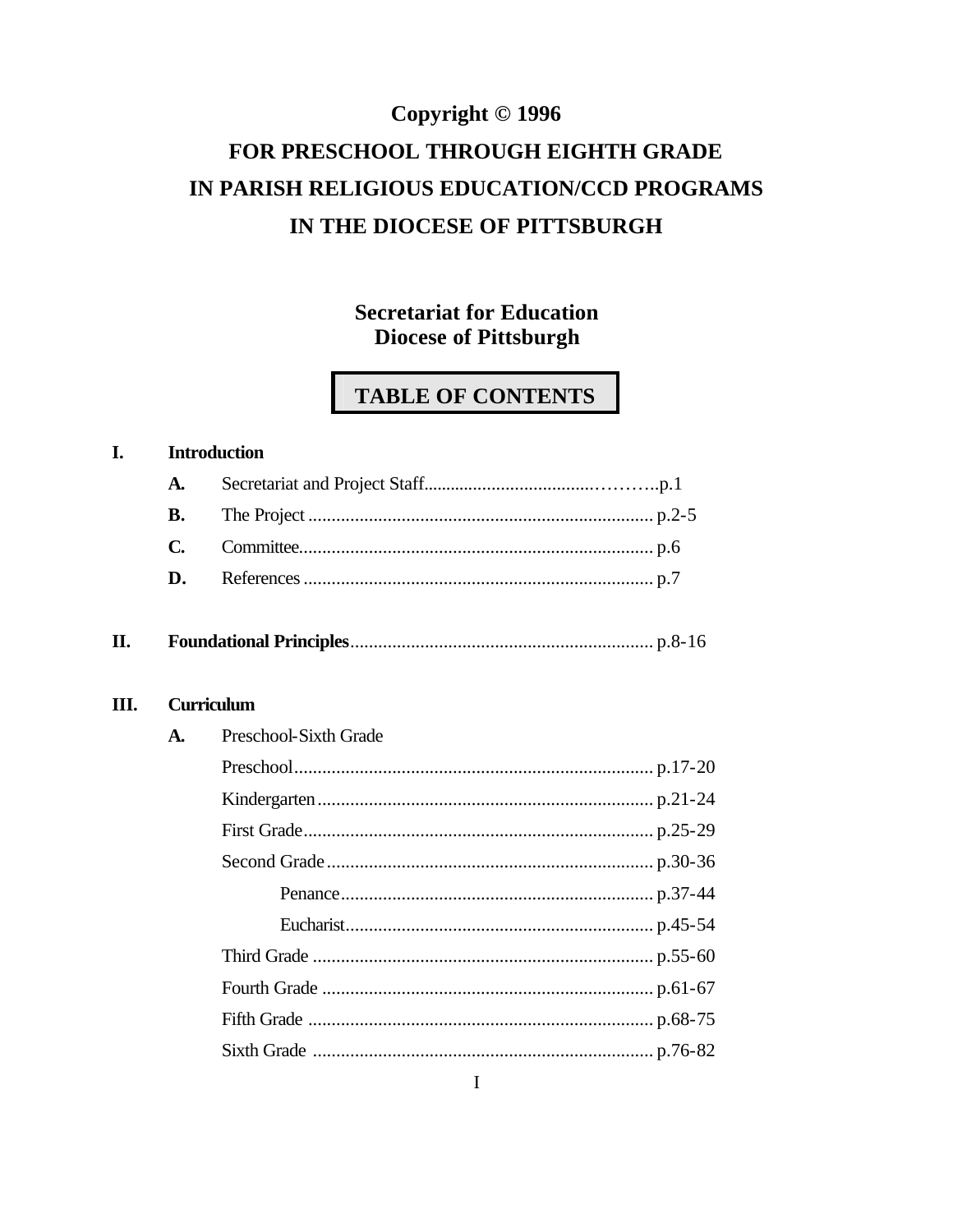**Copyright © 1996**

**FOR PRESCHOOL THROUGH EIGHTH GRADE**

**IN PARISH RELIGIOUS EDUCATION/CCD PROGRAMS**

**IN THE DIOCESE OF PITTSBURGH**

**Secretariat for Education**
**Diocese of Pittsburgh**

# TABLE OF CONTENTS

**I. Introduction**

- **A.** Secretariat and Project Staff................................................p.1
- **B.** The Project ........................................................................ p.2-5
- **C.** Committee.......................................................................... p.6
- **D.** References ......................................................................... p.7

**II. Foundational Principles**................................................................ p.8-16

**III. Curriculum**

- **A.** Preschool-Sixth Grade
  - Preschool............................................................................ p.17-20
  - Kindergarten....................................................................... p.21-24
  - First Grade.......................................................................... p.25-29
  - Second Grade...................................................................... p.30-36
    - Penance.................................................................. p.37-44
    - Eucharist................................................................. p.45-54
  - Third Grade ........................................................................ p.55-60
  - Fourth Grade ...................................................................... p.61-67
  - Fifth Grade ......................................................................... p.68-75
  - Sixth Grade ........................................................................ p.76-82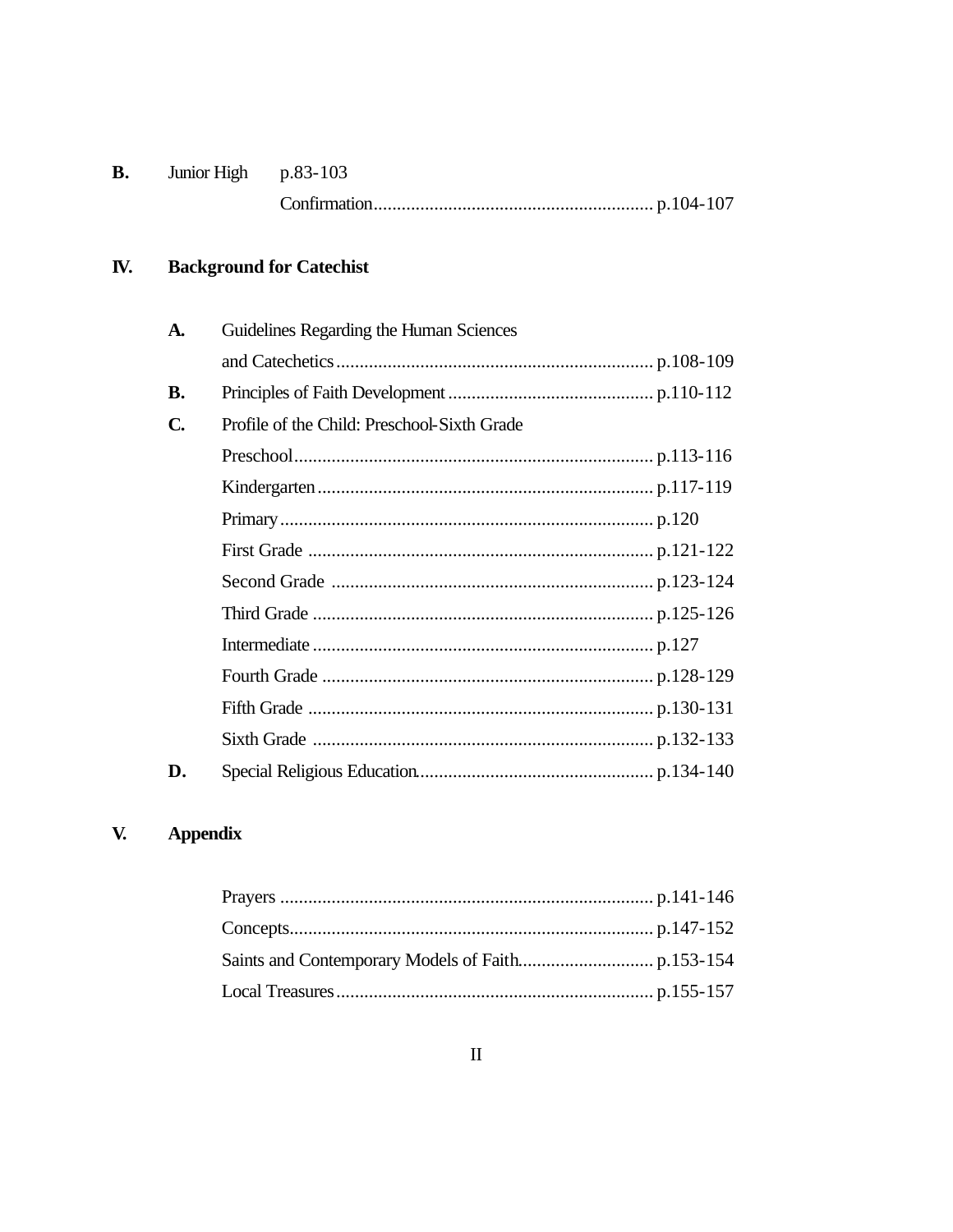**B.** Junior High p.83-103

Confirmation............................................................ p.104-107

**IV. Background for Catechist**

**A.** Guidelines Regarding the Human Sciences and Catechetics.................................................................... p.108-109

**B.** Principles of Faith Development............................................ p.110-112

**C.** Profile of the Child: Preschool-Sixth Grade

Preschool............................................................................ p.113-116

Kindergarten........................................................................ p.117-119

Primary................................................................................ p.120

First Grade .......................................................................... p.121-122

Second Grade ..................................................................... p.123-124

Third Grade ......................................................................... p.125-126

Intermediate ......................................................................... p.127

Fourth Grade ....................................................................... p.128-129

Fifth Grade .......................................................................... p.130-131

Sixth Grade ......................................................................... p.132-133

**D.** Special Religious Education.................................................. p.134-140

**V. Appendix**

Prayers ................................................................................ p.141-146

Concepts............................................................................. p.147-152

Saints and Contemporary Models of Faith............................. p.153-154

Local Treasures.................................................................... p.155-157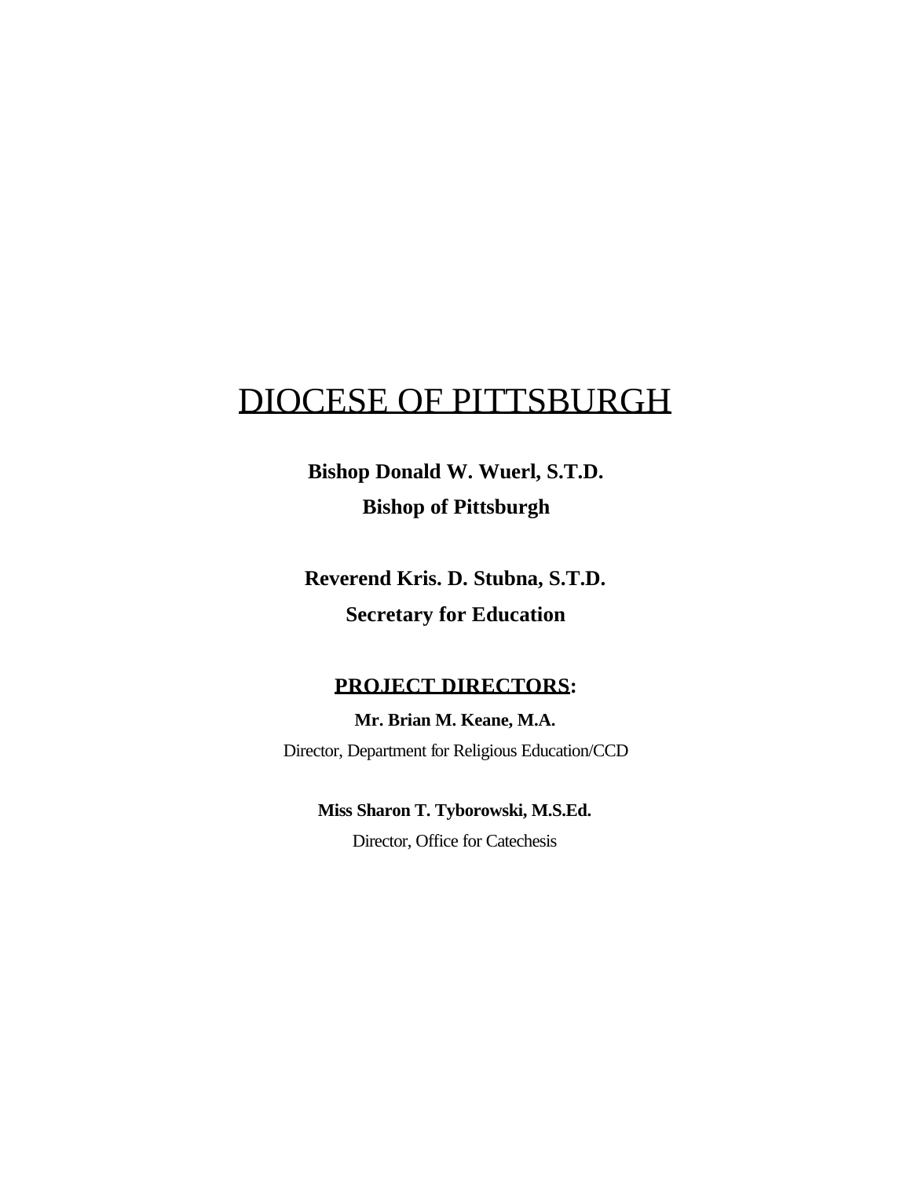# DIOCESE OF PITTSBURGH

**Bishop Donald W. Wuerl, S.T.D.**

**Bishop of Pittsburgh**

**Reverend Kris. D. Stubna, S.T.D.**

**Secretary for Education**

**PROJECT DIRECTORS:**

**Mr. Brian M. Keane, M.A.**

Director, Department for Religious Education/CCD

**Miss Sharon T. Tyborowski, M.S.Ed.**

Director, Office for Catechesis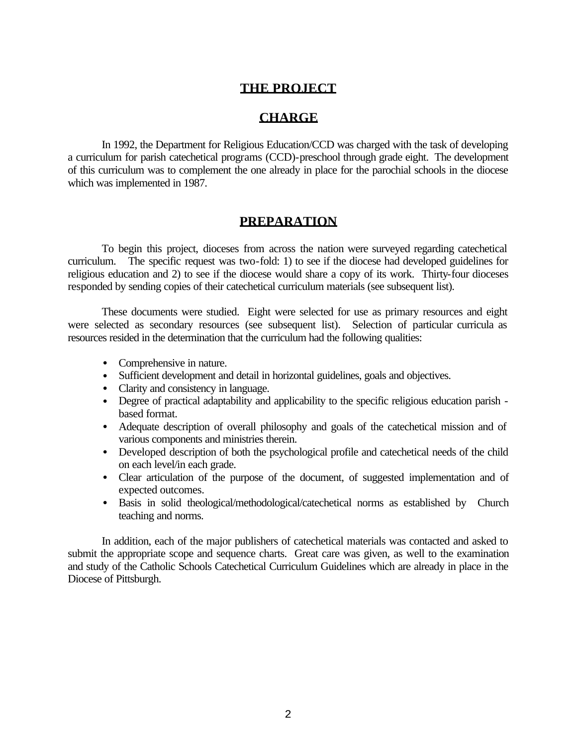# THE PROJECT

## CHARGE

In 1992, the Department for Religious Education/CCD was charged with the task of developing a curriculum for parish catechetical programs (CCD)-preschool through grade eight. The development of this curriculum was to complement the one already in place for the parochial schools in the diocese which was implemented in 1987.

## PREPARATION

To begin this project, dioceses from across the nation were surveyed regarding catechetical curriculum. The specific request was two-fold: 1) to see if the diocese had developed guidelines for religious education and 2) to see if the diocese would share a copy of its work. Thirty-four dioceses responded by sending copies of their catechetical curriculum materials (see subsequent list).

These documents were studied. Eight were selected for use as primary resources and eight were selected as secondary resources (see subsequent list). Selection of particular curricula as resources resided in the determination that the curriculum had the following qualities:

- Comprehensive in nature.
- Sufficient development and detail in horizontal guidelines, goals and objectives.
- Clarity and consistency in language.
- Degree of practical adaptability and applicability to the specific religious education parish -based format.
- Adequate description of overall philosophy and goals of the catechetical mission and of various components and ministries therein.
- Developed description of both the psychological profile and catechetical needs of the child on each level/in each grade.
- Clear articulation of the purpose of the document, of suggested implementation and of expected outcomes.
- Basis in solid theological/methodological/catechetical norms as established by Church teaching and norms.

In addition, each of the major publishers of catechetical materials was contacted and asked to submit the appropriate scope and sequence charts. Great care was given, as well to the examination and study of the Catholic Schools Catechetical Curriculum Guidelines which are already in place in the Diocese of Pittsburgh.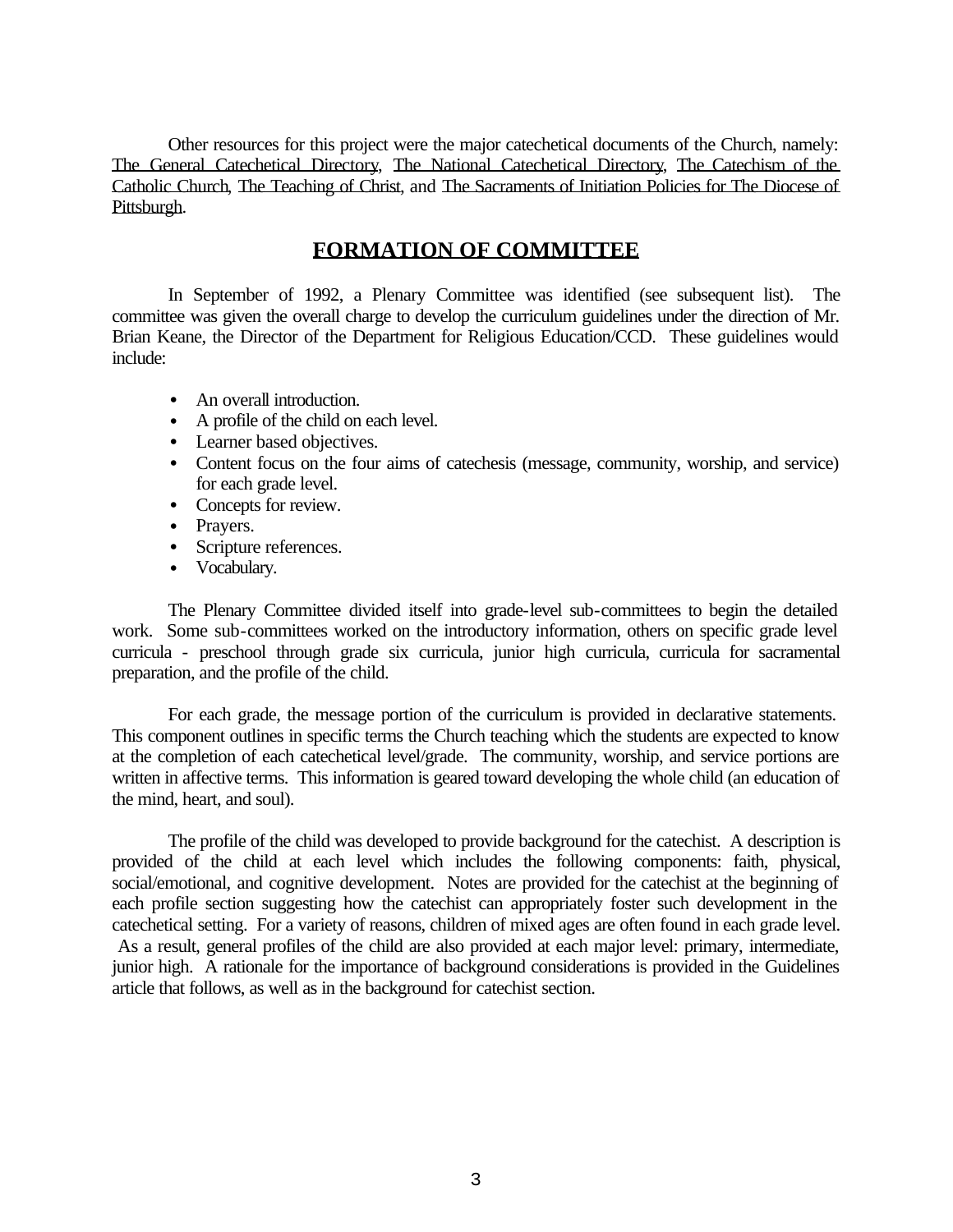Other resources for this project were the major catechetical documents of the Church, namely: The General Catechetical Directory, The National Catechetical Directory, The Catechism of the Catholic Church, The Teaching of Christ, and The Sacraments of Initiation Policies for The Diocese of Pittsburgh.

## FORMATION OF COMMITTEE

In September of 1992, a Plenary Committee was identified (see subsequent list). The committee was given the overall charge to develop the curriculum guidelines under the direction of Mr. Brian Keane, the Director of the Department for Religious Education/CCD. These guidelines would include:

- An overall introduction.
- A profile of the child on each level.
- Learner based objectives.
- Content focus on the four aims of catechesis (message, community, worship, and service) for each grade level.
- Concepts for review.
- Prayers.
- Scripture references.
- Vocabulary.

The Plenary Committee divided itself into grade-level sub-committees to begin the detailed work. Some sub-committees worked on the introductory information, others on specific grade level curricula - preschool through grade six curricula, junior high curricula, curricula for sacramental preparation, and the profile of the child.

For each grade, the message portion of the curriculum is provided in declarative statements. This component outlines in specific terms the Church teaching which the students are expected to know at the completion of each catechetical level/grade. The community, worship, and service portions are written in affective terms. This information is geared toward developing the whole child (an education of the mind, heart, and soul).

The profile of the child was developed to provide background for the catechist. A description is provided of the child at each level which includes the following components: faith, physical, social/emotional, and cognitive development. Notes are provided for the catechist at the beginning of each profile section suggesting how the catechist can appropriately foster such development in the catechetical setting. For a variety of reasons, children of mixed ages are often found in each grade level. As a result, general profiles of the child are also provided at each major level: primary, intermediate, junior high. A rationale for the importance of background considerations is provided in the Guidelines article that follows, as well as in the background for catechist section.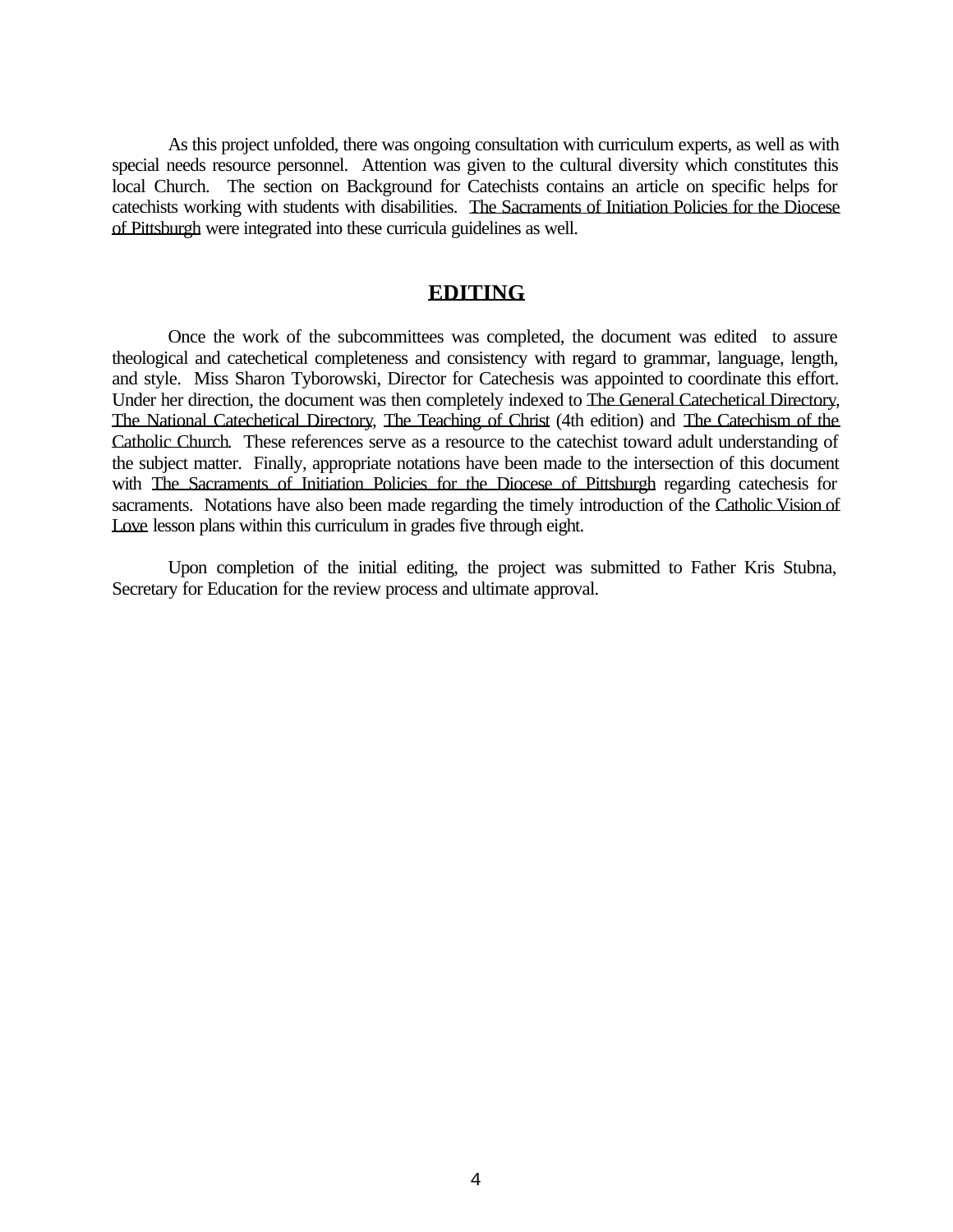As this project unfolded, there was ongoing consultation with curriculum experts, as well as with special needs resource personnel. Attention was given to the cultural diversity which constitutes this local Church. The section on Background for Catechists contains an article on specific helps for catechists working with students with disabilities. The Sacraments of Initiation Policies for the Diocese of Pittsburgh were integrated into these curricula guidelines as well.

## EDITING

Once the work of the subcommittees was completed, the document was edited to assure theological and catechetical completeness and consistency with regard to grammar, language, length, and style. Miss Sharon Tyborowski, Director for Catechesis was appointed to coordinate this effort. Under her direction, the document was then completely indexed to The General Catechetical Directory, The National Catechetical Directory, The Teaching of Christ (4th edition) and The Catechism of the Catholic Church. These references serve as a resource to the catechist toward adult understanding of the subject matter. Finally, appropriate notations have been made to the intersection of this document with The Sacraments of Initiation Policies for the Diocese of Pittsburgh regarding catechesis for sacraments. Notations have also been made regarding the timely introduction of the Catholic Vision of Love lesson plans within this curriculum in grades five through eight.

Upon completion of the initial editing, the project was submitted to Father Kris Stubna, Secretary for Education for the review process and ultimate approval.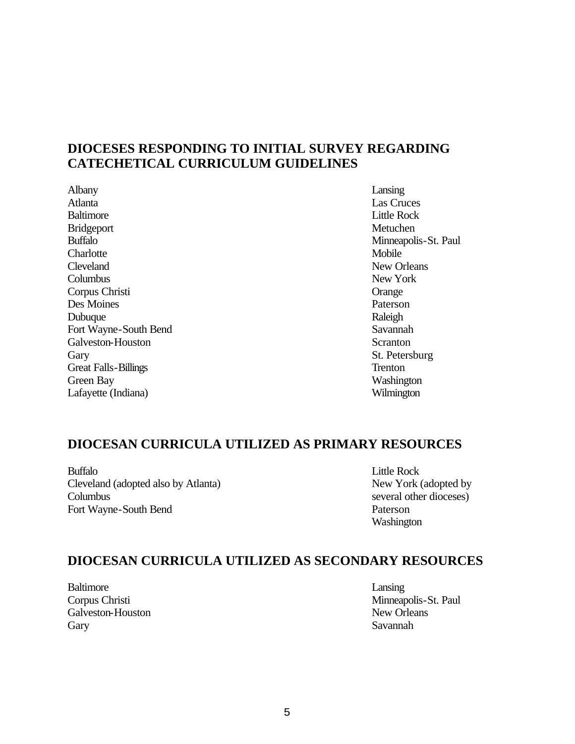## DIOCESES RESPONDING TO INITIAL SURVEY REGARDING CATECHETICAL CURRICULUM GUIDELINES

Albany
Atlanta
Baltimore
Bridgeport
Buffalo
Charlotte
Cleveland
Columbus
Corpus Christi
Des Moines
Dubuque
Fort Wayne-South Bend
Galveston-Houston
Gary
Great Falls-Billings
Green Bay
Lafayette (Indiana)
Lansing
Las Cruces
Little Rock
Metuchen
Minneapolis-St. Paul
Mobile
New Orleans
New York
Orange
Paterson
Raleigh
Savannah
Scranton
St. Petersburg
Trenton
Washington
Wilmington

## DIOCESAN CURRICULA UTILIZED AS PRIMARY RESOURCES

Buffalo
Cleveland (adopted also by Atlanta)
Columbus
Fort Wayne-South Bend
Little Rock
New York (adopted by several other dioceses)
Paterson
Washington

## DIOCESAN CURRICULA UTILIZED AS SECONDARY RESOURCES

Baltimore
Corpus Christi
Galveston-Houston
Gary
Lansing
Minneapolis-St. Paul
New Orleans
Savannah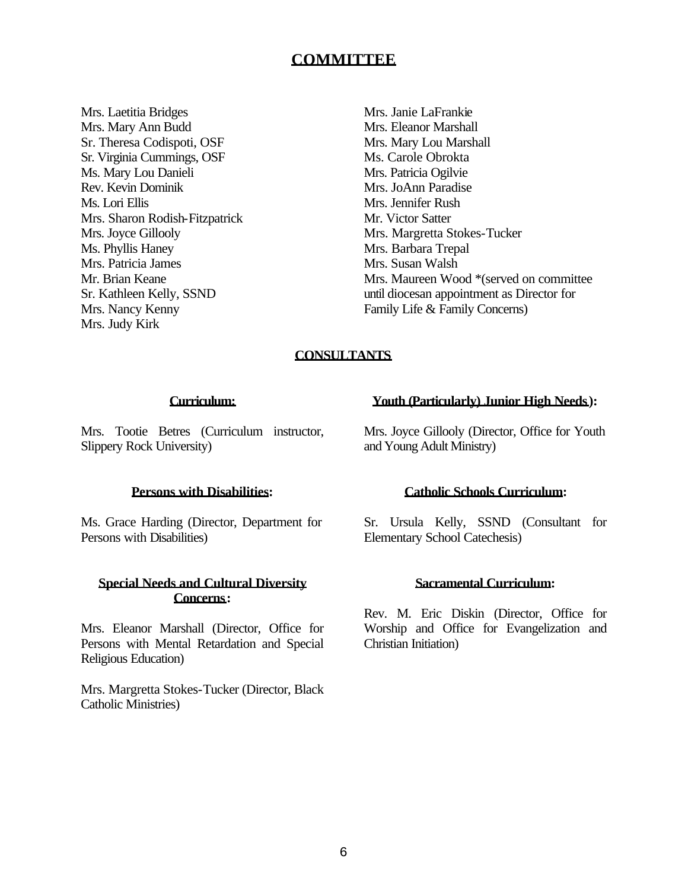## COMMITTEE

Mrs. Laetitia Bridges
Mrs. Mary Ann Budd
Sr. Theresa Codispoti, OSF
Sr. Virginia Cummings, OSF
Ms. Mary Lou Danieli
Rev. Kevin Dominik
Ms. Lori Ellis
Mrs. Sharon Rodish-Fitzpatrick
Mrs. Joyce Gillooly
Ms. Phyllis Haney
Mrs. Patricia James
Mr. Brian Keane
Sr. Kathleen Kelly, SSND
Mrs. Nancy Kenny
Mrs. Judy Kirk
Mrs. Janie LaFrankie
Mrs. Eleanor Marshall
Mrs. Mary Lou Marshall
Ms. Carole Obrokta
Mrs. Patricia Ogilvie
Mrs. JoAnn Paradise
Mrs. Jennifer Rush
Mr. Victor Satter
Mrs. Margretta Stokes-Tucker
Mrs. Barbara Trepal
Mrs. Susan Walsh
Mrs. Maureen Wood *(served on committee until diocesan appointment as Director for Family Life & Family Concerns)

## CONSULTANTS

**Curriculum:**

Mrs. Tootie Betres (Curriculum instructor, Slippery Rock University)

**Persons with Disabilities:**

Ms. Grace Harding (Director, Department for Persons with Disabilities)

**Special Needs and Cultural Diversity Concerns:**

Mrs. Eleanor Marshall (Director, Office for Persons with Mental Retardation and Special Religious Education)

Mrs. Margretta Stokes-Tucker (Director, Black Catholic Ministries)

**Youth (Particularly) Junior High Needs):**

Mrs. Joyce Gillooly (Director, Office for Youth and Young Adult Ministry)

**Catholic Schools Curriculum:**

Sr. Ursula Kelly, SSND (Consultant for Elementary School Catechesis)

**Sacramental Curriculum:**

Rev. M. Eric Diskin (Director, Office for Worship and Office for Evangelization and Christian Initiation)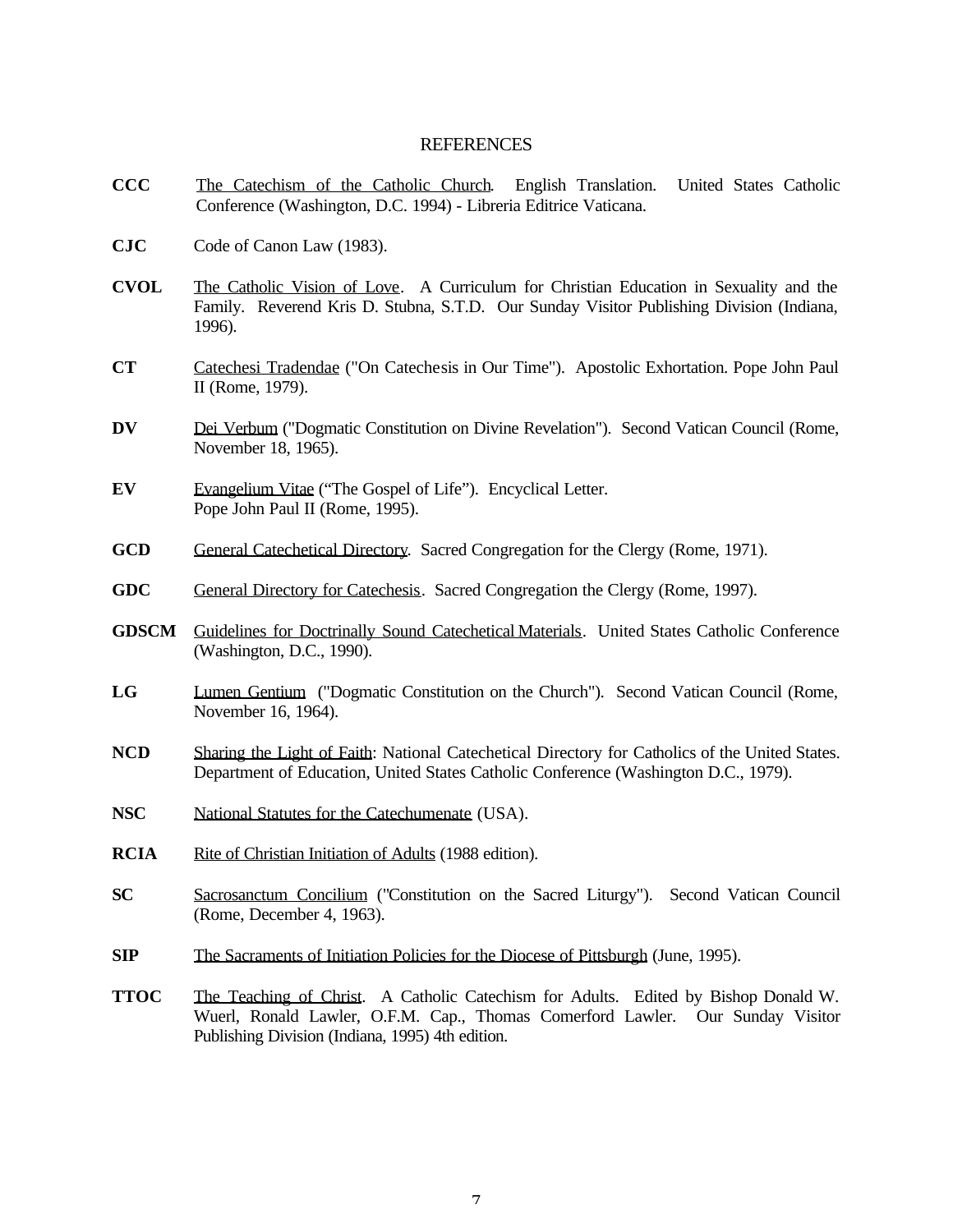# REFERENCES

**CCC** The Catechism of the Catholic Church. English Translation. United States Catholic Conference (Washington, D.C. 1994) - Libreria Editrice Vaticana.

**CJC** Code of Canon Law (1983).

**CVOL** The Catholic Vision of Love. A Curriculum for Christian Education in Sexuality and the Family. Reverend Kris D. Stubna, S.T.D. Our Sunday Visitor Publishing Division (Indiana, 1996).

**CT** Catechesi Tradendae ("On Catechesis in Our Time"). Apostolic Exhortation. Pope John Paul II (Rome, 1979).

**DV** Dei Verbum ("Dogmatic Constitution on Divine Revelation"). Second Vatican Council (Rome, November 18, 1965).

**EV** Evangelium Vitae ("The Gospel of Life"). Encyclical Letter. Pope John Paul II (Rome, 1995).

**GCD** General Catechetical Directory. Sacred Congregation for the Clergy (Rome, 1971).

**GDC** General Directory for Catechesis. Sacred Congregation the Clergy (Rome, 1997).

**GDSCM** Guidelines for Doctrinally Sound Catechetical Materials. United States Catholic Conference (Washington, D.C., 1990).

**LG** Lumen Gentium ("Dogmatic Constitution on the Church"). Second Vatican Council (Rome, November 16, 1964).

**NCD** Sharing the Light of Faith: National Catechetical Directory for Catholics of the United States. Department of Education, United States Catholic Conference (Washington D.C., 1979).

**NSC** National Statutes for the Catechumenate (USA).

**RCIA** Rite of Christian Initiation of Adults (1988 edition).

**SC** Sacrosanctum Concilium ("Constitution on the Sacred Liturgy"). Second Vatican Council (Rome, December 4, 1963).

**SIP** The Sacraments of Initiation Policies for the Diocese of Pittsburgh (June, 1995).

**TTOC** The Teaching of Christ. A Catholic Catechism for Adults. Edited by Bishop Donald W. Wuerl, Ronald Lawler, O.F.M. Cap., Thomas Comerford Lawler. Our Sunday Visitor Publishing Division (Indiana, 1995) 4th edition.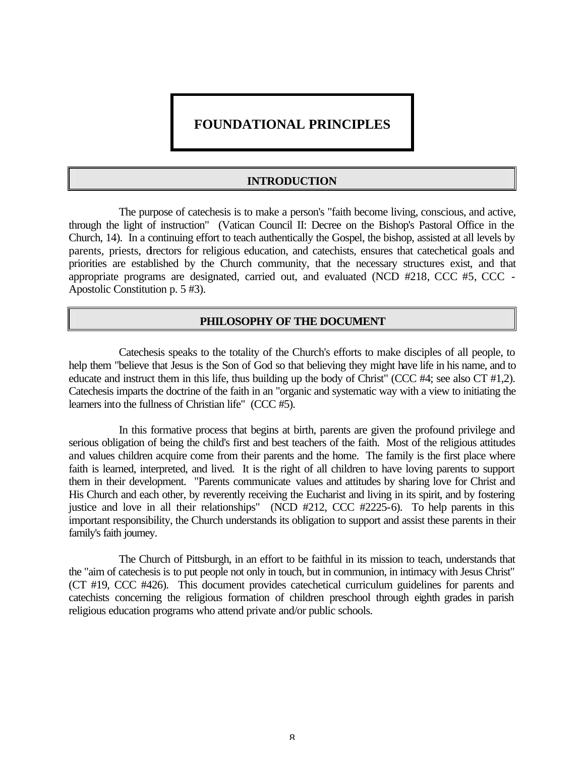# FOUNDATIONAL PRINCIPLES

## INTRODUCTION

The purpose of catechesis is to make a person's "faith become living, conscious, and active, through the light of instruction" (Vatican Council II: Decree on the Bishop's Pastoral Office in the Church, 14). In a continuing effort to teach authentically the Gospel, the bishop, assisted at all levels by parents, priests, directors for religious education, and catechists, ensures that catechetical goals and priorities are established by the Church community, that the necessary structures exist, and that appropriate programs are designated, carried out, and evaluated (NCD #218, CCC #5, CCC - Apostolic Constitution p. 5 #3).

## PHILOSOPHY OF THE DOCUMENT

Catechesis speaks to the totality of the Church's efforts to make disciples of all people, to help them "believe that Jesus is the Son of God so that believing they might have life in his name, and to educate and instruct them in this life, thus building up the body of Christ" (CCC #4; see also CT #1,2). Catechesis imparts the doctrine of the faith in an "organic and systematic way with a view to initiating the learners into the fullness of Christian life" (CCC #5).

In this formative process that begins at birth, parents are given the profound privilege and serious obligation of being the child's first and best teachers of the faith. Most of the religious attitudes and values children acquire come from their parents and the home. The family is the first place where faith is learned, interpreted, and lived. It is the right of all children to have loving parents to support them in their development. "Parents communicate values and attitudes by sharing love for Christ and His Church and each other, by reverently receiving the Eucharist and living in its spirit, and by fostering justice and love in all their relationships" (NCD #212, CCC #2225-6). To help parents in this important responsibility, the Church understands its obligation to support and assist these parents in their family's faith journey.

The Church of Pittsburgh, in an effort to be faithful in its mission to teach, understands that the "aim of catechesis is to put people not only in touch, but in communion, in intimacy with Jesus Christ" (CT #19, CCC #426). This document provides catechetical curriculum guidelines for parents and catechists concerning the religious formation of children preschool through eighth grades in parish religious education programs who attend private and/or public schools.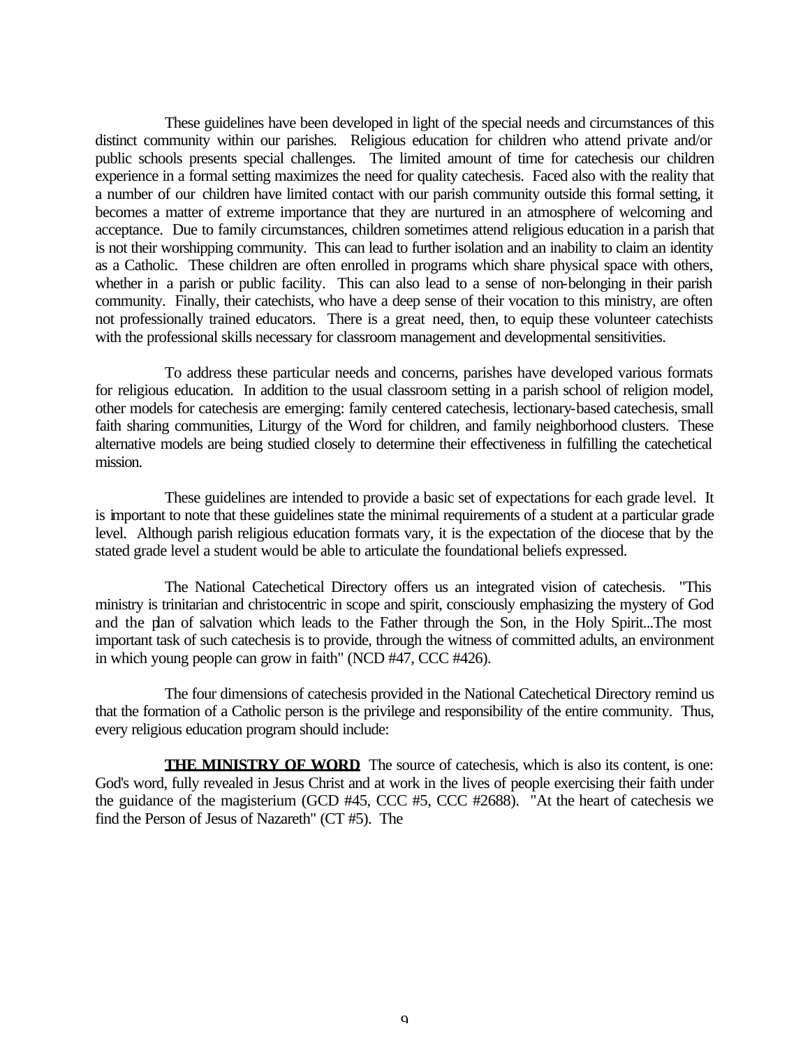These guidelines have been developed in light of the special needs and circumstances of this distinct community within our parishes. Religious education for children who attend private and/or public schools presents special challenges. The limited amount of time for catechesis our children experience in a formal setting maximizes the need for quality catechesis. Faced also with the reality that a number of our children have limited contact with our parish community outside this formal setting, it becomes a matter of extreme importance that they are nurtured in an atmosphere of welcoming and acceptance. Due to family circumstances, children sometimes attend religious education in a parish that is not their worshipping community. This can lead to further isolation and an inability to claim an identity as a Catholic. These children are often enrolled in programs which share physical space with others, whether in a parish or public facility. This can also lead to a sense of non-belonging in their parish community. Finally, their catechists, who have a deep sense of their vocation to this ministry, are often not professionally trained educators. There is a great need, then, to equip these volunteer catechists with the professional skills necessary for classroom management and developmental sensitivities.

To address these particular needs and concerns, parishes have developed various formats for religious education. In addition to the usual classroom setting in a parish school of religion model, other models for catechesis are emerging: family centered catechesis, lectionary-based catechesis, small faith sharing communities, Liturgy of the Word for children, and family neighborhood clusters. These alternative models are being studied closely to determine their effectiveness in fulfilling the catechetical mission.

These guidelines are intended to provide a basic set of expectations for each grade level. It is important to note that these guidelines state the minimal requirements of a student at a particular grade level. Although parish religious education formats vary, it is the expectation of the diocese that by the stated grade level a student would be able to articulate the foundational beliefs expressed.

The National Catechetical Directory offers us an integrated vision of catechesis. "This ministry is trinitarian and christocentric in scope and spirit, consciously emphasizing the mystery of God and the plan of salvation which leads to the Father through the Son, in the Holy Spirit...The most important task of such catechesis is to provide, through the witness of committed adults, an environment in which young people can grow in faith" (NCD #47, CCC #426).

The four dimensions of catechesis provided in the National Catechetical Directory remind us that the formation of a Catholic person is the privilege and responsibility of the entire community. Thus, every religious education program should include:

**THE MINISTRY OF WORD** The source of catechesis, which is also its content, is one: God's word, fully revealed in Jesus Christ and at work in the lives of people exercising their faith under the guidance of the magisterium (GCD #45, CCC #5, CCC #2688). "At the heart of catechesis we find the Person of Jesus of Nazareth" (CT #5). The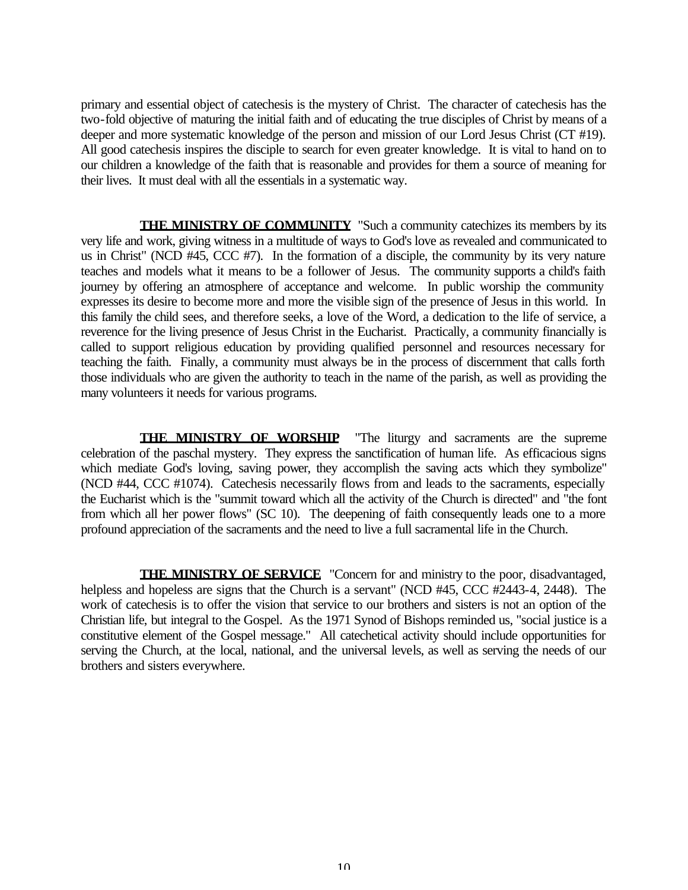primary and essential object of catechesis is the mystery of Christ. The character of catechesis has the two-fold objective of maturing the initial faith and of educating the true disciples of Christ by means of a deeper and more systematic knowledge of the person and mission of our Lord Jesus Christ (CT #19). All good catechesis inspires the disciple to search for even greater knowledge. It is vital to hand on to our children a knowledge of the faith that is reasonable and provides for them a source of meaning for their lives. It must deal with all the essentials in a systematic way.

**THE MINISTRY OF COMMUNITY** "Such a community catechizes its members by its very life and work, giving witness in a multitude of ways to God's love as revealed and communicated to us in Christ" (NCD #45, CCC #7). In the formation of a disciple, the community by its very nature teaches and models what it means to be a follower of Jesus. The community supports a child's faith journey by offering an atmosphere of acceptance and welcome. In public worship the community expresses its desire to become more and more the visible sign of the presence of Jesus in this world. In this family the child sees, and therefore seeks, a love of the Word, a dedication to the life of service, a reverence for the living presence of Jesus Christ in the Eucharist. Practically, a community financially is called to support religious education by providing qualified personnel and resources necessary for teaching the faith. Finally, a community must always be in the process of discernment that calls forth those individuals who are given the authority to teach in the name of the parish, as well as providing the many volunteers it needs for various programs.

**THE MINISTRY OF WORSHIP** "The liturgy and sacraments are the supreme celebration of the paschal mystery. They express the sanctification of human life. As efficacious signs which mediate God's loving, saving power, they accomplish the saving acts which they symbolize" (NCD #44, CCC #1074). Catechesis necessarily flows from and leads to the sacraments, especially the Eucharist which is the "summit toward which all the activity of the Church is directed" and "the font from which all her power flows" (SC 10). The deepening of faith consequently leads one to a more profound appreciation of the sacraments and the need to live a full sacramental life in the Church.

**THE MINISTRY OF SERVICE** "Concern for and ministry to the poor, disadvantaged, helpless and hopeless are signs that the Church is a servant" (NCD #45, CCC #2443-4, 2448). The work of catechesis is to offer the vision that service to our brothers and sisters is not an option of the Christian life, but integral to the Gospel. As the 1971 Synod of Bishops reminded us, "social justice is a constitutive element of the Gospel message." All catechetical activity should include opportunities for serving the Church, at the local, national, and the universal levels, as well as serving the needs of our brothers and sisters everywhere.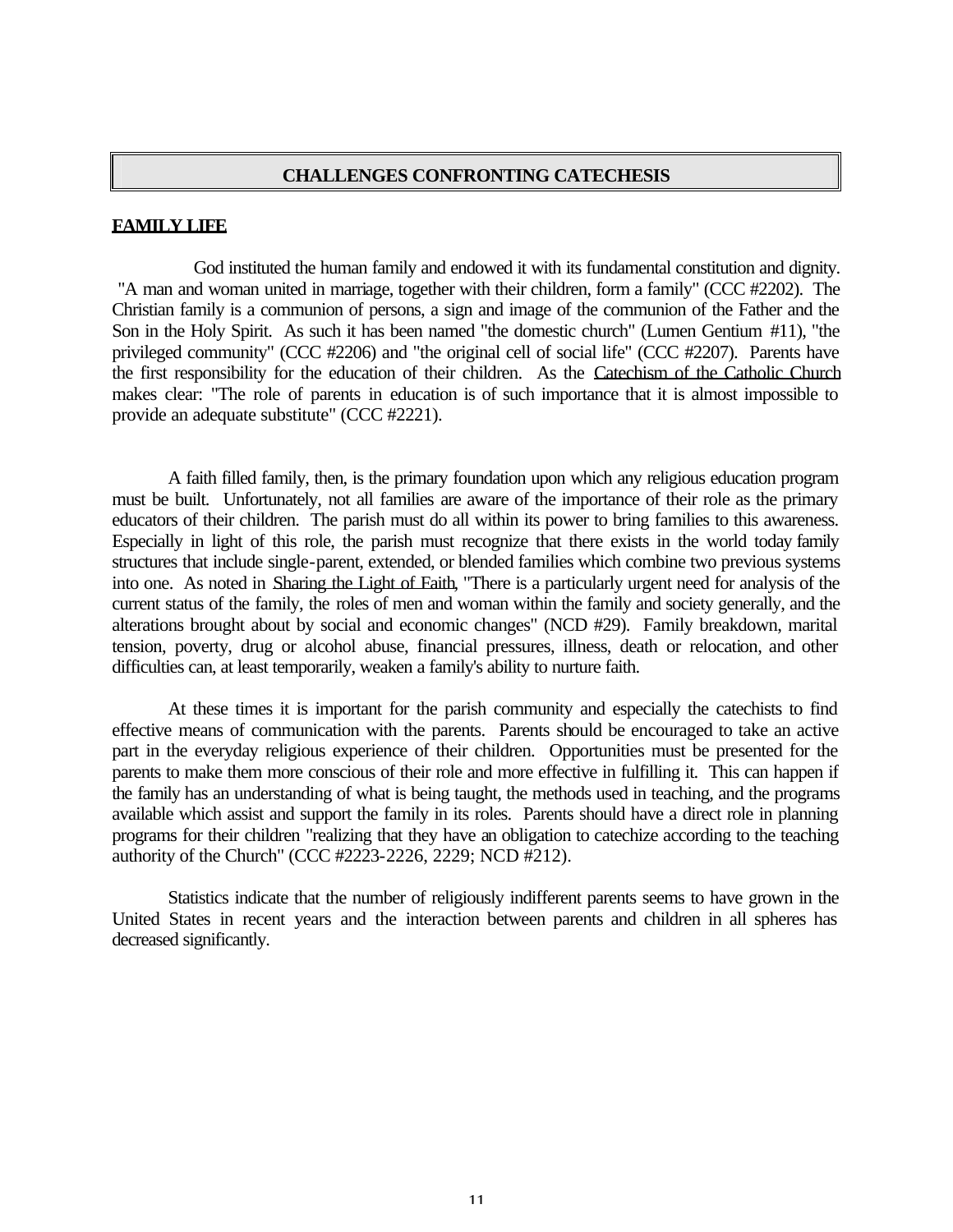# CHALLENGES CONFRONTING CATECHESIS

## FAMILY LIFE

God instituted the human family and endowed it with its fundamental constitution and dignity. "A man and woman united in marriage, together with their children, form a family" (CCC #2202). The Christian family is a communion of persons, a sign and image of the communion of the Father and the Son in the Holy Spirit. As such it has been named "the domestic church" (Lumen Gentium #11), "the privileged community" (CCC #2206) and "the original cell of social life" (CCC #2207). Parents have the first responsibility for the education of their children. As the Catechism of the Catholic Church makes clear: "The role of parents in education is of such importance that it is almost impossible to provide an adequate substitute" (CCC #2221).

A faith filled family, then, is the primary foundation upon which any religious education program must be built. Unfortunately, not all families are aware of the importance of their role as the primary educators of their children. The parish must do all within its power to bring families to this awareness. Especially in light of this role, the parish must recognize that there exists in the world today family structures that include single-parent, extended, or blended families which combine two previous systems into one. As noted in Sharing the Light of Faith, "There is a particularly urgent need for analysis of the current status of the family, the roles of men and woman within the family and society generally, and the alterations brought about by social and economic changes" (NCD #29). Family breakdown, marital tension, poverty, drug or alcohol abuse, financial pressures, illness, death or relocation, and other difficulties can, at least temporarily, weaken a family's ability to nurture faith.

At these times it is important for the parish community and especially the catechists to find effective means of communication with the parents. Parents should be encouraged to take an active part in the everyday religious experience of their children. Opportunities must be presented for the parents to make them more conscious of their role and more effective in fulfilling it. This can happen if the family has an understanding of what is being taught, the methods used in teaching, and the programs available which assist and support the family in its roles. Parents should have a direct role in planning programs for their children "realizing that they have an obligation to catechize according to the teaching authority of the Church" (CCC #2223-2226, 2229; NCD #212).

Statistics indicate that the number of religiously indifferent parents seems to have grown in the United States in recent years and the interaction between parents and children in all spheres has decreased significantly.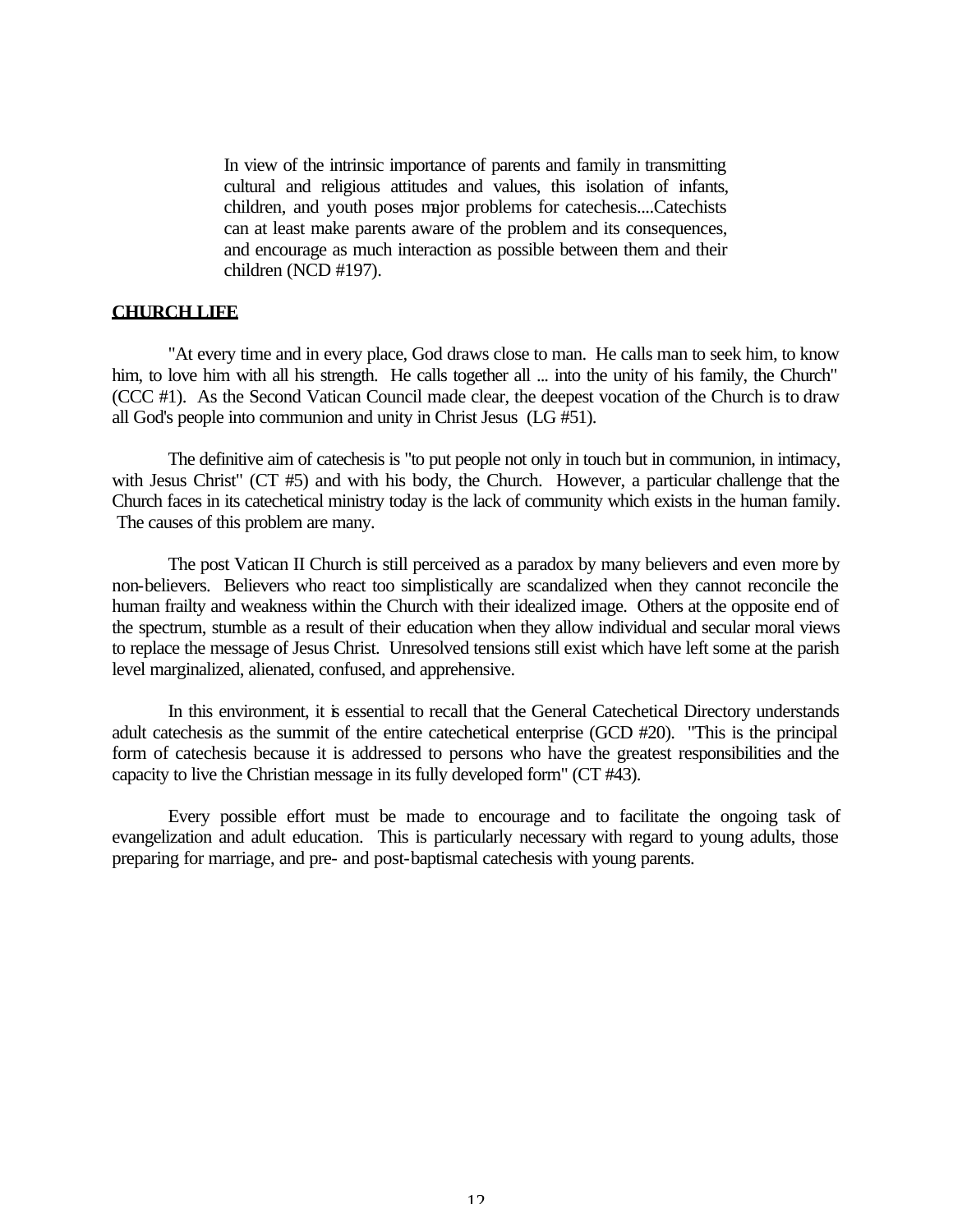> In view of the intrinsic importance of parents and family in transmitting cultural and religious attitudes and values, this isolation of infants, children, and youth poses major problems for catechesis....Catechists can at least make parents aware of the problem and its consequences, and encourage as much interaction as possible between them and their children (NCD #197).

**CHURCH LIFE**

"At every time and in every place, God draws close to man. He calls man to seek him, to know him, to love him with all his strength. He calls together all ... into the unity of his family, the Church" (CCC #1). As the Second Vatican Council made clear, the deepest vocation of the Church is to draw all God's people into communion and unity in Christ Jesus (LG #51).

The definitive aim of catechesis is "to put people not only in touch but in communion, in intimacy, with Jesus Christ" (CT #5) and with his body, the Church. However, a particular challenge that the Church faces in its catechetical ministry today is the lack of community which exists in the human family. The causes of this problem are many.

The post Vatican II Church is still perceived as a paradox by many believers and even more by non-believers. Believers who react too simplistically are scandalized when they cannot reconcile the human frailty and weakness within the Church with their idealized image. Others at the opposite end of the spectrum, stumble as a result of their education when they allow individual and secular moral views to replace the message of Jesus Christ. Unresolved tensions still exist which have left some at the parish level marginalized, alienated, confused, and apprehensive.

In this environment, it is essential to recall that the General Catechetical Directory understands adult catechesis as the summit of the entire catechetical enterprise (GCD #20). "This is the principal form of catechesis because it is addressed to persons who have the greatest responsibilities and the capacity to live the Christian message in its fully developed form" (CT #43).

Every possible effort must be made to encourage and to facilitate the ongoing task of evangelization and adult education. This is particularly necessary with regard to young adults, those preparing for marriage, and pre- and post-baptismal catechesis with young parents.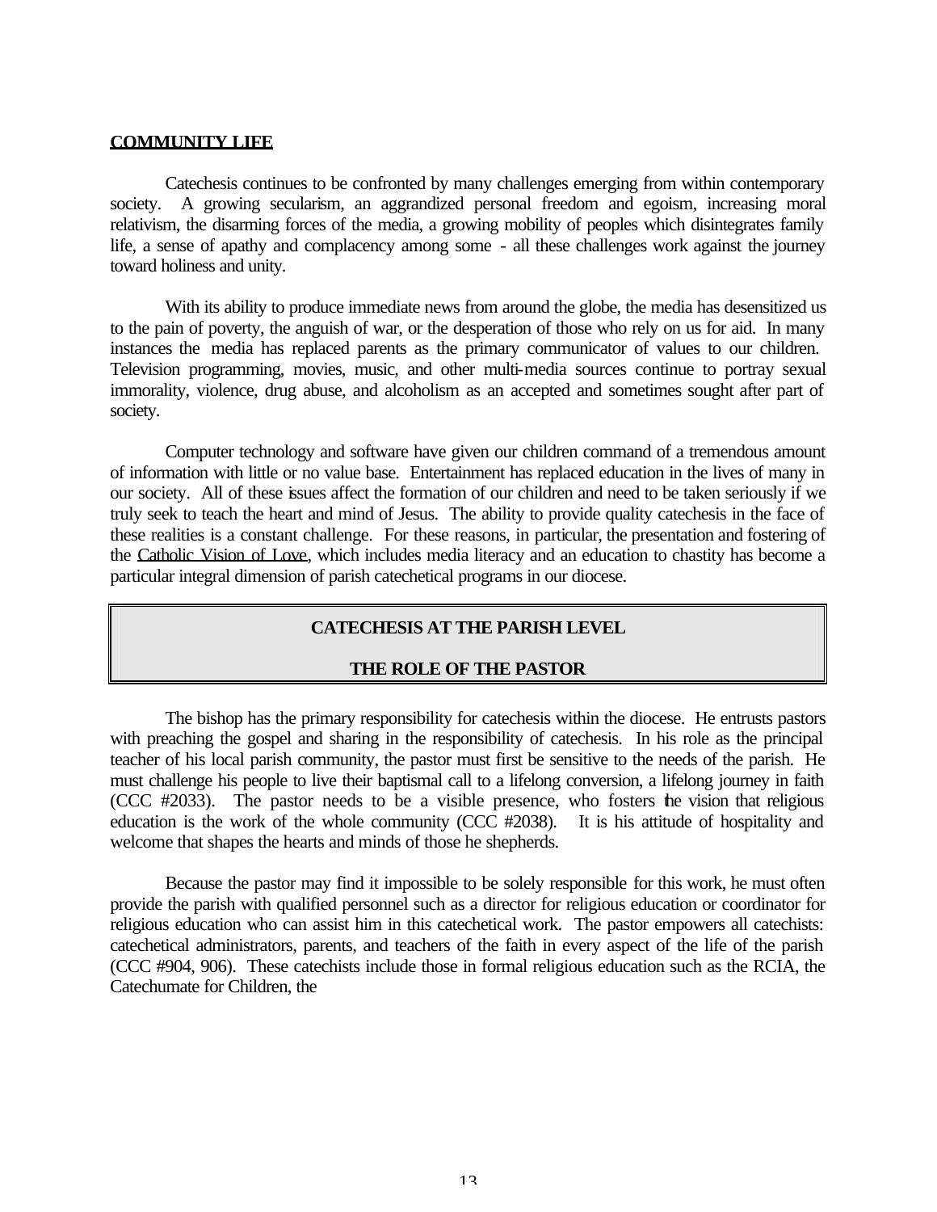**COMMUNITY LIFE**

Catechesis continues to be confronted by many challenges emerging from within contemporary society. A growing secularism, an aggrandized personal freedom and egoism, increasing moral relativism, the disarming forces of the media, a growing mobility of peoples which disintegrates family life, a sense of apathy and complacency among some - all these challenges work against the journey toward holiness and unity.

With its ability to produce immediate news from around the globe, the media has desensitized us to the pain of poverty, the anguish of war, or the desperation of those who rely on us for aid. In many instances the media has replaced parents as the primary communicator of values to our children. Television programming, movies, music, and other multi-media sources continue to portray sexual immorality, violence, drug abuse, and alcoholism as an accepted and sometimes sought after part of society.

Computer technology and software have given our children command of a tremendous amount of information with little or no value base. Entertainment has replaced education in the lives of many in our society. All of these issues affect the formation of our children and need to be taken seriously if we truly seek to teach the heart and mind of Jesus. The ability to provide quality catechesis in the face of these realities is a constant challenge. For these reasons, in particular, the presentation and fostering of the Catholic Vision of Love, which includes media literacy and an education to chastity has become a particular integral dimension of parish catechetical programs in our diocese.

## CATECHESIS AT THE PARISH LEVEL

## THE ROLE OF THE PASTOR

The bishop has the primary responsibility for catechesis within the diocese. He entrusts pastors with preaching the gospel and sharing in the responsibility of catechesis. In his role as the principal teacher of his local parish community, the pastor must first be sensitive to the needs of the parish. He must challenge his people to live their baptismal call to a lifelong conversion, a lifelong journey in faith (CCC #2033). The pastor needs to be a visible presence, who fosters the vision that religious education is the work of the whole community (CCC #2038). It is his attitude of hospitality and welcome that shapes the hearts and minds of those he shepherds.

Because the pastor may find it impossible to be solely responsible for this work, he must often provide the parish with qualified personnel such as a director for religious education or coordinator for religious education who can assist him in this catechetical work. The pastor empowers all catechists: catechetical administrators, parents, and teachers of the faith in every aspect of the life of the parish (CCC #904, 906). These catechists include those in formal religious education such as the RCIA, the Catechumate for Children, the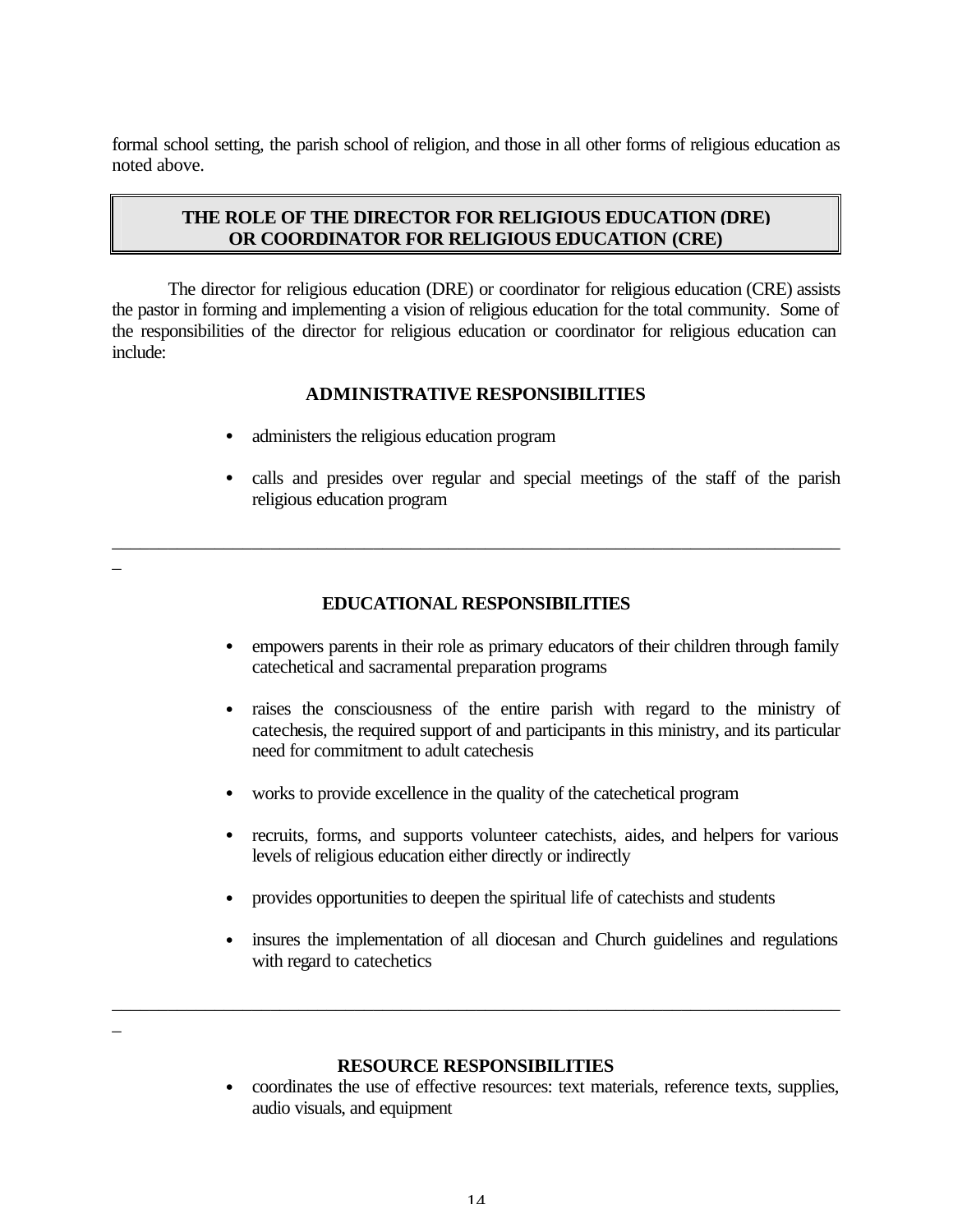formal school setting, the parish school of religion, and those in all other forms of religious education as noted above.

## THE ROLE OF THE DIRECTOR FOR RELIGIOUS EDUCATION (DRE) OR COORDINATOR FOR RELIGIOUS EDUCATION (CRE)

The director for religious education (DRE) or coordinator for religious education (CRE) assists the pastor in forming and implementing a vision of religious education for the total community. Some of the responsibilities of the director for religious education or coordinator for religious education can include:

### ADMINISTRATIVE RESPONSIBILITIES

- administers the religious education program
- calls and presides over regular and special meetings of the staff of the parish religious education program

---

### EDUCATIONAL RESPONSIBILITIES

- empowers parents in their role as primary educators of their children through family catechetical and sacramental preparation programs
- raises the consciousness of the entire parish with regard to the ministry of catechesis, the required support of and participants in this ministry, and its particular need for commitment to adult catechesis
- works to provide excellence in the quality of the catechetical program
- recruits, forms, and supports volunteer catechists, aides, and helpers for various levels of religious education either directly or indirectly
- provides opportunities to deepen the spiritual life of catechists and students
- insures the implementation of all diocesan and Church guidelines and regulations with regard to catechetics

---

### RESOURCE RESPONSIBILITIES

- coordinates the use of effective resources: text materials, reference texts, supplies, audio visuals, and equipment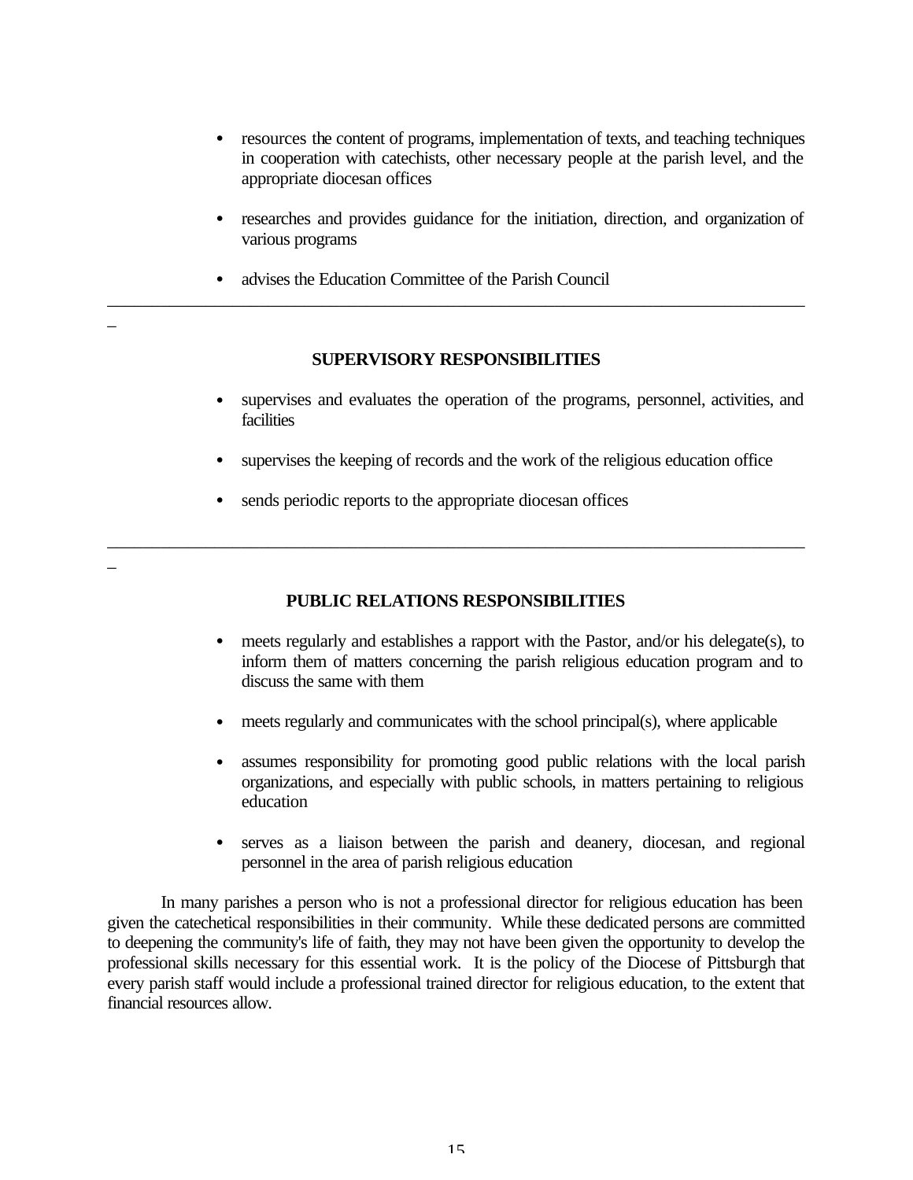- resources the content of programs, implementation of texts, and teaching techniques in cooperation with catechists, other necessary people at the parish level, and the appropriate diocesan offices

- researches and provides guidance for the initiation, direction, and organization of various programs

- advises the Education Committee of the Parish Council

---

## SUPERVISORY RESPONSIBILITIES

- supervises and evaluates the operation of the programs, personnel, activities, and facilities

- supervises the keeping of records and the work of the religious education office

- sends periodic reports to the appropriate diocesan offices

---

## PUBLIC RELATIONS RESPONSIBILITIES

- meets regularly and establishes a rapport with the Pastor, and/or his delegate(s), to inform them of matters concerning the parish religious education program and to discuss the same with them

- meets regularly and communicates with the school principal(s), where applicable

- assumes responsibility for promoting good public relations with the local parish organizations, and especially with public schools, in matters pertaining to religious education

- serves as a liaison between the parish and deanery, diocesan, and regional personnel in the area of parish religious education

In many parishes a person who is not a professional director for religious education has been given the catechetical responsibilities in their community. While these dedicated persons are committed to deepening the community's life of faith, they may not have been given the opportunity to develop the professional skills necessary for this essential work. It is the policy of the Diocese of Pittsburgh that every parish staff would include a professional trained director for religious education, to the extent that financial resources allow.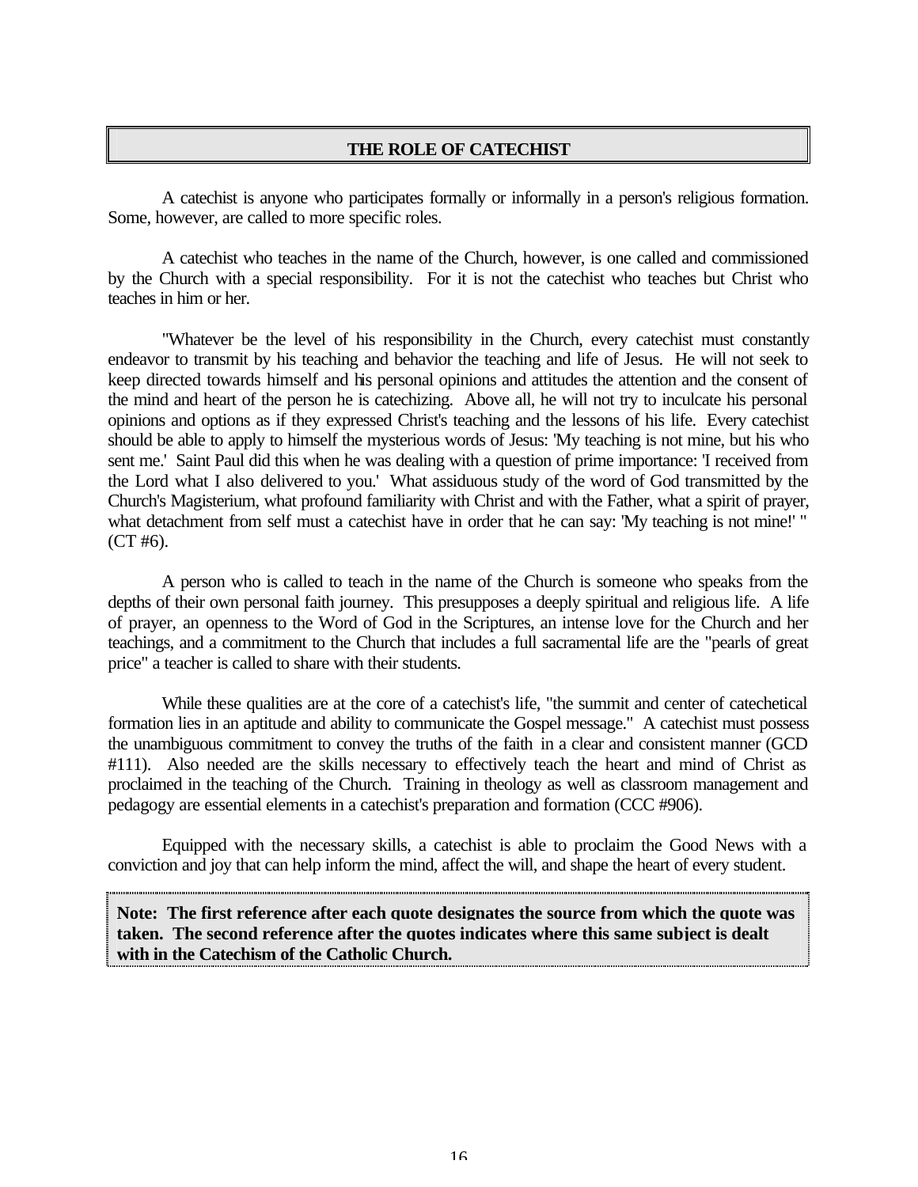## THE ROLE OF CATECHIST

A catechist is anyone who participates formally or informally in a person's religious formation. Some, however, are called to more specific roles.

A catechist who teaches in the name of the Church, however, is one called and commissioned by the Church with a special responsibility. For it is not the catechist who teaches but Christ who teaches in him or her.

"Whatever be the level of his responsibility in the Church, every catechist must constantly endeavor to transmit by his teaching and behavior the teaching and life of Jesus. He will not seek to keep directed towards himself and his personal opinions and attitudes the attention and the consent of the mind and heart of the person he is catechizing. Above all, he will not try to inculcate his personal opinions and options as if they expressed Christ's teaching and the lessons of his life. Every catechist should be able to apply to himself the mysterious words of Jesus: 'My teaching is not mine, but his who sent me.' Saint Paul did this when he was dealing with a question of prime importance: 'I received from the Lord what I also delivered to you.' What assiduous study of the word of God transmitted by the Church's Magisterium, what profound familiarity with Christ and with the Father, what a spirit of prayer, what detachment from self must a catechist have in order that he can say: 'My teaching is not mine!' " (CT #6).

A person who is called to teach in the name of the Church is someone who speaks from the depths of their own personal faith journey. This presupposes a deeply spiritual and religious life. A life of prayer, an openness to the Word of God in the Scriptures, an intense love for the Church and her teachings, and a commitment to the Church that includes a full sacramental life are the "pearls of great price" a teacher is called to share with their students.

While these qualities are at the core of a catechist's life, "the summit and center of catechetical formation lies in an aptitude and ability to communicate the Gospel message." A catechist must possess the unambiguous commitment to convey the truths of the faith in a clear and consistent manner (GCD #111). Also needed are the skills necessary to effectively teach the heart and mind of Christ as proclaimed in the teaching of the Church. Training in theology as well as classroom management and pedagogy are essential elements in a catechist's preparation and formation (CCC #906).

Equipped with the necessary skills, a catechist is able to proclaim the Good News with a conviction and joy that can help inform the mind, affect the will, and shape the heart of every student.

**Note: The first reference after each quote designates the source from which the quote was taken. The second reference after the quotes indicates where this same subject is dealt with in the Catechism of the Catholic Church.**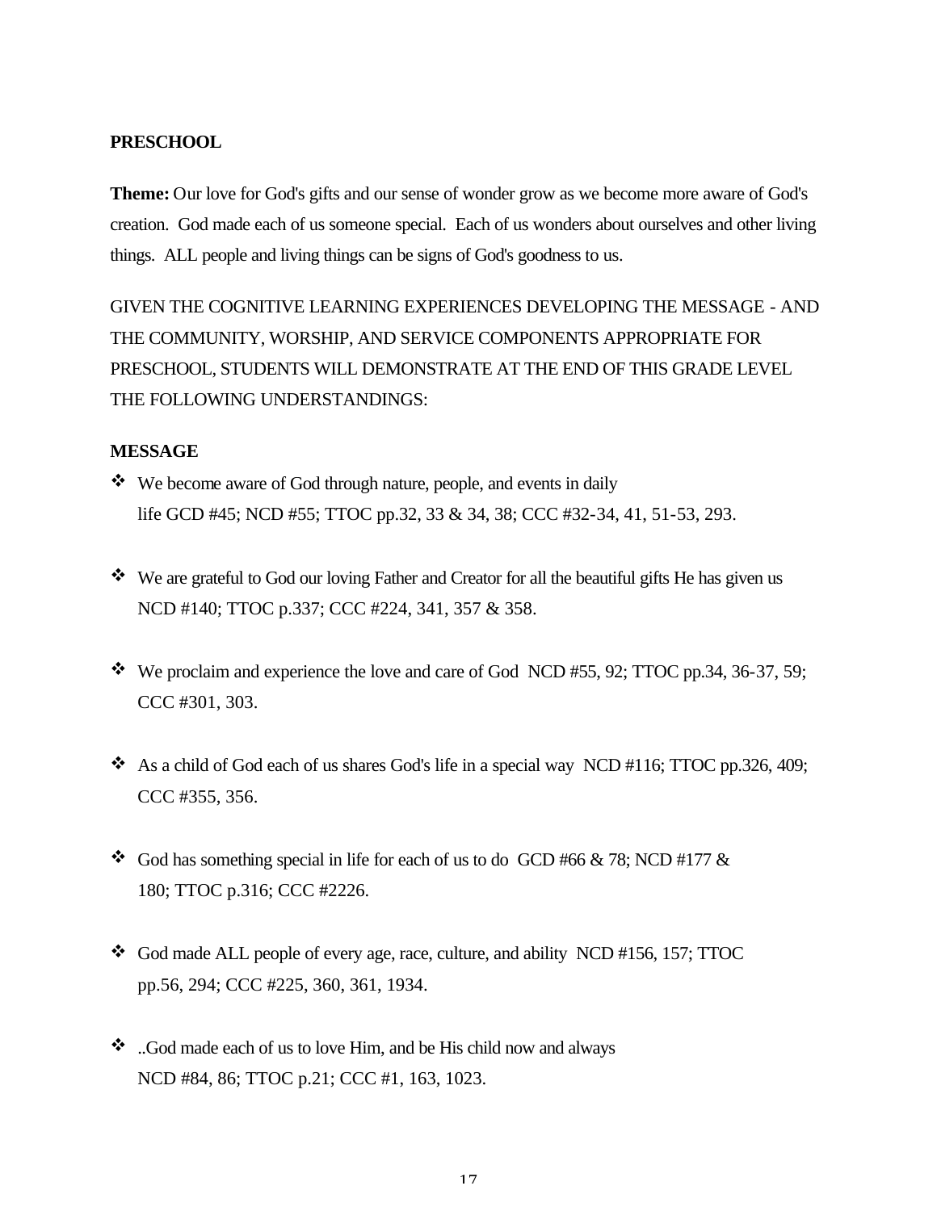**PRESCHOOL**

**Theme:** Our love for God's gifts and our sense of wonder grow as we become more aware of God's creation. God made each of us someone special. Each of us wonders about ourselves and other living things. ALL people and living things can be signs of God's goodness to us.

GIVEN THE COGNITIVE LEARNING EXPERIENCES DEVELOPING THE MESSAGE - AND THE COMMUNITY, WORSHIP, AND SERVICE COMPONENTS APPROPRIATE FOR PRESCHOOL, STUDENTS WILL DEMONSTRATE AT THE END OF THIS GRADE LEVEL THE FOLLOWING UNDERSTANDINGS:

**MESSAGE**

- We become aware of God through nature, people, and events in daily life GCD #45; NCD #55; TTOC pp.32, 33 & 34, 38; CCC #32-34, 41, 51-53, 293.
- We are grateful to God our loving Father and Creator for all the beautiful gifts He has given us NCD #140; TTOC p.337; CCC #224, 341, 357 & 358.
- We proclaim and experience the love and care of God NCD #55, 92; TTOC pp.34, 36-37, 59; CCC #301, 303.
- As a child of God each of us shares God's life in a special way NCD #116; TTOC pp.326, 409; CCC #355, 356.
- God has something special in life for each of us to do GCD #66 & 78; NCD #177 & 180; TTOC p.316; CCC #2226.
- God made ALL people of every age, race, culture, and ability NCD #156, 157; TTOC pp.56, 294; CCC #225, 360, 361, 1934.
- ..God made each of us to love Him, and be His child now and always NCD #84, 86; TTOC p.21; CCC #1, 163, 1023.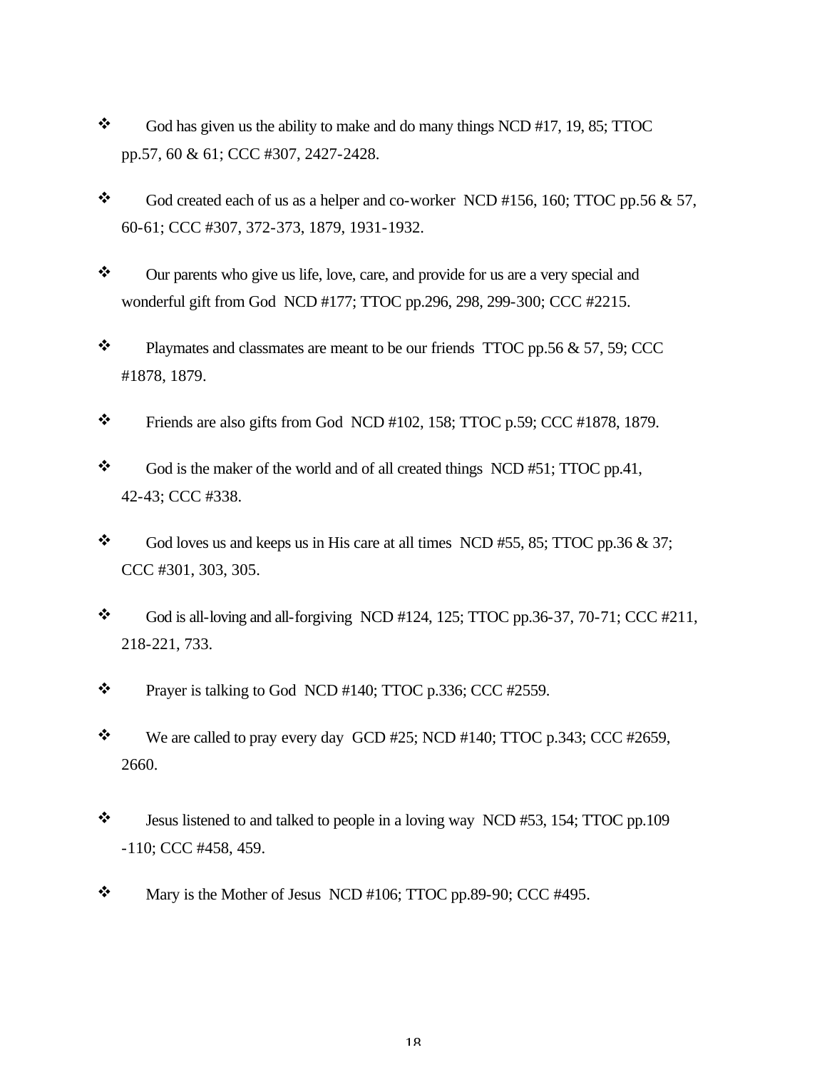- God has given us the ability to make and do many things NCD #17, 19, 85; TTOC pp.57, 60 & 61; CCC #307, 2427-2428.

- God created each of us as a helper and co-worker NCD #156, 160; TTOC pp.56 & 57, 60-61; CCC #307, 372-373, 1879, 1931-1932.

- Our parents who give us life, love, care, and provide for us are a very special and wonderful gift from God NCD #177; TTOC pp.296, 298, 299-300; CCC #2215.

- Playmates and classmates are meant to be our friends TTOC pp.56 & 57, 59; CCC #1878, 1879.

- Friends are also gifts from God NCD #102, 158; TTOC p.59; CCC #1878, 1879.

- God is the maker of the world and of all created things NCD #51; TTOC pp.41, 42-43; CCC #338.

- God loves us and keeps us in His care at all times NCD #55, 85; TTOC pp.36 & 37; CCC #301, 303, 305.

- God is all-loving and all-forgiving NCD #124, 125; TTOC pp.36-37, 70-71; CCC #211, 218-221, 733.

- Prayer is talking to God NCD #140; TTOC p.336; CCC #2559.

- We are called to pray every day GCD #25; NCD #140; TTOC p.343; CCC #2659, 2660.

- Jesus listened to and talked to people in a loving way NCD #53, 154; TTOC pp.109 -110; CCC #458, 459.

- Mary is the Mother of Jesus NCD #106; TTOC pp.89-90; CCC #495.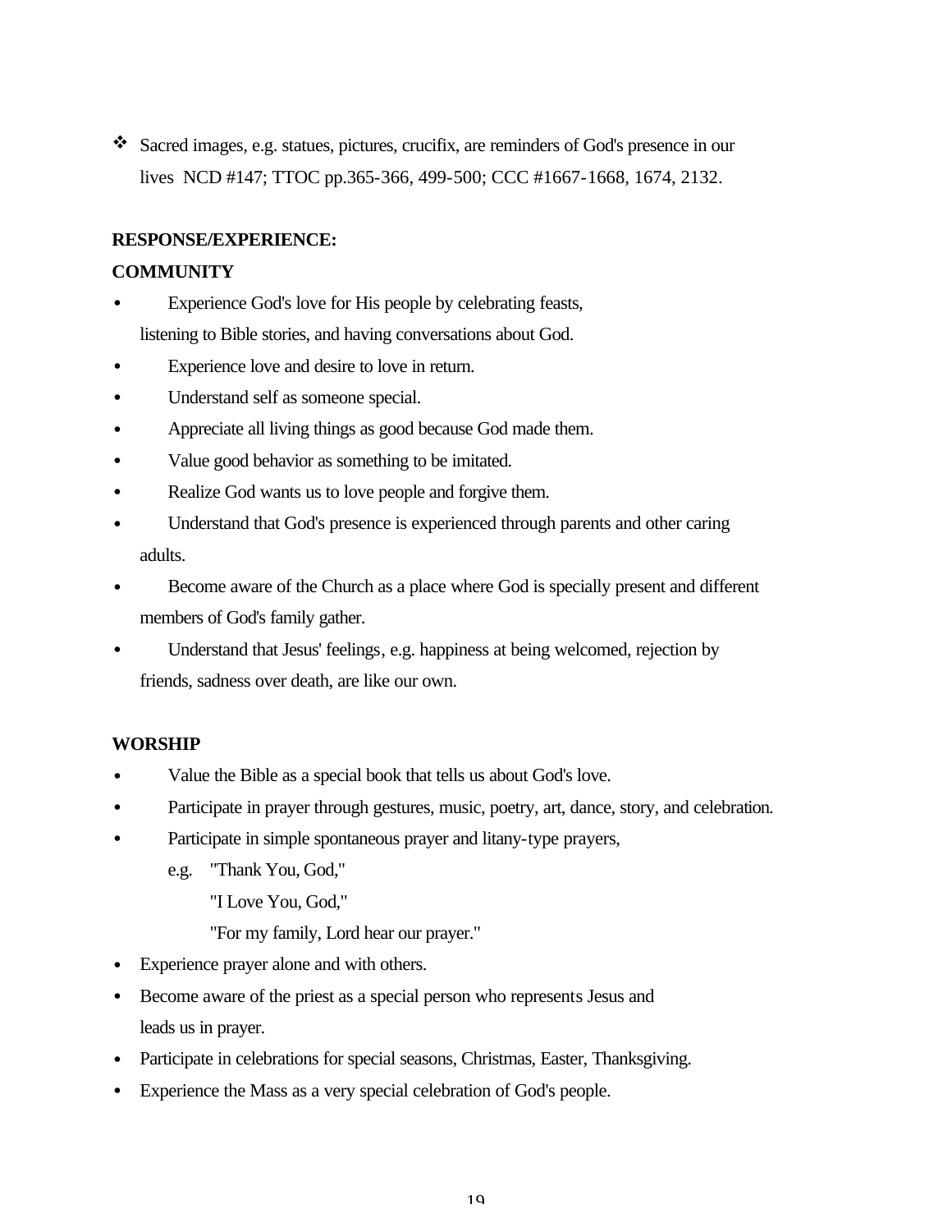- Sacred images, e.g. statues, pictures, crucifix, are reminders of God's presence in our lives NCD #147; TTOC pp.365-366, 499-500; CCC #1667-1668, 1674, 2132.

**RESPONSE/EXPERIENCE:**

**COMMUNITY**

- Experience God's love for His people by celebrating feasts, listening to Bible stories, and having conversations about God.
- Experience love and desire to love in return.
- Understand self as someone special.
- Appreciate all living things as good because God made them.
- Value good behavior as something to be imitated.
- Realize God wants us to love people and forgive them.
- Understand that God's presence is experienced through parents and other caring adults.
- Become aware of the Church as a place where God is specially present and different members of God's family gather.
- Understand that Jesus' feelings, e.g. happiness at being welcomed, rejection by friends, sadness over death, are like our own.

**WORSHIP**

- Value the Bible as a special book that tells us about God's love.
- Participate in prayer through gestures, music, poetry, art, dance, story, and celebration.
- Participate in simple spontaneous prayer and litany-type prayers,
  e.g. "Thank You, God,"
  "I Love You, God,"
  "For my family, Lord hear our prayer."
- Experience prayer alone and with others.
- Become aware of the priest as a special person who represents Jesus and leads us in prayer.
- Participate in celebrations for special seasons, Christmas, Easter, Thanksgiving.
- Experience the Mass as a very special celebration of God's people.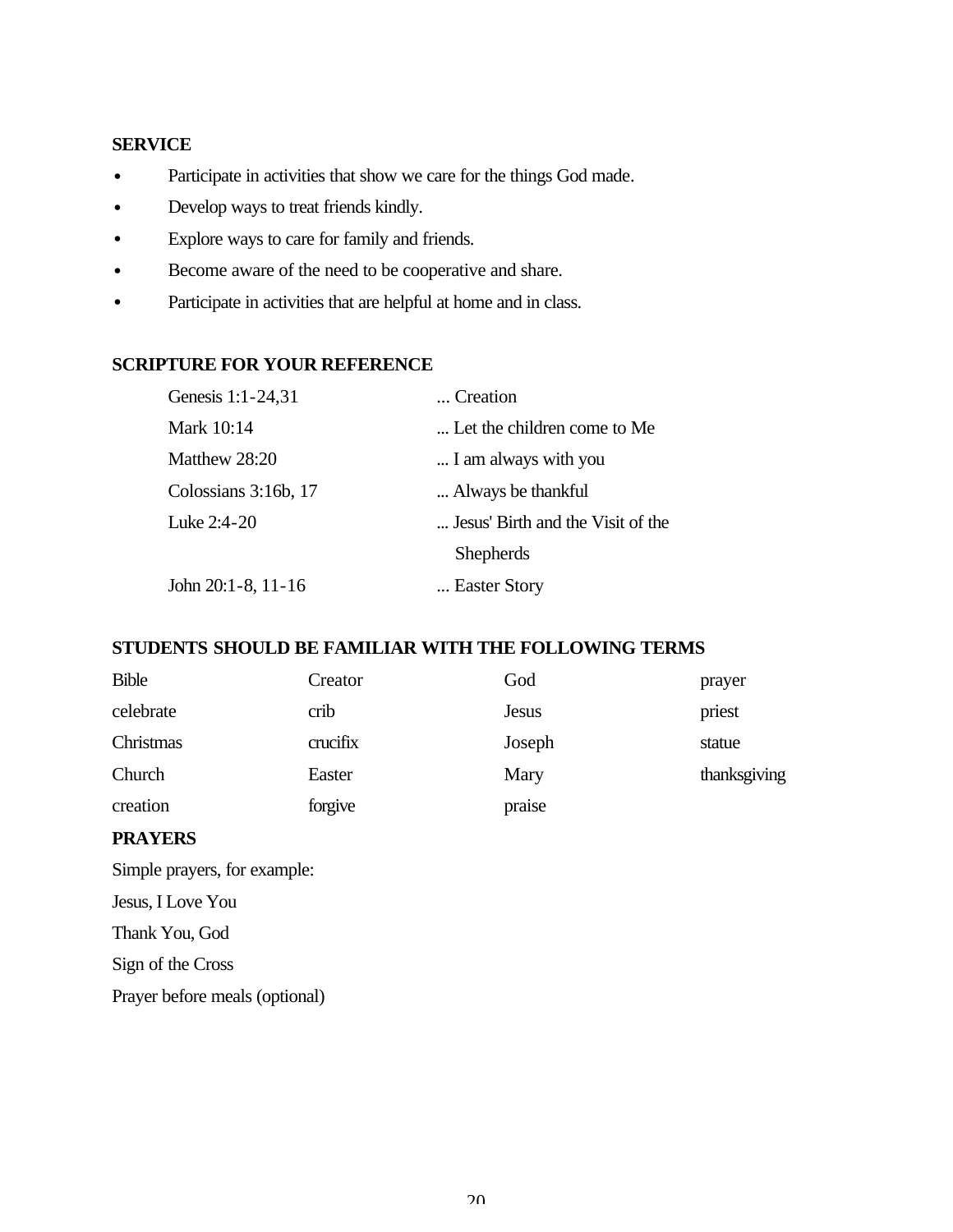**SERVICE**

- Participate in activities that show we care for the things God made.
- Develop ways to treat friends kindly.
- Explore ways to care for family and friends.
- Become aware of the need to be cooperative and share.
- Participate in activities that are helpful at home and in class.

**SCRIPTURE FOR YOUR REFERENCE**

| | |
|---|---|
| Genesis 1:1-24,31 | ... Creation |
| Mark 10:14 | ... Let the children come to Me |
| Matthew 28:20 | ... I am always with you |
| Colossians 3:16b, 17 | ... Always be thankful |
| Luke 2:4-20 | ... Jesus' Birth and the Visit of the Shepherds |
| John 20:1-8, 11-16 | ... Easter Story |

**STUDENTS SHOULD BE FAMILIAR WITH THE FOLLOWING TERMS**

| | | | |
|---|---|---|---|
| Bible | Creator | God | prayer |
| celebrate | crib | Jesus | priest |
| Christmas | crucifix | Joseph | statue |
| Church | Easter | Mary | thanksgiving |
| creation | forgive | praise | |

**PRAYERS**

Simple prayers, for example:

Jesus, I Love You

Thank You, God

Sign of the Cross

Prayer before meals (optional)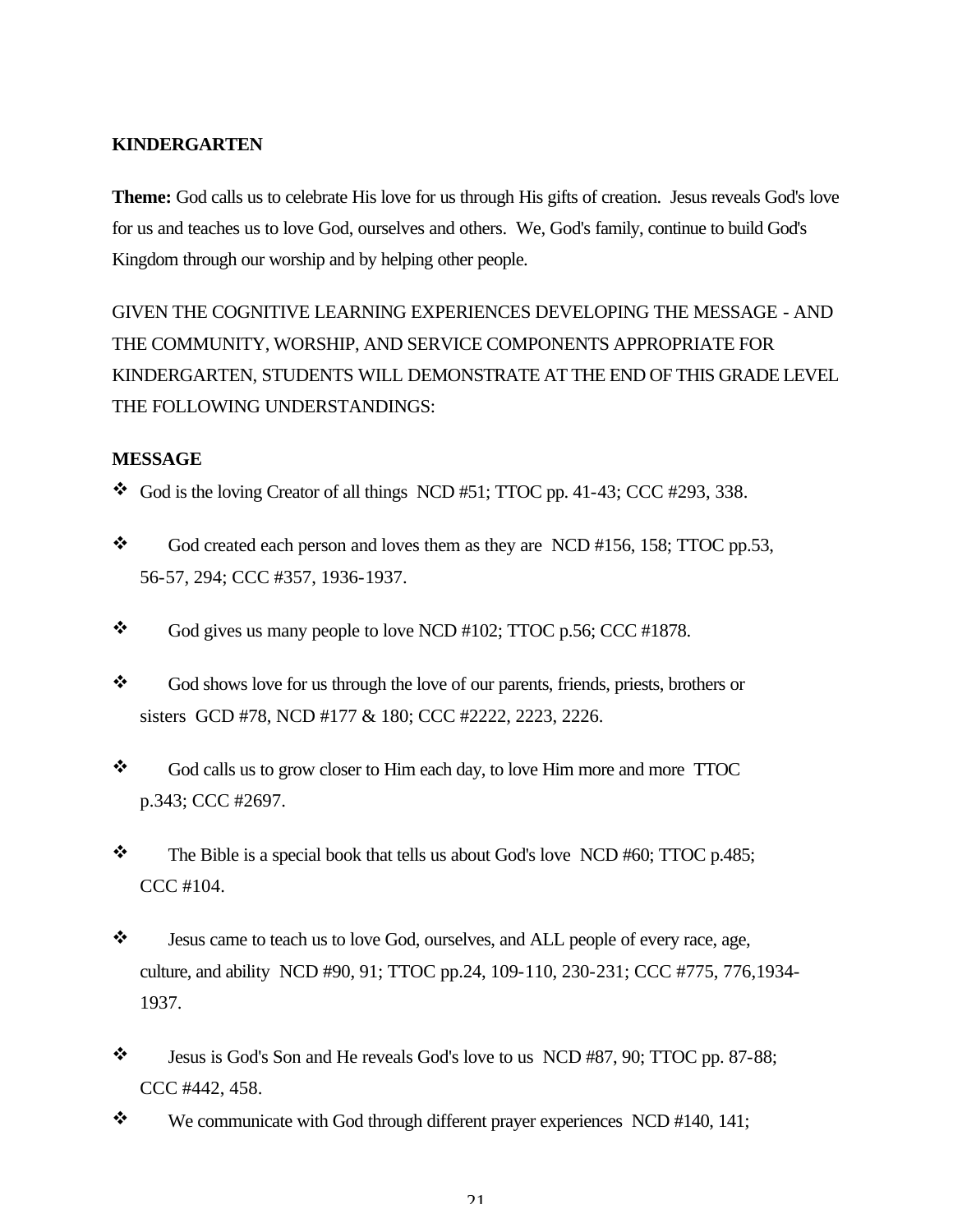**KINDERGARTEN**

**Theme:** God calls us to celebrate His love for us through His gifts of creation. Jesus reveals God's love for us and teaches us to love God, ourselves and others. We, God's family, continue to build God's Kingdom through our worship and by helping other people.

GIVEN THE COGNITIVE LEARNING EXPERIENCES DEVELOPING THE MESSAGE - AND THE COMMUNITY, WORSHIP, AND SERVICE COMPONENTS APPROPRIATE FOR KINDERGARTEN, STUDENTS WILL DEMONSTRATE AT THE END OF THIS GRADE LEVEL THE FOLLOWING UNDERSTANDINGS:

**MESSAGE**

- God is the loving Creator of all things NCD #51; TTOC pp. 41-43; CCC #293, 338.
- God created each person and loves them as they are NCD #156, 158; TTOC pp.53, 56-57, 294; CCC #357, 1936-1937.
- God gives us many people to love NCD #102; TTOC p.56; CCC #1878.
- God shows love for us through the love of our parents, friends, priests, brothers or sisters GCD #78, NCD #177 & 180; CCC #2222, 2223, 2226.
- God calls us to grow closer to Him each day, to love Him more and more TTOC p.343; CCC #2697.
- The Bible is a special book that tells us about God's love NCD #60; TTOC p.485; CCC #104.
- Jesus came to teach us to love God, ourselves, and ALL people of every race, age, culture, and ability NCD #90, 91; TTOC pp.24, 109-110, 230-231; CCC #775, 776,1934-1937.
- Jesus is God's Son and He reveals God's love to us NCD #87, 90; TTOC pp. 87-88; CCC #442, 458.
- We communicate with God through different prayer experiences NCD #140, 141;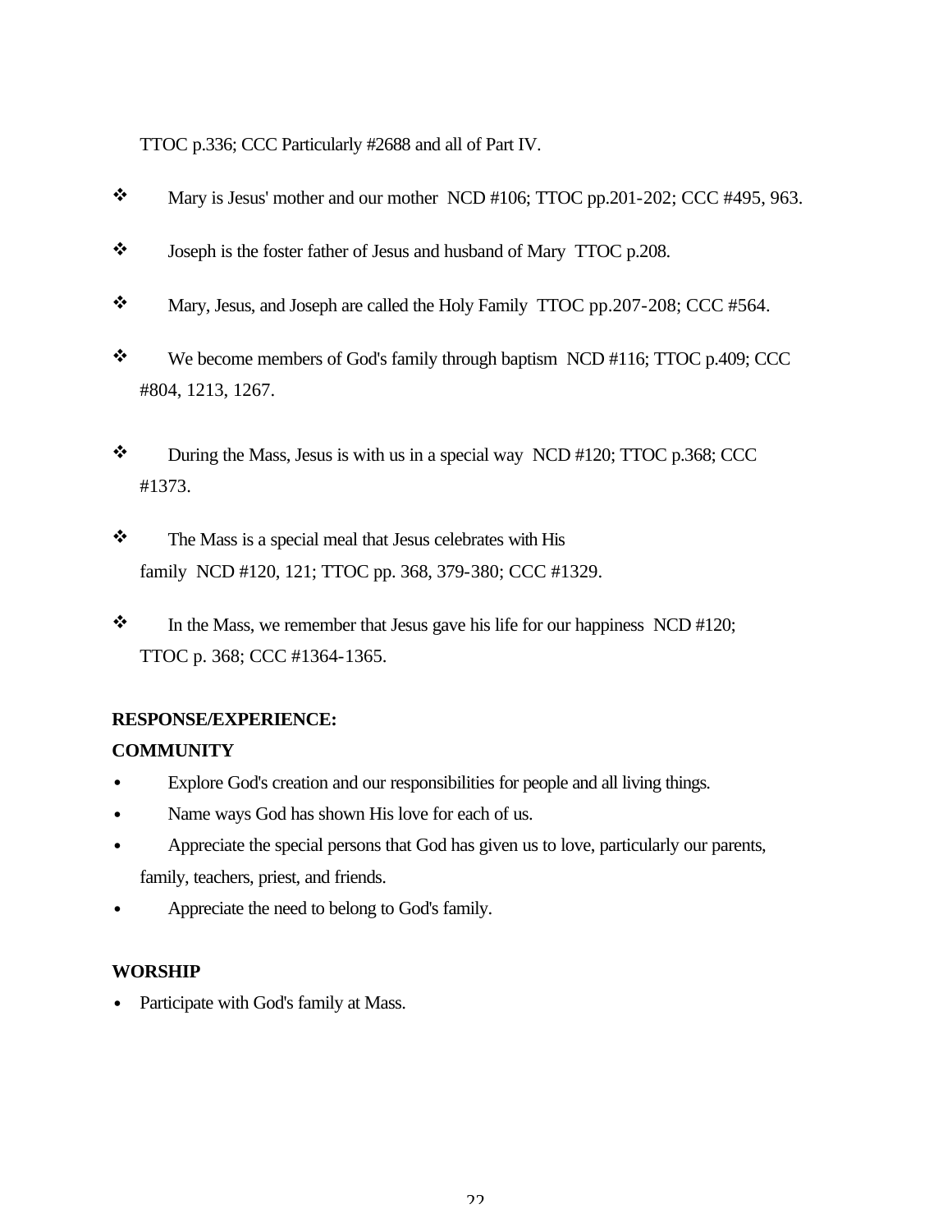TTOC p.336; CCC Particularly #2688 and all of Part IV.

- Mary is Jesus' mother and our mother NCD #106; TTOC pp.201-202; CCC #495, 963.
- Joseph is the foster father of Jesus and husband of Mary TTOC p.208.
- Mary, Jesus, and Joseph are called the Holy Family TTOC pp.207-208; CCC #564.
- We become members of God's family through baptism NCD #116; TTOC p.409; CCC #804, 1213, 1267.
- During the Mass, Jesus is with us in a special way NCD #120; TTOC p.368; CCC #1373.
- The Mass is a special meal that Jesus celebrates with His family NCD #120, 121; TTOC pp. 368, 379-380; CCC #1329.
- In the Mass, we remember that Jesus gave his life for our happiness NCD #120; TTOC p. 368; CCC #1364-1365.

**RESPONSE/EXPERIENCE:**

**COMMUNITY**

- Explore God's creation and our responsibilities for people and all living things.
- Name ways God has shown His love for each of us.
- Appreciate the special persons that God has given us to love, particularly our parents, family, teachers, priest, and friends.
- Appreciate the need to belong to God's family.

**WORSHIP**

- Participate with God's family at Mass.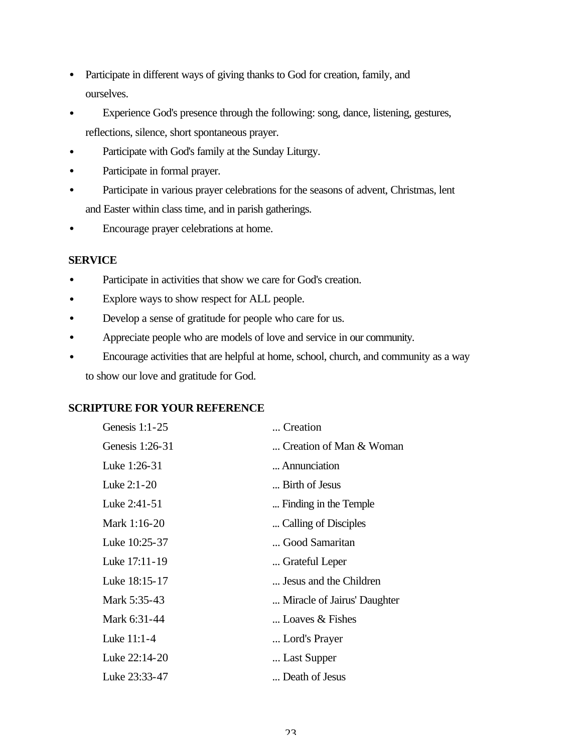- Participate in different ways of giving thanks to God for creation, family, and ourselves.
- Experience God's presence through the following: song, dance, listening, gestures, reflections, silence, short spontaneous prayer.
- Participate with God's family at the Sunday Liturgy.
- Participate in formal prayer.
- Participate in various prayer celebrations for the seasons of advent, Christmas, lent and Easter within class time, and in parish gatherings.
- Encourage prayer celebrations at home.

**SERVICE**

- Participate in activities that show we care for God's creation.
- Explore ways to show respect for ALL people.
- Develop a sense of gratitude for people who care for us.
- Appreciate people who are models of love and service in our community.
- Encourage activities that are helpful at home, school, church, and community as a way to show our love and gratitude for God.

**SCRIPTURE FOR YOUR REFERENCE**

| | |
|---|---|
| Genesis 1:1-25 | ... Creation |
| Genesis 1:26-31 | ... Creation of Man & Woman |
| Luke 1:26-31 | ... Annunciation |
| Luke 2:1-20 | ... Birth of Jesus |
| Luke 2:41-51 | ... Finding in the Temple |
| Mark 1:16-20 | ... Calling of Disciples |
| Luke 10:25-37 | ... Good Samaritan |
| Luke 17:11-19 | ... Grateful Leper |
| Luke 18:15-17 | ... Jesus and the Children |
| Mark 5:35-43 | ... Miracle of Jairus' Daughter |
| Mark 6:31-44 | ... Loaves & Fishes |
| Luke 11:1-4 | ... Lord's Prayer |
| Luke 22:14-20 | ... Last Supper |
| Luke 23:33-47 | ... Death of Jesus |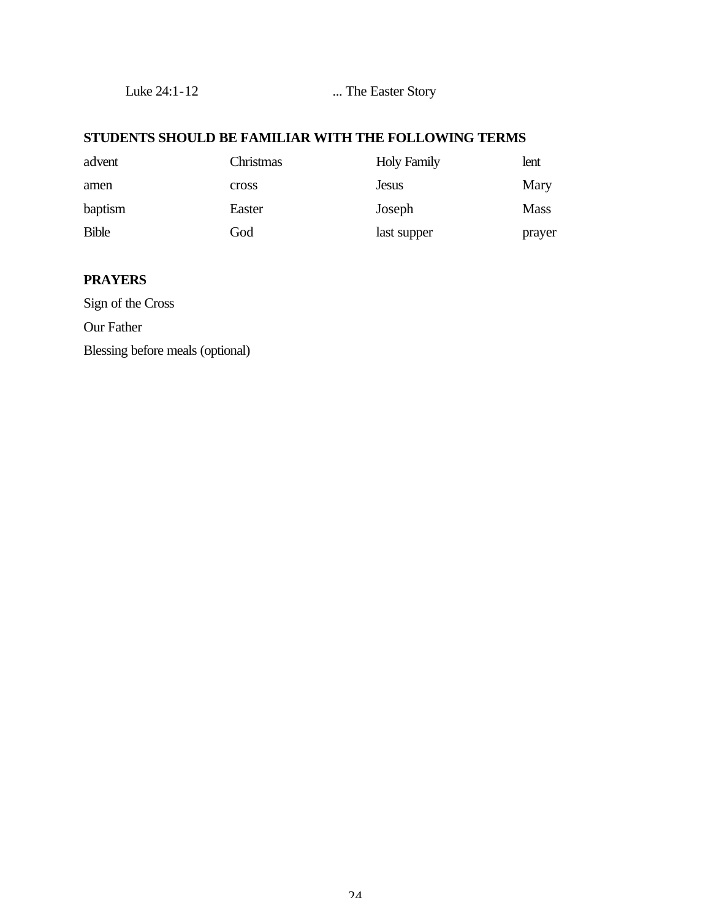Luke 24:1-12 ... The Easter Story

**STUDENTS SHOULD BE FAMILIAR WITH THE FOLLOWING TERMS**

| | | | |
|---|---|---|---|
| advent | Christmas | Holy Family | lent |
| amen | cross | Jesus | Mary |
| baptism | Easter | Joseph | Mass |
| Bible | God | last supper | prayer |

**PRAYERS**

Sign of the Cross

Our Father

Blessing before meals (optional)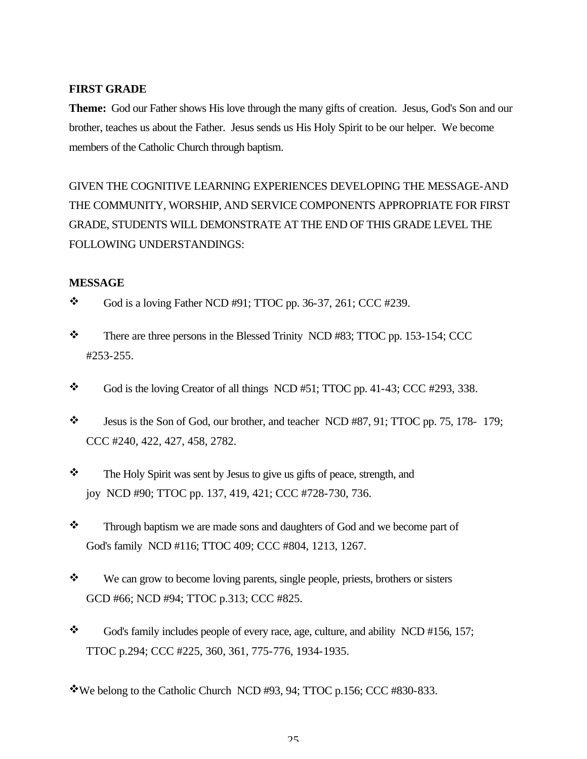**FIRST GRADE**

**Theme:** God our Father shows His love through the many gifts of creation. Jesus, God's Son and our brother, teaches us about the Father. Jesus sends us His Holy Spirit to be our helper. We become members of the Catholic Church through baptism.

GIVEN THE COGNITIVE LEARNING EXPERIENCES DEVELOPING THE MESSAGE-AND THE COMMUNITY, WORSHIP, AND SERVICE COMPONENTS APPROPRIATE FOR FIRST GRADE, STUDENTS WILL DEMONSTRATE AT THE END OF THIS GRADE LEVEL THE FOLLOWING UNDERSTANDINGS:

**MESSAGE**

- God is a loving Father NCD #91; TTOC pp. 36-37, 261; CCC #239.
- There are three persons in the Blessed Trinity NCD #83; TTOC pp. 153-154; CCC #253-255.
- God is the loving Creator of all things NCD #51; TTOC pp. 41-43; CCC #293, 338.
- Jesus is the Son of God, our brother, and teacher NCD #87, 91; TTOC pp. 75, 178- 179; CCC #240, 422, 427, 458, 2782.
- The Holy Spirit was sent by Jesus to give us gifts of peace, strength, and joy NCD #90; TTOC pp. 137, 419, 421; CCC #728-730, 736.
- Through baptism we are made sons and daughters of God and we become part of God's family NCD #116; TTOC 409; CCC #804, 1213, 1267.
- We can grow to become loving parents, single people, priests, brothers or sisters GCD #66; NCD #94; TTOC p.313; CCC #825.
- God's family includes people of every race, age, culture, and ability NCD #156, 157; TTOC p.294; CCC #225, 360, 361, 775-776, 1934-1935.
- We belong to the Catholic Church NCD #93, 94; TTOC p.156; CCC #830-833.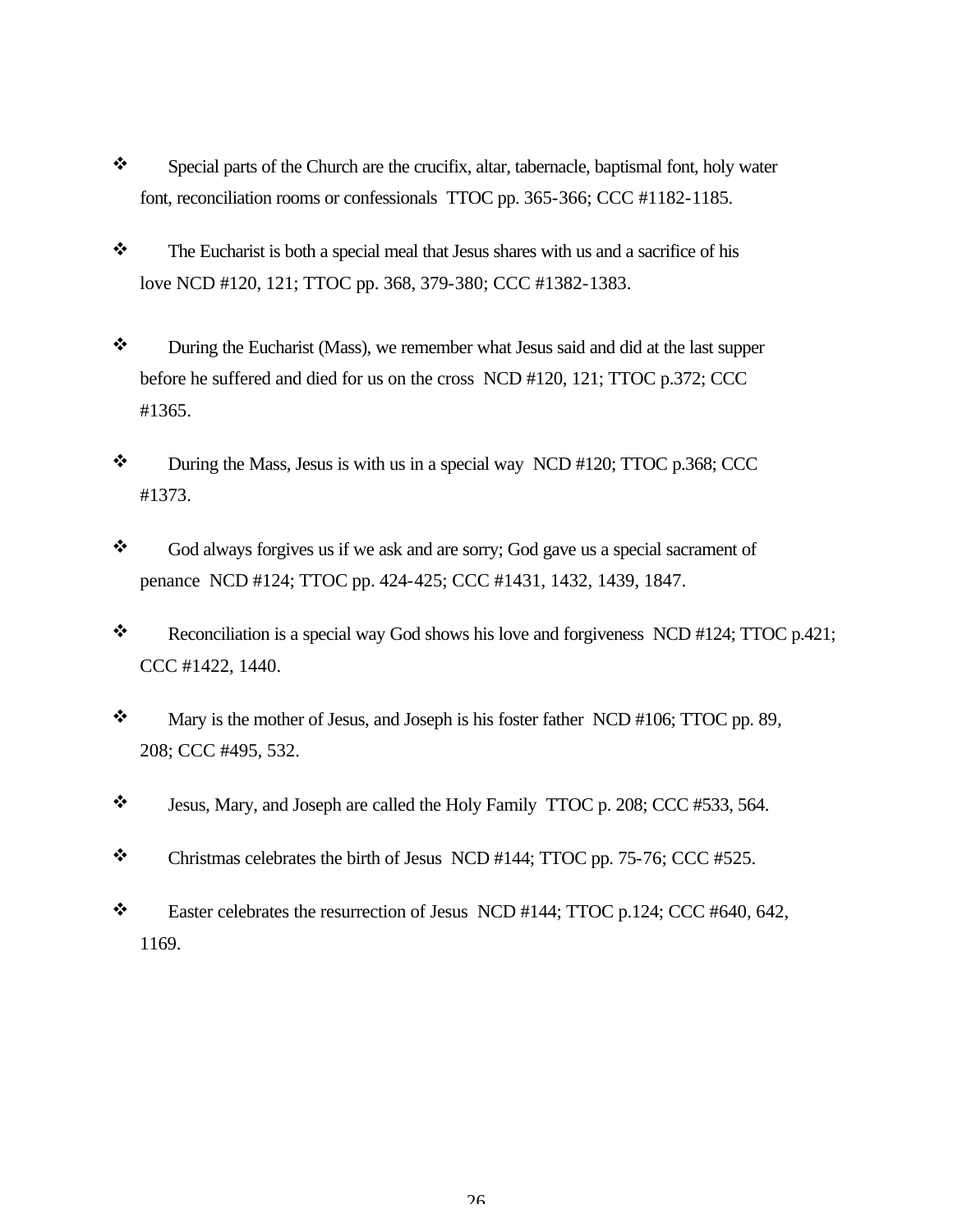- Special parts of the Church are the crucifix, altar, tabernacle, baptismal font, holy water font, reconciliation rooms or confessionals TTOC pp. 365-366; CCC #1182-1185.

- The Eucharist is both a special meal that Jesus shares with us and a sacrifice of his love NCD #120, 121; TTOC pp. 368, 379-380; CCC #1382-1383.

- During the Eucharist (Mass), we remember what Jesus said and did at the last supper before he suffered and died for us on the cross NCD #120, 121; TTOC p.372; CCC #1365.

- During the Mass, Jesus is with us in a special way NCD #120; TTOC p.368; CCC #1373.

- God always forgives us if we ask and are sorry; God gave us a special sacrament of penance NCD #124; TTOC pp. 424-425; CCC #1431, 1432, 1439, 1847.

- Reconciliation is a special way God shows his love and forgiveness NCD #124; TTOC p.421; CCC #1422, 1440.

- Mary is the mother of Jesus, and Joseph is his foster father NCD #106; TTOC pp. 89, 208; CCC #495, 532.

- Jesus, Mary, and Joseph are called the Holy Family TTOC p. 208; CCC #533, 564.

- Christmas celebrates the birth of Jesus NCD #144; TTOC pp. 75-76; CCC #525.

- Easter celebrates the resurrection of Jesus NCD #144; TTOC p.124; CCC #640, 642, 1169.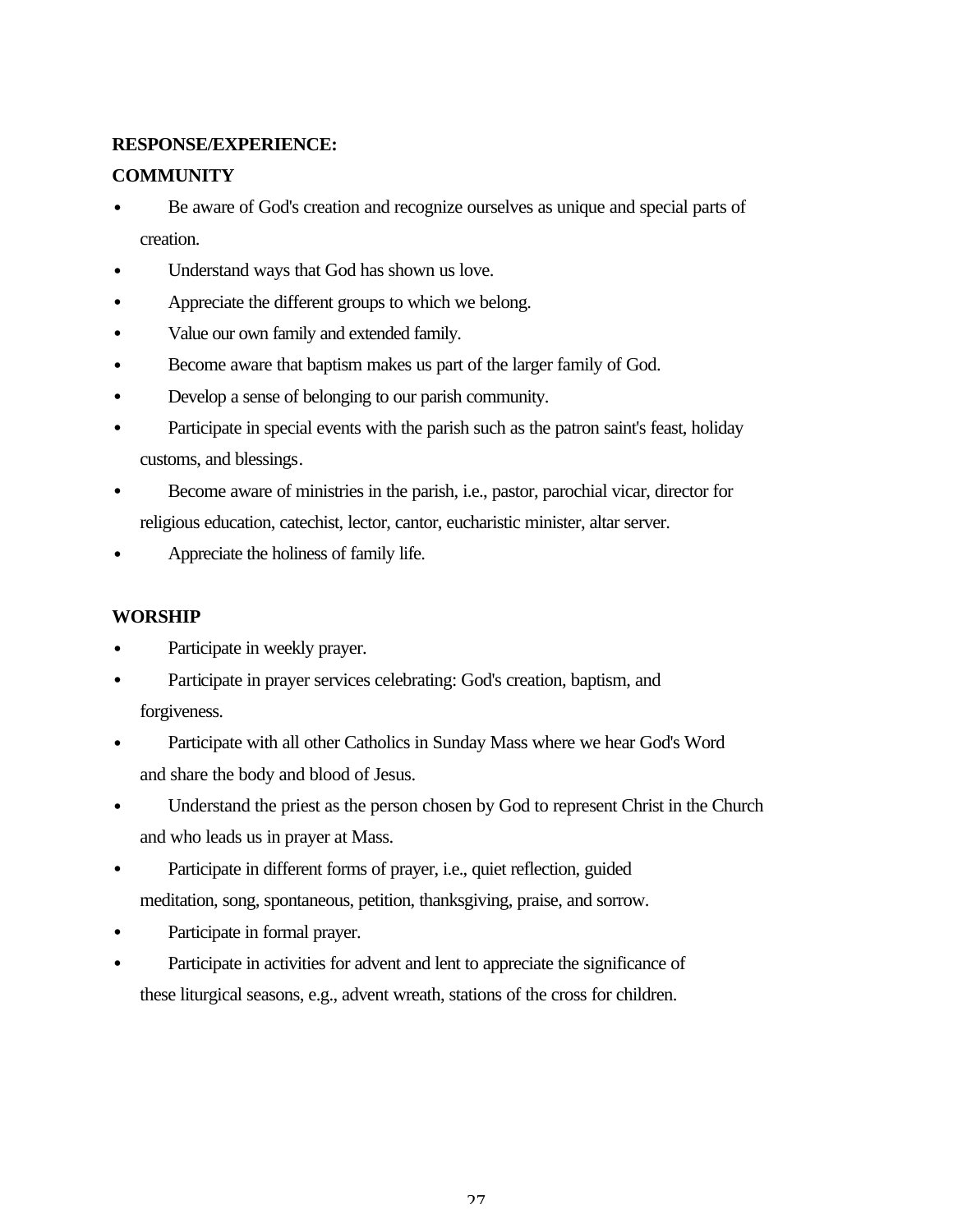**RESPONSE/EXPERIENCE:**

**COMMUNITY**

- Be aware of God's creation and recognize ourselves as unique and special parts of creation.
- Understand ways that God has shown us love.
- Appreciate the different groups to which we belong.
- Value our own family and extended family.
- Become aware that baptism makes us part of the larger family of God.
- Develop a sense of belonging to our parish community.
- Participate in special events with the parish such as the patron saint's feast, holiday customs, and blessings.
- Become aware of ministries in the parish, i.e., pastor, parochial vicar, director for religious education, catechist, lector, cantor, eucharistic minister, altar server.
- Appreciate the holiness of family life.

**WORSHIP**

- Participate in weekly prayer.
- Participate in prayer services celebrating: God's creation, baptism, and forgiveness.
- Participate with all other Catholics in Sunday Mass where we hear God's Word and share the body and blood of Jesus.
- Understand the priest as the person chosen by God to represent Christ in the Church and who leads us in prayer at Mass.
- Participate in different forms of prayer, i.e., quiet reflection, guided meditation, song, spontaneous, petition, thanksgiving, praise, and sorrow.
- Participate in formal prayer.
- Participate in activities for advent and lent to appreciate the significance of these liturgical seasons, e.g., advent wreath, stations of the cross for children.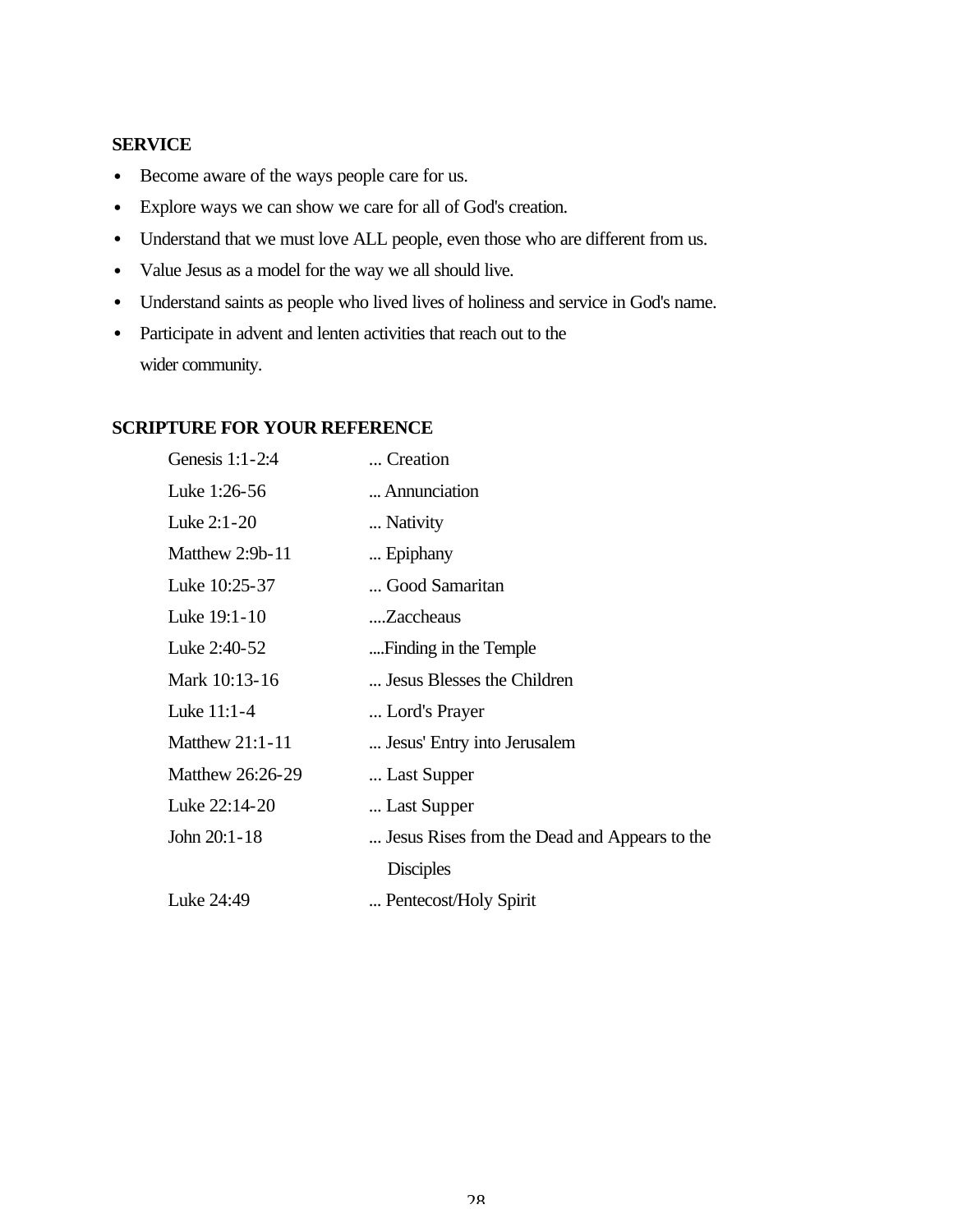**SERVICE**

- Become aware of the ways people care for us.
- Explore ways we can show we care for all of God's creation.
- Understand that we must love ALL people, even those who are different from us.
- Value Jesus as a model for the way we all should live.
- Understand saints as people who lived lives of holiness and service in God's name.
- Participate in advent and lenten activities that reach out to the wider community.

**SCRIPTURE FOR YOUR REFERENCE**

| | |
|---|---|
| Genesis 1:1-2:4 | ... Creation |
| Luke 1:26-56 | ... Annunciation |
| Luke 2:1-20 | ... Nativity |
| Matthew 2:9b-11 | ... Epiphany |
| Luke 10:25-37 | ... Good Samaritan |
| Luke 19:1-10 | ....Zaccheaus |
| Luke 2:40-52 | ....Finding in the Temple |
| Mark 10:13-16 | ... Jesus Blesses the Children |
| Luke 11:1-4 | ... Lord's Prayer |
| Matthew 21:1-11 | ... Jesus' Entry into Jerusalem |
| Matthew 26:26-29 | ... Last Supper |
| Luke 22:14-20 | ... Last Supper |
| John 20:1-18 | ... Jesus Rises from the Dead and Appears to the Disciples |
| Luke 24:49 | ... Pentecost/Holy Spirit |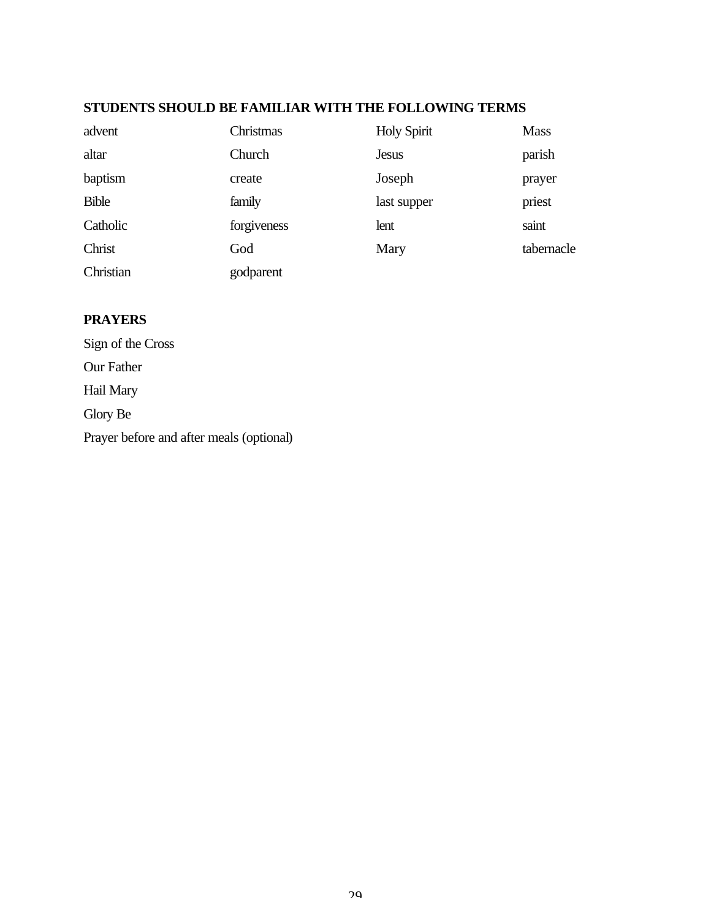## STUDENTS SHOULD BE FAMILIAR WITH THE FOLLOWING TERMS

| | | | |
|---|---|---|---|
| advent | Christmas | Holy Spirit | Mass |
| altar | Church | Jesus | parish |
| baptism | create | Joseph | prayer |
| Bible | family | last supper | priest |
| Catholic | forgiveness | lent | saint |
| Christ | God | Mary | tabernacle |
| Christian | godparent | | |

## PRAYERS

Sign of the Cross

Our Father

Hail Mary

Glory Be

Prayer before and after meals (optional)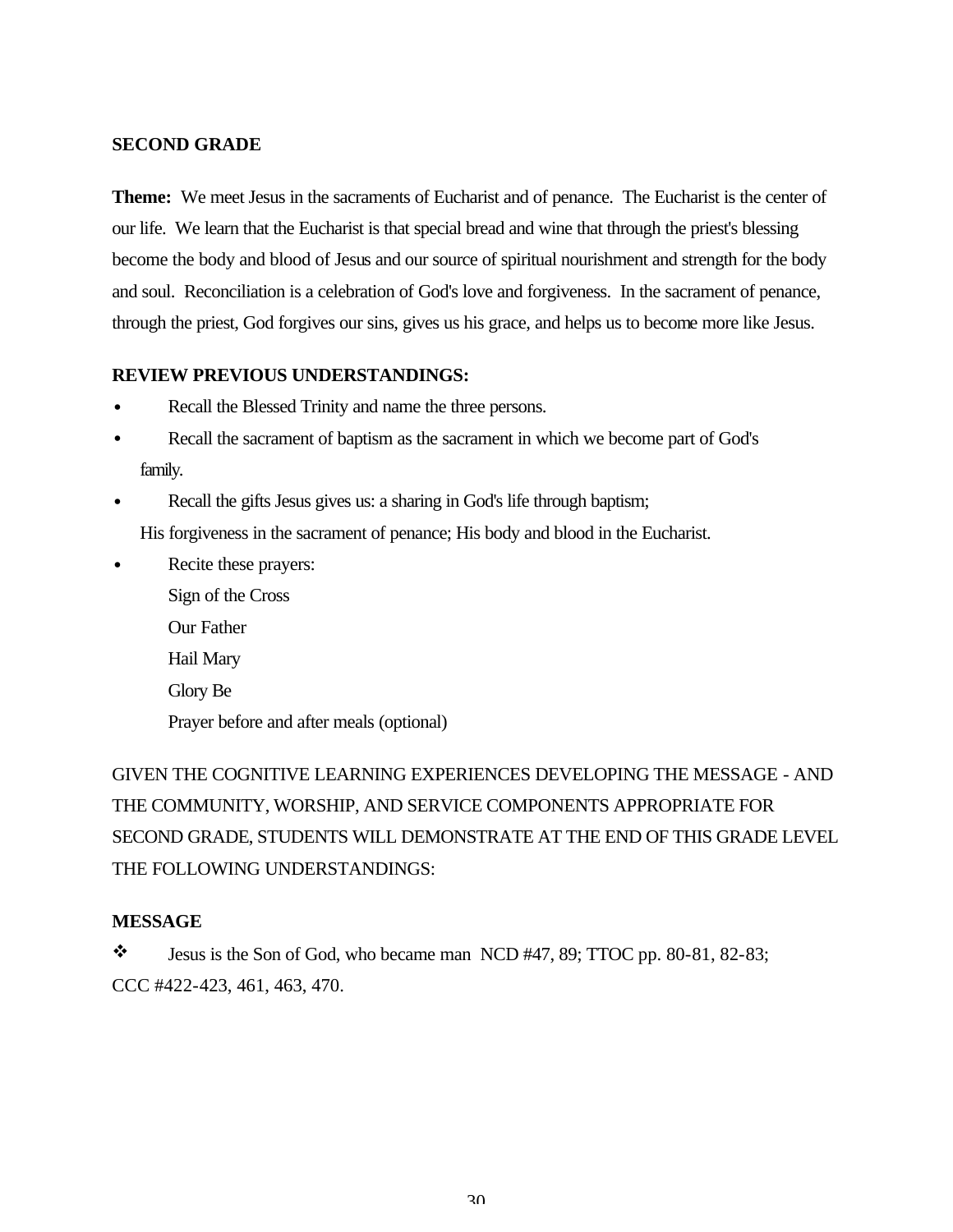**SECOND GRADE**

**Theme:** We meet Jesus in the sacraments of Eucharist and of penance. The Eucharist is the center of our life. We learn that the Eucharist is that special bread and wine that through the priest's blessing become the body and blood of Jesus and our source of spiritual nourishment and strength for the body and soul. Reconciliation is a celebration of God's love and forgiveness. In the sacrament of penance, through the priest, God forgives our sins, gives us his grace, and helps us to become more like Jesus.

**REVIEW PREVIOUS UNDERSTANDINGS:**

- Recall the Blessed Trinity and name the three persons.
- Recall the sacrament of baptism as the sacrament in which we become part of God's family.
- Recall the gifts Jesus gives us: a sharing in God's life through baptism; His forgiveness in the sacrament of penance; His body and blood in the Eucharist.
- Recite these prayers:
  Sign of the Cross
  Our Father
  Hail Mary
  Glory Be
  Prayer before and after meals (optional)

GIVEN THE COGNITIVE LEARNING EXPERIENCES DEVELOPING THE MESSAGE - AND THE COMMUNITY, WORSHIP, AND SERVICE COMPONENTS APPROPRIATE FOR SECOND GRADE, STUDENTS WILL DEMONSTRATE AT THE END OF THIS GRADE LEVEL THE FOLLOWING UNDERSTANDINGS:

**MESSAGE**

❖ Jesus is the Son of God, who became man NCD #47, 89; TTOC pp. 80-81, 82-83; CCC #422-423, 461, 463, 470.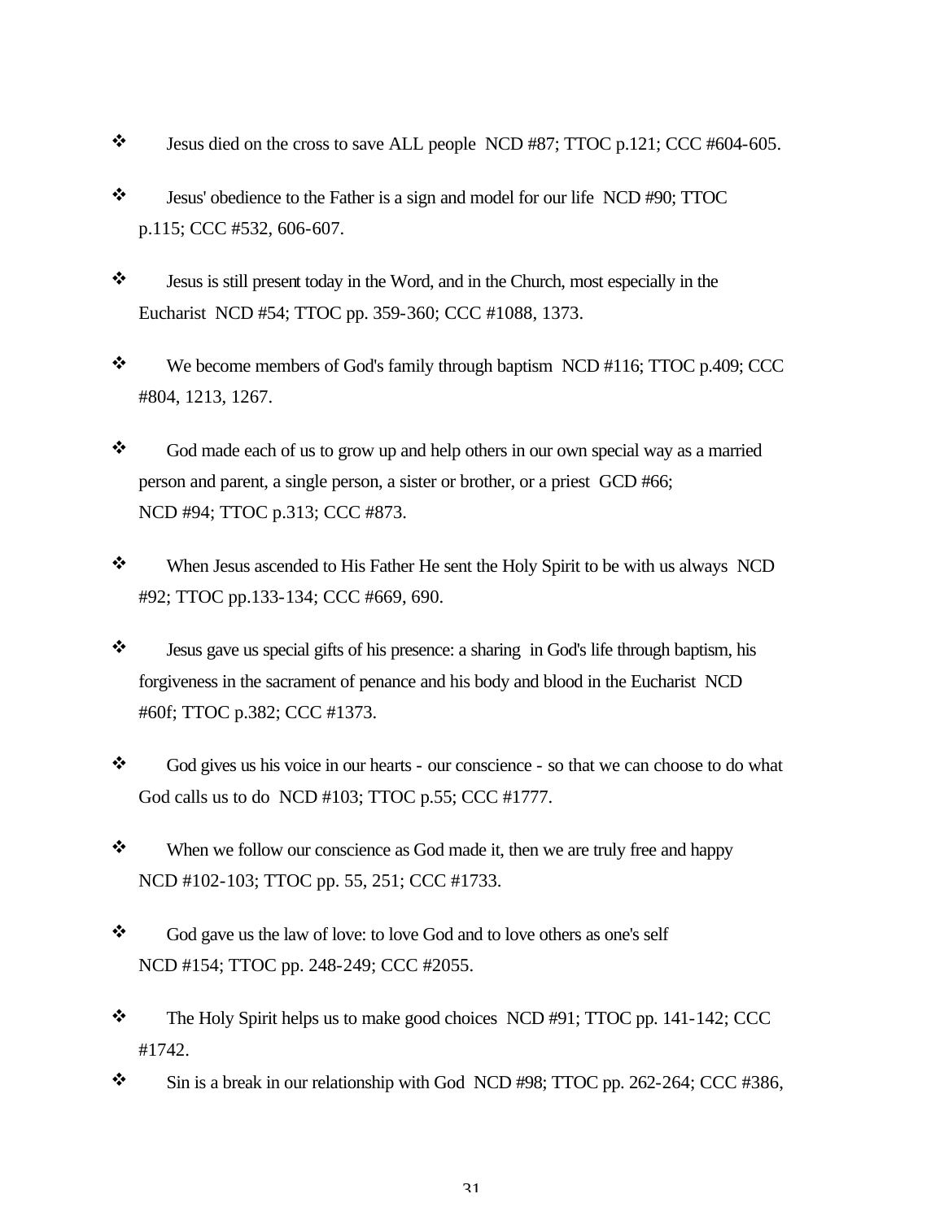- Jesus died on the cross to save ALL people NCD #87; TTOC p.121; CCC #604-605.

- Jesus' obedience to the Father is a sign and model for our life NCD #90; TTOC p.115; CCC #532, 606-607.

- Jesus is still present today in the Word, and in the Church, most especially in the Eucharist NCD #54; TTOC pp. 359-360; CCC #1088, 1373.

- We become members of God's family through baptism NCD #116; TTOC p.409; CCC #804, 1213, 1267.

- God made each of us to grow up and help others in our own special way as a married person and parent, a single person, a sister or brother, or a priest GCD #66; NCD #94; TTOC p.313; CCC #873.

- When Jesus ascended to His Father He sent the Holy Spirit to be with us always NCD #92; TTOC pp.133-134; CCC #669, 690.

- Jesus gave us special gifts of his presence: a sharing in God's life through baptism, his forgiveness in the sacrament of penance and his body and blood in the Eucharist NCD #60f; TTOC p.382; CCC #1373.

- God gives us his voice in our hearts - our conscience - so that we can choose to do what God calls us to do NCD #103; TTOC p.55; CCC #1777.

- When we follow our conscience as God made it, then we are truly free and happy NCD #102-103; TTOC pp. 55, 251; CCC #1733.

- God gave us the law of love: to love God and to love others as one's self NCD #154; TTOC pp. 248-249; CCC #2055.

- The Holy Spirit helps us to make good choices NCD #91; TTOC pp. 141-142; CCC #1742.
- Sin is a break in our relationship with God NCD #98; TTOC pp. 262-264; CCC #386,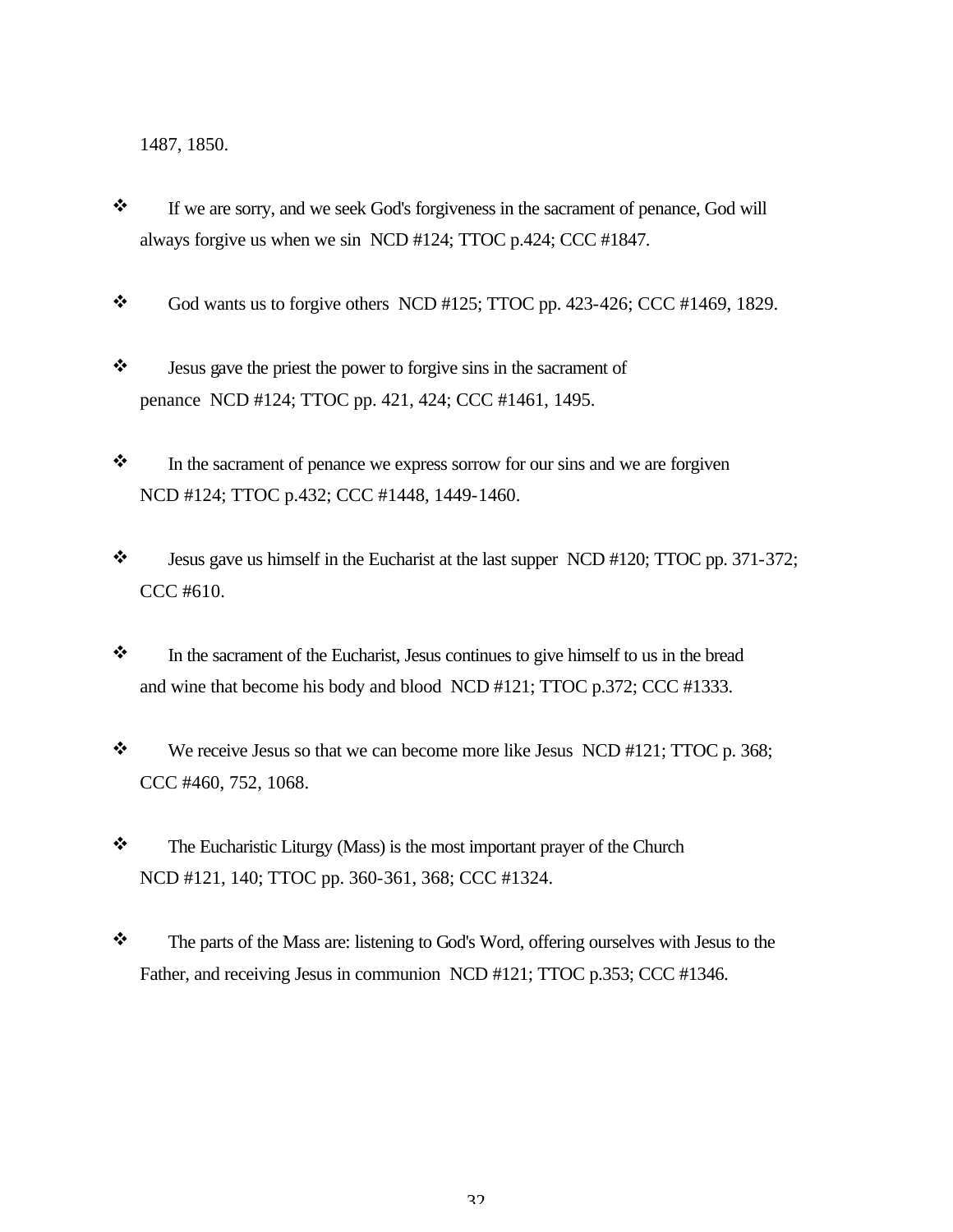1487, 1850.

- If we are sorry, and we seek God's forgiveness in the sacrament of penance, God will always forgive us when we sin  NCD #124; TTOC p.424; CCC #1847.

- God wants us to forgive others  NCD #125; TTOC pp. 423-426; CCC #1469, 1829.

- Jesus gave the priest the power to forgive sins in the sacrament of penance  NCD #124; TTOC pp. 421, 424; CCC #1461, 1495.

- In the sacrament of penance we express sorrow for our sins and we are forgiven NCD #124; TTOC p.432; CCC #1448, 1449-1460.

- Jesus gave us himself in the Eucharist at the last supper  NCD #120; TTOC pp. 371-372; CCC #610.

- In the sacrament of the Eucharist, Jesus continues to give himself to us in the bread and wine that become his body and blood  NCD #121; TTOC p.372; CCC #1333.

- We receive Jesus so that we can become more like Jesus  NCD #121; TTOC p. 368; CCC #460, 752, 1068.

- The Eucharistic Liturgy (Mass) is the most important prayer of the Church NCD #121, 140; TTOC pp. 360-361, 368; CCC #1324.

- The parts of the Mass are: listening to God's Word, offering ourselves with Jesus to the Father, and receiving Jesus in communion  NCD #121; TTOC p.353; CCC #1346.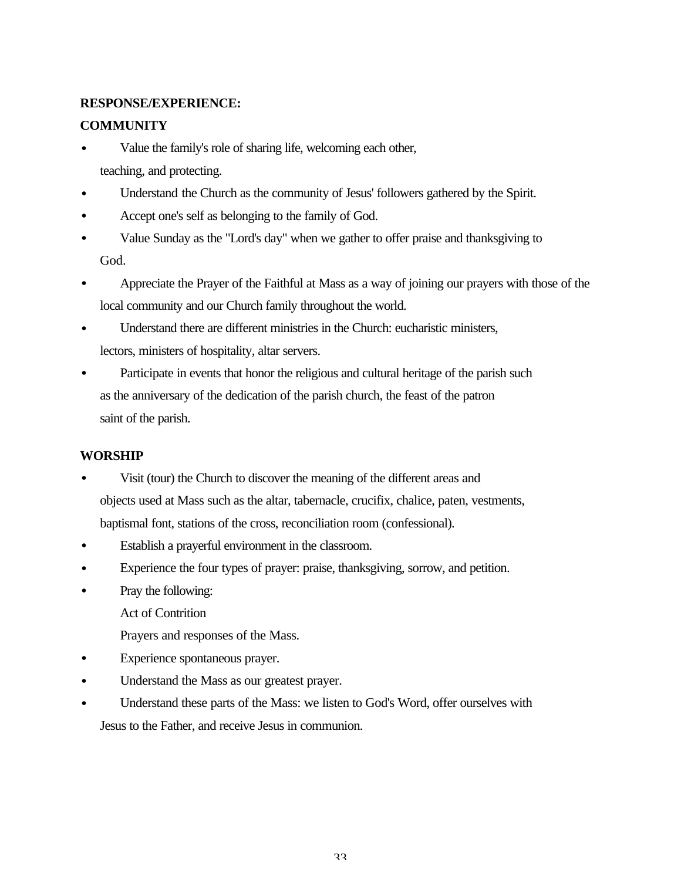**RESPONSE/EXPERIENCE:**

**COMMUNITY**

- Value the family's role of sharing life, welcoming each other, teaching, and protecting.
- Understand the Church as the community of Jesus' followers gathered by the Spirit.
- Accept one's self as belonging to the family of God.
- Value Sunday as the "Lord's day" when we gather to offer praise and thanksgiving to God.
- Appreciate the Prayer of the Faithful at Mass as a way of joining our prayers with those of the local community and our Church family throughout the world.
- Understand there are different ministries in the Church: eucharistic ministers, lectors, ministers of hospitality, altar servers.
- Participate in events that honor the religious and cultural heritage of the parish such as the anniversary of the dedication of the parish church, the feast of the patron saint of the parish.

**WORSHIP**

- Visit (tour) the Church to discover the meaning of the different areas and objects used at Mass such as the altar, tabernacle, crucifix, chalice, paten, vestments, baptismal font, stations of the cross, reconciliation room (confessional).
- Establish a prayerful environment in the classroom.
- Experience the four types of prayer: praise, thanksgiving, sorrow, and petition.
- Pray the following:

  Act of Contrition

  Prayers and responses of the Mass.
- Experience spontaneous prayer.
- Understand the Mass as our greatest prayer.
- Understand these parts of the Mass: we listen to God's Word, offer ourselves with Jesus to the Father, and receive Jesus in communion.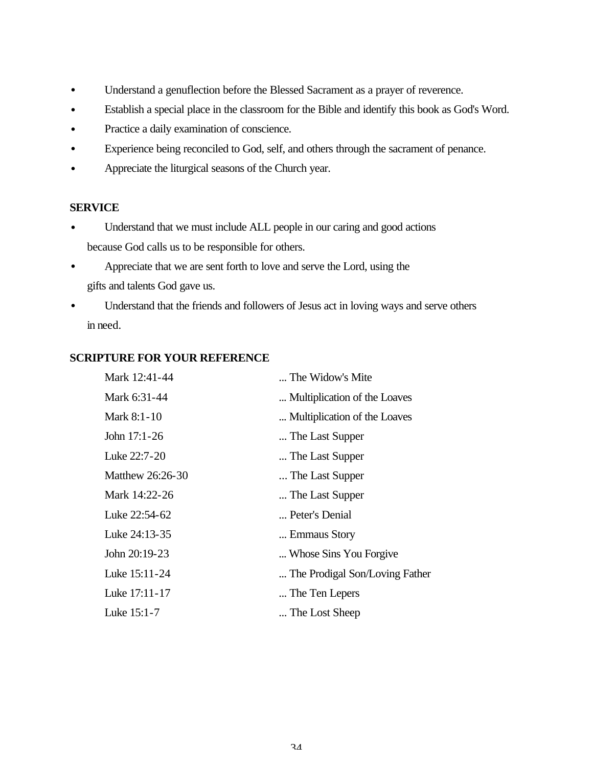- Understand a genuflection before the Blessed Sacrament as a prayer of reverence.
- Establish a special place in the classroom for the Bible and identify this book as God's Word.
- Practice a daily examination of conscience.
- Experience being reconciled to God, self, and others through the sacrament of penance.
- Appreciate the liturgical seasons of the Church year.

**SERVICE**

- Understand that we must include ALL people in our caring and good actions because God calls us to be responsible for others.
- Appreciate that we are sent forth to love and serve the Lord, using the gifts and talents God gave us.
- Understand that the friends and followers of Jesus act in loving ways and serve others in need.

**SCRIPTURE FOR YOUR REFERENCE**

| | |
|---|---|
| Mark 12:41-44 | ... The Widow's Mite |
| Mark 6:31-44 | ... Multiplication of the Loaves |
| Mark 8:1-10 | ... Multiplication of the Loaves |
| John 17:1-26 | ... The Last Supper |
| Luke 22:7-20 | ... The Last Supper |
| Matthew 26:26-30 | ... The Last Supper |
| Mark 14:22-26 | ... The Last Supper |
| Luke 22:54-62 | ... Peter's Denial |
| Luke 24:13-35 | ... Emmaus Story |
| John 20:19-23 | ... Whose Sins You Forgive |
| Luke 15:11-24 | ... The Prodigal Son/Loving Father |
| Luke 17:11-17 | ... The Ten Lepers |
| Luke 15:1-7 | ... The Lost Sheep |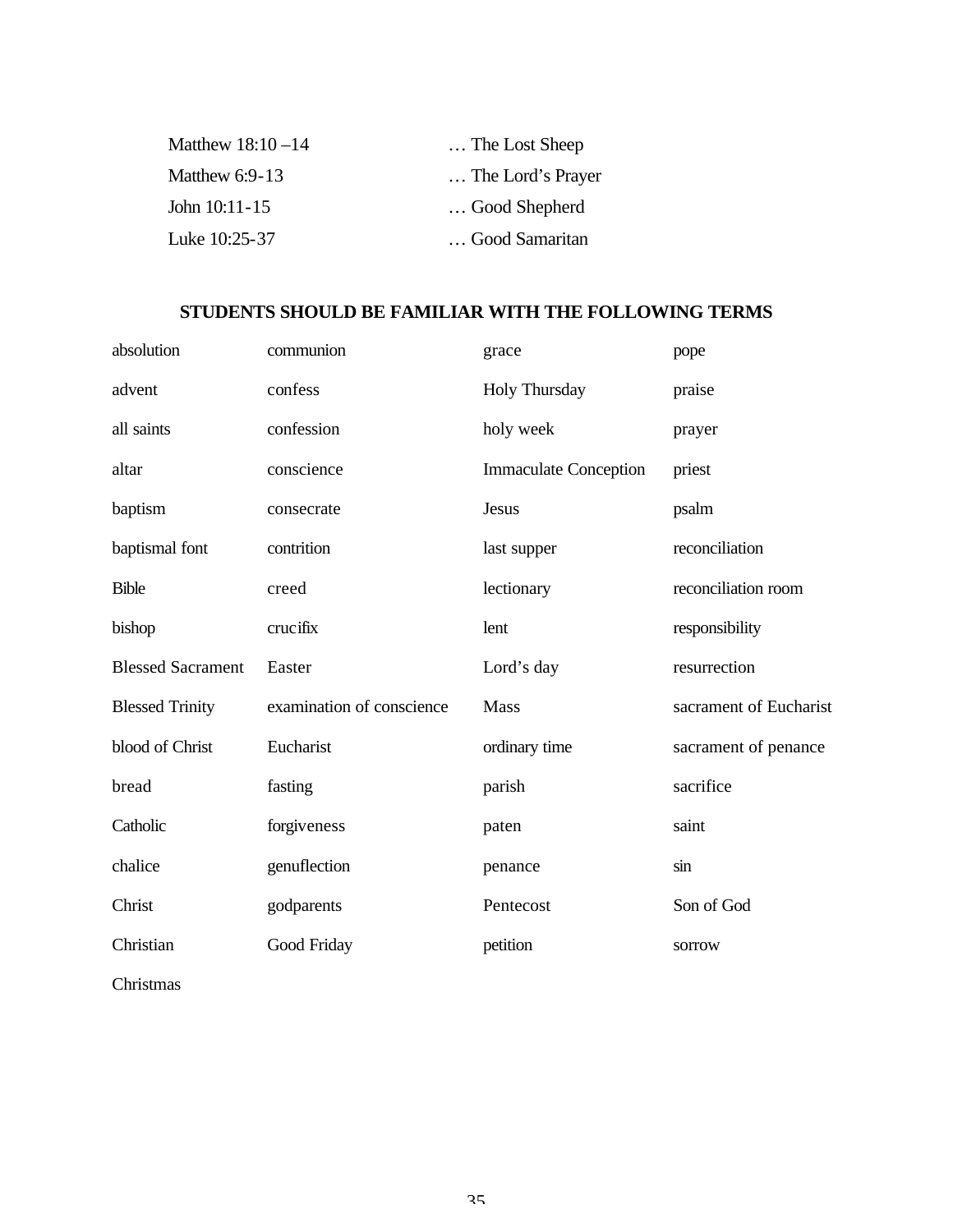| | |
|---|---|
| Matthew 18:10 –14 | … The Lost Sheep |
| Matthew 6:9-13 | … The Lord's Prayer |
| John 10:11-15 | … Good Shepherd |
| Luke 10:25-37 | … Good Samaritan |

**STUDENTS SHOULD BE FAMILIAR WITH THE FOLLOWING TERMS**

| | | | |
|---|---|---|---|
| absolution | communion | grace | pope |
| advent | confess | Holy Thursday | praise |
| all saints | confession | holy week | prayer |
| altar | conscience | Immaculate Conception | priest |
| baptism | consecrate | Jesus | psalm |
| baptismal font | contrition | last supper | reconciliation |
| Bible | creed | lectionary | reconciliation room |
| bishop | crucifix | lent | responsibility |
| Blessed Sacrament | Easter | Lord's day | resurrection |
| Blessed Trinity | examination of conscience | Mass | sacrament of Eucharist |
| blood of Christ | Eucharist | ordinary time | sacrament of penance |
| bread | fasting | parish | sacrifice |
| Catholic | forgiveness | paten | saint |
| chalice | genuflection | penance | sin |
| Christ | godparents | Pentecost | Son of God |
| Christian | Good Friday | petition | sorrow |
| Christmas | | | |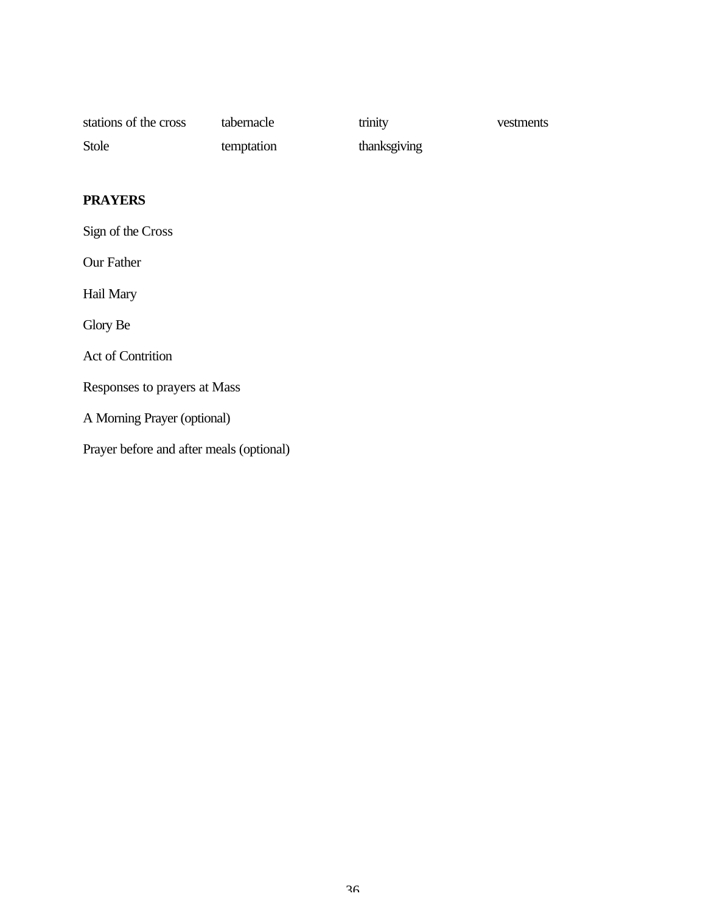| | | | |
|---|---|---|---|
| stations of the cross | tabernacle | trinity | vestments |
| Stole | temptation | thanksgiving | |

**PRAYERS**

Sign of the Cross

Our Father

Hail Mary

Glory Be

Act of Contrition

Responses to prayers at Mass

A Morning Prayer (optional)

Prayer before and after meals (optional)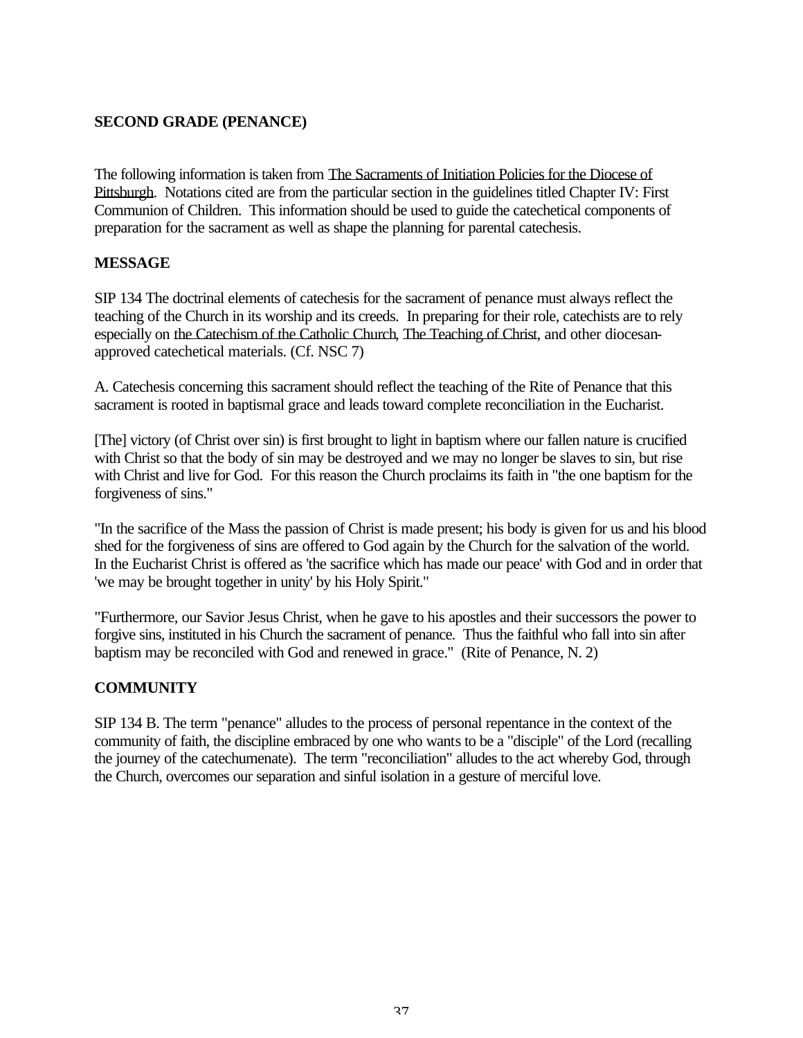**SECOND GRADE (PENANCE)**

The following information is taken from The Sacraments of Initiation Policies for the Diocese of Pittsburgh. Notations cited are from the particular section in the guidelines titled Chapter IV: First Communion of Children. This information should be used to guide the catechetical components of preparation for the sacrament as well as shape the planning for parental catechesis.

**MESSAGE**

SIP 134 The doctrinal elements of catechesis for the sacrament of penance must always reflect the teaching of the Church in its worship and its creeds. In preparing for their role, catechists are to rely especially on the Catechism of the Catholic Church, The Teaching of Christ, and other diocesan-approved catechetical materials. (Cf. NSC 7)

A. Catechesis concerning this sacrament should reflect the teaching of the Rite of Penance that this sacrament is rooted in baptismal grace and leads toward complete reconciliation in the Eucharist.

[The] victory (of Christ over sin) is first brought to light in baptism where our fallen nature is crucified with Christ so that the body of sin may be destroyed and we may no longer be slaves to sin, but rise with Christ and live for God. For this reason the Church proclaims its faith in "the one baptism for the forgiveness of sins."

"In the sacrifice of the Mass the passion of Christ is made present; his body is given for us and his blood shed for the forgiveness of sins are offered to God again by the Church for the salvation of the world. In the Eucharist Christ is offered as 'the sacrifice which has made our peace' with God and in order that 'we may be brought together in unity' by his Holy Spirit."

"Furthermore, our Savior Jesus Christ, when he gave to his apostles and their successors the power to forgive sins, instituted in his Church the sacrament of penance. Thus the faithful who fall into sin after baptism may be reconciled with God and renewed in grace." (Rite of Penance, N. 2)

**COMMUNITY**

SIP 134 B. The term "penance" alludes to the process of personal repentance in the context of the community of faith, the discipline embraced by one who wants to be a "disciple" of the Lord (recalling the journey of the catechumenate). The term "reconciliation" alludes to the act whereby God, through the Church, overcomes our separation and sinful isolation in a gesture of merciful love.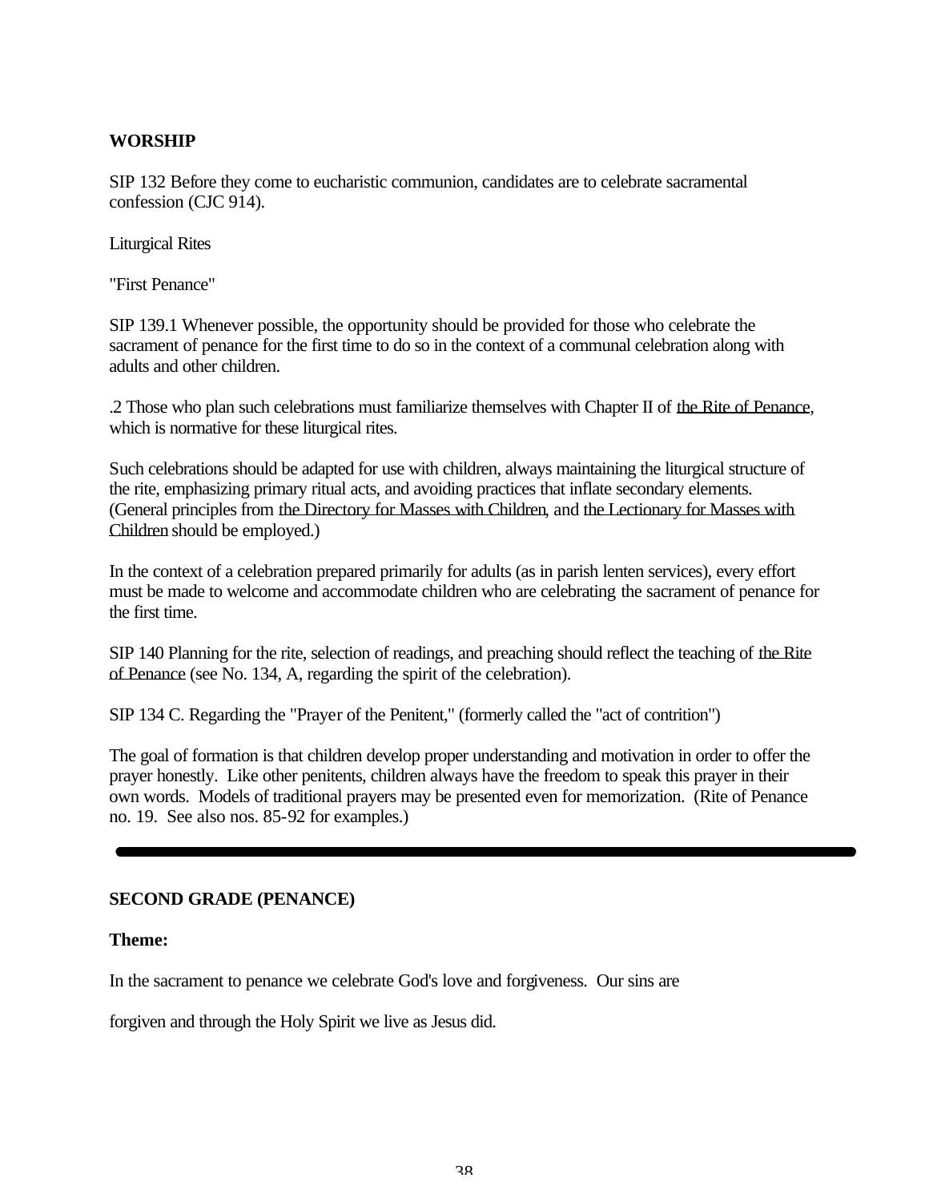**WORSHIP**

SIP 132 Before they come to eucharistic communion, candidates are to celebrate sacramental confession (CJC 914).

Liturgical Rites

"First Penance"

SIP 139.1 Whenever possible, the opportunity should be provided for those who celebrate the sacrament of penance for the first time to do so in the context of a communal celebration along with adults and other children.

.2 Those who plan such celebrations must familiarize themselves with Chapter II of the Rite of Penance, which is normative for these liturgical rites.

Such celebrations should be adapted for use with children, always maintaining the liturgical structure of the rite, emphasizing primary ritual acts, and avoiding practices that inflate secondary elements. (General principles from the Directory for Masses with Children, and the Lectionary for Masses with Children should be employed.)

In the context of a celebration prepared primarily for adults (as in parish lenten services), every effort must be made to welcome and accommodate children who are celebrating the sacrament of penance for the first time.

SIP 140 Planning for the rite, selection of readings, and preaching should reflect the teaching of the Rite of Penance (see No. 134, A, regarding the spirit of the celebration).

SIP 134 C. Regarding the "Prayer of the Penitent," (formerly called the "act of contrition")

The goal of formation is that children develop proper understanding and motivation in order to offer the prayer honestly. Like other penitents, children always have the freedom to speak this prayer in their own words. Models of traditional prayers may be presented even for memorization. (Rite of Penance no. 19. See also nos. 85-92 for examples.)

---

**SECOND GRADE (PENANCE)**

**Theme:**

In the sacrament to penance we celebrate God's love and forgiveness. Our sins are

forgiven and through the Holy Spirit we live as Jesus did.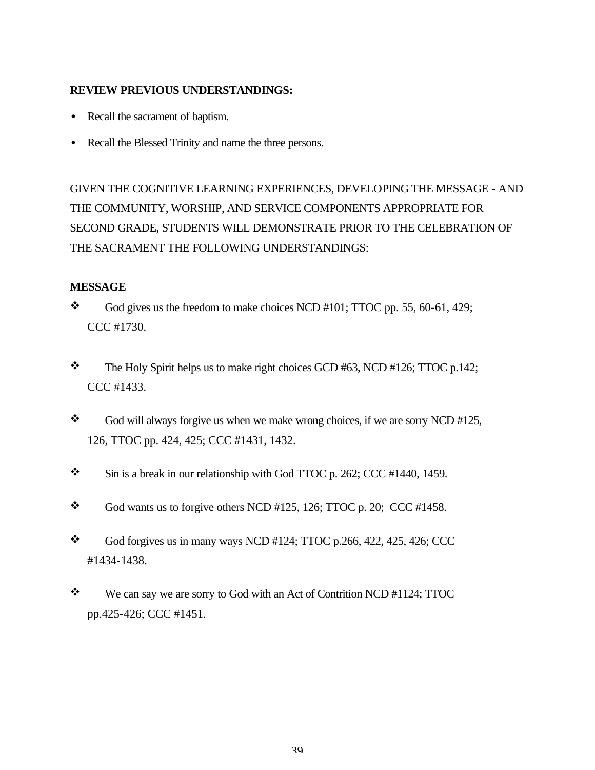**REVIEW PREVIOUS UNDERSTANDINGS:**

- Recall the sacrament of baptism.
- Recall the Blessed Trinity and name the three persons.

GIVEN THE COGNITIVE LEARNING EXPERIENCES, DEVELOPING THE MESSAGE - AND THE COMMUNITY, WORSHIP, AND SERVICE COMPONENTS APPROPRIATE FOR SECOND GRADE, STUDENTS WILL DEMONSTRATE PRIOR TO THE CELEBRATION OF THE SACRAMENT THE FOLLOWING UNDERSTANDINGS:

**MESSAGE**

- God gives us the freedom to make choices NCD #101; TTOC pp. 55, 60-61, 429; CCC #1730.
- The Holy Spirit helps us to make right choices GCD #63, NCD #126; TTOC p.142; CCC #1433.
- God will always forgive us when we make wrong choices, if we are sorry NCD #125, 126, TTOC pp. 424, 425; CCC #1431, 1432.
- Sin is a break in our relationship with God TTOC p. 262; CCC #1440, 1459.
- God wants us to forgive others NCD #125, 126; TTOC p. 20; CCC #1458.
- God forgives us in many ways NCD #124; TTOC p.266, 422, 425, 426; CCC #1434-1438.
- We can say we are sorry to God with an Act of Contrition NCD #1124; TTOC pp.425-426; CCC #1451.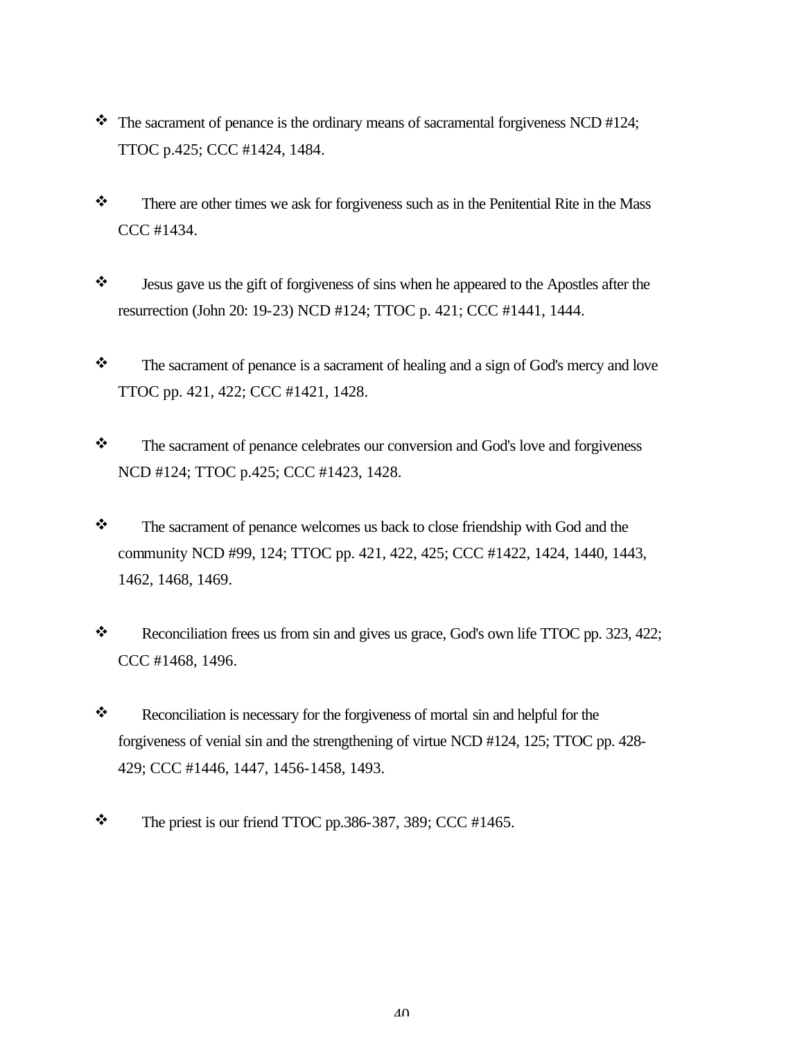- The sacrament of penance is the ordinary means of sacramental forgiveness NCD #124; TTOC p.425; CCC #1424, 1484.

- There are other times we ask for forgiveness such as in the Penitential Rite in the Mass CCC #1434.

- Jesus gave us the gift of forgiveness of sins when he appeared to the Apostles after the resurrection (John 20: 19-23) NCD #124; TTOC p. 421; CCC #1441, 1444.

- The sacrament of penance is a sacrament of healing and a sign of God's mercy and love TTOC pp. 421, 422; CCC #1421, 1428.

- The sacrament of penance celebrates our conversion and God's love and forgiveness NCD #124; TTOC p.425; CCC #1423, 1428.

- The sacrament of penance welcomes us back to close friendship with God and the community NCD #99, 124; TTOC pp. 421, 422, 425; CCC #1422, 1424, 1440, 1443, 1462, 1468, 1469.

- Reconciliation frees us from sin and gives us grace, God's own life TTOC pp. 323, 422; CCC #1468, 1496.

- Reconciliation is necessary for the forgiveness of mortal sin and helpful for the forgiveness of venial sin and the strengthening of virtue NCD #124, 125; TTOC pp. 428-429; CCC #1446, 1447, 1456-1458, 1493.

- The priest is our friend TTOC pp.386-387, 389; CCC #1465.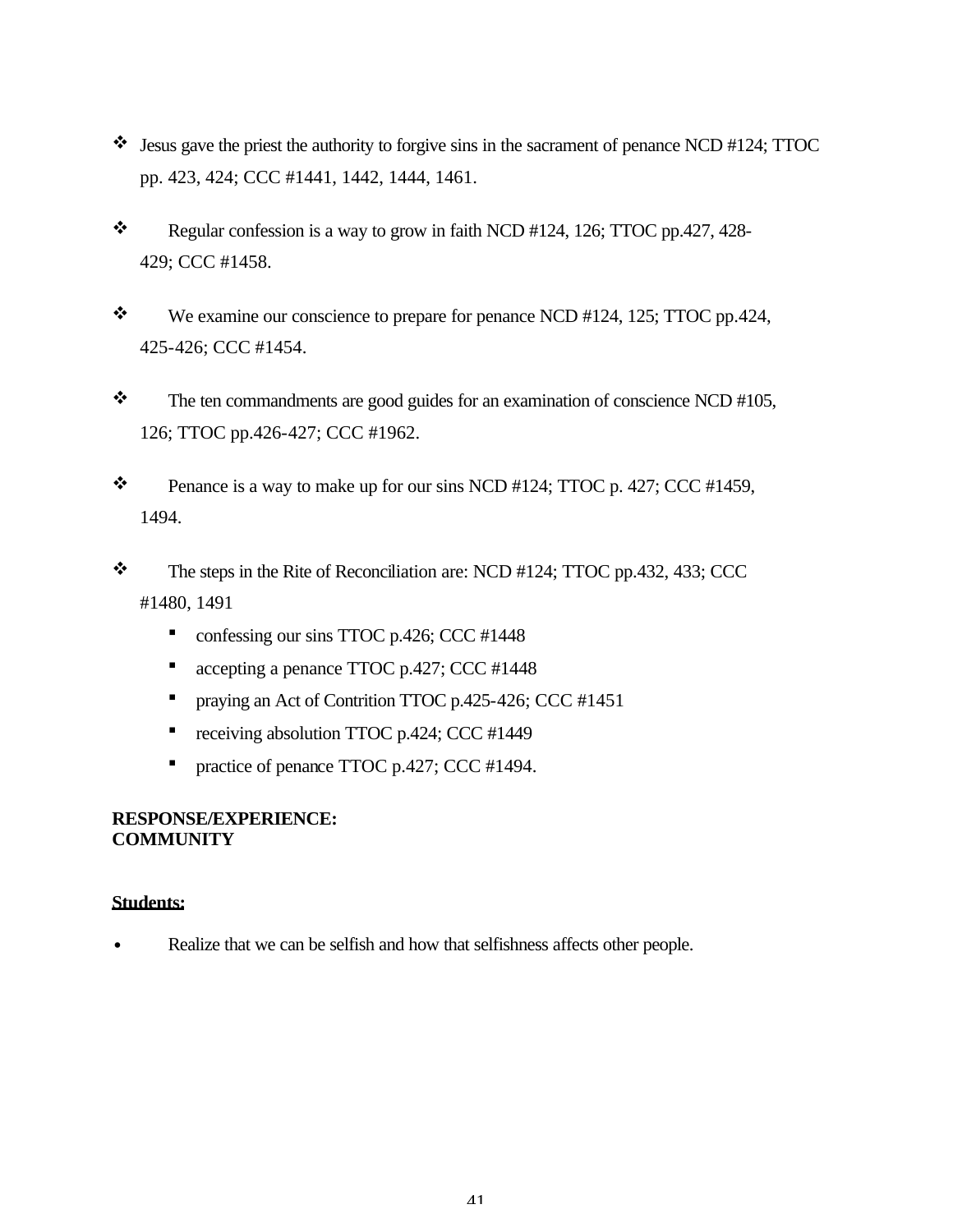- Jesus gave the priest the authority to forgive sins in the sacrament of penance NCD #124; TTOC pp. 423, 424; CCC #1441, 1442, 1444, 1461.
- Regular confession is a way to grow in faith NCD #124, 126; TTOC pp.427, 428-429; CCC #1458.
- We examine our conscience to prepare for penance NCD #124, 125; TTOC pp.424, 425-426; CCC #1454.
- The ten commandments are good guides for an examination of conscience NCD #105, 126; TTOC pp.426-427; CCC #1962.
- Penance is a way to make up for our sins NCD #124; TTOC p. 427; CCC #1459, 1494.
- The steps in the Rite of Reconciliation are: NCD #124; TTOC pp.432, 433; CCC #1480, 1491
  - confessing our sins TTOC p.426; CCC #1448
  - accepting a penance TTOC p.427; CCC #1448
  - praying an Act of Contrition TTOC p.425-426; CCC #1451
  - receiving absolution TTOC p.424; CCC #1449
  - practice of penance TTOC p.427; CCC #1494.

**RESPONSE/EXPERIENCE:**
**COMMUNITY**

**Students:**

- Realize that we can be selfish and how that selfishness affects other people.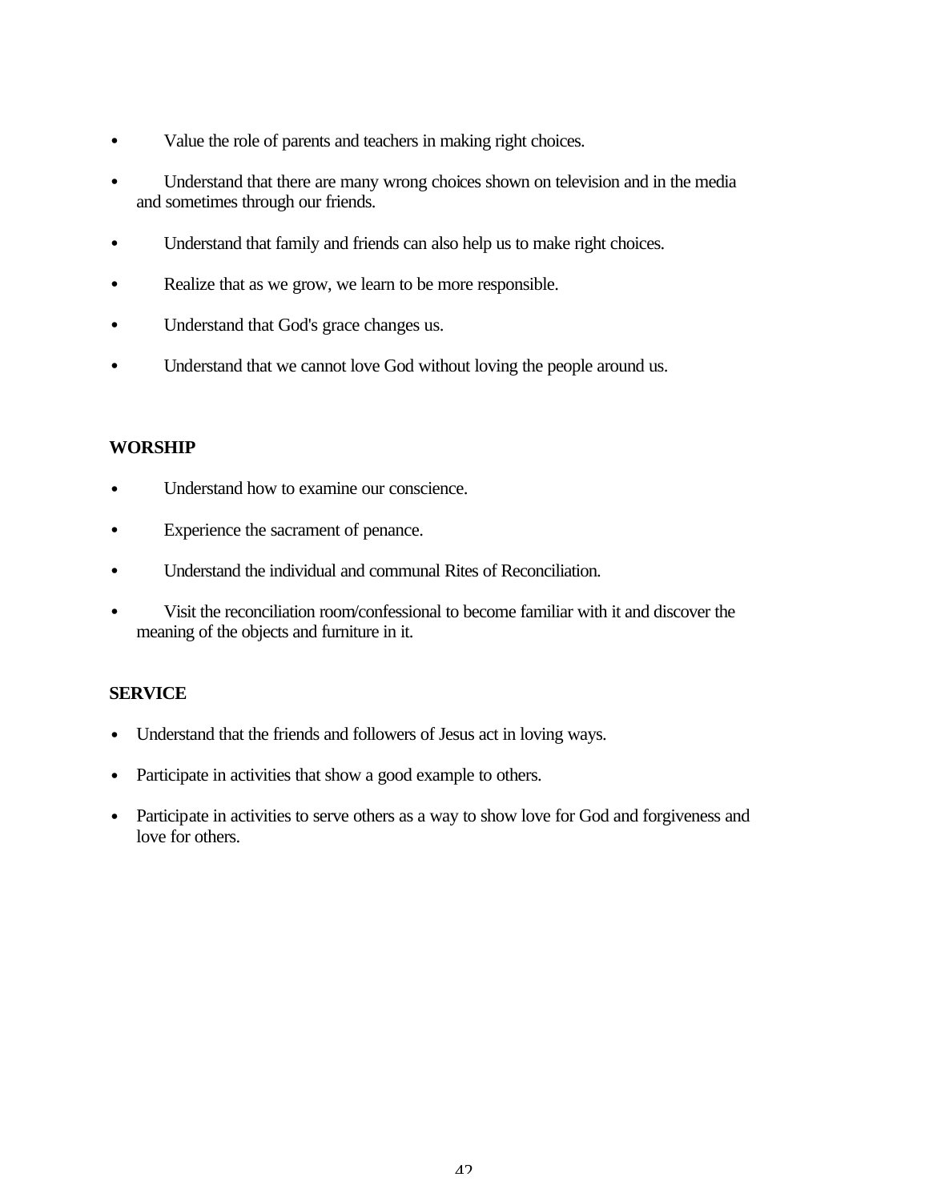- Value the role of parents and teachers in making right choices.
- Understand that there are many wrong choices shown on television and in the media and sometimes through our friends.
- Understand that family and friends can also help us to make right choices.
- Realize that as we grow, we learn to be more responsible.
- Understand that God's grace changes us.
- Understand that we cannot love God without loving the people around us.

**WORSHIP**

- Understand how to examine our conscience.
- Experience the sacrament of penance.
- Understand the individual and communal Rites of Reconciliation.
- Visit the reconciliation room/confessional to become familiar with it and discover the meaning of the objects and furniture in it.

**SERVICE**

- Understand that the friends and followers of Jesus act in loving ways.
- Participate in activities that show a good example to others.
- Participate in activities to serve others as a way to show love for God and forgiveness and love for others.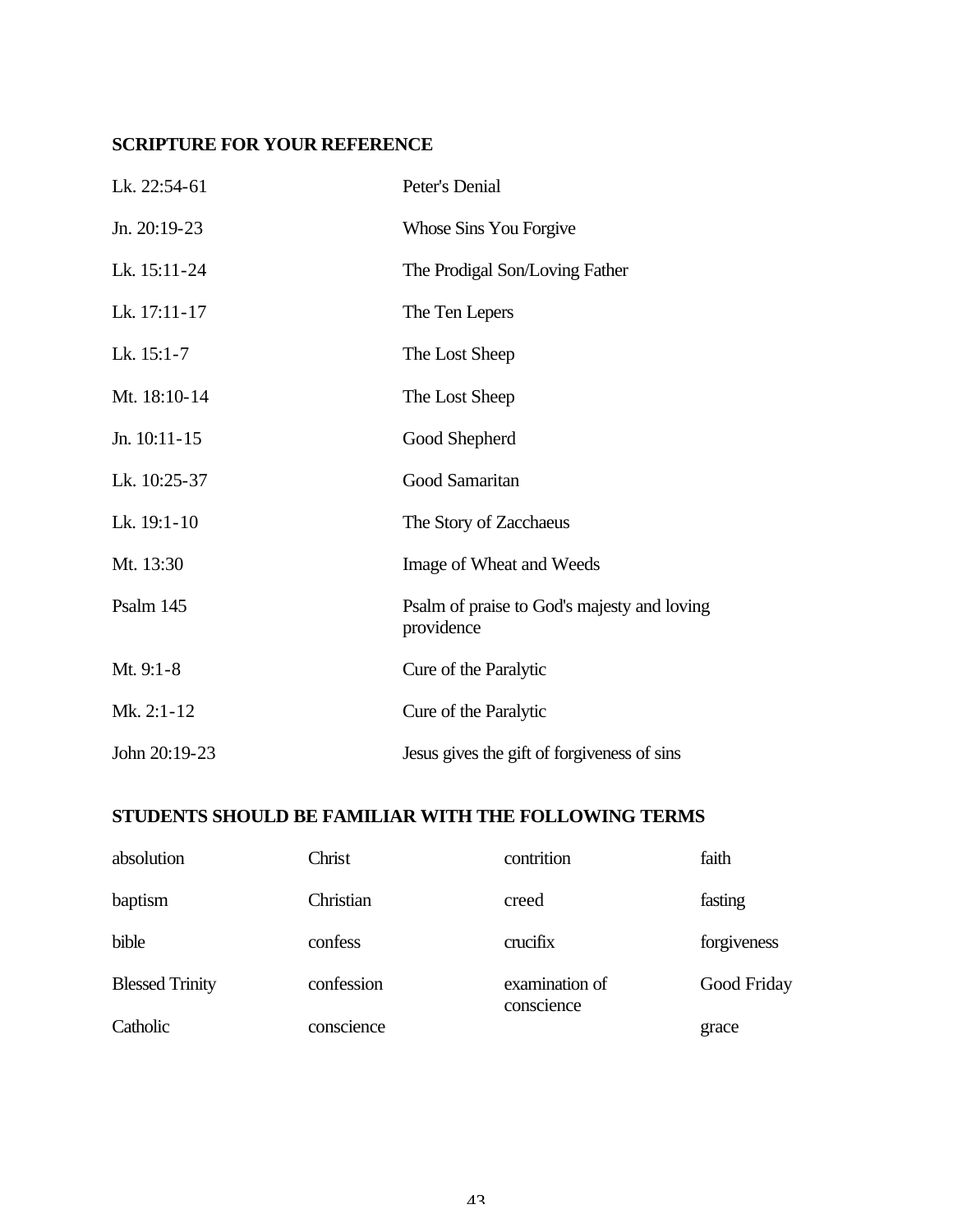**SCRIPTURE FOR YOUR REFERENCE**

| | |
|---|---|
| Lk. 22:54-61 | Peter's Denial |
| Jn. 20:19-23 | Whose Sins You Forgive |
| Lk. 15:11-24 | The Prodigal Son/Loving Father |
| Lk. 17:11-17 | The Ten Lepers |
| Lk. 15:1-7 | The Lost Sheep |
| Mt. 18:10-14 | The Lost Sheep |
| Jn. 10:11-15 | Good Shepherd |
| Lk. 10:25-37 | Good Samaritan |
| Lk. 19:1-10 | The Story of Zacchaeus |
| Mt. 13:30 | Image of Wheat and Weeds |
| Psalm 145 | Psalm of praise to God's majesty and loving providence |
| Mt. 9:1-8 | Cure of the Paralytic |
| Mk. 2:1-12 | Cure of the Paralytic |
| John 20:19-23 | Jesus gives the gift of forgiveness of sins |

**STUDENTS SHOULD BE FAMILIAR WITH THE FOLLOWING TERMS**

| | | | |
|---|---|---|---|
| absolution | Christ | contrition | faith |
| baptism | Christian | creed | fasting |
| bible | confess | crucifix | forgiveness |
| Blessed Trinity | confession | examination of conscience | Good Friday |
| Catholic | conscience | | grace |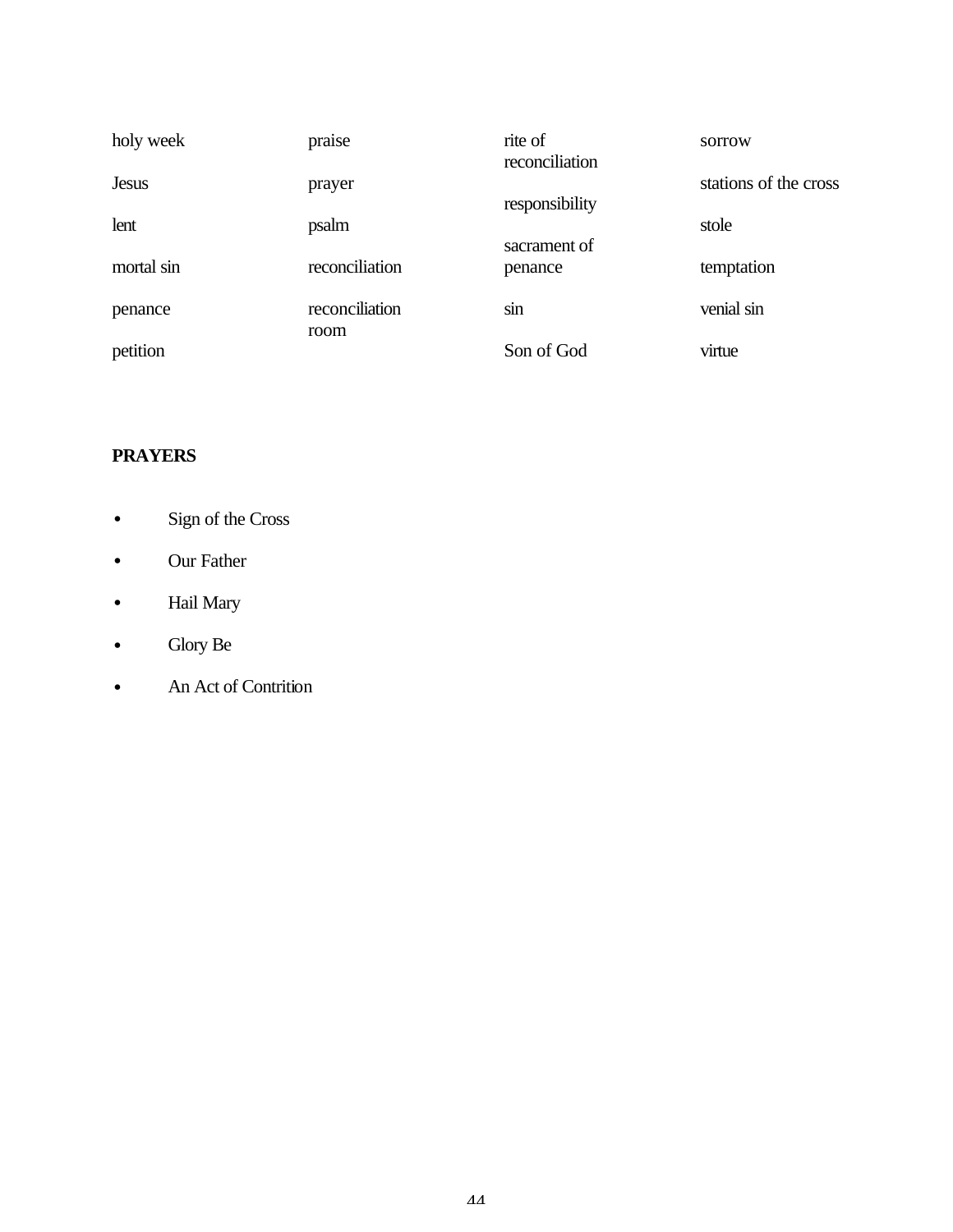holy week

Jesus

lent

mortal sin

penance

petition

praise

prayer

psalm

reconciliation

reconciliation room

rite of reconciliation

responsibility

sacrament of penance

sin

Son of God

sorrow

stations of the cross

stole

temptation

venial sin

virtue

**PRAYERS**

- Sign of the Cross
- Our Father
- Hail Mary
- Glory Be
- An Act of Contrition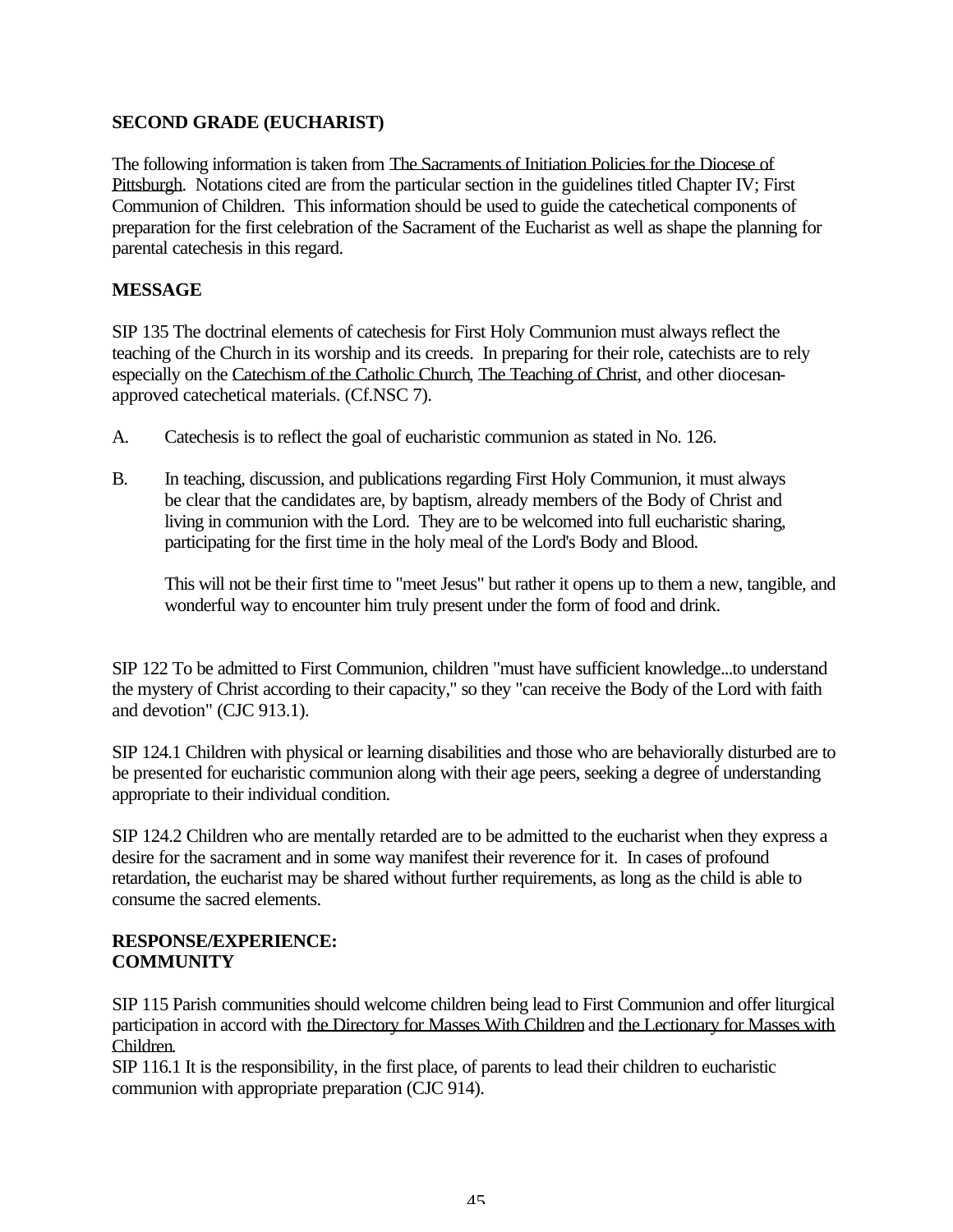**SECOND GRADE (EUCHARIST)**

The following information is taken from The Sacraments of Initiation Policies for the Diocese of Pittsburgh. Notations cited are from the particular section in the guidelines titled Chapter IV; First Communion of Children. This information should be used to guide the catechetical components of preparation for the first celebration of the Sacrament of the Eucharist as well as shape the planning for parental catechesis in this regard.

**MESSAGE**

SIP 135 The doctrinal elements of catechesis for First Holy Communion must always reflect the teaching of the Church in its worship and its creeds. In preparing for their role, catechists are to rely especially on the Catechism of the Catholic Church, The Teaching of Christ, and other diocesan-approved catechetical materials. (Cf.NSC 7).

A. Catechesis is to reflect the goal of eucharistic communion as stated in No. 126.

B. In teaching, discussion, and publications regarding First Holy Communion, it must always be clear that the candidates are, by baptism, already members of the Body of Christ and living in communion with the Lord. They are to be welcomed into full eucharistic sharing, participating for the first time in the holy meal of the Lord's Body and Blood.

   This will not be their first time to "meet Jesus" but rather it opens up to them a new, tangible, and wonderful way to encounter him truly present under the form of food and drink.

SIP 122 To be admitted to First Communion, children "must have sufficient knowledge...to understand the mystery of Christ according to their capacity," so they "can receive the Body of the Lord with faith and devotion" (CJC 913.1).

SIP 124.1 Children with physical or learning disabilities and those who are behaviorally disturbed are to be presented for eucharistic communion along with their age peers, seeking a degree of understanding appropriate to their individual condition.

SIP 124.2 Children who are mentally retarded are to be admitted to the eucharist when they express a desire for the sacrament and in some way manifest their reverence for it. In cases of profound retardation, the eucharist may be shared without further requirements, as long as the child is able to consume the sacred elements.

**RESPONSE/EXPERIENCE:**
**COMMUNITY**

SIP 115 Parish communities should welcome children being lead to First Communion and offer liturgical participation in accord with the Directory for Masses With Children and the Lectionary for Masses with Children.

SIP 116.1 It is the responsibility, in the first place, of parents to lead their children to eucharistic communion with appropriate preparation (CJC 914).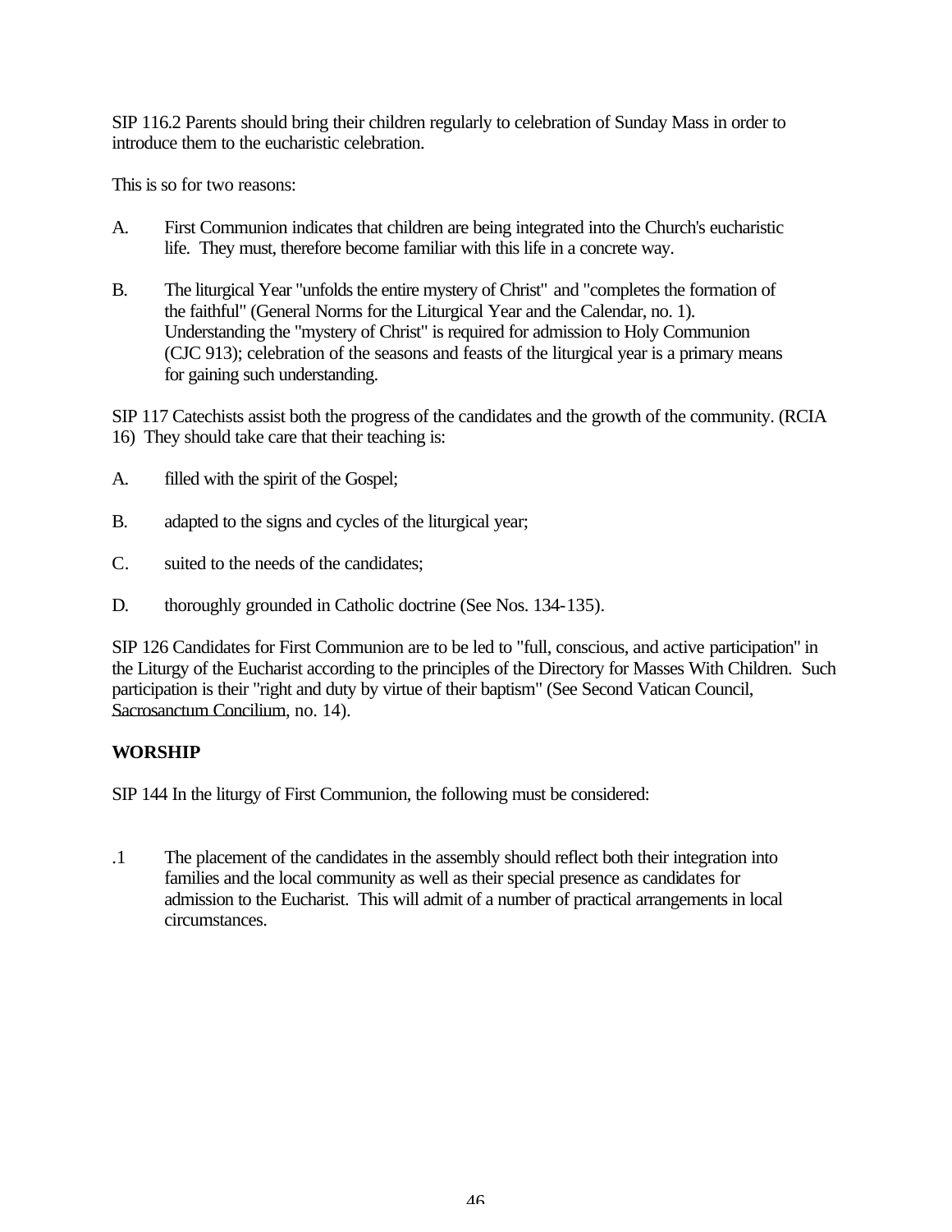SIP 116.2 Parents should bring their children regularly to celebration of Sunday Mass in order to introduce them to the eucharistic celebration.

This is so for two reasons:

A. First Communion indicates that children are being integrated into the Church's eucharistic life. They must, therefore become familiar with this life in a concrete way.

B. The liturgical Year "unfolds the entire mystery of Christ" and "completes the formation of the faithful" (General Norms for the Liturgical Year and the Calendar, no. 1). Understanding the "mystery of Christ" is required for admission to Holy Communion (CJC 913); celebration of the seasons and feasts of the liturgical year is a primary means for gaining such understanding.

SIP 117 Catechists assist both the progress of the candidates and the growth of the community. (RCIA 16) They should take care that their teaching is:

A. filled with the spirit of the Gospel;

B. adapted to the signs and cycles of the liturgical year;

C. suited to the needs of the candidates;

D. thoroughly grounded in Catholic doctrine (See Nos. 134-135).

SIP 126 Candidates for First Communion are to be led to "full, conscious, and active participation" in the Liturgy of the Eucharist according to the principles of the Directory for Masses With Children. Such participation is their "right and duty by virtue of their baptism" (See Second Vatican Council, Sacrosanctum Concilium, no. 14).

**WORSHIP**

SIP 144 In the liturgy of First Communion, the following must be considered:

.1 The placement of the candidates in the assembly should reflect both their integration into families and the local community as well as their special presence as candidates for admission to the Eucharist. This will admit of a number of practical arrangements in local circumstances.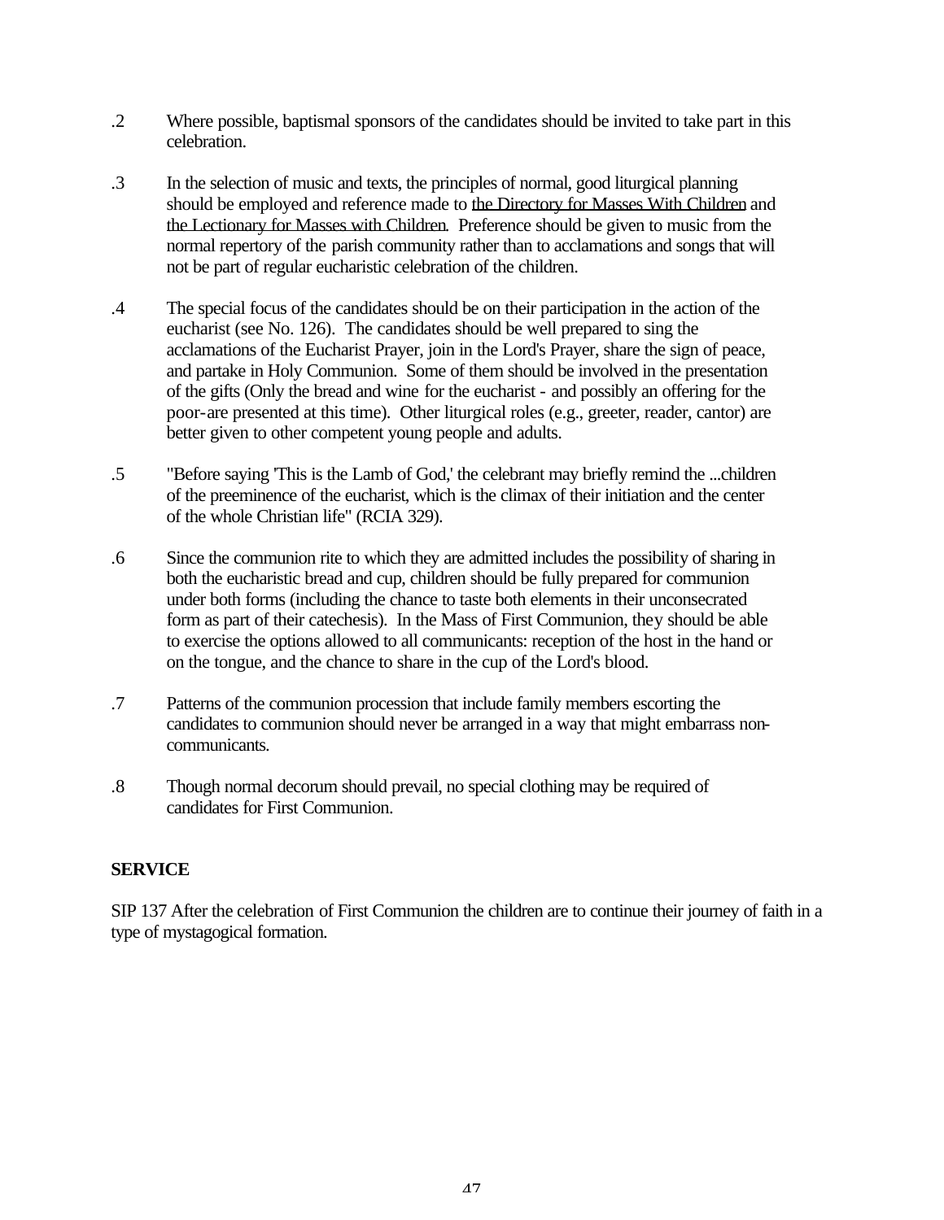.2 Where possible, baptismal sponsors of the candidates should be invited to take part in this celebration.

.3 In the selection of music and texts, the principles of normal, good liturgical planning should be employed and reference made to the Directory for Masses With Children and the Lectionary for Masses with Children. Preference should be given to music from the normal repertory of the parish community rather than to acclamations and songs that will not be part of regular eucharistic celebration of the children.

.4 The special focus of the candidates should be on their participation in the action of the eucharist (see No. 126). The candidates should be well prepared to sing the acclamations of the Eucharist Prayer, join in the Lord's Prayer, share the sign of peace, and partake in Holy Communion. Some of them should be involved in the presentation of the gifts (Only the bread and wine for the eucharist - and possibly an offering for the poor-are presented at this time). Other liturgical roles (e.g., greeter, reader, cantor) are better given to other competent young people and adults.

.5 "Before saying 'This is the Lamb of God,' the celebrant may briefly remind the ...children of the preeminence of the eucharist, which is the climax of their initiation and the center of the whole Christian life" (RCIA 329).

.6 Since the communion rite to which they are admitted includes the possibility of sharing in both the eucharistic bread and cup, children should be fully prepared for communion under both forms (including the chance to taste both elements in their unconsecrated form as part of their catechesis). In the Mass of First Communion, they should be able to exercise the options allowed to all communicants: reception of the host in the hand or on the tongue, and the chance to share in the cup of the Lord's blood.

.7 Patterns of the communion procession that include family members escorting the candidates to communion should never be arranged in a way that might embarrass non-communicants.

.8 Though normal decorum should prevail, no special clothing may be required of candidates for First Communion.

**SERVICE**

SIP 137 After the celebration of First Communion the children are to continue their journey of faith in a type of mystagogical formation.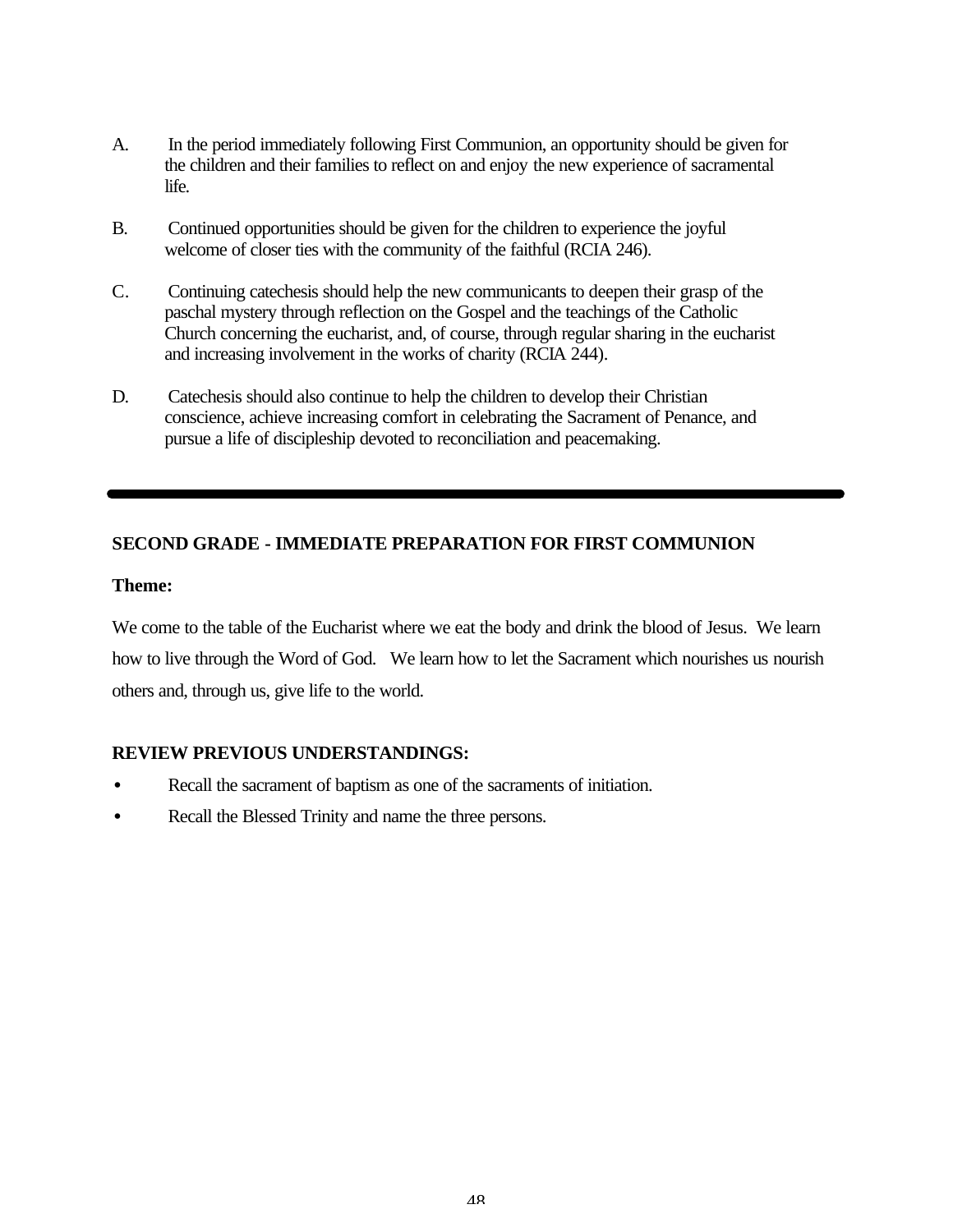A. In the period immediately following First Communion, an opportunity should be given for the children and their families to reflect on and enjoy the new experience of sacramental life.

B. Continued opportunities should be given for the children to experience the joyful welcome of closer ties with the community of the faithful (RCIA 246).

C. Continuing catechesis should help the new communicants to deepen their grasp of the paschal mystery through reflection on the Gospel and the teachings of the Catholic Church concerning the eucharist, and, of course, through regular sharing in the eucharist and increasing involvement in the works of charity (RCIA 244).

D. Catechesis should also continue to help the children to develop their Christian conscience, achieve increasing comfort in celebrating the Sacrament of Penance, and pursue a life of discipleship devoted to reconciliation and peacemaking.

---

**SECOND GRADE - IMMEDIATE PREPARATION FOR FIRST COMMUNION**

**Theme:**

We come to the table of the Eucharist where we eat the body and drink the blood of Jesus. We learn how to live through the Word of God. We learn how to let the Sacrament which nourishes us nourish others and, through us, give life to the world.

**REVIEW PREVIOUS UNDERSTANDINGS:**

- Recall the sacrament of baptism as one of the sacraments of initiation.
- Recall the Blessed Trinity and name the three persons.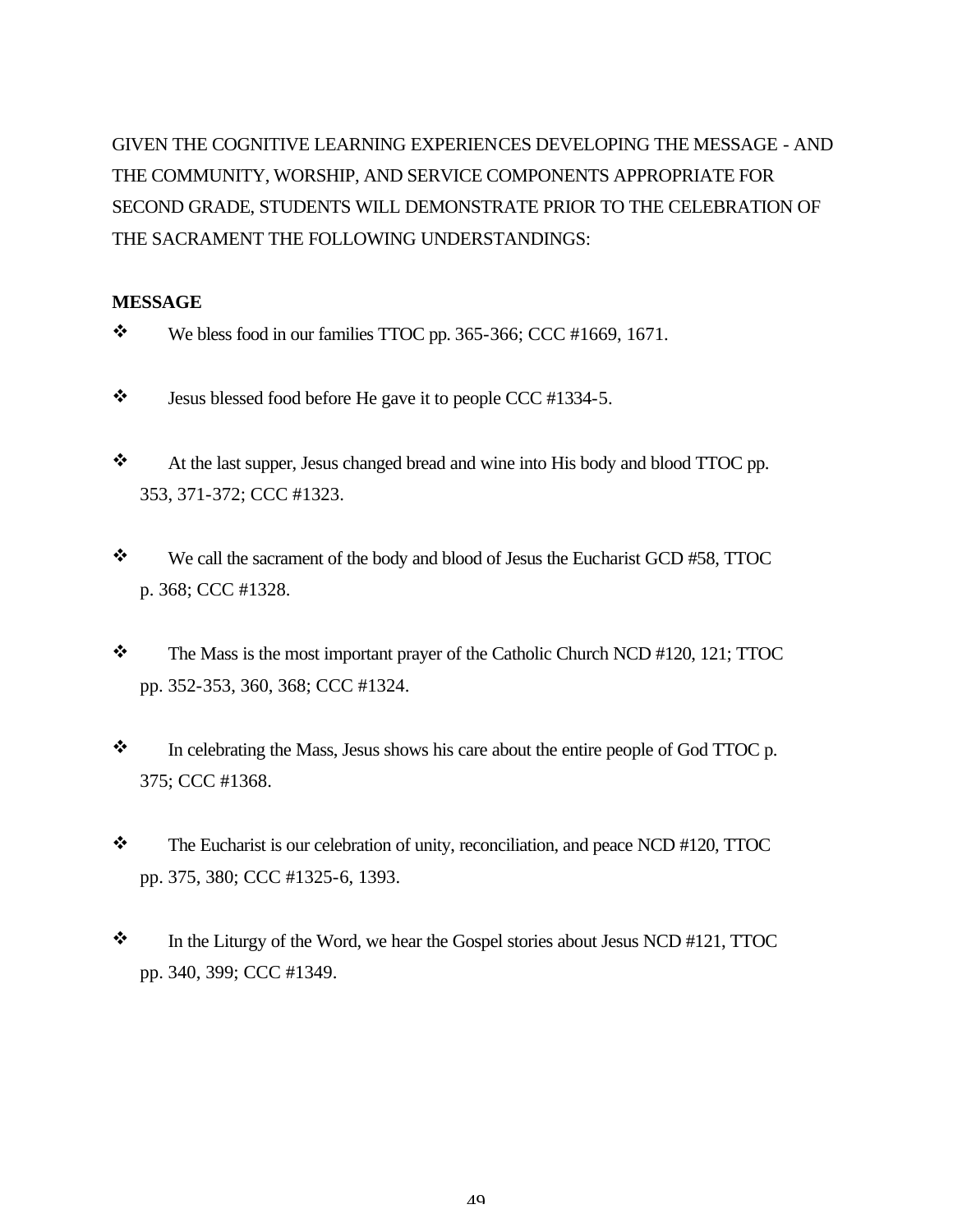GIVEN THE COGNITIVE LEARNING EXPERIENCES DEVELOPING THE MESSAGE - AND THE COMMUNITY, WORSHIP, AND SERVICE COMPONENTS APPROPRIATE FOR SECOND GRADE, STUDENTS WILL DEMONSTRATE PRIOR TO THE CELEBRATION OF THE SACRAMENT THE FOLLOWING UNDERSTANDINGS:

**MESSAGE**

- We bless food in our families TTOC pp. 365-366; CCC #1669, 1671.
- Jesus blessed food before He gave it to people CCC #1334-5.
- At the last supper, Jesus changed bread and wine into His body and blood TTOC pp. 353, 371-372; CCC #1323.
- We call the sacrament of the body and blood of Jesus the Eucharist GCD #58, TTOC p. 368; CCC #1328.
- The Mass is the most important prayer of the Catholic Church NCD #120, 121; TTOC pp. 352-353, 360, 368; CCC #1324.
- In celebrating the Mass, Jesus shows his care about the entire people of God TTOC p. 375; CCC #1368.
- The Eucharist is our celebration of unity, reconciliation, and peace NCD #120, TTOC pp. 375, 380; CCC #1325-6, 1393.
- In the Liturgy of the Word, we hear the Gospel stories about Jesus NCD #121, TTOC pp. 340, 399; CCC #1349.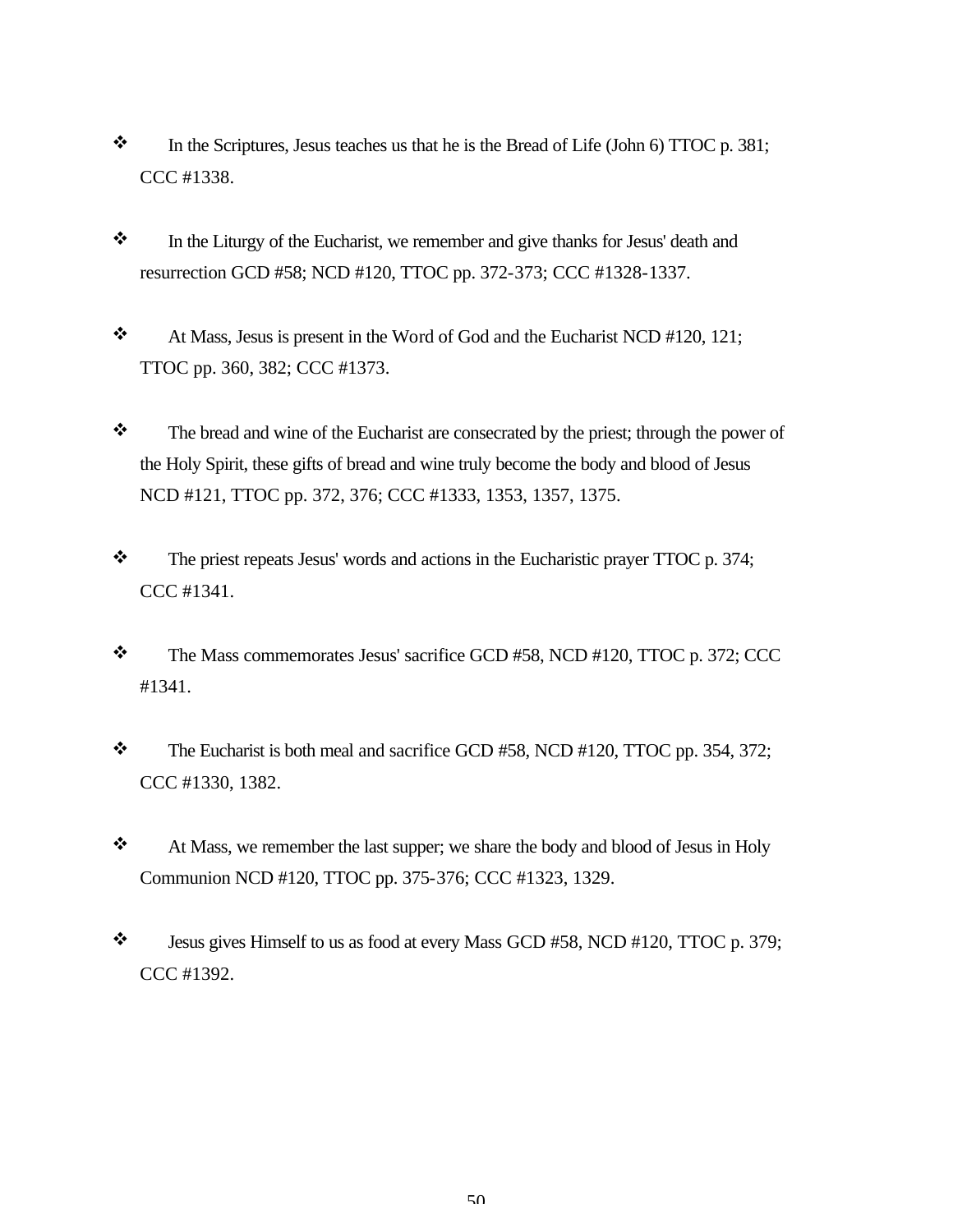- In the Scriptures, Jesus teaches us that he is the Bread of Life (John 6) TTOC p. 381; CCC #1338.

- In the Liturgy of the Eucharist, we remember and give thanks for Jesus' death and resurrection GCD #58; NCD #120, TTOC pp. 372-373; CCC #1328-1337.

- At Mass, Jesus is present in the Word of God and the Eucharist NCD #120, 121; TTOC pp. 360, 382; CCC #1373.

- The bread and wine of the Eucharist are consecrated by the priest; through the power of the Holy Spirit, these gifts of bread and wine truly become the body and blood of Jesus NCD #121, TTOC pp. 372, 376; CCC #1333, 1353, 1357, 1375.

- The priest repeats Jesus' words and actions in the Eucharistic prayer TTOC p. 374; CCC #1341.

- The Mass commemorates Jesus' sacrifice GCD #58, NCD #120, TTOC p. 372; CCC #1341.

- The Eucharist is both meal and sacrifice GCD #58, NCD #120, TTOC pp. 354, 372; CCC #1330, 1382.

- At Mass, we remember the last supper; we share the body and blood of Jesus in Holy Communion NCD #120, TTOC pp. 375-376; CCC #1323, 1329.

- Jesus gives Himself to us as food at every Mass GCD #58, NCD #120, TTOC p. 379; CCC #1392.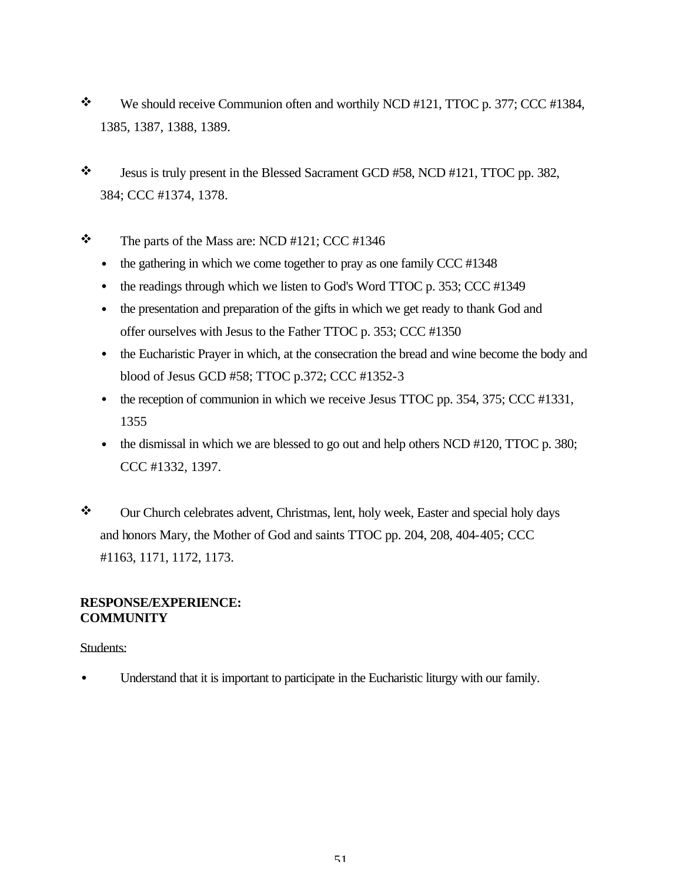- We should receive Communion often and worthily NCD #121, TTOC p. 377; CCC #1384, 1385, 1387, 1388, 1389.

- Jesus is truly present in the Blessed Sacrament GCD #58, NCD #121, TTOC pp. 382, 384; CCC #1374, 1378.

- The parts of the Mass are: NCD #121; CCC #1346
  - the gathering in which we come together to pray as one family CCC #1348
  - the readings through which we listen to God's Word TTOC p. 353; CCC #1349
  - the presentation and preparation of the gifts in which we get ready to thank God and offer ourselves with Jesus to the Father TTOC p. 353; CCC #1350
  - the Eucharistic Prayer in which, at the consecration the bread and wine become the body and blood of Jesus GCD #58; TTOC p.372; CCC #1352-3
  - the reception of communion in which we receive Jesus TTOC pp. 354, 375; CCC #1331, 1355
  - the dismissal in which we are blessed to go out and help others NCD #120, TTOC p. 380; CCC #1332, 1397.

- Our Church celebrates advent, Christmas, lent, holy week, Easter and special holy days and honors Mary, the Mother of God and saints TTOC pp. 204, 208, 404-405; CCC #1163, 1171, 1172, 1173.

**RESPONSE/EXPERIENCE:**
**COMMUNITY**

Students:

- Understand that it is important to participate in the Eucharistic liturgy with our family.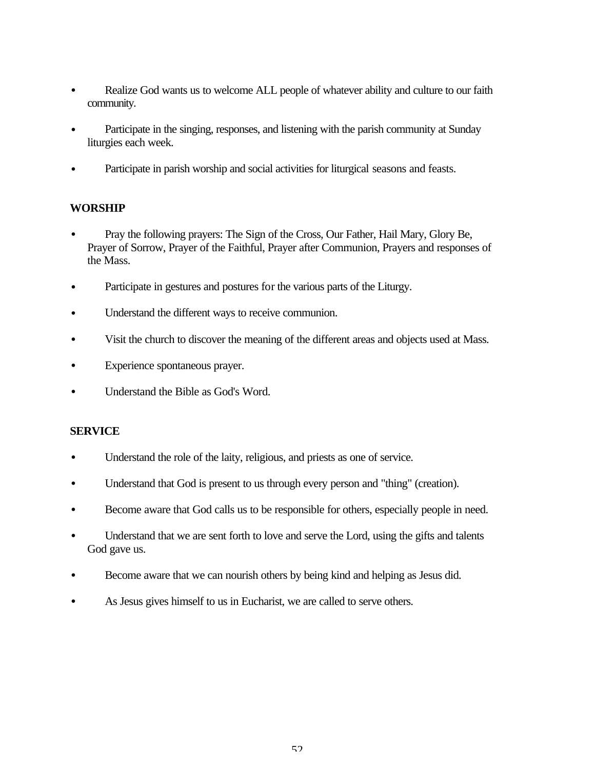- Realize God wants us to welcome ALL people of whatever ability and culture to our faith community.
- Participate in the singing, responses, and listening with the parish community at Sunday liturgies each week.
- Participate in parish worship and social activities for liturgical seasons and feasts.

**WORSHIP**

- Pray the following prayers: The Sign of the Cross, Our Father, Hail Mary, Glory Be, Prayer of Sorrow, Prayer of the Faithful, Prayer after Communion, Prayers and responses of the Mass.
- Participate in gestures and postures for the various parts of the Liturgy.
- Understand the different ways to receive communion.
- Visit the church to discover the meaning of the different areas and objects used at Mass.
- Experience spontaneous prayer.
- Understand the Bible as God's Word.

**SERVICE**

- Understand the role of the laity, religious, and priests as one of service.
- Understand that God is present to us through every person and "thing" (creation).
- Become aware that God calls us to be responsible for others, especially people in need.
- Understand that we are sent forth to love and serve the Lord, using the gifts and talents God gave us.
- Become aware that we can nourish others by being kind and helping as Jesus did.
- As Jesus gives himself to us in Eucharist, we are called to serve others.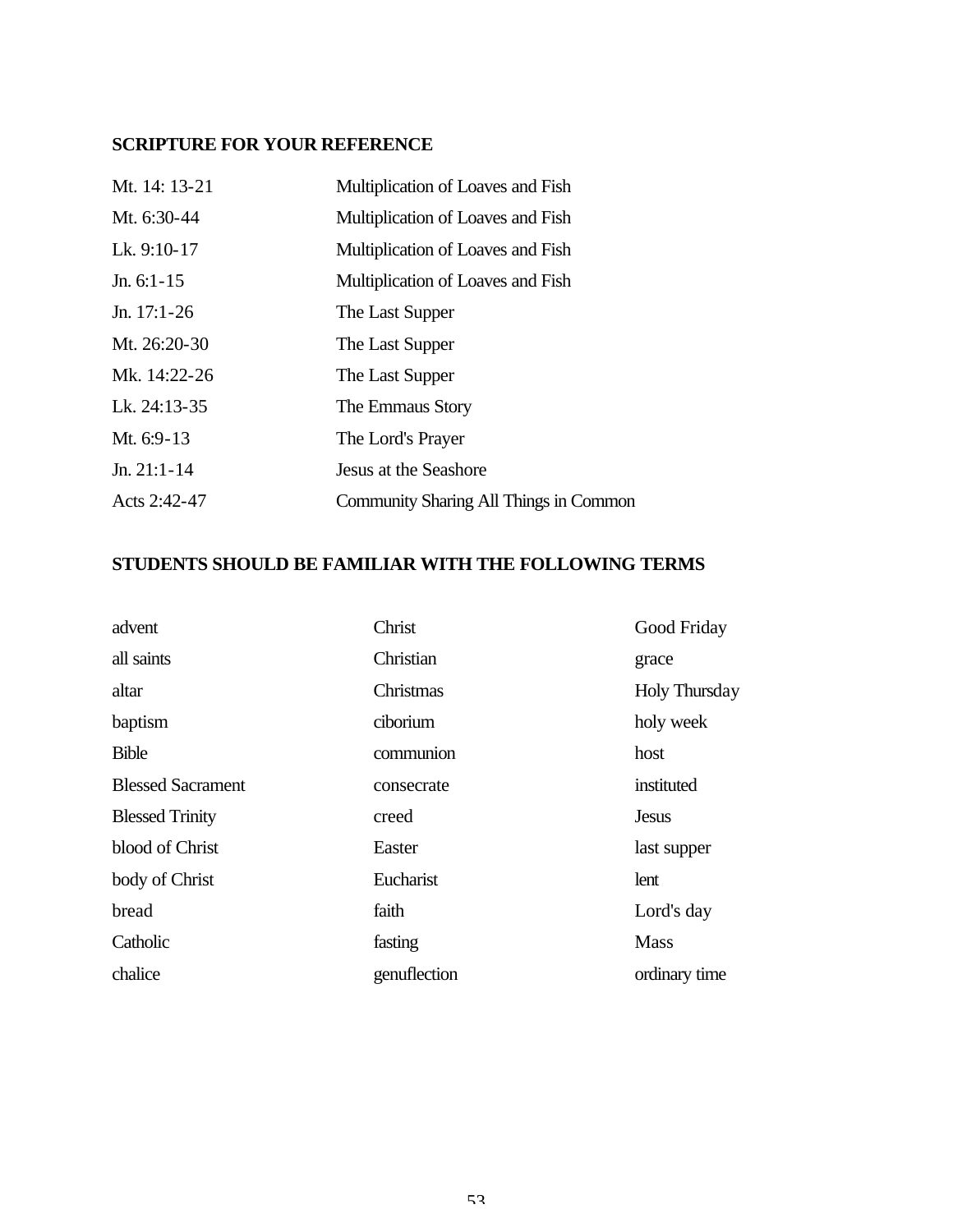**SCRIPTURE FOR YOUR REFERENCE**

| | |
|---|---|
| Mt. 14: 13-21 | Multiplication of Loaves and Fish |
| Mt. 6:30-44 | Multiplication of Loaves and Fish |
| Lk. 9:10-17 | Multiplication of Loaves and Fish |
| Jn. 6:1-15 | Multiplication of Loaves and Fish |
| Jn. 17:1-26 | The Last Supper |
| Mt. 26:20-30 | The Last Supper |
| Mk. 14:22-26 | The Last Supper |
| Lk. 24:13-35 | The Emmaus Story |
| Mt. 6:9-13 | The Lord's Prayer |
| Jn. 21:1-14 | Jesus at the Seashore |
| Acts 2:42-47 | Community Sharing All Things in Common |

**STUDENTS SHOULD BE FAMILIAR WITH THE FOLLOWING TERMS**

| | | |
|---|---|---|
| advent | Christ | Good Friday |
| all saints | Christian | grace |
| altar | Christmas | Holy Thursday |
| baptism | ciborium | holy week |
| Bible | communion | host |
| Blessed Sacrament | consecrate | instituted |
| Blessed Trinity | creed | Jesus |
| blood of Christ | Easter | last supper |
| body of Christ | Eucharist | lent |
| bread | faith | Lord's day |
| Catholic | fasting | Mass |
| chalice | genuflection | ordinary time |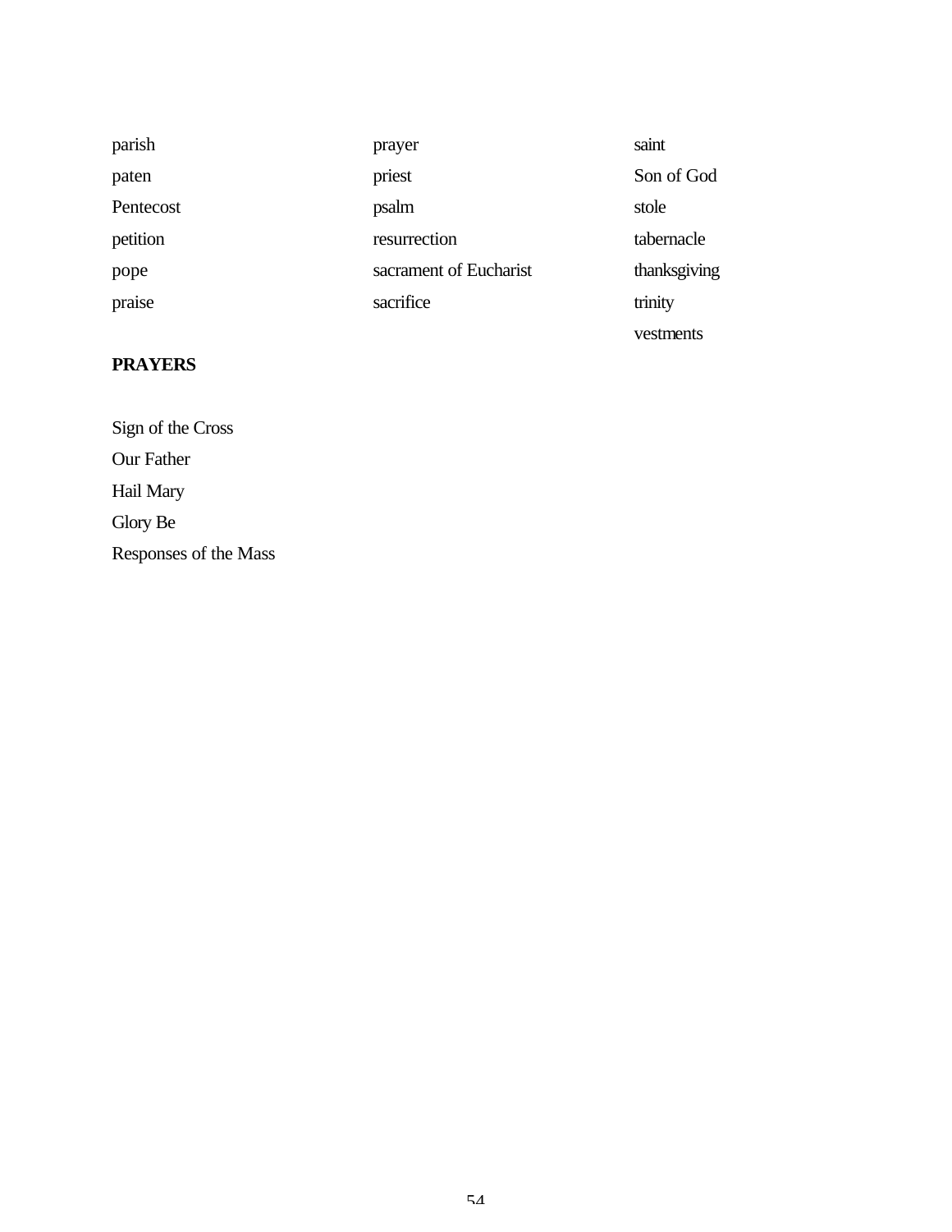parish
paten
Pentecost
petition
pope
praise
prayer
priest
psalm
resurrection
sacrament of Eucharist
sacrifice
saint
Son of God
stole
tabernacle
thanksgiving
trinity
vestments

**PRAYERS**

Sign of the Cross
Our Father
Hail Mary
Glory Be
Responses of the Mass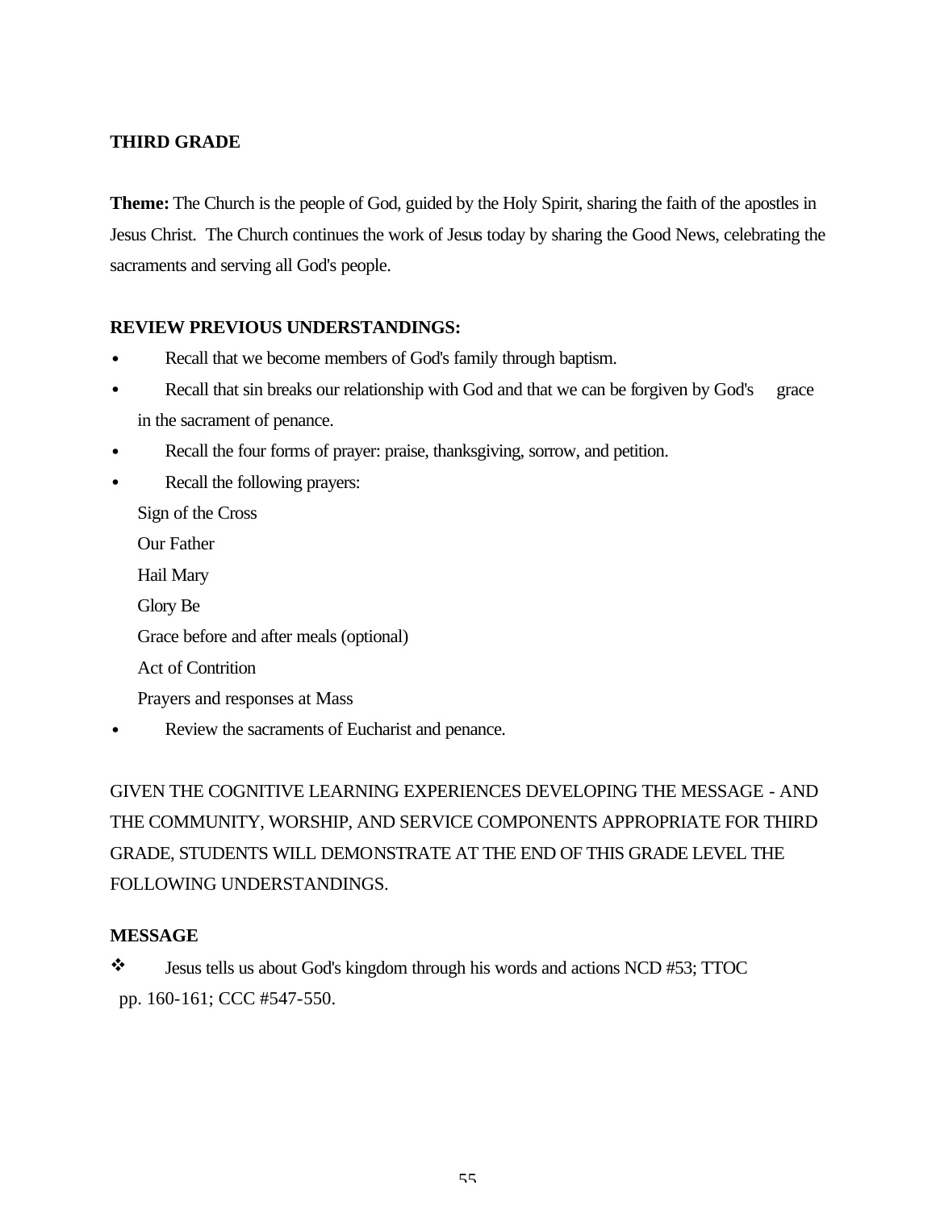## THIRD GRADE

**Theme:** The Church is the people of God, guided by the Holy Spirit, sharing the faith of the apostles in Jesus Christ. The Church continues the work of Jesus today by sharing the Good News, celebrating the sacraments and serving all God's people.

**REVIEW PREVIOUS UNDERSTANDINGS:**

- Recall that we become members of God's family through baptism.
- Recall that sin breaks our relationship with God and that we can be forgiven by God's grace in the sacrament of penance.
- Recall the four forms of prayer: praise, thanksgiving, sorrow, and petition.
- Recall the following prayers:

  Sign of the Cross

  Our Father

  Hail Mary

  Glory Be

  Grace before and after meals (optional)

  Act of Contrition

  Prayers and responses at Mass
- Review the sacraments of Eucharist and penance.

GIVEN THE COGNITIVE LEARNING EXPERIENCES DEVELOPING THE MESSAGE - AND THE COMMUNITY, WORSHIP, AND SERVICE COMPONENTS APPROPRIATE FOR THIRD GRADE, STUDENTS WILL DEMONSTRATE AT THE END OF THIS GRADE LEVEL THE FOLLOWING UNDERSTANDINGS.

**MESSAGE**

- Jesus tells us about God's kingdom through his words and actions NCD #53; TTOC pp. 160-161; CCC #547-550.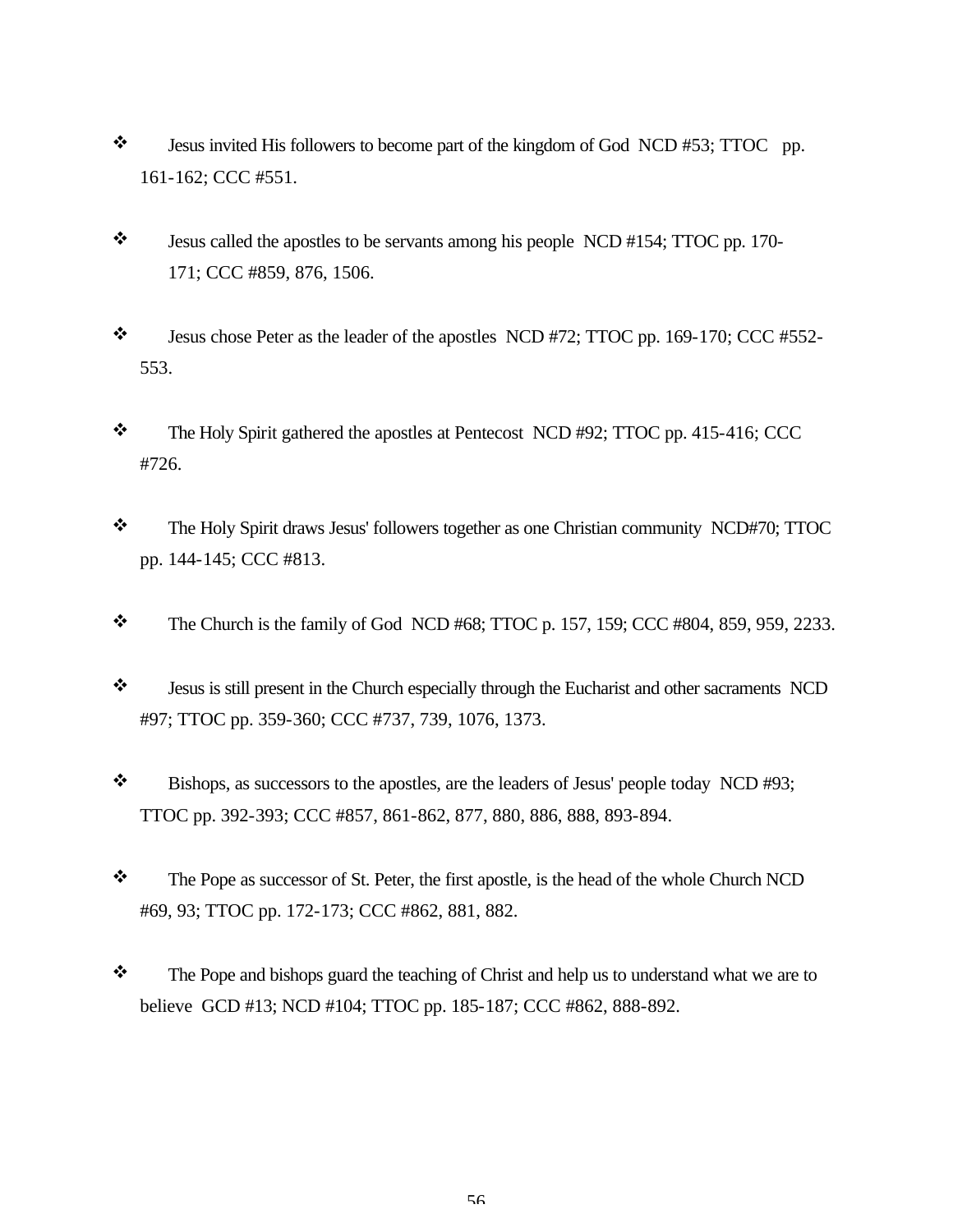- Jesus invited His followers to become part of the kingdom of God  NCD #53; TTOC  pp. 161-162; CCC #551.

- Jesus called the apostles to be servants among his people  NCD #154; TTOC pp. 170-171; CCC #859, 876, 1506.

- Jesus chose Peter as the leader of the apostles  NCD #72; TTOC pp. 169-170; CCC #552-553.

- The Holy Spirit gathered the apostles at Pentecost  NCD #92; TTOC pp. 415-416; CCC #726.

- The Holy Spirit draws Jesus' followers together as one Christian community  NCD#70; TTOC pp. 144-145; CCC #813.

- The Church is the family of God  NCD #68; TTOC p. 157, 159; CCC #804, 859, 959, 2233.

- Jesus is still present in the Church especially through the Eucharist and other sacraments  NCD #97; TTOC pp. 359-360; CCC #737, 739, 1076, 1373.

- Bishops, as successors to the apostles, are the leaders of Jesus' people today  NCD #93; TTOC pp. 392-393; CCC #857, 861-862, 877, 880, 886, 888, 893-894.

- The Pope as successor of St. Peter, the first apostle, is the head of the whole Church NCD #69, 93; TTOC pp. 172-173; CCC #862, 881, 882.

- The Pope and bishops guard the teaching of Christ and help us to understand what we are to believe  GCD #13; NCD #104; TTOC pp. 185-187; CCC #862, 888-892.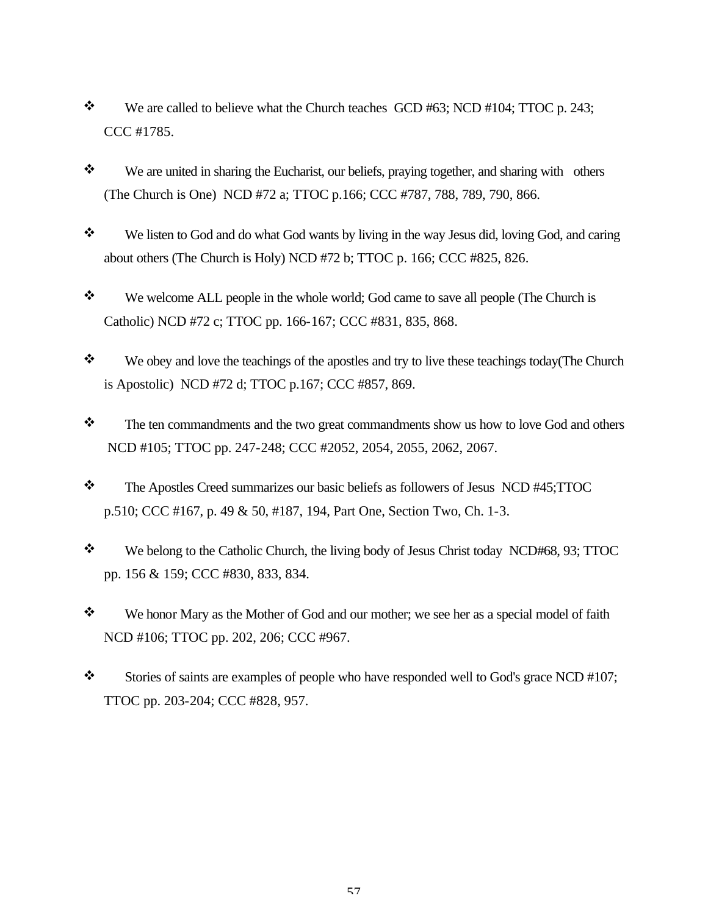- We are called to believe what the Church teaches GCD #63; NCD #104; TTOC p. 243; CCC #1785.

- We are united in sharing the Eucharist, our beliefs, praying together, and sharing with others (The Church is One) NCD #72 a; TTOC p.166; CCC #787, 788, 789, 790, 866.

- We listen to God and do what God wants by living in the way Jesus did, loving God, and caring about others (The Church is Holy) NCD #72 b; TTOC p. 166; CCC #825, 826.

- We welcome ALL people in the whole world; God came to save all people (The Church is Catholic) NCD #72 c; TTOC pp. 166-167; CCC #831, 835, 868.

- We obey and love the teachings of the apostles and try to live these teachings today(The Church is Apostolic) NCD #72 d; TTOC p.167; CCC #857, 869.

- The ten commandments and the two great commandments show us how to love God and others NCD #105; TTOC pp. 247-248; CCC #2052, 2054, 2055, 2062, 2067.

- The Apostles Creed summarizes our basic beliefs as followers of Jesus NCD #45;TTOC p.510; CCC #167, p. 49 & 50, #187, 194, Part One, Section Two, Ch. 1-3.

- We belong to the Catholic Church, the living body of Jesus Christ today NCD#68, 93; TTOC pp. 156 & 159; CCC #830, 833, 834.

- We honor Mary as the Mother of God and our mother; we see her as a special model of faith NCD #106; TTOC pp. 202, 206; CCC #967.

- Stories of saints are examples of people who have responded well to God's grace NCD #107; TTOC pp. 203-204; CCC #828, 957.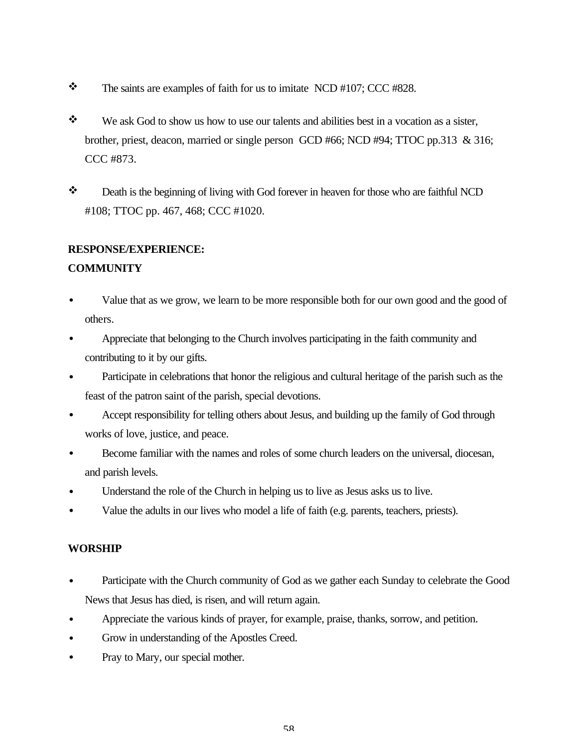- The saints are examples of faith for us to imitate NCD #107; CCC #828.

- We ask God to show us how to use our talents and abilities best in a vocation as a sister, brother, priest, deacon, married or single person GCD #66; NCD #94; TTOC pp.313 & 316; CCC #873.

- Death is the beginning of living with God forever in heaven for those who are faithful NCD #108; TTOC pp. 467, 468; CCC #1020.

**RESPONSE/EXPERIENCE:**
**COMMUNITY**

- Value that as we grow, we learn to be more responsible both for our own good and the good of others.
- Appreciate that belonging to the Church involves participating in the faith community and contributing to it by our gifts.
- Participate in celebrations that honor the religious and cultural heritage of the parish such as the feast of the patron saint of the parish, special devotions.
- Accept responsibility for telling others about Jesus, and building up the family of God through works of love, justice, and peace.
- Become familiar with the names and roles of some church leaders on the universal, diocesan, and parish levels.
- Understand the role of the Church in helping us to live as Jesus asks us to live.
- Value the adults in our lives who model a life of faith (e.g. parents, teachers, priests).

**WORSHIP**

- Participate with the Church community of God as we gather each Sunday to celebrate the Good News that Jesus has died, is risen, and will return again.
- Appreciate the various kinds of prayer, for example, praise, thanks, sorrow, and petition.
- Grow in understanding of the Apostles Creed.
- Pray to Mary, our special mother.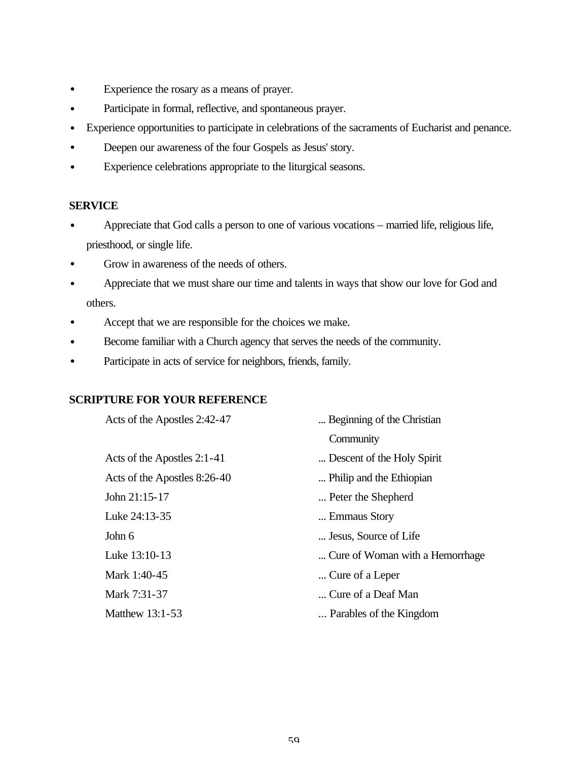- Experience the rosary as a means of prayer.
- Participate in formal, reflective, and spontaneous prayer.
- Experience opportunities to participate in celebrations of the sacraments of Eucharist and penance.
- Deepen our awareness of the four Gospels as Jesus' story.
- Experience celebrations appropriate to the liturgical seasons.

**SERVICE**

- Appreciate that God calls a person to one of various vocations – married life, religious life, priesthood, or single life.
- Grow in awareness of the needs of others.
- Appreciate that we must share our time and talents in ways that show our love for God and others.
- Accept that we are responsible for the choices we make.
- Become familiar with a Church agency that serves the needs of the community.
- Participate in acts of service for neighbors, friends, family.

**SCRIPTURE FOR YOUR REFERENCE**

| | |
|---|---|
| Acts of the Apostles 2:42-47 | ... Beginning of the Christian Community |
| Acts of the Apostles 2:1-41 | ... Descent of the Holy Spirit |
| Acts of the Apostles 8:26-40 | ... Philip and the Ethiopian |
| John 21:15-17 | ... Peter the Shepherd |
| Luke 24:13-35 | ... Emmaus Story |
| John 6 | ... Jesus, Source of Life |
| Luke 13:10-13 | ... Cure of Woman with a Hemorrhage |
| Mark 1:40-45 | ... Cure of a Leper |
| Mark 7:31-37 | ... Cure of a Deaf Man |
| Matthew 13:1-53 | ... Parables of the Kingdom |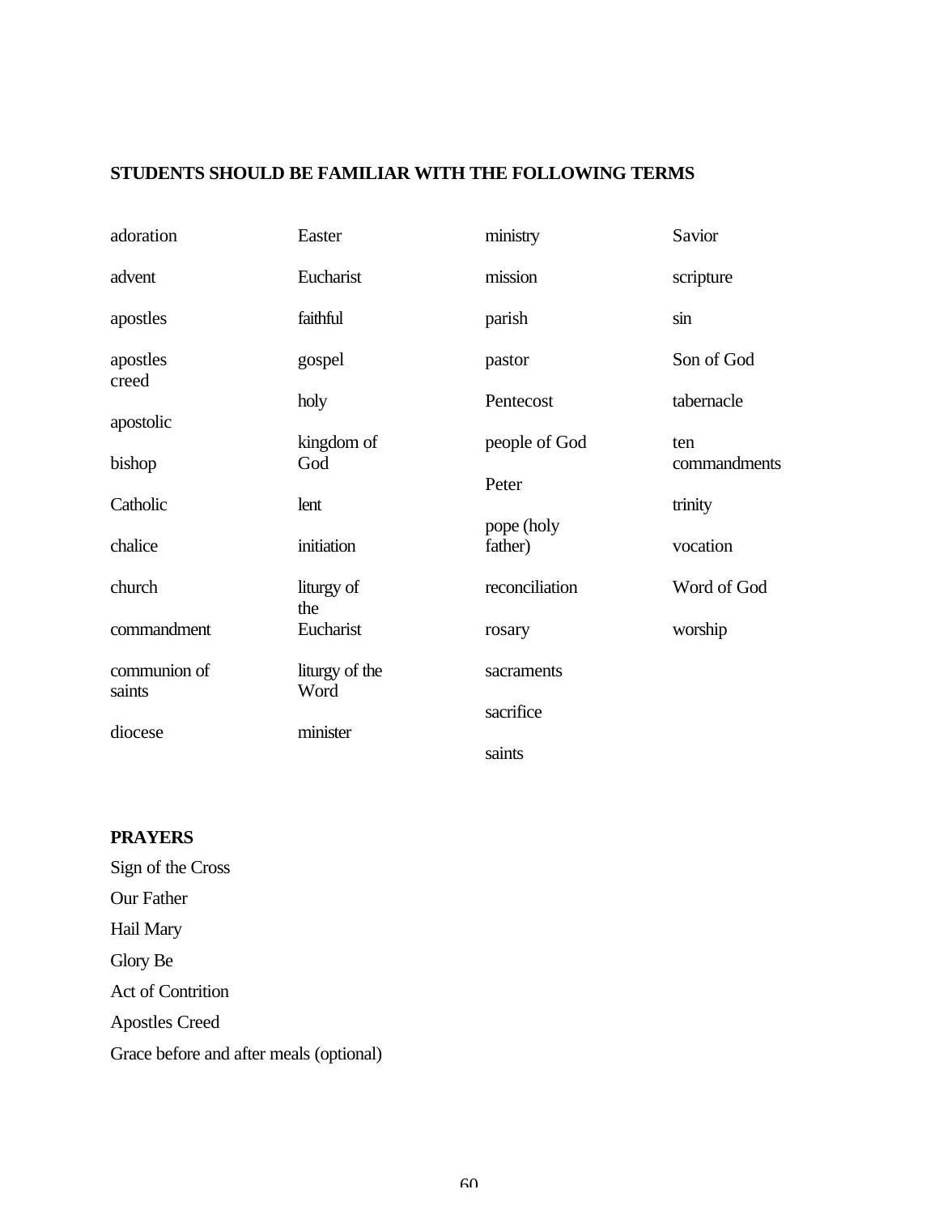**STUDENTS SHOULD BE FAMILIAR WITH THE FOLLOWING TERMS**

adoration

advent

apostles

apostles creed

apostolic

bishop

Catholic

chalice

church

commandment

communion of saints

diocese

Easter

Eucharist

faithful

gospel

holy

kingdom of God

lent

initiation

liturgy of the Eucharist

liturgy of the Word

minister

ministry

mission

parish

pastor

Pentecost

people of God

Peter

pope (holy father)

reconciliation

rosary

sacraments

sacrifice

saints

Savior

scripture

sin

Son of God

tabernacle

ten commandments

trinity

vocation

Word of God

worship

**PRAYERS**

Sign of the Cross

Our Father

Hail Mary

Glory Be

Act of Contrition

Apostles Creed

Grace before and after meals (optional)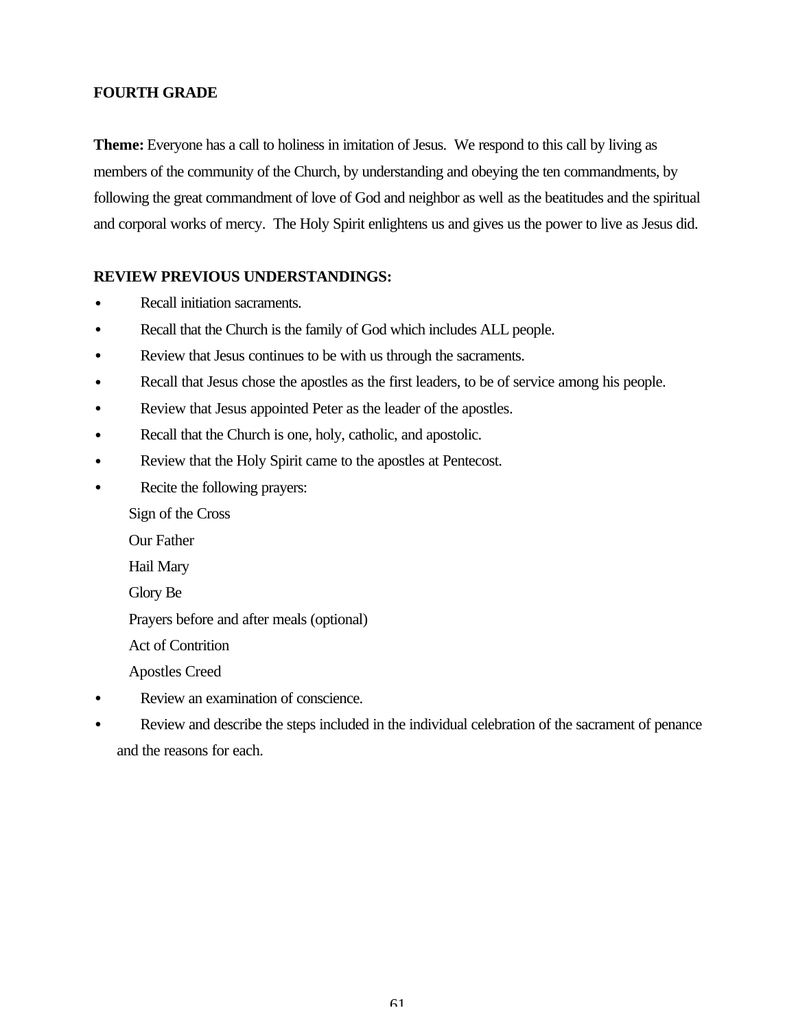**FOURTH GRADE**

**Theme:** Everyone has a call to holiness in imitation of Jesus. We respond to this call by living as members of the community of the Church, by understanding and obeying the ten commandments, by following the great commandment of love of God and neighbor as well as the beatitudes and the spiritual and corporal works of mercy. The Holy Spirit enlightens us and gives us the power to live as Jesus did.

**REVIEW PREVIOUS UNDERSTANDINGS:**

- Recall initiation sacraments.
- Recall that the Church is the family of God which includes ALL people.
- Review that Jesus continues to be with us through the sacraments.
- Recall that Jesus chose the apostles as the first leaders, to be of service among his people.
- Review that Jesus appointed Peter as the leader of the apostles.
- Recall that the Church is one, holy, catholic, and apostolic.
- Review that the Holy Spirit came to the apostles at Pentecost.
- Recite the following prayers:
  - Sign of the Cross
  - Our Father
  - Hail Mary
  - Glory Be
  - Prayers before and after meals (optional)
  - Act of Contrition
  - Apostles Creed
- Review an examination of conscience.
- Review and describe the steps included in the individual celebration of the sacrament of penance and the reasons for each.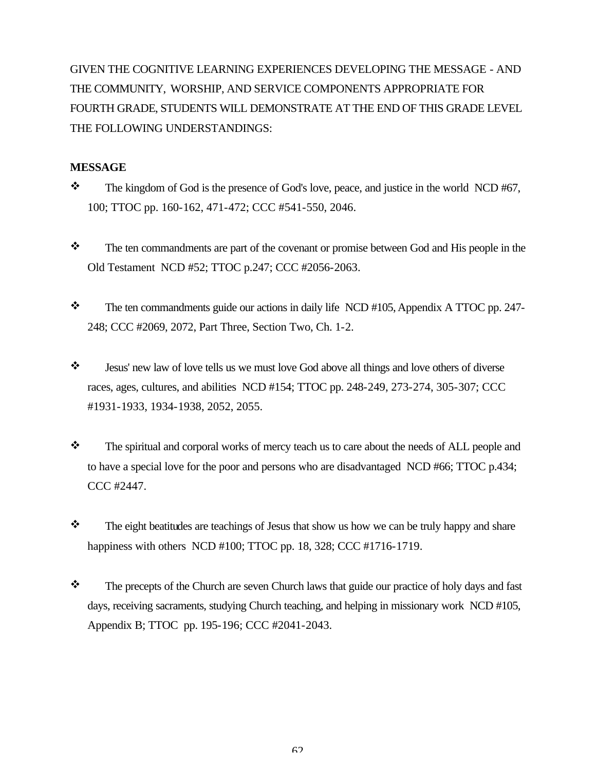GIVEN THE COGNITIVE LEARNING EXPERIENCES DEVELOPING THE MESSAGE - AND THE COMMUNITY, WORSHIP, AND SERVICE COMPONENTS APPROPRIATE FOR FOURTH GRADE, STUDENTS WILL DEMONSTRATE AT THE END OF THIS GRADE LEVEL THE FOLLOWING UNDERSTANDINGS:

**MESSAGE**

- The kingdom of God is the presence of God's love, peace, and justice in the world NCD #67, 100; TTOC pp. 160-162, 471-472; CCC #541-550, 2046.

- The ten commandments are part of the covenant or promise between God and His people in the Old Testament NCD #52; TTOC p.247; CCC #2056-2063.

- The ten commandments guide our actions in daily life NCD #105, Appendix A TTOC pp. 247-248; CCC #2069, 2072, Part Three, Section Two, Ch. 1-2.

- Jesus' new law of love tells us we must love God above all things and love others of diverse races, ages, cultures, and abilities NCD #154; TTOC pp. 248-249, 273-274, 305-307; CCC #1931-1933, 1934-1938, 2052, 2055.

- The spiritual and corporal works of mercy teach us to care about the needs of ALL people and to have a special love for the poor and persons who are disadvantaged NCD #66; TTOC p.434; CCC #2447.

- The eight beatitudes are teachings of Jesus that show us how we can be truly happy and share happiness with others NCD #100; TTOC pp. 18, 328; CCC #1716-1719.

- The precepts of the Church are seven Church laws that guide our practice of holy days and fast days, receiving sacraments, studying Church teaching, and helping in missionary work NCD #105, Appendix B; TTOC pp. 195-196; CCC #2041-2043.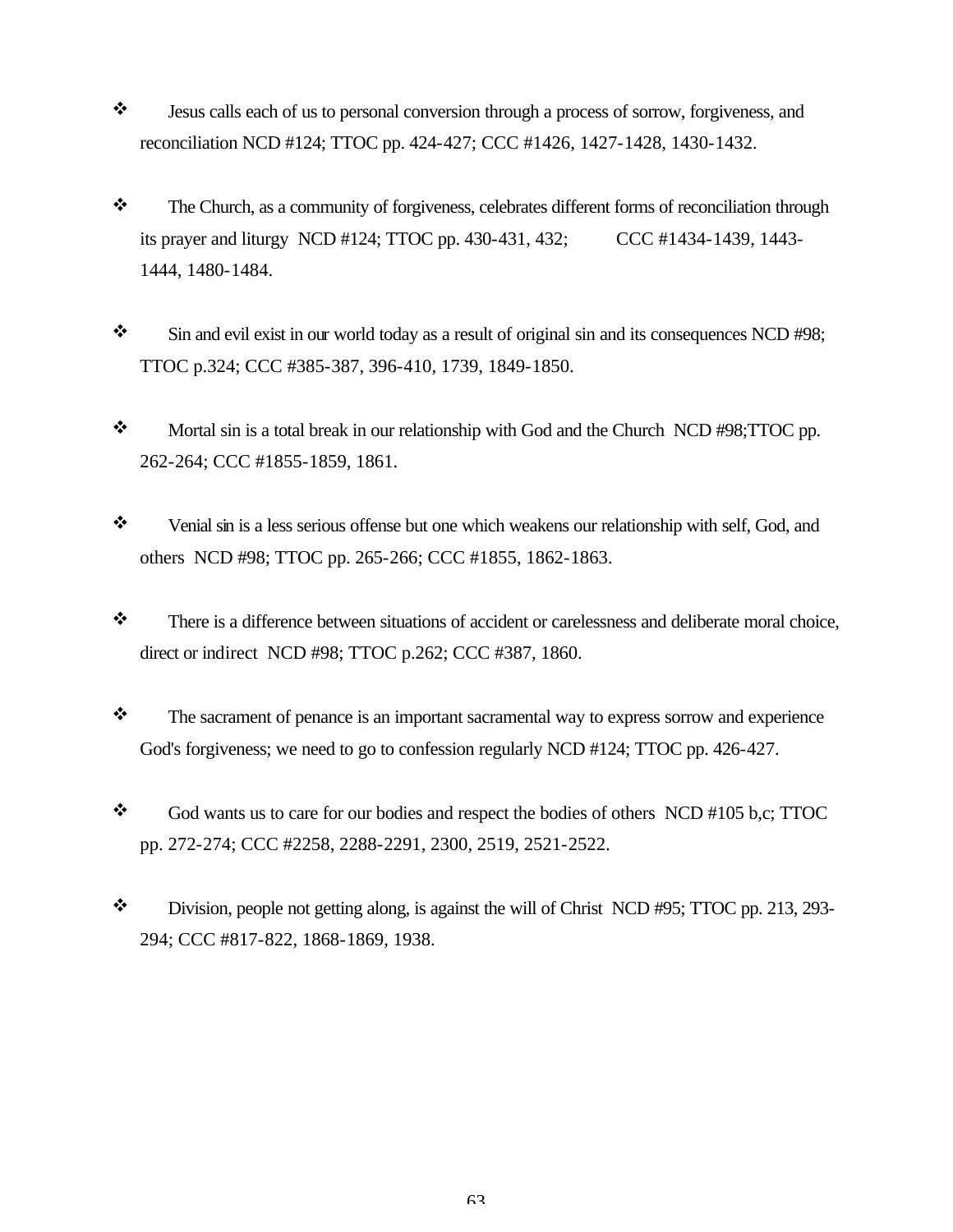- Jesus calls each of us to personal conversion through a process of sorrow, forgiveness, and reconciliation NCD #124; TTOC pp. 424-427; CCC #1426, 1427-1428, 1430-1432.

- The Church, as a community of forgiveness, celebrates different forms of reconciliation through its prayer and liturgy NCD #124; TTOC pp. 430-431, 432; CCC #1434-1439, 1443-1444, 1480-1484.

- Sin and evil exist in our world today as a result of original sin and its consequences NCD #98; TTOC p.324; CCC #385-387, 396-410, 1739, 1849-1850.

- Mortal sin is a total break in our relationship with God and the Church NCD #98;TTOC pp. 262-264; CCC #1855-1859, 1861.

- Venial sin is a less serious offense but one which weakens our relationship with self, God, and others NCD #98; TTOC pp. 265-266; CCC #1855, 1862-1863.

- There is a difference between situations of accident or carelessness and deliberate moral choice, direct or indirect NCD #98; TTOC p.262; CCC #387, 1860.

- The sacrament of penance is an important sacramental way to express sorrow and experience God's forgiveness; we need to go to confession regularly NCD #124; TTOC pp. 426-427.

- God wants us to care for our bodies and respect the bodies of others NCD #105 b,c; TTOC pp. 272-274; CCC #2258, 2288-2291, 2300, 2519, 2521-2522.

- Division, people not getting along, is against the will of Christ NCD #95; TTOC pp. 213, 293-294; CCC #817-822, 1868-1869, 1938.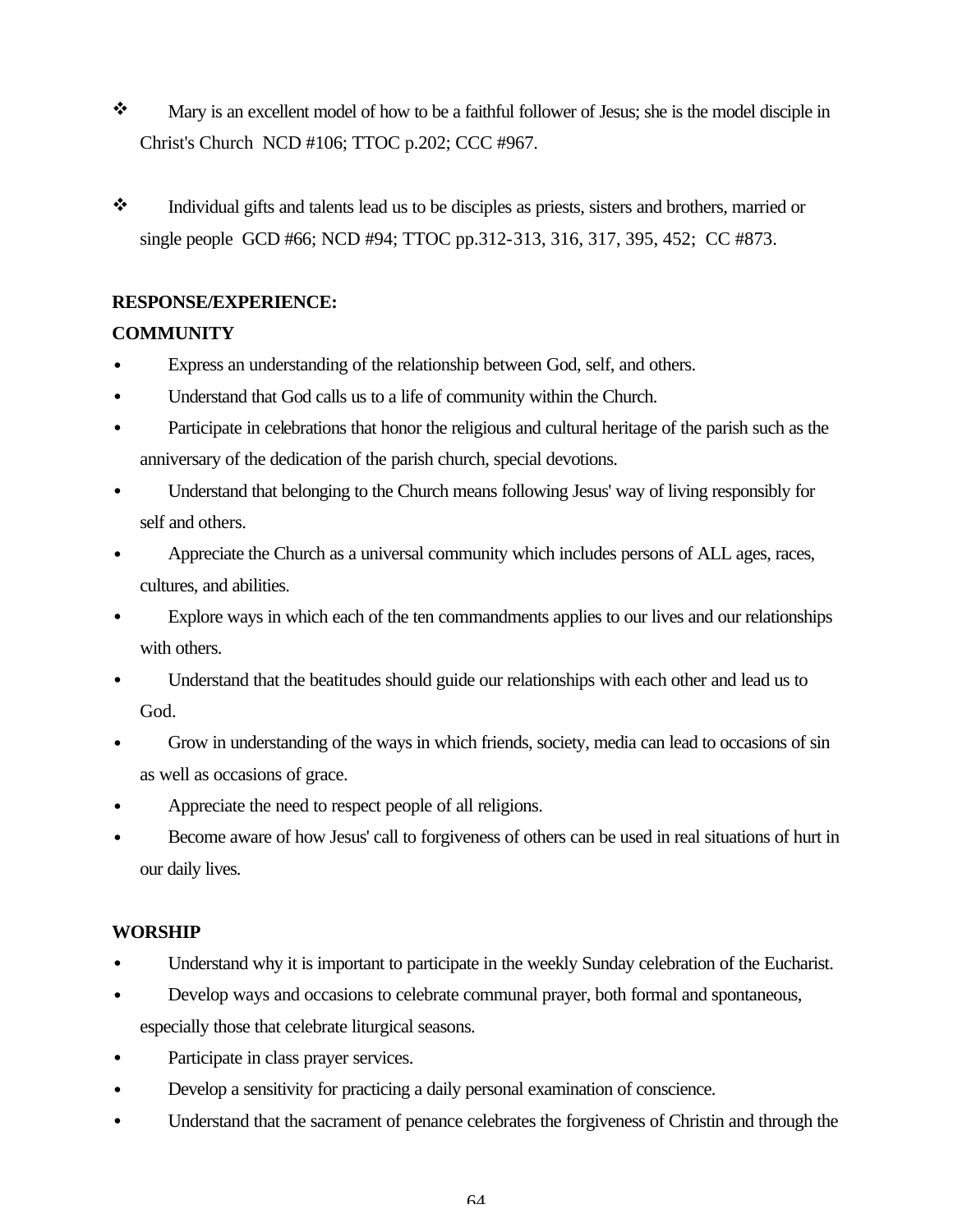- Mary is an excellent model of how to be a faithful follower of Jesus; she is the model disciple in Christ's Church NCD #106; TTOC p.202; CCC #967.

- Individual gifts and talents lead us to be disciples as priests, sisters and brothers, married or single people GCD #66; NCD #94; TTOC pp.312-313, 316, 317, 395, 452; CC #873.

**RESPONSE/EXPERIENCE:**

**COMMUNITY**

- Express an understanding of the relationship between God, self, and others.
- Understand that God calls us to a life of community within the Church.
- Participate in celebrations that honor the religious and cultural heritage of the parish such as the anniversary of the dedication of the parish church, special devotions.
- Understand that belonging to the Church means following Jesus' way of living responsibly for self and others.
- Appreciate the Church as a universal community which includes persons of ALL ages, races, cultures, and abilities.
- Explore ways in which each of the ten commandments applies to our lives and our relationships with others.
- Understand that the beatitudes should guide our relationships with each other and lead us to God.
- Grow in understanding of the ways in which friends, society, media can lead to occasions of sin as well as occasions of grace.
- Appreciate the need to respect people of all religions.
- Become aware of how Jesus' call to forgiveness of others can be used in real situations of hurt in our daily lives.

**WORSHIP**

- Understand why it is important to participate in the weekly Sunday celebration of the Eucharist.
- Develop ways and occasions to celebrate communal prayer, both formal and spontaneous, especially those that celebrate liturgical seasons.
- Participate in class prayer services.
- Develop a sensitivity for practicing a daily personal examination of conscience.
- Understand that the sacrament of penance celebrates the forgiveness of Christin and through the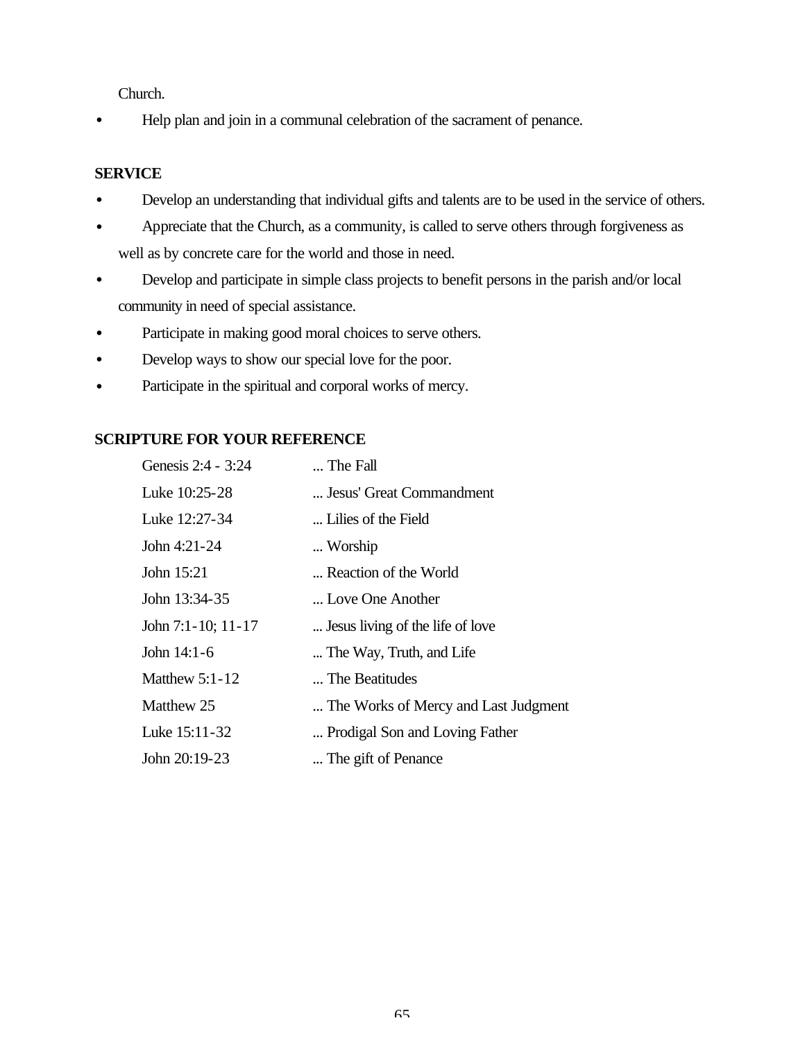Church.

- Help plan and join in a communal celebration of the sacrament of penance.

**SERVICE**

- Develop an understanding that individual gifts and talents are to be used in the service of others.
- Appreciate that the Church, as a community, is called to serve others through forgiveness as well as by concrete care for the world and those in need.
- Develop and participate in simple class projects to benefit persons in the parish and/or local community in need of special assistance.
- Participate in making good moral choices to serve others.
- Develop ways to show our special love for the poor.
- Participate in the spiritual and corporal works of mercy.

**SCRIPTURE FOR YOUR REFERENCE**

| | |
|---|---|
| Genesis 2:4 - 3:24 | ... The Fall |
| Luke 10:25-28 | ... Jesus' Great Commandment |
| Luke 12:27-34 | ... Lilies of the Field |
| John 4:21-24 | ... Worship |
| John 15:21 | ... Reaction of the World |
| John 13:34-35 | ... Love One Another |
| John 7:1-10; 11-17 | ... Jesus living of the life of love |
| John 14:1-6 | ... The Way, Truth, and Life |
| Matthew 5:1-12 | ... The Beatitudes |
| Matthew 25 | ... The Works of Mercy and Last Judgment |
| Luke 15:11-32 | ... Prodigal Son and Loving Father |
| John 20:19-23 | ... The gift of Penance |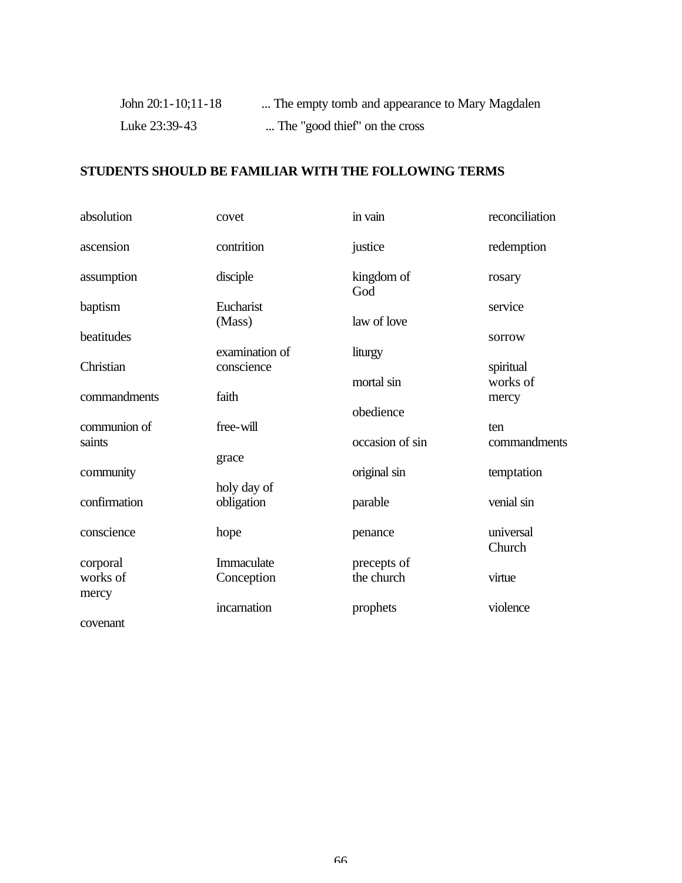John 20:1-10;11-18 ... The empty tomb and appearance to Mary Magdalen

Luke 23:39-43 ... The "good thief" on the cross

**STUDENTS SHOULD BE FAMILIAR WITH THE FOLLOWING TERMS**

- absolution
- ascension
- assumption
- baptism
- beatitudes
- Christian
- commandments
- communion of saints
- community
- confirmation
- conscience
- corporal works of mercy
- covenant
- covet
- contrition
- disciple
- Eucharist (Mass)
- examination of conscience
- faith
- free-will
- grace
- holy day of obligation
- hope
- Immaculate Conception
- incarnation
- in vain
- justice
- kingdom of God
- law of love
- liturgy
- mortal sin
- obedience
- occasion of sin
- original sin
- parable
- penance
- precepts of the church
- prophets
- reconciliation
- redemption
- rosary
- service
- sorrow
- spiritual works of mercy
- ten commandments
- temptation
- venial sin
- universal Church
- virtue
- violence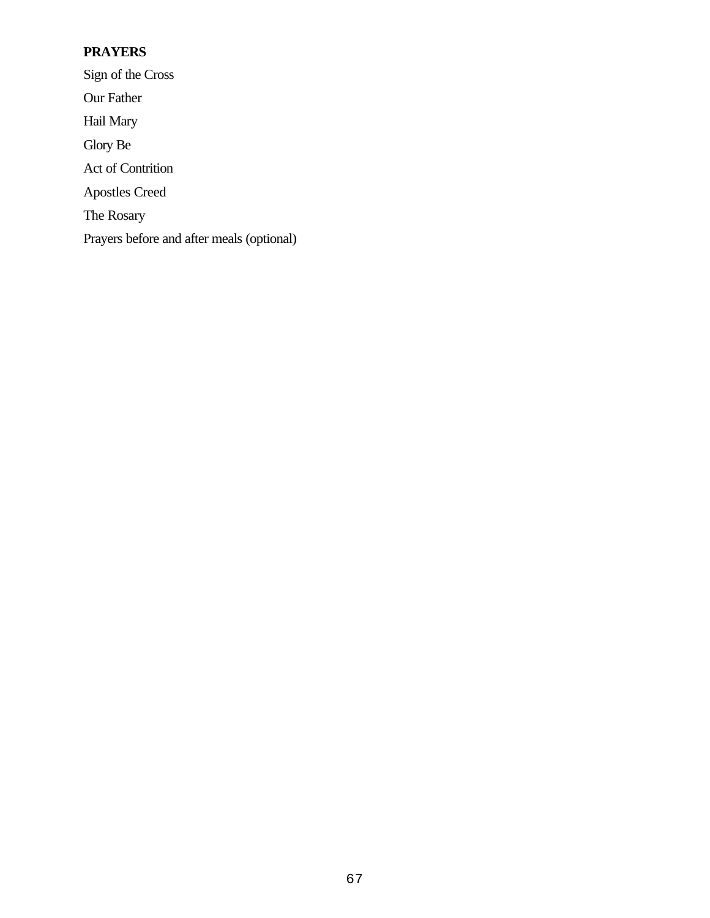**PRAYERS**

Sign of the Cross

Our Father

Hail Mary

Glory Be

Act of Contrition

Apostles Creed

The Rosary

Prayers before and after meals (optional)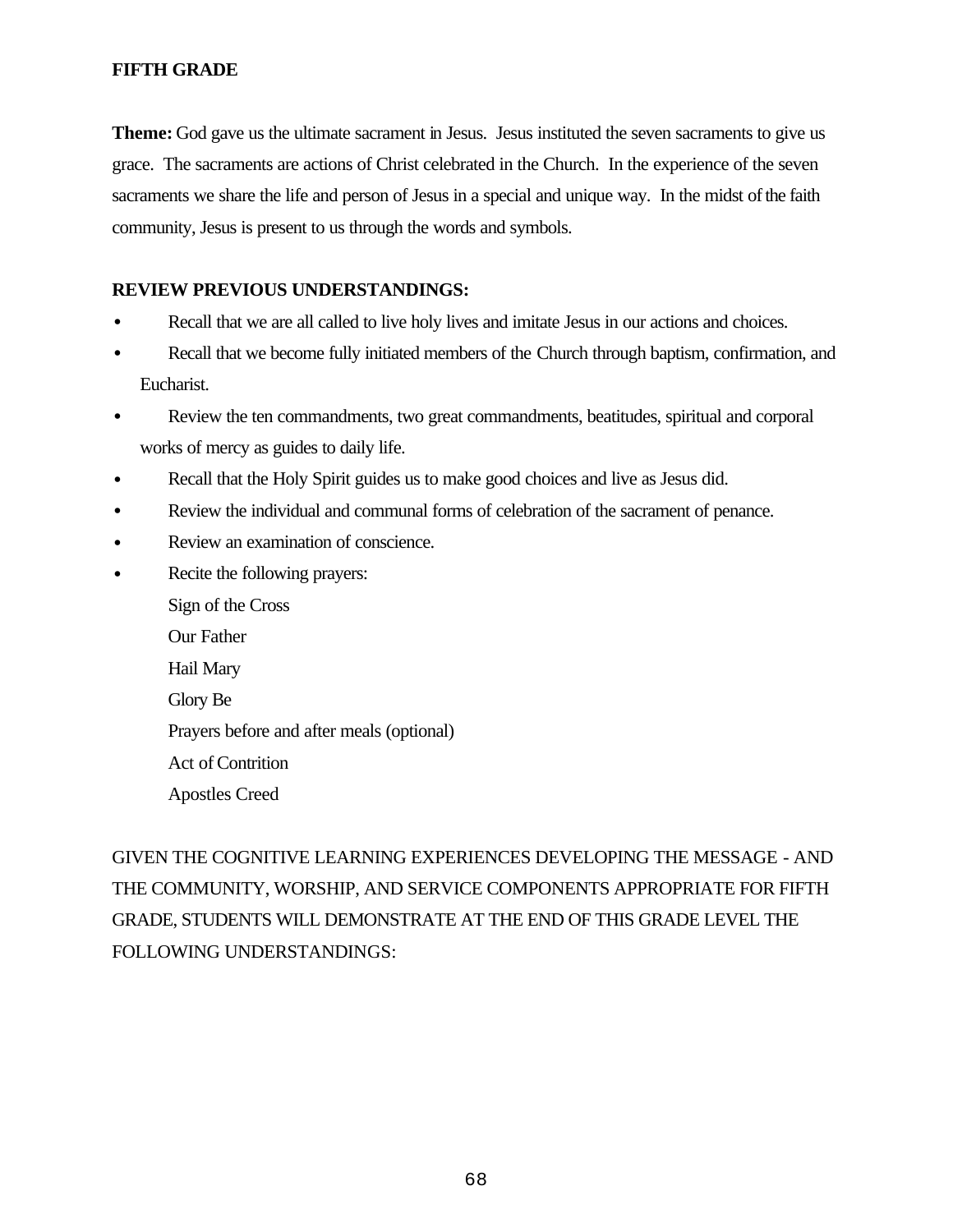**FIFTH GRADE**

**Theme:** God gave us the ultimate sacrament in Jesus. Jesus instituted the seven sacraments to give us grace. The sacraments are actions of Christ celebrated in the Church. In the experience of the seven sacraments we share the life and person of Jesus in a special and unique way. In the midst of the faith community, Jesus is present to us through the words and symbols.

**REVIEW PREVIOUS UNDERSTANDINGS:**

- Recall that we are all called to live holy lives and imitate Jesus in our actions and choices.
- Recall that we become fully initiated members of the Church through baptism, confirmation, and Eucharist.
- Review the ten commandments, two great commandments, beatitudes, spiritual and corporal works of mercy as guides to daily life.
- Recall that the Holy Spirit guides us to make good choices and live as Jesus did.
- Review the individual and communal forms of celebration of the sacrament of penance.
- Review an examination of conscience.
- Recite the following prayers:

  Sign of the Cross

  Our Father

  Hail Mary

  Glory Be

  Prayers before and after meals (optional)

  Act of Contrition

  Apostles Creed

GIVEN THE COGNITIVE LEARNING EXPERIENCES DEVELOPING THE MESSAGE - AND THE COMMUNITY, WORSHIP, AND SERVICE COMPONENTS APPROPRIATE FOR FIFTH GRADE, STUDENTS WILL DEMONSTRATE AT THE END OF THIS GRADE LEVEL THE FOLLOWING UNDERSTANDINGS: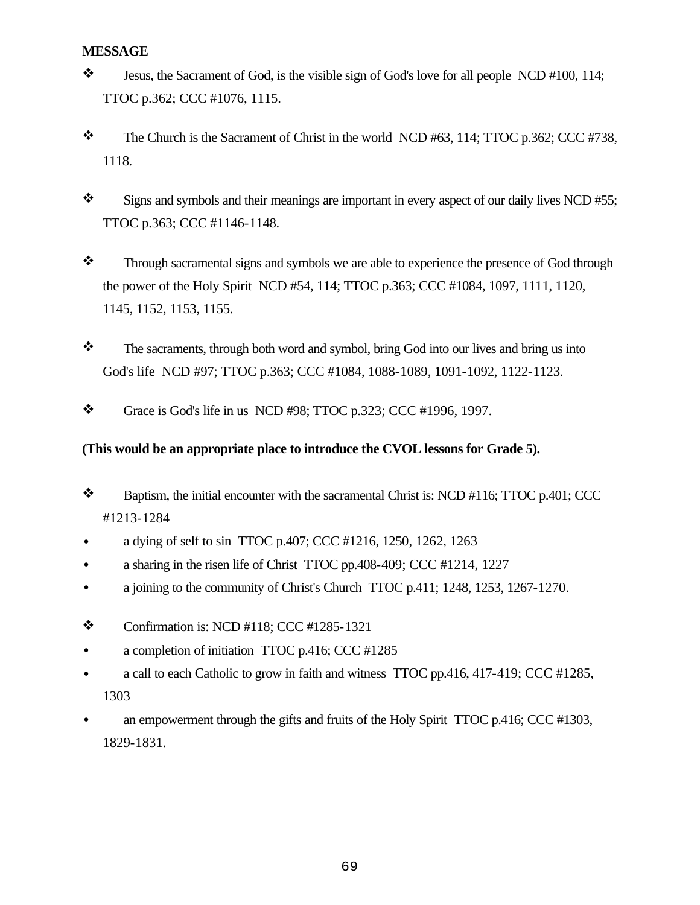**MESSAGE**

- Jesus, the Sacrament of God, is the visible sign of God's love for all people NCD #100, 114; TTOC p.362; CCC #1076, 1115.

- The Church is the Sacrament of Christ in the world NCD #63, 114; TTOC p.362; CCC #738, 1118.

- Signs and symbols and their meanings are important in every aspect of our daily lives NCD #55; TTOC p.363; CCC #1146-1148.

- Through sacramental signs and symbols we are able to experience the presence of God through the power of the Holy Spirit NCD #54, 114; TTOC p.363; CCC #1084, 1097, 1111, 1120, 1145, 1152, 1153, 1155.

- The sacraments, through both word and symbol, bring God into our lives and bring us into God's life NCD #97; TTOC p.363; CCC #1084, 1088-1089, 1091-1092, 1122-1123.

- Grace is God's life in us NCD #98; TTOC p.323; CCC #1996, 1997.

**(This would be an appropriate place to introduce the CVOL lessons for Grade 5).**

- Baptism, the initial encounter with the sacramental Christ is: NCD #116; TTOC p.401; CCC #1213-1284
  - a dying of self to sin TTOC p.407; CCC #1216, 1250, 1262, 1263
  - a sharing in the risen life of Christ TTOC pp.408-409; CCC #1214, 1227
  - a joining to the community of Christ's Church TTOC p.411; 1248, 1253, 1267-1270.

- Confirmation is: NCD #118; CCC #1285-1321
  - a completion of initiation TTOC p.416; CCC #1285
  - a call to each Catholic to grow in faith and witness TTOC pp.416, 417-419; CCC #1285, 1303
  - an empowerment through the gifts and fruits of the Holy Spirit TTOC p.416; CCC #1303, 1829-1831.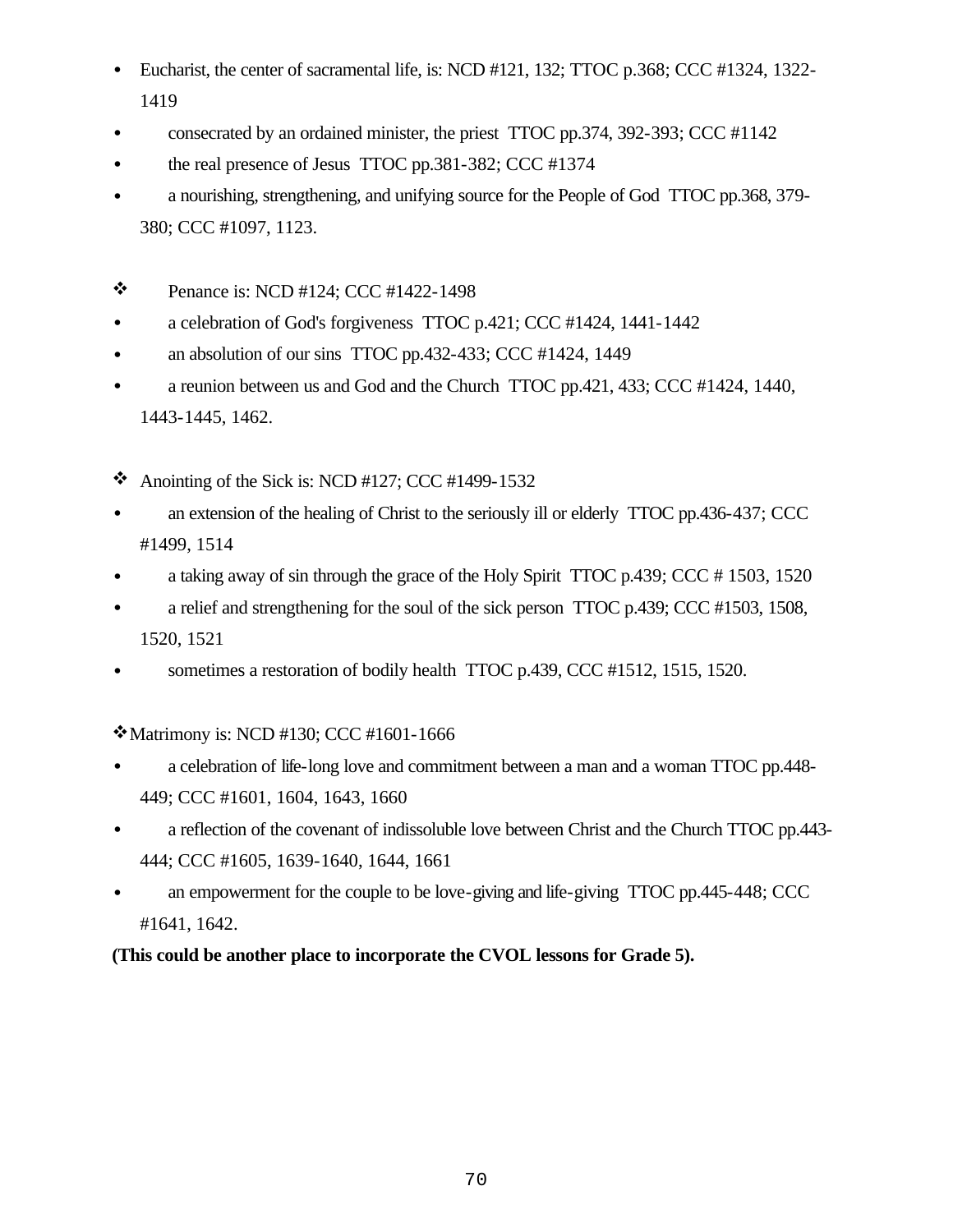- Eucharist, the center of sacramental life, is: NCD #121, 132; TTOC p.368; CCC #1324, 1322-1419
- consecrated by an ordained minister, the priest TTOC pp.374, 392-393; CCC #1142
- the real presence of Jesus TTOC pp.381-382; CCC #1374
- a nourishing, strengthening, and unifying source for the People of God TTOC pp.368, 379-380; CCC #1097, 1123.

❖ Penance is: NCD #124; CCC #1422-1498

- a celebration of God's forgiveness TTOC p.421; CCC #1424, 1441-1442
- an absolution of our sins TTOC pp.432-433; CCC #1424, 1449
- a reunion between us and God and the Church TTOC pp.421, 433; CCC #1424, 1440, 1443-1445, 1462.

❖ Anointing of the Sick is: NCD #127; CCC #1499-1532

- an extension of the healing of Christ to the seriously ill or elderly TTOC pp.436-437; CCC #1499, 1514
- a taking away of sin through the grace of the Holy Spirit TTOC p.439; CCC # 1503, 1520
- a relief and strengthening for the soul of the sick person TTOC p.439; CCC #1503, 1508, 1520, 1521
- sometimes a restoration of bodily health TTOC p.439, CCC #1512, 1515, 1520.

❖ Matrimony is: NCD #130; CCC #1601-1666

- a celebration of life-long love and commitment between a man and a woman TTOC pp.448-449; CCC #1601, 1604, 1643, 1660
- a reflection of the covenant of indissoluble love between Christ and the Church TTOC pp.443-444; CCC #1605, 1639-1640, 1644, 1661
- an empowerment for the couple to be love-giving and life-giving TTOC pp.445-448; CCC #1641, 1642.

**(This could be another place to incorporate the CVOL lessons for Grade 5).**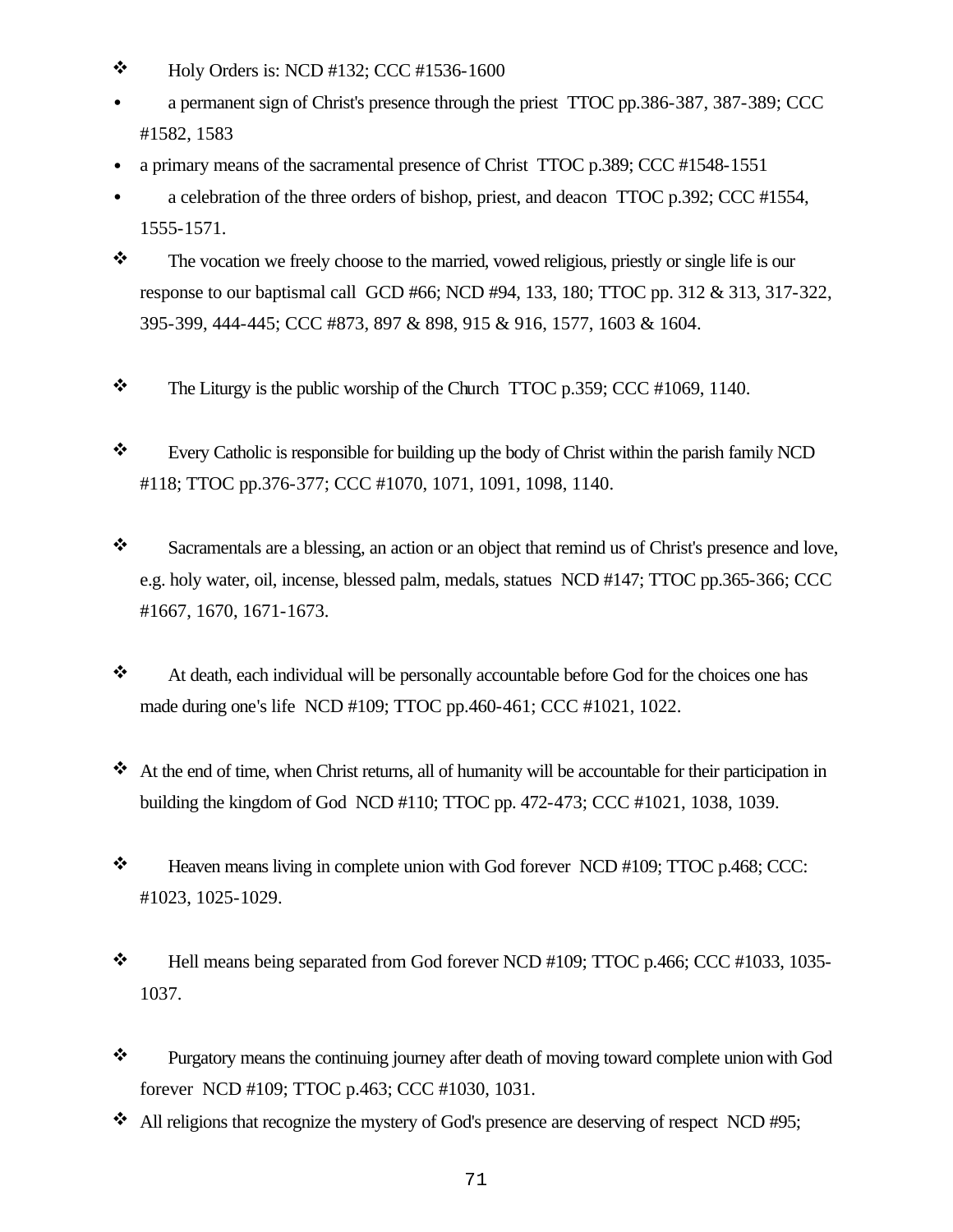- Holy Orders is: NCD #132; CCC #1536-1600
  - a permanent sign of Christ's presence through the priest TTOC pp.386-387, 387-389; CCC #1582, 1583
  - a primary means of the sacramental presence of Christ TTOC p.389; CCC #1548-1551
  - a celebration of the three orders of bishop, priest, and deacon TTOC p.392; CCC #1554, 1555-1571.
- The vocation we freely choose to the married, vowed religious, priestly or single life is our response to our baptismal call GCD #66; NCD #94, 133, 180; TTOC pp. 312 & 313, 317-322, 395-399, 444-445; CCC #873, 897 & 898, 915 & 916, 1577, 1603 & 1604.

- The Liturgy is the public worship of the Church TTOC p.359; CCC #1069, 1140.

- Every Catholic is responsible for building up the body of Christ within the parish family NCD #118; TTOC pp.376-377; CCC #1070, 1071, 1091, 1098, 1140.

- Sacramentals are a blessing, an action or an object that remind us of Christ's presence and love, e.g. holy water, oil, incense, blessed palm, medals, statues NCD #147; TTOC pp.365-366; CCC #1667, 1670, 1671-1673.

- At death, each individual will be personally accountable before God for the choices one has made during one's life NCD #109; TTOC pp.460-461; CCC #1021, 1022.

- At the end of time, when Christ returns, all of humanity will be accountable for their participation in building the kingdom of God NCD #110; TTOC pp. 472-473; CCC #1021, 1038, 1039.

- Heaven means living in complete union with God forever NCD #109; TTOC p.468; CCC: #1023, 1025-1029.

- Hell means being separated from God forever NCD #109; TTOC p.466; CCC #1033, 1035-1037.

- Purgatory means the continuing journey after death of moving toward complete union with God forever NCD #109; TTOC p.463; CCC #1030, 1031.
- All religions that recognize the mystery of God's presence are deserving of respect NCD #95;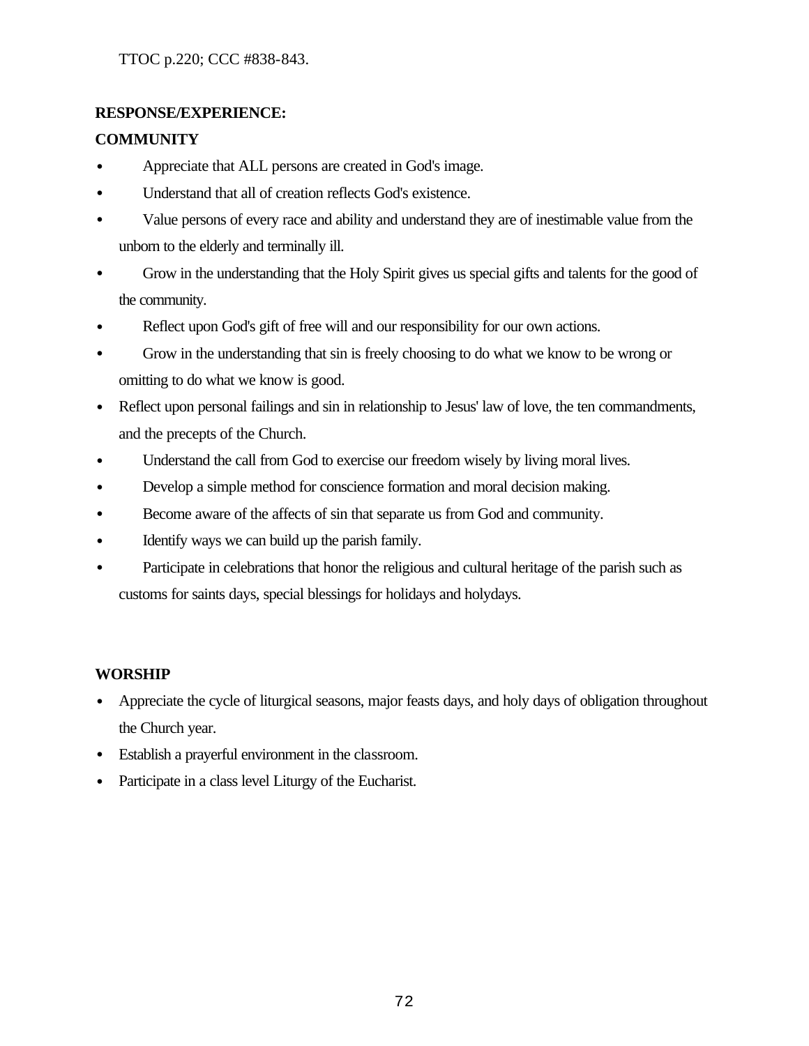TTOC p.220; CCC #838-843.

**RESPONSE/EXPERIENCE:**

**COMMUNITY**

- Appreciate that ALL persons are created in God's image.
- Understand that all of creation reflects God's existence.
- Value persons of every race and ability and understand they are of inestimable value from the unborn to the elderly and terminally ill.
- Grow in the understanding that the Holy Spirit gives us special gifts and talents for the good of the community.
- Reflect upon God's gift of free will and our responsibility for our own actions.
- Grow in the understanding that sin is freely choosing to do what we know to be wrong or omitting to do what we know is good.
- Reflect upon personal failings and sin in relationship to Jesus' law of love, the ten commandments, and the precepts of the Church.
- Understand the call from God to exercise our freedom wisely by living moral lives.
- Develop a simple method for conscience formation and moral decision making.
- Become aware of the affects of sin that separate us from God and community.
- Identify ways we can build up the parish family.
- Participate in celebrations that honor the religious and cultural heritage of the parish such as customs for saints days, special blessings for holidays and holydays.

**WORSHIP**

- Appreciate the cycle of liturgical seasons, major feasts days, and holy days of obligation throughout the Church year.
- Establish a prayerful environment in the classroom.
- Participate in a class level Liturgy of the Eucharist.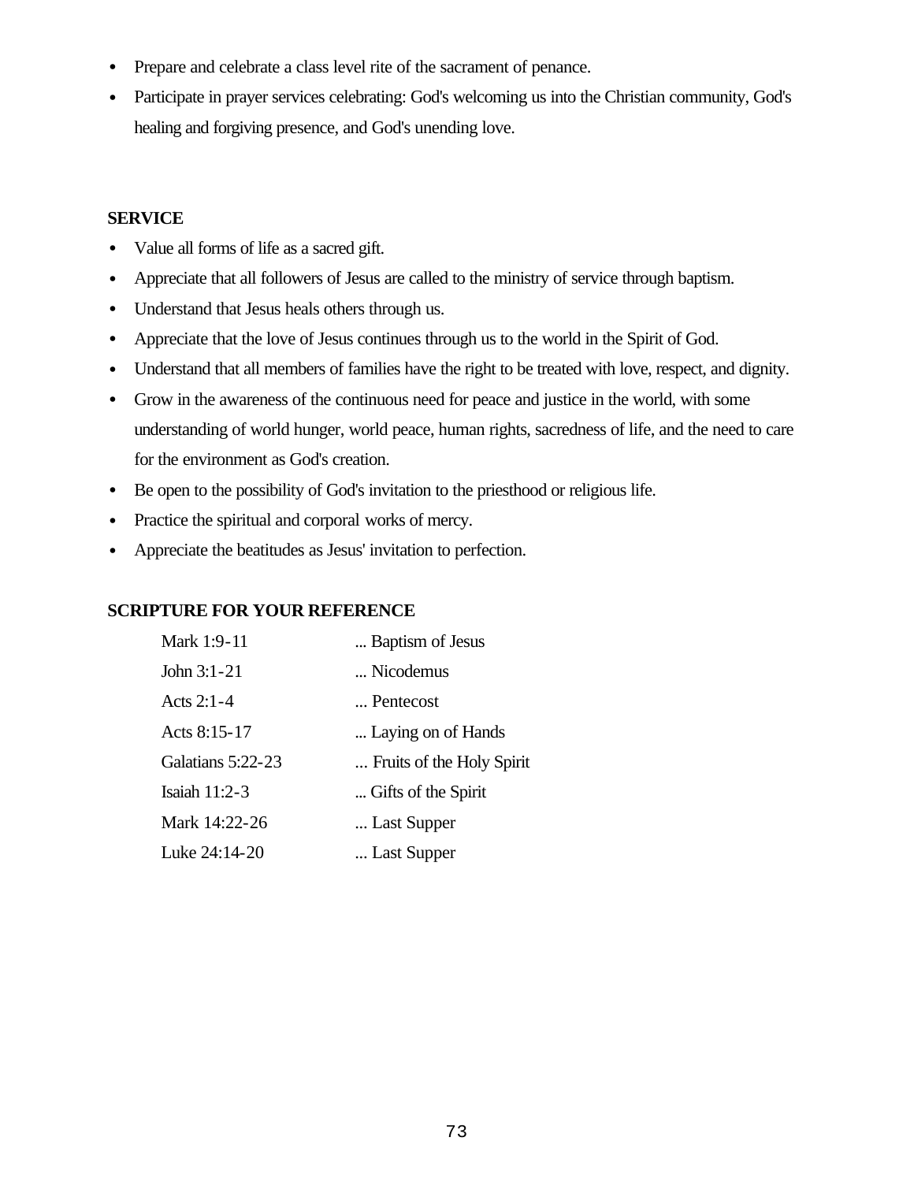- Prepare and celebrate a class level rite of the sacrament of penance.
- Participate in prayer services celebrating: God's welcoming us into the Christian community, God's healing and forgiving presence, and God's unending love.

**SERVICE**

- Value all forms of life as a sacred gift.
- Appreciate that all followers of Jesus are called to the ministry of service through baptism.
- Understand that Jesus heals others through us.
- Appreciate that the love of Jesus continues through us to the world in the Spirit of God.
- Understand that all members of families have the right to be treated with love, respect, and dignity.
- Grow in the awareness of the continuous need for peace and justice in the world, with some understanding of world hunger, world peace, human rights, sacredness of life, and the need to care for the environment as God's creation.
- Be open to the possibility of God's invitation to the priesthood or religious life.
- Practice the spiritual and corporal works of mercy.
- Appreciate the beatitudes as Jesus' invitation to perfection.

**SCRIPTURE FOR YOUR REFERENCE**

| | |
|---|---|
| Mark 1:9-11 | ... Baptism of Jesus |
| John 3:1-21 | ... Nicodemus |
| Acts 2:1-4 | ... Pentecost |
| Acts 8:15-17 | ... Laying on of Hands |
| Galatians 5:22-23 | ... Fruits of the Holy Spirit |
| Isaiah 11:2-3 | ... Gifts of the Spirit |
| Mark 14:22-26 | ... Last Supper |
| Luke 24:14-20 | ... Last Supper |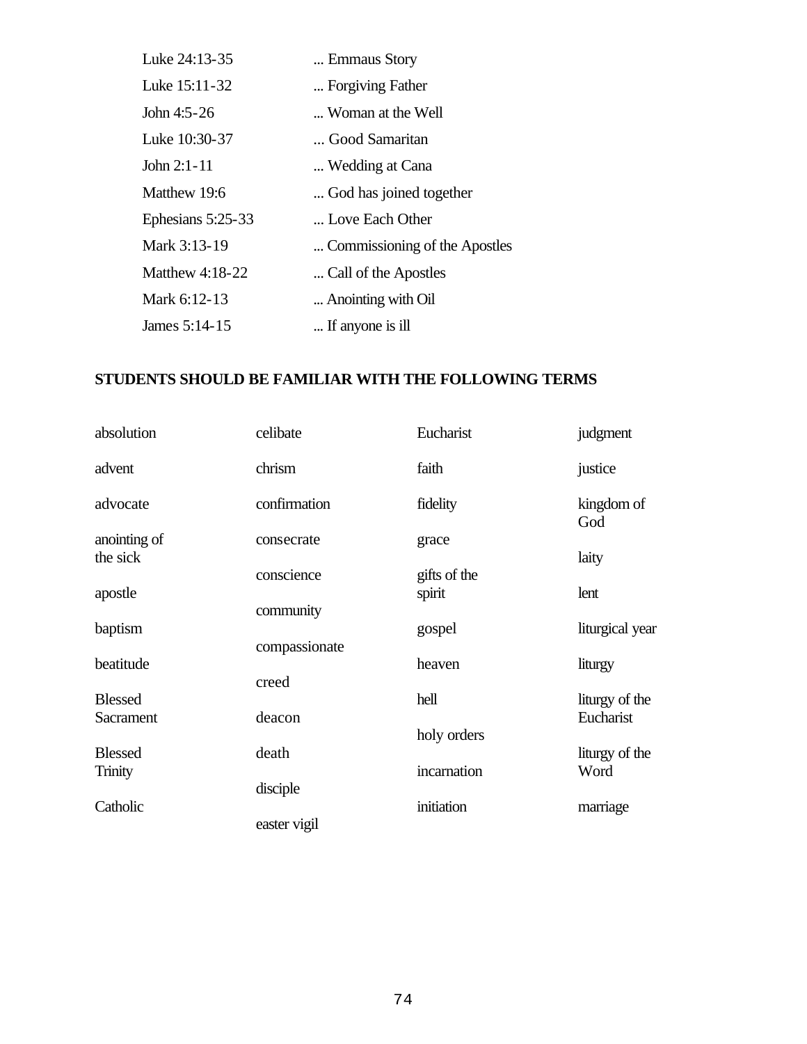Luke 24:13-35 ... Emmaus Story

Luke 15:11-32 ... Forgiving Father

John 4:5-26 ... Woman at the Well

Luke 10:30-37 ... Good Samaritan

John 2:1-11 ... Wedding at Cana

Matthew 19:6 ... God has joined together

Ephesians 5:25-33 ... Love Each Other

Mark 3:13-19 ... Commissioning of the Apostles

Matthew 4:18-22 ... Call of the Apostles

Mark 6:12-13 ... Anointing with Oil

James 5:14-15 ... If anyone is ill

**STUDENTS SHOULD BE FAMILIAR WITH THE FOLLOWING TERMS**

absolution
advent
advocate
anointing of the sick
apostle
baptism
beatitude
Blessed Sacrament
Blessed Trinity
Catholic
celibate
chrism
confirmation
consecrate
conscience
community
compassionate
creed
deacon
death
disciple
easter vigil
Eucharist
faith
fidelity
grace
gifts of the spirit
gospel
heaven
hell
holy orders
incarnation
initiation
judgment
justice
kingdom of God
laity
lent
liturgical year
liturgy
liturgy of the Eucharist
liturgy of the Word
marriage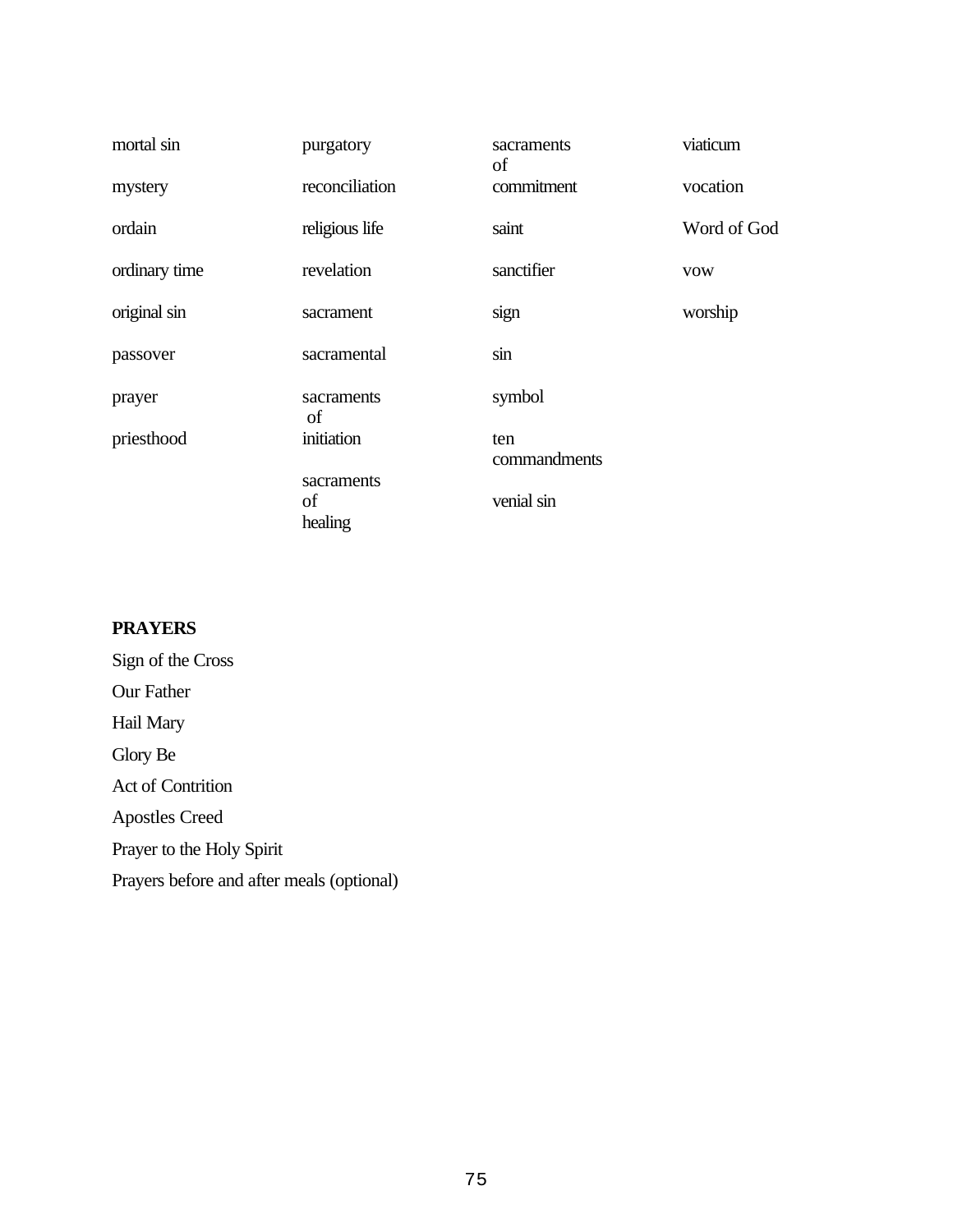| | | | |
|---|---|---|---|
| mortal sin | purgatory | sacraments of commitment | viaticum |
| mystery | reconciliation | | vocation |
| ordain | religious life | saint | Word of God |
| ordinary time | revelation | sanctifier | vow |
| original sin | sacrament | sign | worship |
| passover | sacramental | sin | |
| prayer | sacraments of initiation | symbol | |
| priesthood | | ten commandments | |
| | sacraments of healing | venial sin | |

**PRAYERS**

Sign of the Cross

Our Father

Hail Mary

Glory Be

Act of Contrition

Apostles Creed

Prayer to the Holy Spirit

Prayers before and after meals (optional)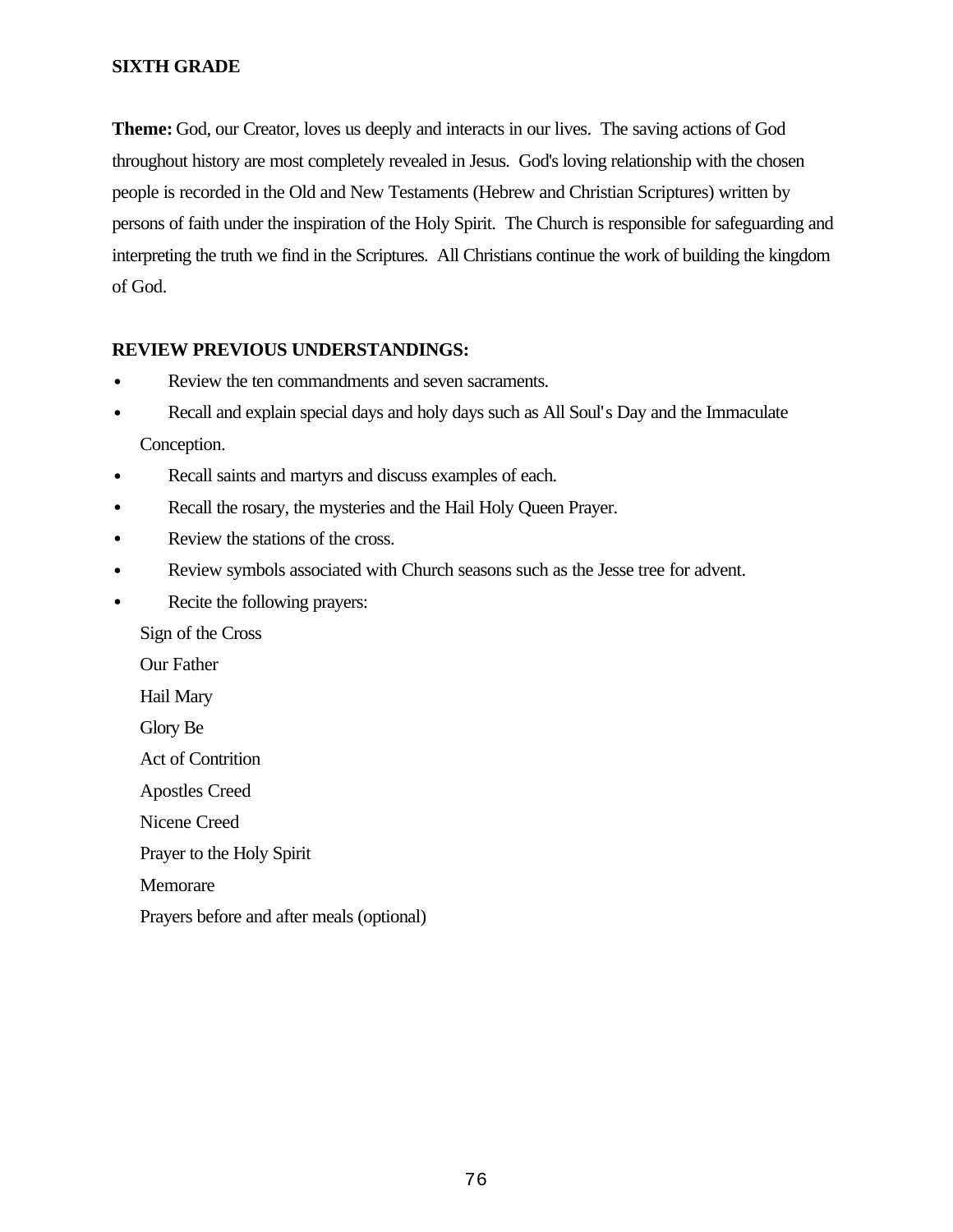**SIXTH GRADE**

**Theme:** God, our Creator, loves us deeply and interacts in our lives. The saving actions of God throughout history are most completely revealed in Jesus. God's loving relationship with the chosen people is recorded in the Old and New Testaments (Hebrew and Christian Scriptures) written by persons of faith under the inspiration of the Holy Spirit. The Church is responsible for safeguarding and interpreting the truth we find in the Scriptures. All Christians continue the work of building the kingdom of God.

**REVIEW PREVIOUS UNDERSTANDINGS:**

- Review the ten commandments and seven sacraments.
- Recall and explain special days and holy days such as All Soul's Day and the Immaculate Conception.
- Recall saints and martyrs and discuss examples of each.
- Recall the rosary, the mysteries and the Hail Holy Queen Prayer.
- Review the stations of the cross.
- Review symbols associated with Church seasons such as the Jesse tree for advent.
- Recite the following prayers:

  Sign of the Cross

  Our Father

  Hail Mary

  Glory Be

  Act of Contrition

  Apostles Creed

  Nicene Creed

  Prayer to the Holy Spirit

  Memorare

  Prayers before and after meals (optional)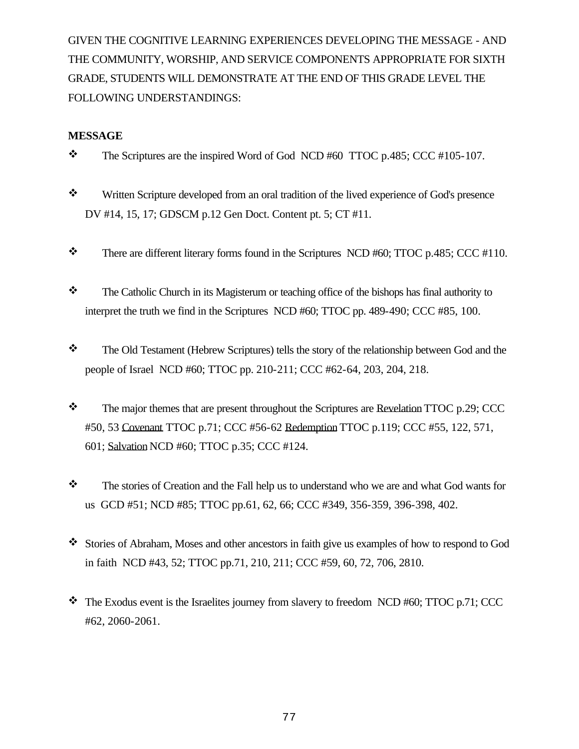GIVEN THE COGNITIVE LEARNING EXPERIENCES DEVELOPING THE MESSAGE - AND THE COMMUNITY, WORSHIP, AND SERVICE COMPONENTS APPROPRIATE FOR SIXTH GRADE, STUDENTS WILL DEMONSTRATE AT THE END OF THIS GRADE LEVEL THE FOLLOWING UNDERSTANDINGS:

**MESSAGE**

- The Scriptures are the inspired Word of God NCD #60 TTOC p.485; CCC #105-107.

- Written Scripture developed from an oral tradition of the lived experience of God's presence DV #14, 15, 17; GDSCM p.12 Gen Doct. Content pt. 5; CT #11.

- There are different literary forms found in the Scriptures NCD #60; TTOC p.485; CCC #110.

- The Catholic Church in its Magisterum or teaching office of the bishops has final authority to interpret the truth we find in the Scriptures NCD #60; TTOC pp. 489-490; CCC #85, 100.

- The Old Testament (Hebrew Scriptures) tells the story of the relationship between God and the people of Israel NCD #60; TTOC pp. 210-211; CCC #62-64, 203, 204, 218.

- The major themes that are present throughout the Scriptures are <u>Revelation</u> TTOC p.29; CCC #50, 53 <u>Covenant</u> TTOC p.71; CCC #56-62 <u>Redemption</u> TTOC p.119; CCC #55, 122, 571, 601; <u>Salvation</u> NCD #60; TTOC p.35; CCC #124.

- The stories of Creation and the Fall help us to understand who we are and what God wants for us GCD #51; NCD #85; TTOC pp.61, 62, 66; CCC #349, 356-359, 396-398, 402.

- Stories of Abraham, Moses and other ancestors in faith give us examples of how to respond to God in faith NCD #43, 52; TTOC pp.71, 210, 211; CCC #59, 60, 72, 706, 2810.

- The Exodus event is the Israelites journey from slavery to freedom NCD #60; TTOC p.71; CCC #62, 2060-2061.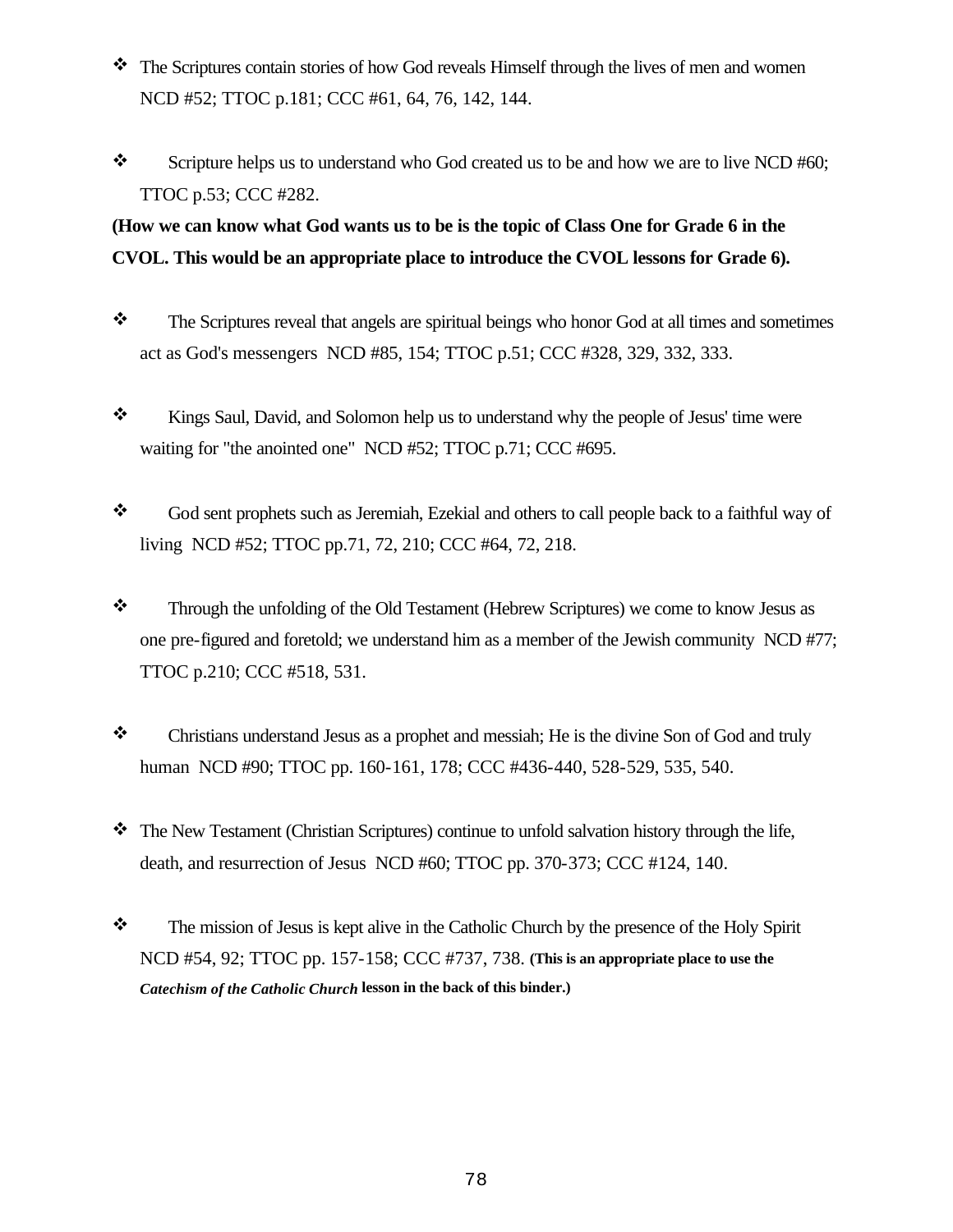- The Scriptures contain stories of how God reveals Himself through the lives of men and women NCD #52; TTOC p.181; CCC #61, 64, 76, 142, 144.

- Scripture helps us to understand who God created us to be and how we are to live NCD #60; TTOC p.53; CCC #282.

**(How we can know what God wants us to be is the topic of Class One for Grade 6 in the CVOL. This would be an appropriate place to introduce the CVOL lessons for Grade 6).**

- The Scriptures reveal that angels are spiritual beings who honor God at all times and sometimes act as God's messengers NCD #85, 154; TTOC p.51; CCC #328, 329, 332, 333.

- Kings Saul, David, and Solomon help us to understand why the people of Jesus' time were waiting for "the anointed one" NCD #52; TTOC p.71; CCC #695.

- God sent prophets such as Jeremiah, Ezekial and others to call people back to a faithful way of living NCD #52; TTOC pp.71, 72, 210; CCC #64, 72, 218.

- Through the unfolding of the Old Testament (Hebrew Scriptures) we come to know Jesus as one pre-figured and foretold; we understand him as a member of the Jewish community NCD #77; TTOC p.210; CCC #518, 531.

- Christians understand Jesus as a prophet and messiah; He is the divine Son of God and truly human NCD #90; TTOC pp. 160-161, 178; CCC #436-440, 528-529, 535, 540.

- The New Testament (Christian Scriptures) continue to unfold salvation history through the life, death, and resurrection of Jesus NCD #60; TTOC pp. 370-373; CCC #124, 140.

- The mission of Jesus is kept alive in the Catholic Church by the presence of the Holy Spirit NCD #54, 92; TTOC pp. 157-158; CCC #737, 738. **(This is an appropriate place to use the *Catechism of the Catholic Church* lesson in the back of this binder.)**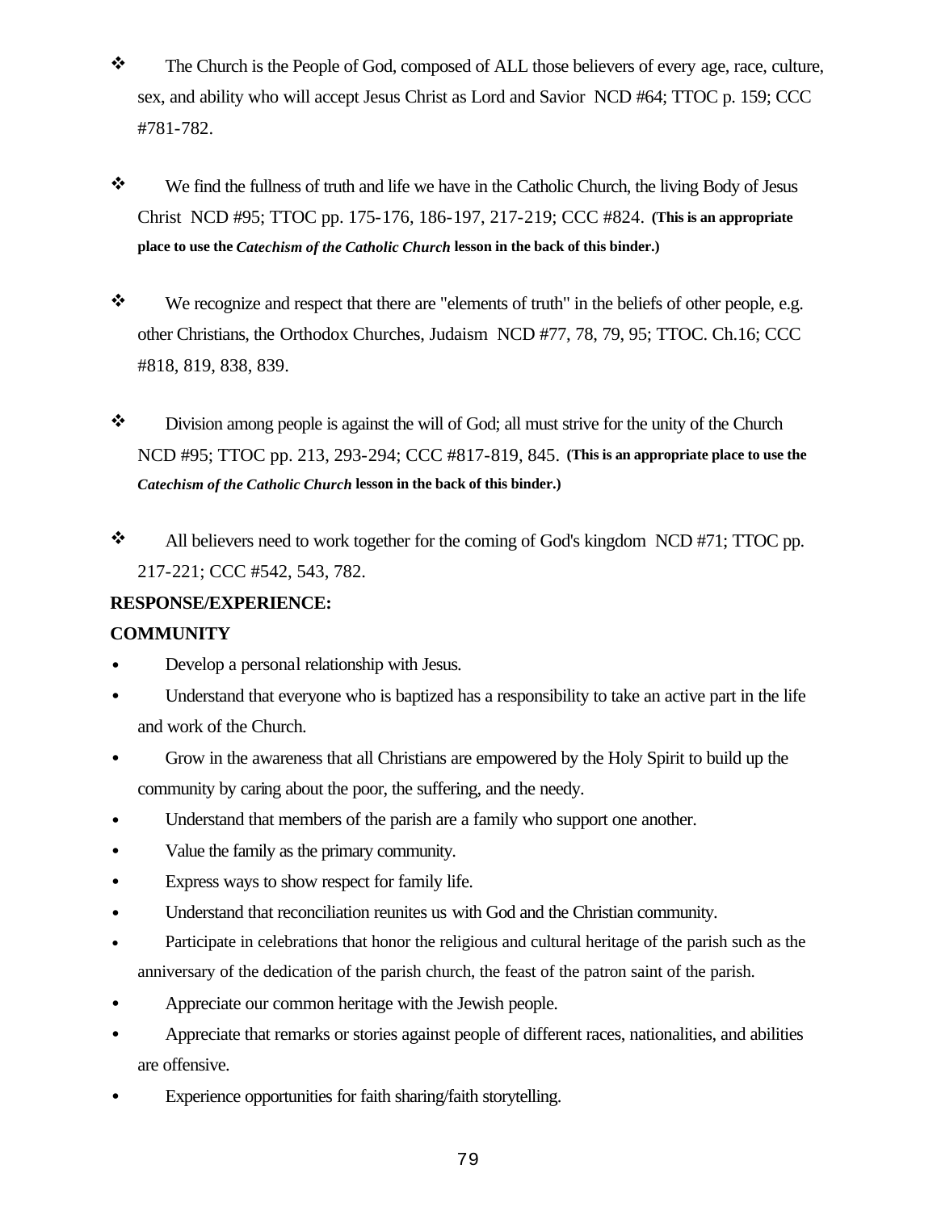- The Church is the People of God, composed of ALL those believers of every age, race, culture, sex, and ability who will accept Jesus Christ as Lord and Savior NCD #64; TTOC p. 159; CCC #781-782.

- We find the fullness of truth and life we have in the Catholic Church, the living Body of Jesus Christ NCD #95; TTOC pp. 175-176, 186-197, 217-219; CCC #824. **(This is an appropriate place to use the *Catechism of the Catholic Church* lesson in the back of this binder.)**

- We recognize and respect that there are "elements of truth" in the beliefs of other people, e.g. other Christians, the Orthodox Churches, Judaism NCD #77, 78, 79, 95; TTOC. Ch.16; CCC #818, 819, 838, 839.

- Division among people is against the will of God; all must strive for the unity of the Church NCD #95; TTOC pp. 213, 293-294; CCC #817-819, 845. **(This is an appropriate place to use the *Catechism of the Catholic Church* lesson in the back of this binder.)**

- All believers need to work together for the coming of God's kingdom NCD #71; TTOC pp. 217-221; CCC #542, 543, 782.

**RESPONSE/EXPERIENCE:**

**COMMUNITY**

- Develop a personal relationship with Jesus.
- Understand that everyone who is baptized has a responsibility to take an active part in the life and work of the Church.
- Grow in the awareness that all Christians are empowered by the Holy Spirit to build up the community by caring about the poor, the suffering, and the needy.
- Understand that members of the parish are a family who support one another.
- Value the family as the primary community.
- Express ways to show respect for family life.
- Understand that reconciliation reunites us with God and the Christian community.
- Participate in celebrations that honor the religious and cultural heritage of the parish such as the anniversary of the dedication of the parish church, the feast of the patron saint of the parish.
- Appreciate our common heritage with the Jewish people.
- Appreciate that remarks or stories against people of different races, nationalities, and abilities are offensive.
- Experience opportunities for faith sharing/faith storytelling.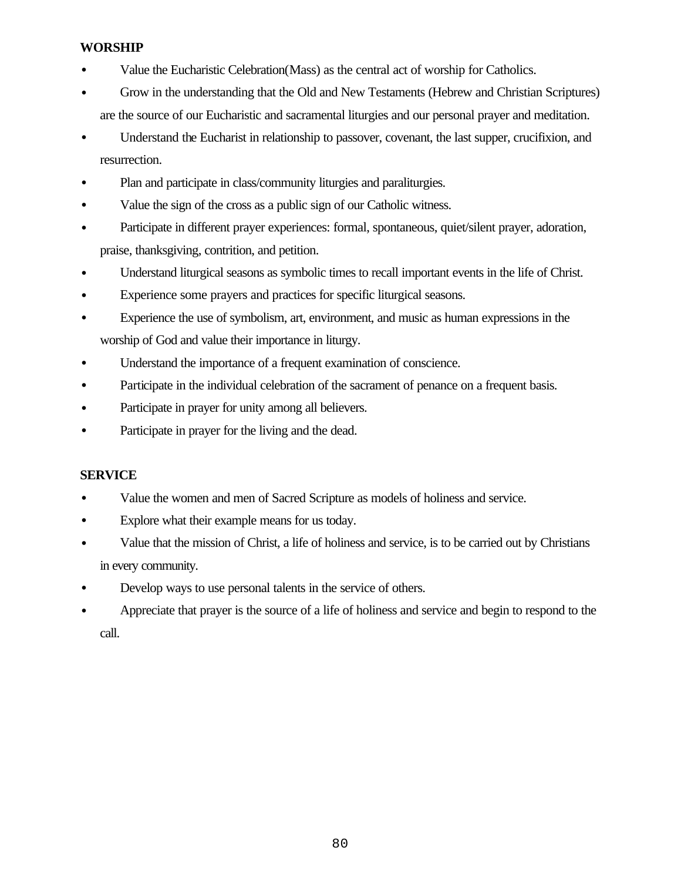**WORSHIP**

- Value the Eucharistic Celebration(Mass) as the central act of worship for Catholics.
- Grow in the understanding that the Old and New Testaments (Hebrew and Christian Scriptures) are the source of our Eucharistic and sacramental liturgies and our personal prayer and meditation.
- Understand the Eucharist in relationship to passover, covenant, the last supper, crucifixion, and resurrection.
- Plan and participate in class/community liturgies and paraliturgies.
- Value the sign of the cross as a public sign of our Catholic witness.
- Participate in different prayer experiences: formal, spontaneous, quiet/silent prayer, adoration, praise, thanksgiving, contrition, and petition.
- Understand liturgical seasons as symbolic times to recall important events in the life of Christ.
- Experience some prayers and practices for specific liturgical seasons.
- Experience the use of symbolism, art, environment, and music as human expressions in the worship of God and value their importance in liturgy.
- Understand the importance of a frequent examination of conscience.
- Participate in the individual celebration of the sacrament of penance on a frequent basis.
- Participate in prayer for unity among all believers.
- Participate in prayer for the living and the dead.

**SERVICE**

- Value the women and men of Sacred Scripture as models of holiness and service.
- Explore what their example means for us today.
- Value that the mission of Christ, a life of holiness and service, is to be carried out by Christians in every community.
- Develop ways to use personal talents in the service of others.
- Appreciate that prayer is the source of a life of holiness and service and begin to respond to the call.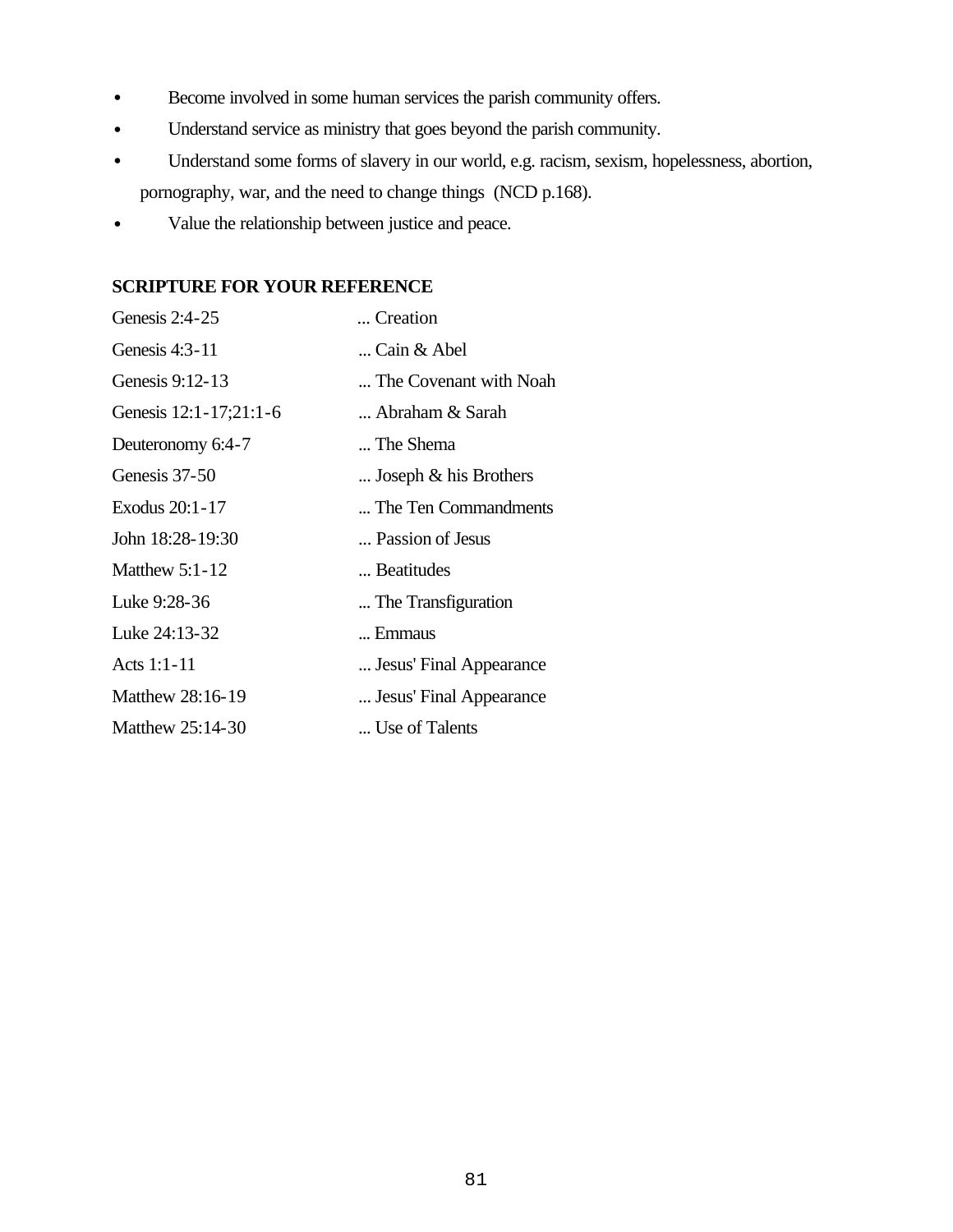- Become involved in some human services the parish community offers.
- Understand service as ministry that goes beyond the parish community.
- Understand some forms of slavery in our world, e.g. racism, sexism, hopelessness, abortion, pornography, war, and the need to change things (NCD p.168).
- Value the relationship between justice and peace.

**SCRIPTURE FOR YOUR REFERENCE**

| | |
|---|---|
| Genesis 2:4-25 | ... Creation |
| Genesis 4:3-11 | ... Cain & Abel |
| Genesis 9:12-13 | ... The Covenant with Noah |
| Genesis 12:1-17;21:1-6 | ... Abraham & Sarah |
| Deuteronomy 6:4-7 | ... The Shema |
| Genesis 37-50 | ... Joseph & his Brothers |
| Exodus 20:1-17 | ... The Ten Commandments |
| John 18:28-19:30 | ... Passion of Jesus |
| Matthew 5:1-12 | ... Beatitudes |
| Luke 9:28-36 | ... The Transfiguration |
| Luke 24:13-32 | ... Emmaus |
| Acts 1:1-11 | ... Jesus' Final Appearance |
| Matthew 28:16-19 | ... Jesus' Final Appearance |
| Matthew 25:14-30 | ... Use of Talents |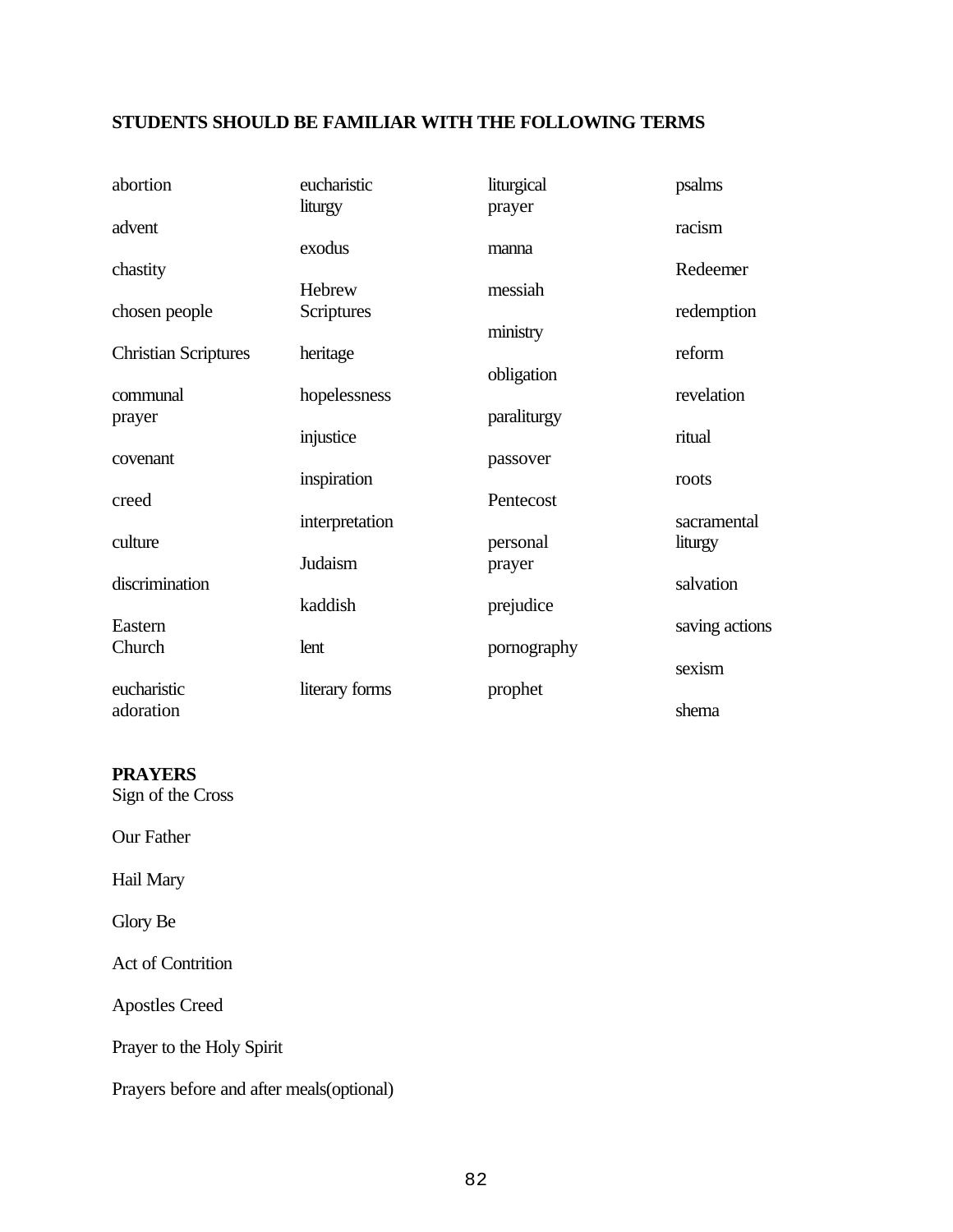**STUDENTS SHOULD BE FAMILIAR WITH THE FOLLOWING TERMS**

- abortion
- advent
- chastity
- chosen people
- Christian Scriptures
- communal prayer
- covenant
- creed
- culture
- discrimination
- Eastern Church
- eucharistic adoration
- eucharistic liturgy
- exodus
- Hebrew Scriptures
- heritage
- hopelessness
- injustice
- inspiration
- interpretation
- Judaism
- kaddish
- lent
- literary forms
- liturgical prayer
- manna
- messiah
- ministry
- obligation
- paraliturgy
- passover
- Pentecost
- personal prayer
- prejudice
- pornography
- prophet
- psalms
- racism
- Redeemer
- redemption
- reform
- revelation
- ritual
- roots
- sacramental liturgy
- salvation
- saving actions
- sexism
- shema

**PRAYERS**

Sign of the Cross

Our Father

Hail Mary

Glory Be

Act of Contrition

Apostles Creed

Prayer to the Holy Spirit

Prayers before and after meals(optional)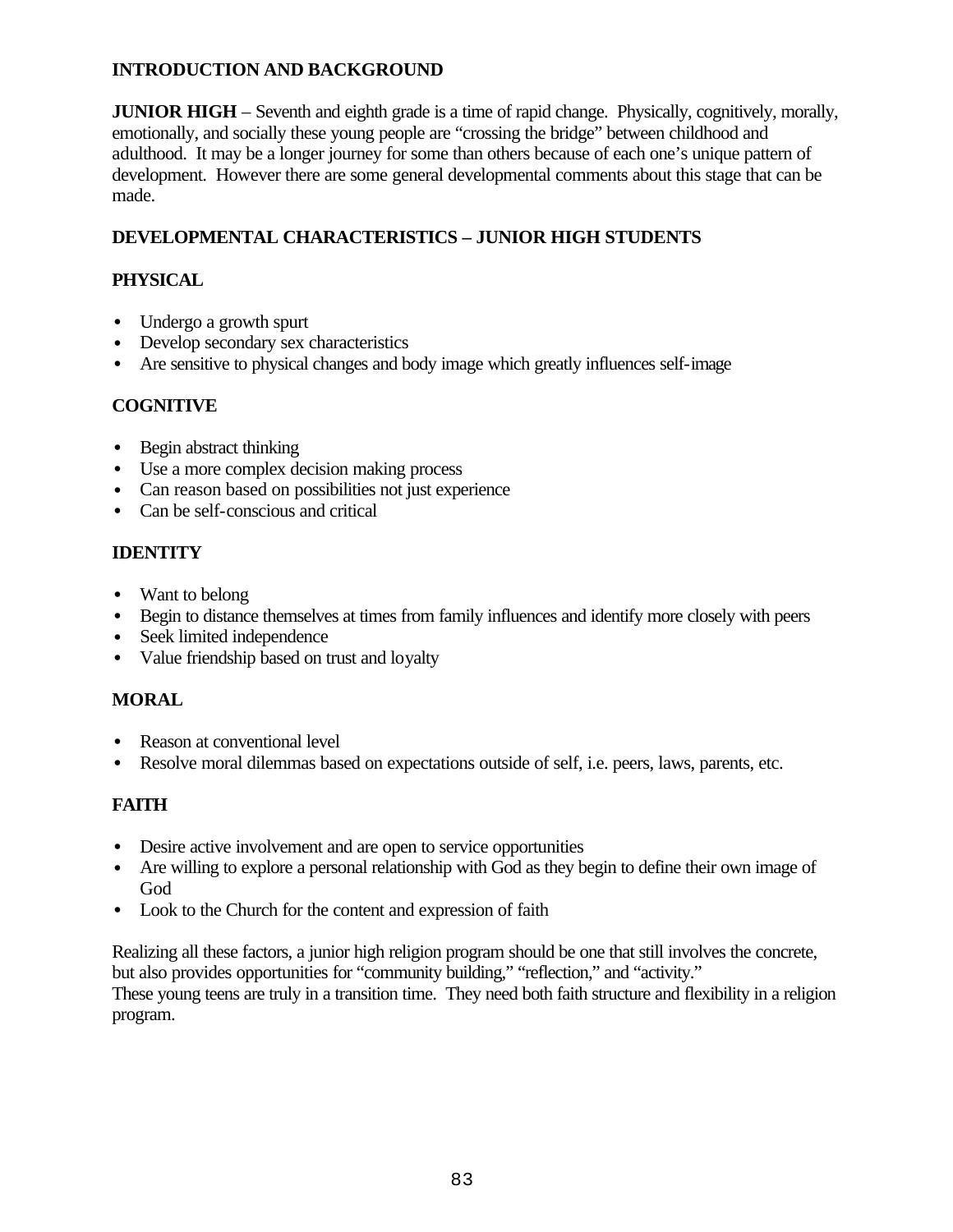## INTRODUCTION AND BACKGROUND

**JUNIOR HIGH** – Seventh and eighth grade is a time of rapid change. Physically, cognitively, morally, emotionally, and socially these young people are "crossing the bridge" between childhood and adulthood. It may be a longer journey for some than others because of each one's unique pattern of development. However there are some general developmental comments about this stage that can be made.

## DEVELOPMENTAL CHARACTERISTICS – JUNIOR HIGH STUDENTS

### PHYSICAL

- Undergo a growth spurt
- Develop secondary sex characteristics
- Are sensitive to physical changes and body image which greatly influences self-image

### COGNITIVE

- Begin abstract thinking
- Use a more complex decision making process
- Can reason based on possibilities not just experience
- Can be self-conscious and critical

### IDENTITY

- Want to belong
- Begin to distance themselves at times from family influences and identify more closely with peers
- Seek limited independence
- Value friendship based on trust and loyalty

### MORAL

- Reason at conventional level
- Resolve moral dilemmas based on expectations outside of self, i.e. peers, laws, parents, etc.

### FAITH

- Desire active involvement and are open to service opportunities
- Are willing to explore a personal relationship with God as they begin to define their own image of God
- Look to the Church for the content and expression of faith

Realizing all these factors, a junior high religion program should be one that still involves the concrete, but also provides opportunities for "community building," "reflection," and "activity."
These young teens are truly in a transition time. They need both faith structure and flexibility in a religion program.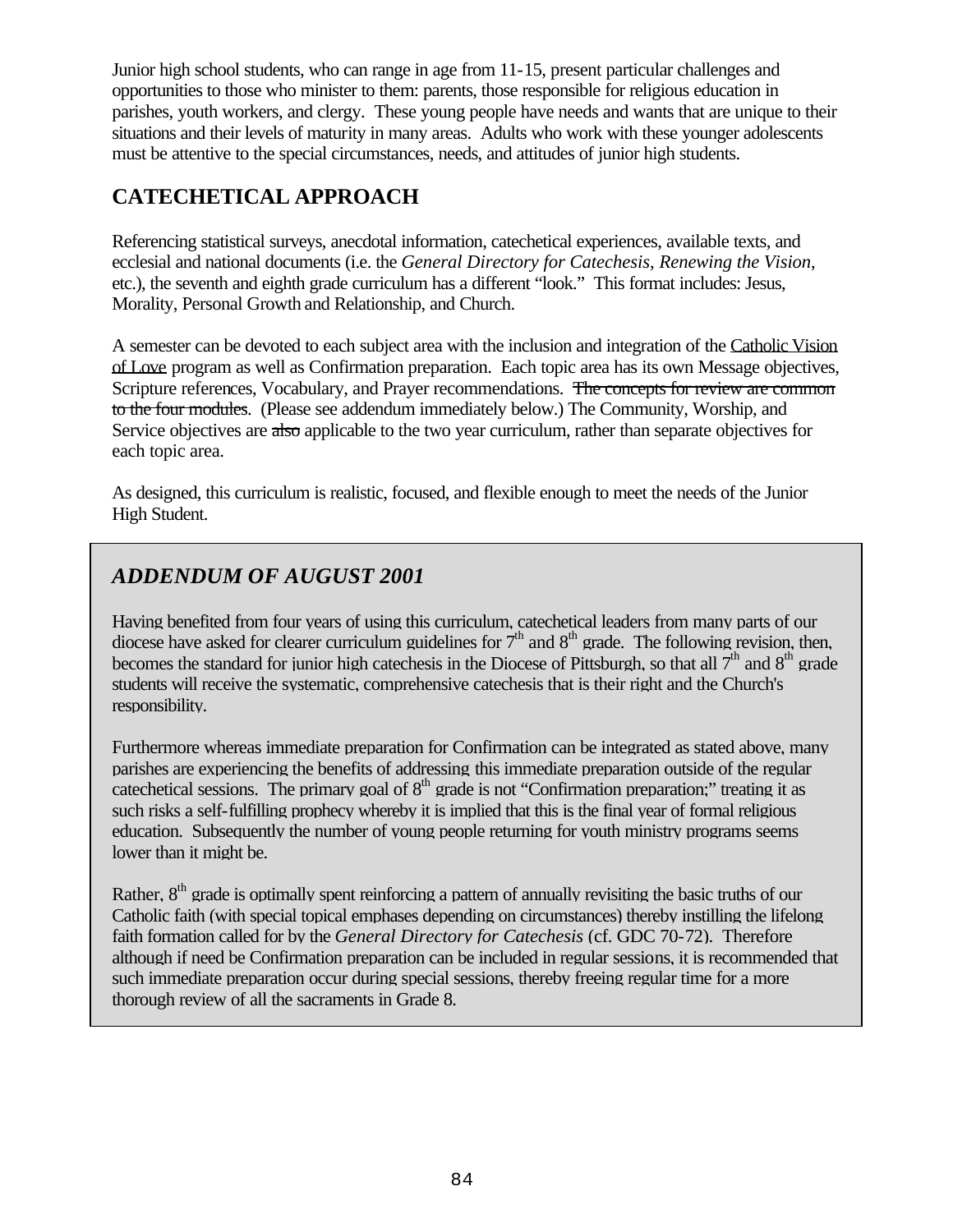Junior high school students, who can range in age from 11-15, present particular challenges and opportunities to those who minister to them: parents, those responsible for religious education in parishes, youth workers, and clergy. These young people have needs and wants that are unique to their situations and their levels of maturity in many areas. Adults who work with these younger adolescents must be attentive to the special circumstances, needs, and attitudes of junior high students.

## CATECHETICAL APPROACH

Referencing statistical surveys, anecdotal information, catechetical experiences, available texts, and ecclesial and national documents (i.e. the *General Directory for Catechesis*, *Renewing the Vision*, etc.), the seventh and eighth grade curriculum has a different "look." This format includes: Jesus, Morality, Personal Growth and Relationship, and Church.

A semester can be devoted to each subject area with the inclusion and integration of the Catholic Vision of Love program as well as Confirmation preparation. Each topic area has its own Message objectives, Scripture references, Vocabulary, and Prayer recommendations. ~~The concepts for review are common to the four modules~~. (Please see addendum immediately below.) The Community, Worship, and Service objectives are ~~also~~ applicable to the two year curriculum, rather than separate objectives for each topic area.

As designed, this curriculum is realistic, focused, and flexible enough to meet the needs of the Junior High Student.

### *ADDENDUM OF AUGUST 2001*

Having benefited from four years of using this curriculum, catechetical leaders from many parts of our diocese have asked for clearer curriculum guidelines for 7th and 8th grade. The following revision, then, becomes the standard for junior high catechesis in the Diocese of Pittsburgh, so that all 7th and 8th grade students will receive the systematic, comprehensive catechesis that is their right and the Church's responsibility.

Furthermore whereas immediate preparation for Confirmation can be integrated as stated above, many parishes are experiencing the benefits of addressing this immediate preparation outside of the regular catechetical sessions. The primary goal of 8th grade is not "Confirmation preparation;" treating it as such risks a self-fulfilling prophecy whereby it is implied that this is the final year of formal religious education. Subsequently the number of young people returning for youth ministry programs seems lower than it might be.

Rather, 8th grade is optimally spent reinforcing a pattern of annually revisiting the basic truths of our Catholic faith (with special topical emphases depending on circumstances) thereby instilling the lifelong faith formation called for by the *General Directory for Catechesis* (cf. GDC 70-72). Therefore although if need be Confirmation preparation can be included in regular sessions, it is recommended that such immediate preparation occur during special sessions, thereby freeing regular time for a more thorough review of all the sacraments in Grade 8.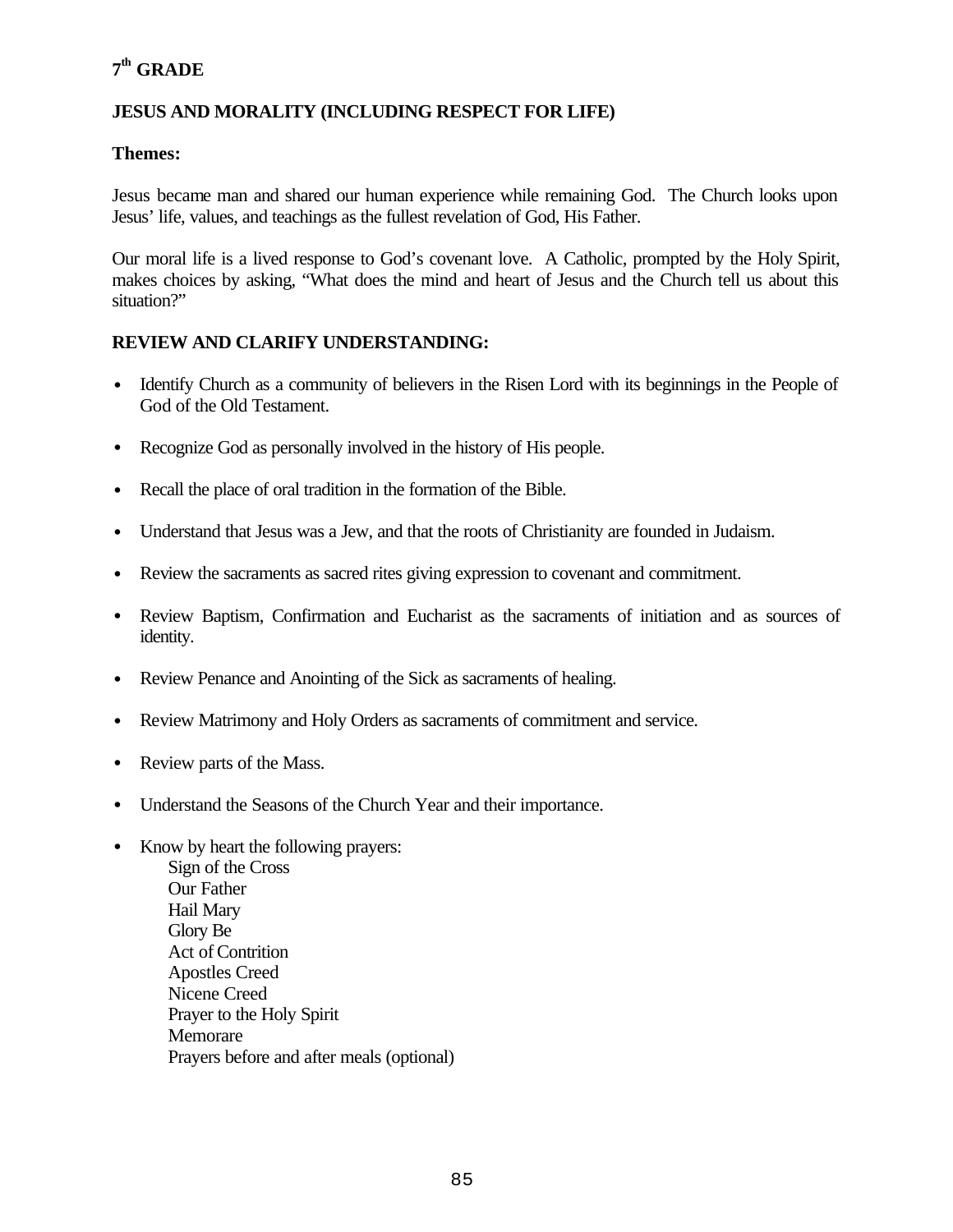# 7th GRADE

## JESUS AND MORALITY (INCLUDING RESPECT FOR LIFE)

### Themes:

Jesus became man and shared our human experience while remaining God. The Church looks upon Jesus' life, values, and teachings as the fullest revelation of God, His Father.

Our moral life is a lived response to God's covenant love. A Catholic, prompted by the Holy Spirit, makes choices by asking, "What does the mind and heart of Jesus and the Church tell us about this situation?"

### REVIEW AND CLARIFY UNDERSTANDING:

- Identify Church as a community of believers in the Risen Lord with its beginnings in the People of God of the Old Testament.
- Recognize God as personally involved in the history of His people.
- Recall the place of oral tradition in the formation of the Bible.
- Understand that Jesus was a Jew, and that the roots of Christianity are founded in Judaism.
- Review the sacraments as sacred rites giving expression to covenant and commitment.
- Review Baptism, Confirmation and Eucharist as the sacraments of initiation and as sources of identity.
- Review Penance and Anointing of the Sick as sacraments of healing.
- Review Matrimony and Holy Orders as sacraments of commitment and service.
- Review parts of the Mass.
- Understand the Seasons of the Church Year and their importance.
- Know by heart the following prayers:
  - Sign of the Cross
  - Our Father
  - Hail Mary
  - Glory Be
  - Act of Contrition
  - Apostles Creed
  - Nicene Creed
  - Prayer to the Holy Spirit
  - Memorare
  - Prayers before and after meals (optional)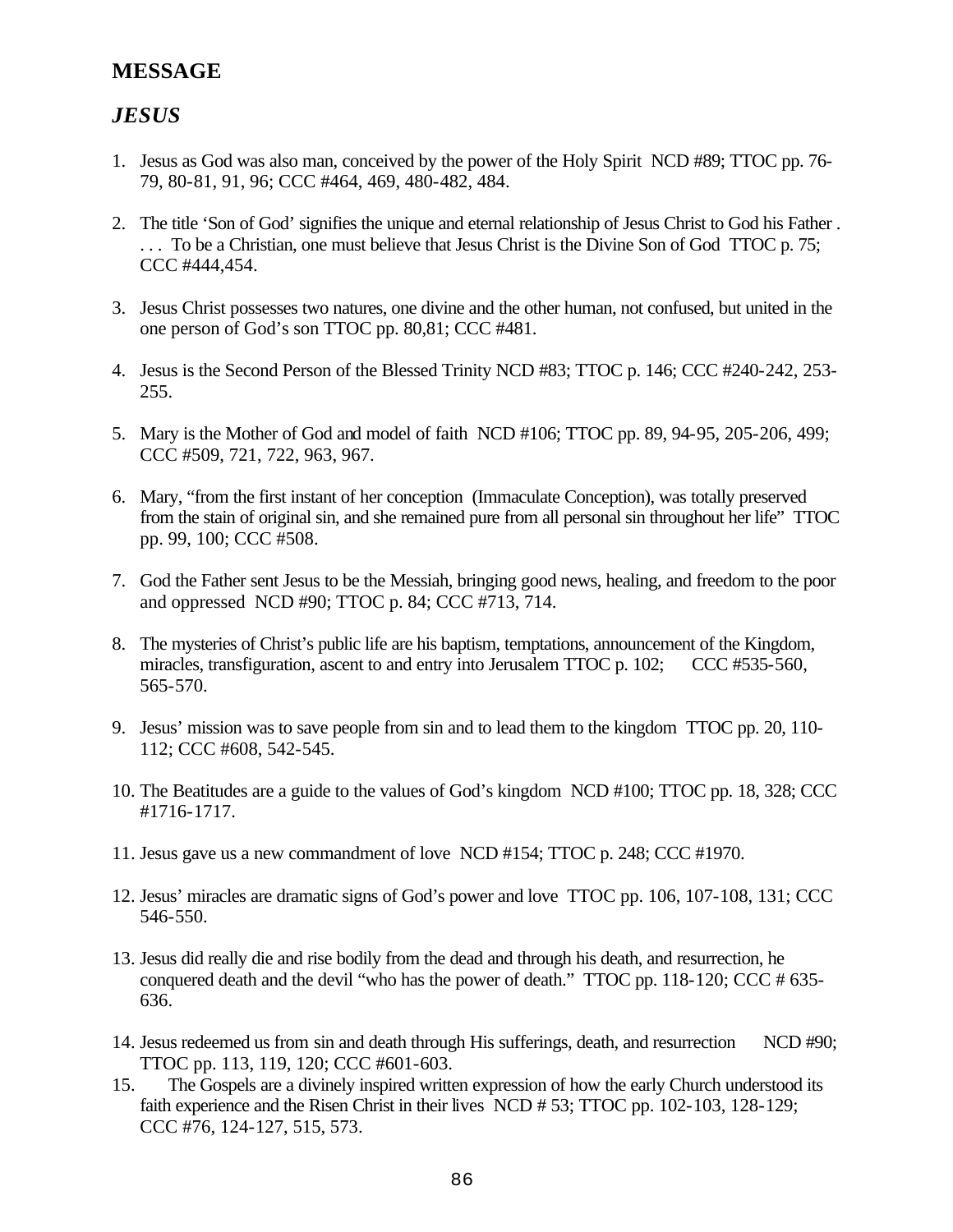## MESSAGE

### *JESUS*

1. Jesus as God was also man, conceived by the power of the Holy Spirit NCD #89; TTOC pp. 76-79, 80-81, 91, 96; CCC #464, 469, 480-482, 484.
2. The title 'Son of God' signifies the unique and eternal relationship of Jesus Christ to God his Father . . . . To be a Christian, one must believe that Jesus Christ is the Divine Son of God TTOC p. 75; CCC #444,454.
3. Jesus Christ possesses two natures, one divine and the other human, not confused, but united in the one person of God's son TTOC pp. 80,81; CCC #481.
4. Jesus is the Second Person of the Blessed Trinity NCD #83; TTOC p. 146; CCC #240-242, 253-255.
5. Mary is the Mother of God and model of faith NCD #106; TTOC pp. 89, 94-95, 205-206, 499; CCC #509, 721, 722, 963, 967.
6. Mary, "from the first instant of her conception (Immaculate Conception), was totally preserved from the stain of original sin, and she remained pure from all personal sin throughout her life" TTOC pp. 99, 100; CCC #508.
7. God the Father sent Jesus to be the Messiah, bringing good news, healing, and freedom to the poor and oppressed NCD #90; TTOC p. 84; CCC #713, 714.
8. The mysteries of Christ's public life are his baptism, temptations, announcement of the Kingdom, miracles, transfiguration, ascent to and entry into Jerusalem TTOC p. 102; CCC #535-560, 565-570.
9. Jesus' mission was to save people from sin and to lead them to the kingdom TTOC pp. 20, 110-112; CCC #608, 542-545.
10. The Beatitudes are a guide to the values of God's kingdom NCD #100; TTOC pp. 18, 328; CCC #1716-1717.
11. Jesus gave us a new commandment of love NCD #154; TTOC p. 248; CCC #1970.
12. Jesus' miracles are dramatic signs of God's power and love TTOC pp. 106, 107-108, 131; CCC 546-550.
13. Jesus did really die and rise bodily from the dead and through his death, and resurrection, he conquered death and the devil "who has the power of death." TTOC pp. 118-120; CCC # 635-636.
14. Jesus redeemed us from sin and death through His sufferings, death, and resurrection NCD #90; TTOC pp. 113, 119, 120; CCC #601-603.
15. The Gospels are a divinely inspired written expression of how the early Church understood its faith experience and the Risen Christ in their lives NCD # 53; TTOC pp. 102-103, 128-129; CCC #76, 124-127, 515, 573.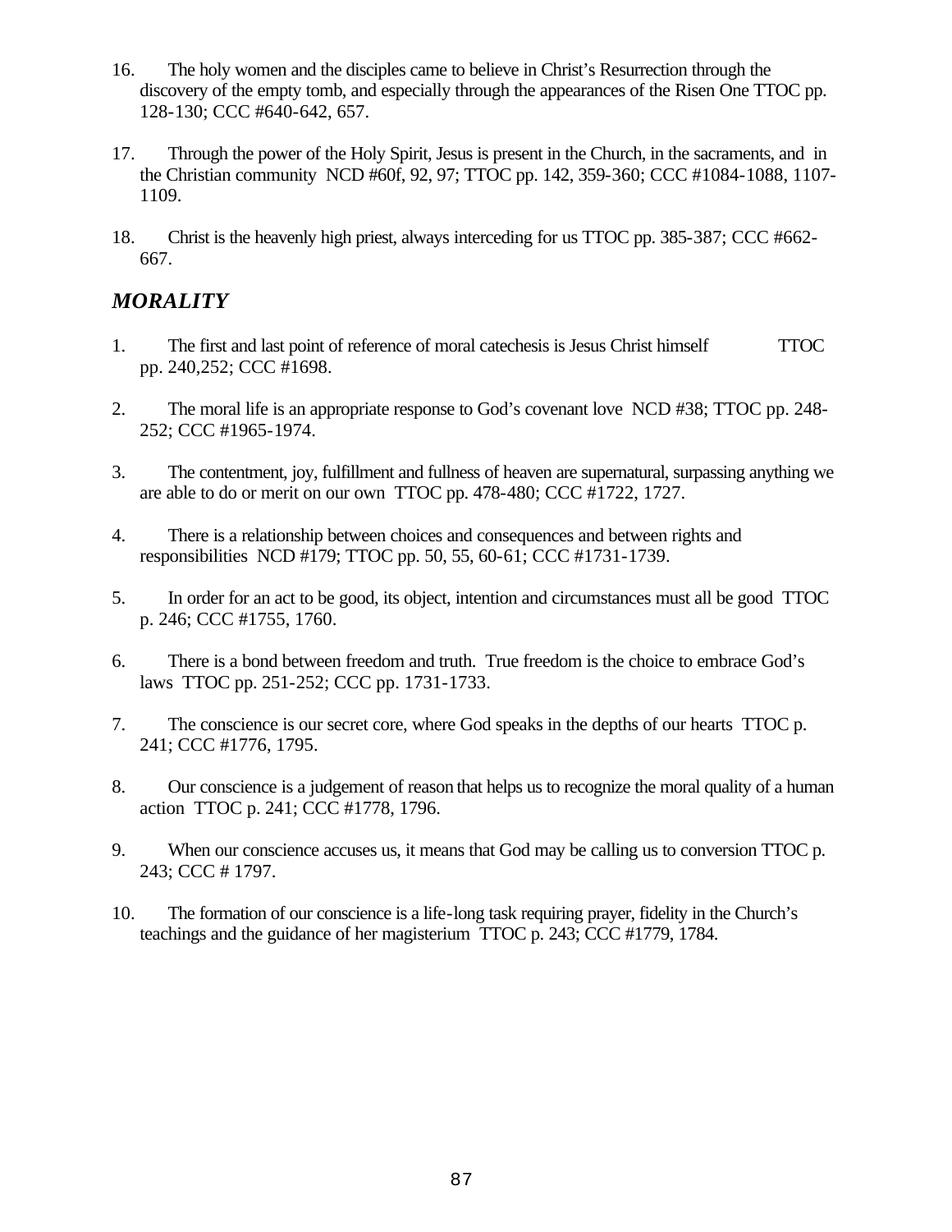16. The holy women and the disciples came to believe in Christ's Resurrection through the discovery of the empty tomb, and especially through the appearances of the Risen One TTOC pp. 128-130; CCC #640-642, 657.

17. Through the power of the Holy Spirit, Jesus is present in the Church, in the sacraments, and in the Christian community NCD #60f, 92, 97; TTOC pp. 142, 359-360; CCC #1084-1088, 1107-1109.

18. Christ is the heavenly high priest, always interceding for us TTOC pp. 385-387; CCC #662-667.

## *MORALITY*

1. The first and last point of reference of moral catechesis is Jesus Christ himself TTOC pp. 240,252; CCC #1698.

2. The moral life is an appropriate response to God's covenant love NCD #38; TTOC pp. 248-252; CCC #1965-1974.

3. The contentment, joy, fulfillment and fullness of heaven are supernatural, surpassing anything we are able to do or merit on our own TTOC pp. 478-480; CCC #1722, 1727.

4. There is a relationship between choices and consequences and between rights and responsibilities NCD #179; TTOC pp. 50, 55, 60-61; CCC #1731-1739.

5. In order for an act to be good, its object, intention and circumstances must all be good TTOC p. 246; CCC #1755, 1760.

6. There is a bond between freedom and truth. True freedom is the choice to embrace God's laws TTOC pp. 251-252; CCC pp. 1731-1733.

7. The conscience is our secret core, where God speaks in the depths of our hearts TTOC p. 241; CCC #1776, 1795.

8. Our conscience is a judgement of reason that helps us to recognize the moral quality of a human action TTOC p. 241; CCC #1778, 1796.

9. When our conscience accuses us, it means that God may be calling us to conversion TTOC p. 243; CCC # 1797.

10. The formation of our conscience is a life-long task requiring prayer, fidelity in the Church's teachings and the guidance of her magisterium TTOC p. 243; CCC #1779, 1784.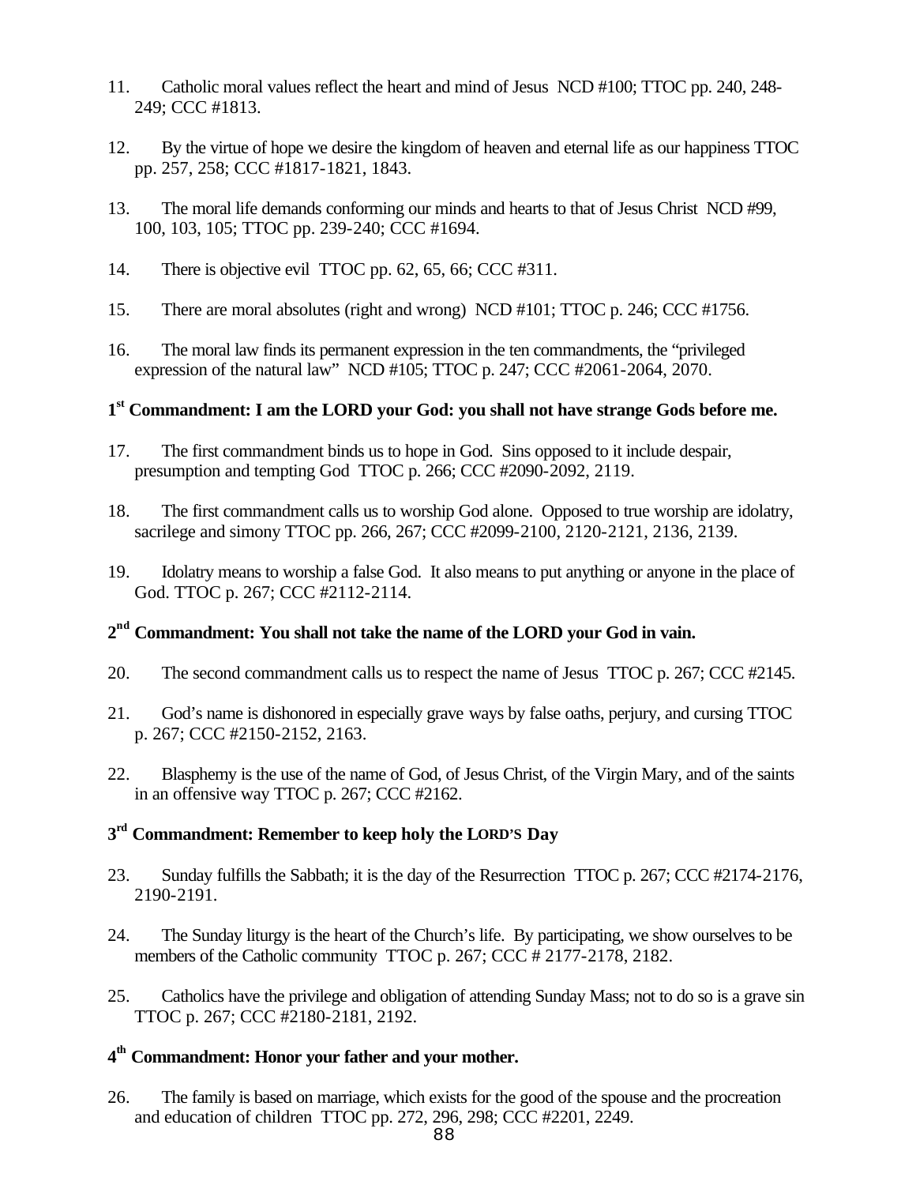11. Catholic moral values reflect the heart and mind of Jesus NCD #100; TTOC pp. 240, 248-249; CCC #1813.

12. By the virtue of hope we desire the kingdom of heaven and eternal life as our happiness TTOC pp. 257, 258; CCC #1817-1821, 1843.

13. The moral life demands conforming our minds and hearts to that of Jesus Christ NCD #99, 100, 103, 105; TTOC pp. 239-240; CCC #1694.

14. There is objective evil TTOC pp. 62, 65, 66; CCC #311.

15. There are moral absolutes (right and wrong) NCD #101; TTOC p. 246; CCC #1756.

16. The moral law finds its permanent expression in the ten commandments, the "privileged expression of the natural law" NCD #105; TTOC p. 247; CCC #2061-2064, 2070.

### 1st Commandment: I am the LORD your God: you shall not have strange Gods before me.

17. The first commandment binds us to hope in God. Sins opposed to it include despair, presumption and tempting God TTOC p. 266; CCC #2090-2092, 2119.

18. The first commandment calls us to worship God alone. Opposed to true worship are idolatry, sacrilege and simony TTOC pp. 266, 267; CCC #2099-2100, 2120-2121, 2136, 2139.

19. Idolatry means to worship a false God. It also means to put anything or anyone in the place of God. TTOC p. 267; CCC #2112-2114.

### 2nd Commandment: You shall not take the name of the LORD your God in vain.

20. The second commandment calls us to respect the name of Jesus TTOC p. 267; CCC #2145.

21. God's name is dishonored in especially grave ways by false oaths, perjury, and cursing TTOC p. 267; CCC #2150-2152, 2163.

22. Blasphemy is the use of the name of God, of Jesus Christ, of the Virgin Mary, and of the saints in an offensive way TTOC p. 267; CCC #2162.

### 3rd Commandment: Remember to keep holy the LORD'S Day

23. Sunday fulfills the Sabbath; it is the day of the Resurrection TTOC p. 267; CCC #2174-2176, 2190-2191.

24. The Sunday liturgy is the heart of the Church's life. By participating, we show ourselves to be members of the Catholic community TTOC p. 267; CCC # 2177-2178, 2182.

25. Catholics have the privilege and obligation of attending Sunday Mass; not to do so is a grave sin TTOC p. 267; CCC #2180-2181, 2192.

### 4th Commandment: Honor your father and your mother.

26. The family is based on marriage, which exists for the good of the spouse and the procreation and education of children TTOC pp. 272, 296, 298; CCC #2201, 2249.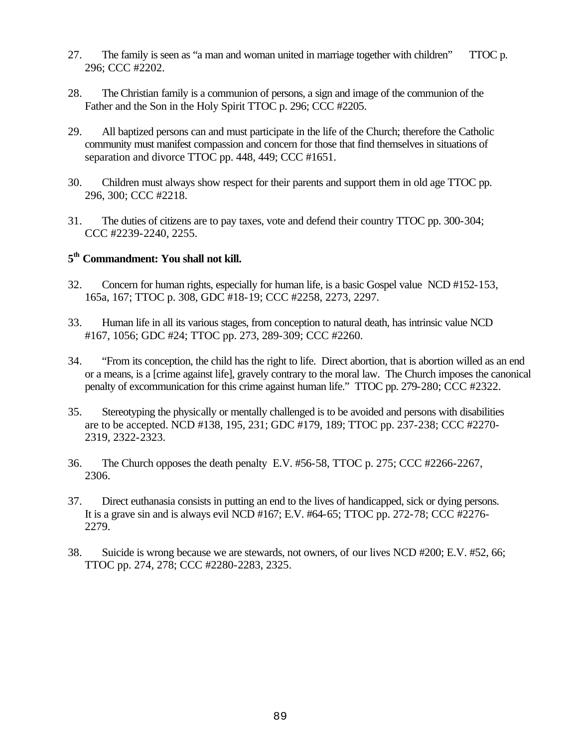27. The family is seen as "a man and woman united in marriage together with children" TTOC p. 296; CCC #2202.

28. The Christian family is a communion of persons, a sign and image of the communion of the Father and the Son in the Holy Spirit TTOC p. 296; CCC #2205.

29. All baptized persons can and must participate in the life of the Church; therefore the Catholic community must manifest compassion and concern for those that find themselves in situations of separation and divorce TTOC pp. 448, 449; CCC #1651.

30. Children must always show respect for their parents and support them in old age TTOC pp. 296, 300; CCC #2218.

31. The duties of citizens are to pay taxes, vote and defend their country TTOC pp. 300-304; CCC #2239-2240, 2255.

### 5th Commandment: You shall not kill.

32. Concern for human rights, especially for human life, is a basic Gospel value NCD #152-153, 165a, 167; TTOC p. 308, GDC #18-19; CCC #2258, 2273, 2297.

33. Human life in all its various stages, from conception to natural death, has intrinsic value NCD #167, 1056; GDC #24; TTOC pp. 273, 289-309; CCC #2260.

34. "From its conception, the child has the right to life. Direct abortion, that is abortion willed as an end or a means, is a [crime against life], gravely contrary to the moral law. The Church imposes the canonical penalty of excommunication for this crime against human life." TTOC pp. 279-280; CCC #2322.

35. Stereotyping the physically or mentally challenged is to be avoided and persons with disabilities are to be accepted. NCD #138, 195, 231; GDC #179, 189; TTOC pp. 237-238; CCC #2270-2319, 2322-2323.

36. The Church opposes the death penalty E.V. #56-58, TTOC p. 275; CCC #2266-2267, 2306.

37. Direct euthanasia consists in putting an end to the lives of handicapped, sick or dying persons. It is a grave sin and is always evil NCD #167; E.V. #64-65; TTOC pp. 272-78; CCC #2276-2279.

38. Suicide is wrong because we are stewards, not owners, of our lives NCD #200; E.V. #52, 66; TTOC pp. 274, 278; CCC #2280-2283, 2325.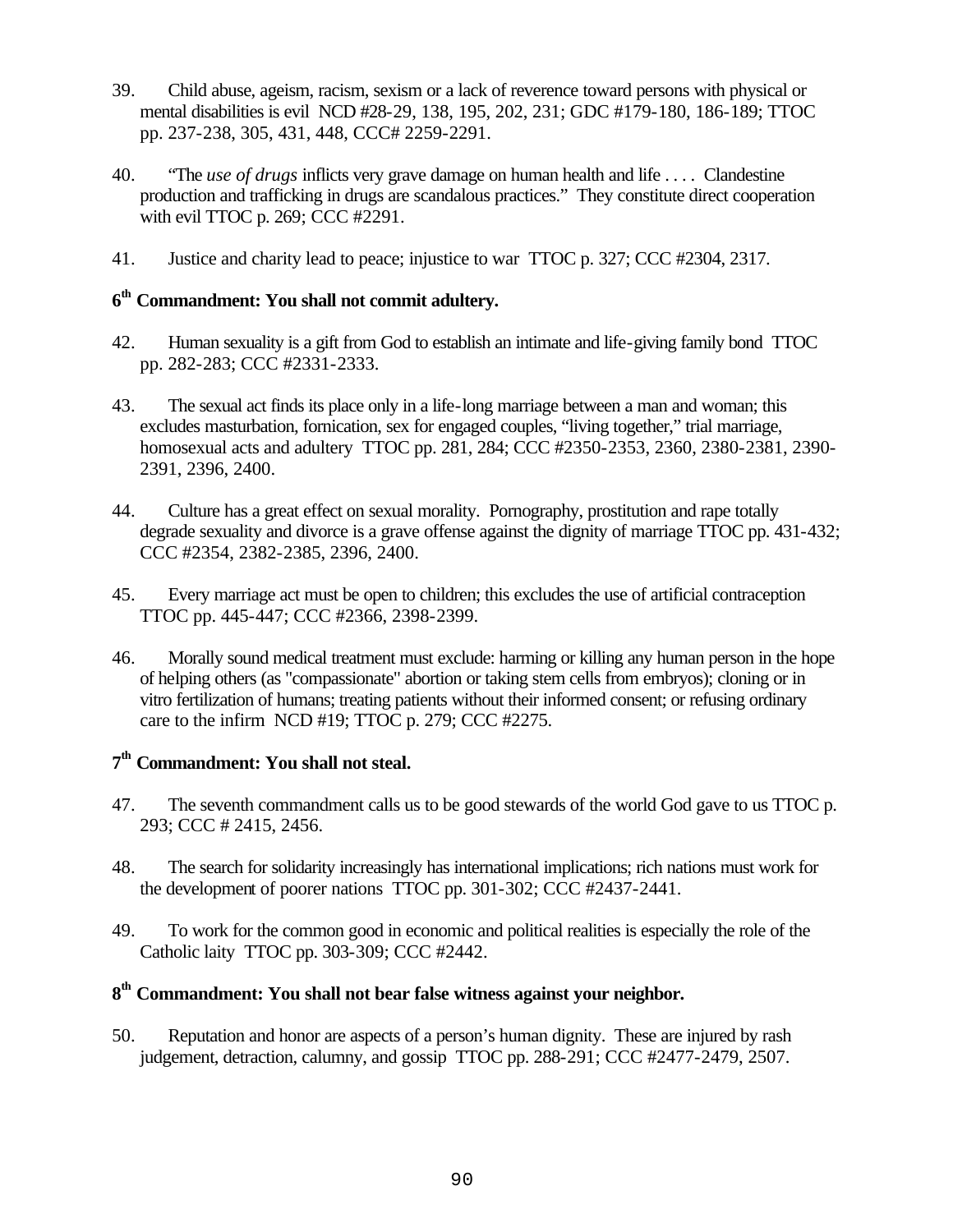39. Child abuse, ageism, racism, sexism or a lack of reverence toward persons with physical or mental disabilities is evil NCD #28-29, 138, 195, 202, 231; GDC #179-180, 186-189; TTOC pp. 237-238, 305, 431, 448, CCC# 2259-2291.

40. "The *use of drugs* inflicts very grave damage on human health and life . . . . Clandestine production and trafficking in drugs are scandalous practices." They constitute direct cooperation with evil TTOC p. 269; CCC #2291.

41. Justice and charity lead to peace; injustice to war TTOC p. 327; CCC #2304, 2317.

**6th Commandment: You shall not commit adultery.**

42. Human sexuality is a gift from God to establish an intimate and life-giving family bond TTOC pp. 282-283; CCC #2331-2333.

43. The sexual act finds its place only in a life-long marriage between a man and woman; this excludes masturbation, fornication, sex for engaged couples, "living together," trial marriage, homosexual acts and adultery TTOC pp. 281, 284; CCC #2350-2353, 2360, 2380-2381, 2390-2391, 2396, 2400.

44. Culture has a great effect on sexual morality. Pornography, prostitution and rape totally degrade sexuality and divorce is a grave offense against the dignity of marriage TTOC pp. 431-432; CCC #2354, 2382-2385, 2396, 2400.

45. Every marriage act must be open to children; this excludes the use of artificial contraception TTOC pp. 445-447; CCC #2366, 2398-2399.

46. Morally sound medical treatment must exclude: harming or killing any human person in the hope of helping others (as "compassionate" abortion or taking stem cells from embryos); cloning or in vitro fertilization of humans; treating patients without their informed consent; or refusing ordinary care to the infirm NCD #19; TTOC p. 279; CCC #2275.

**7th Commandment: You shall not steal.**

47. The seventh commandment calls us to be good stewards of the world God gave to us TTOC p. 293; CCC # 2415, 2456.

48. The search for solidarity increasingly has international implications; rich nations must work for the development of poorer nations TTOC pp. 301-302; CCC #2437-2441.

49. To work for the common good in economic and political realities is especially the role of the Catholic laity TTOC pp. 303-309; CCC #2442.

**8th Commandment: You shall not bear false witness against your neighbor.**

50. Reputation and honor are aspects of a person's human dignity. These are injured by rash judgement, detraction, calumny, and gossip TTOC pp. 288-291; CCC #2477-2479, 2507.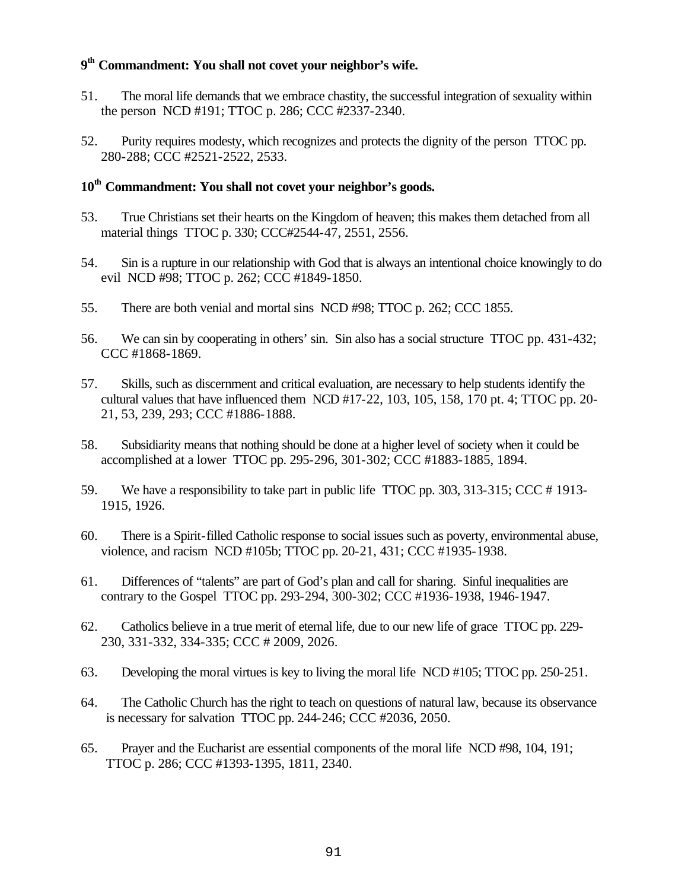**9th Commandment: You shall not covet your neighbor's wife.**

51. The moral life demands that we embrace chastity, the successful integration of sexuality within the person NCD #191; TTOC p. 286; CCC #2337-2340.

52. Purity requires modesty, which recognizes and protects the dignity of the person TTOC pp. 280-288; CCC #2521-2522, 2533.

**10th Commandment: You shall not covet your neighbor's goods.**

53. True Christians set their hearts on the Kingdom of heaven; this makes them detached from all material things TTOC p. 330; CCC#2544-47, 2551, 2556.

54. Sin is a rupture in our relationship with God that is always an intentional choice knowingly to do evil NCD #98; TTOC p. 262; CCC #1849-1850.

55. There are both venial and mortal sins NCD #98; TTOC p. 262; CCC 1855.

56. We can sin by cooperating in others' sin. Sin also has a social structure TTOC pp. 431-432; CCC #1868-1869.

57. Skills, such as discernment and critical evaluation, are necessary to help students identify the cultural values that have influenced them NCD #17-22, 103, 105, 158, 170 pt. 4; TTOC pp. 20-21, 53, 239, 293; CCC #1886-1888.

58. Subsidiarity means that nothing should be done at a higher level of society when it could be accomplished at a lower TTOC pp. 295-296, 301-302; CCC #1883-1885, 1894.

59. We have a responsibility to take part in public life TTOC pp. 303, 313-315; CCC # 1913-1915, 1926.

60. There is a Spirit-filled Catholic response to social issues such as poverty, environmental abuse, violence, and racism NCD #105b; TTOC pp. 20-21, 431; CCC #1935-1938.

61. Differences of "talents" are part of God's plan and call for sharing. Sinful inequalities are contrary to the Gospel TTOC pp. 293-294, 300-302; CCC #1936-1938, 1946-1947.

62. Catholics believe in a true merit of eternal life, due to our new life of grace TTOC pp. 229-230, 331-332, 334-335; CCC # 2009, 2026.

63. Developing the moral virtues is key to living the moral life NCD #105; TTOC pp. 250-251.

64. The Catholic Church has the right to teach on questions of natural law, because its observance is necessary for salvation TTOC pp. 244-246; CCC #2036, 2050.

65. Prayer and the Eucharist are essential components of the moral life NCD #98, 104, 191; TTOC p. 286; CCC #1393-1395, 1811, 2340.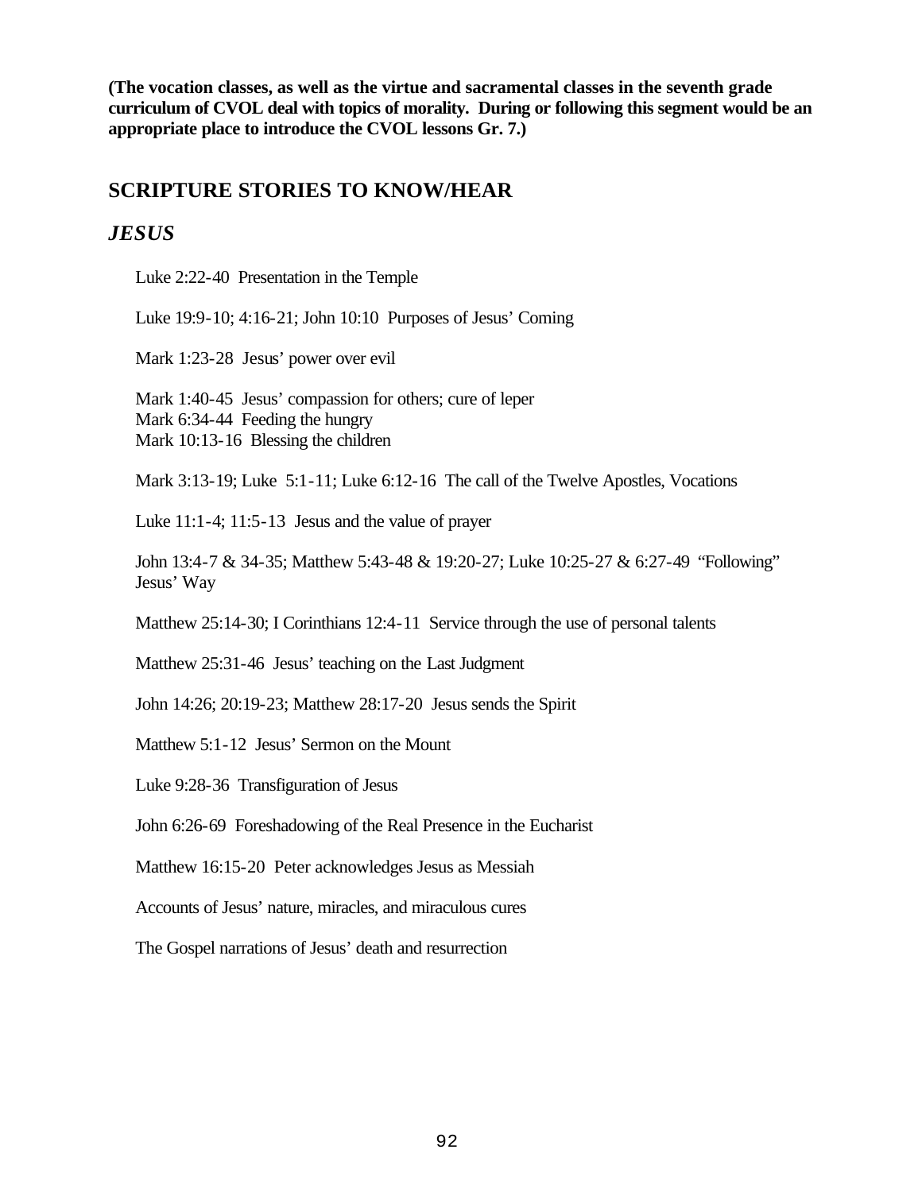**(The vocation classes, as well as the virtue and sacramental classes in the seventh grade curriculum of CVOL deal with topics of morality. During or following this segment would be an appropriate place to introduce the CVOL lessons Gr. 7.)**

## SCRIPTURE STORIES TO KNOW/HEAR

### *JESUS*

Luke 2:22-40 Presentation in the Temple

Luke 19:9-10; 4:16-21; John 10:10 Purposes of Jesus' Coming

Mark 1:23-28 Jesus' power over evil

Mark 1:40-45 Jesus' compassion for others; cure of leper
Mark 6:34-44 Feeding the hungry
Mark 10:13-16 Blessing the children

Mark 3:13-19; Luke 5:1-11; Luke 6:12-16 The call of the Twelve Apostles, Vocations

Luke 11:1-4; 11:5-13 Jesus and the value of prayer

John 13:4-7 & 34-35; Matthew 5:43-48 & 19:20-27; Luke 10:25-27 & 6:27-49 "Following" Jesus' Way

Matthew 25:14-30; I Corinthians 12:4-11 Service through the use of personal talents

Matthew 25:31-46 Jesus' teaching on the Last Judgment

John 14:26; 20:19-23; Matthew 28:17-20 Jesus sends the Spirit

Matthew 5:1-12 Jesus' Sermon on the Mount

Luke 9:28-36 Transfiguration of Jesus

John 6:26-69 Foreshadowing of the Real Presence in the Eucharist

Matthew 16:15-20 Peter acknowledges Jesus as Messiah

Accounts of Jesus' nature, miracles, and miraculous cures

The Gospel narrations of Jesus' death and resurrection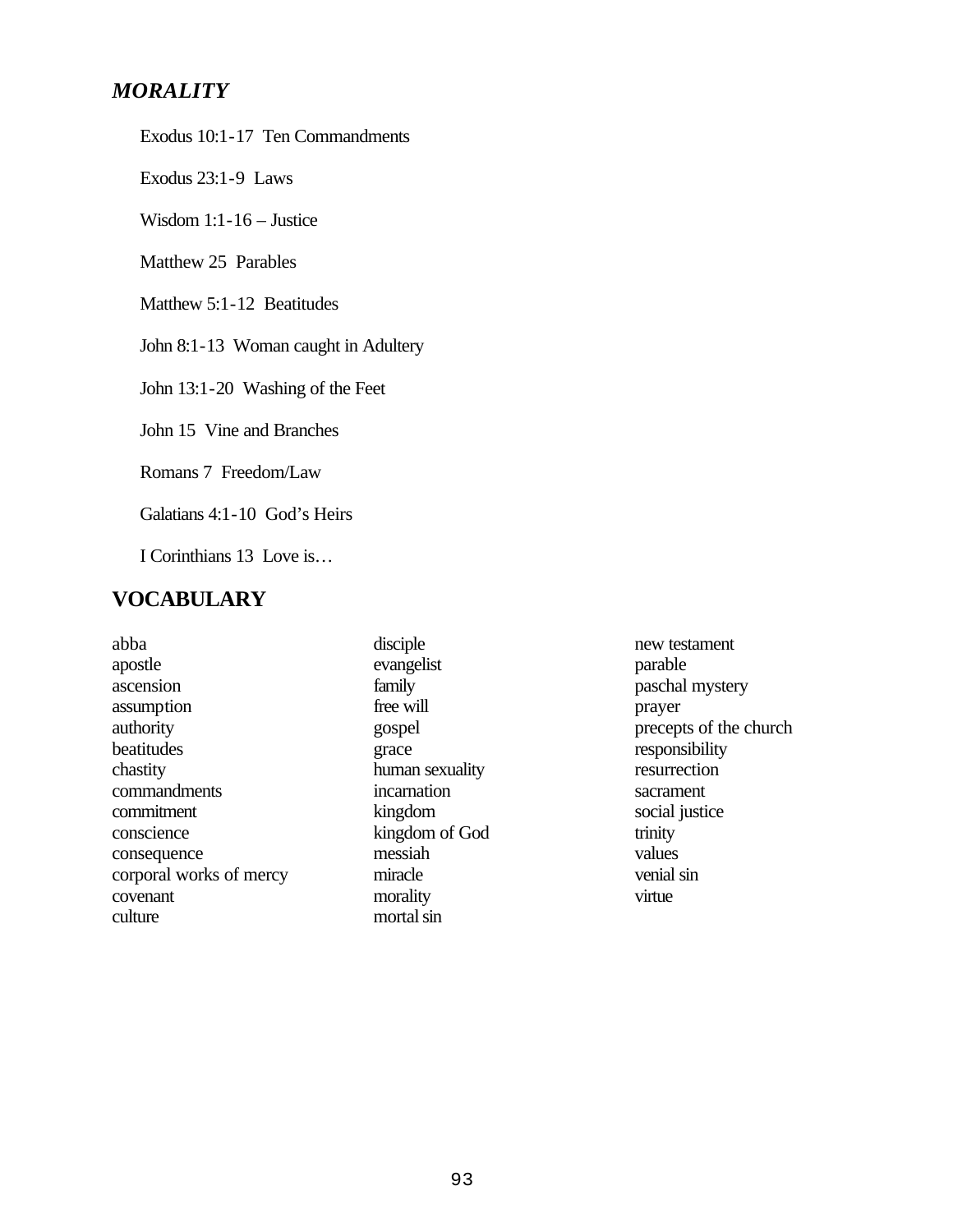## *MORALITY*

Exodus 10:1-17 Ten Commandments

Exodus 23:1-9 Laws

Wisdom 1:1-16 – Justice

Matthew 25 Parables

Matthew 5:1-12 Beatitudes

John 8:1-13 Woman caught in Adultery

John 13:1-20 Washing of the Feet

John 15 Vine and Branches

Romans 7 Freedom/Law

Galatians 4:1-10 God's Heirs

I Corinthians 13 Love is…

## VOCABULARY

abba
apostle
ascension
assumption
authority
beatitudes
chastity
commandments
commitment
conscience
consequence
corporal works of mercy
covenant
culture
disciple
evangelist
family
free will
gospel
grace
human sexuality
incarnation
kingdom
kingdom of God
messiah
miracle
morality
mortal sin
new testament
parable
paschal mystery
prayer
precepts of the church
responsibility
resurrection
sacrament
social justice
trinity
values
venial sin
virtue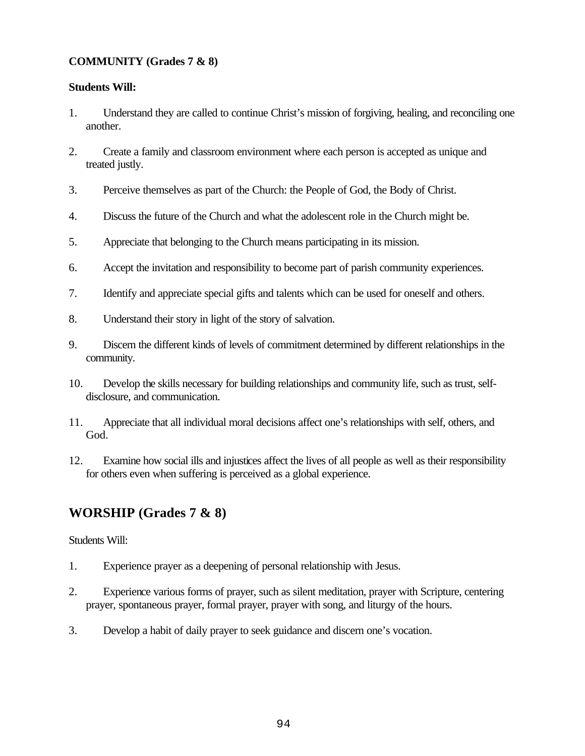**COMMUNITY (Grades 7 & 8)**

**Students Will:**

1. Understand they are called to continue Christ's mission of forgiving, healing, and reconciling one another.
2. Create a family and classroom environment where each person is accepted as unique and treated justly.
3. Perceive themselves as part of the Church: the People of God, the Body of Christ.
4. Discuss the future of the Church and what the adolescent role in the Church might be.
5. Appreciate that belonging to the Church means participating in its mission.
6. Accept the invitation and responsibility to become part of parish community experiences.
7. Identify and appreciate special gifts and talents which can be used for oneself and others.
8. Understand their story in light of the story of salvation.
9. Discern the different kinds of levels of commitment determined by different relationships in the community.
10. Develop the skills necessary for building relationships and community life, such as trust, self-disclosure, and communication.
11. Appreciate that all individual moral decisions affect one's relationships with self, others, and God.
12. Examine how social ills and injustices affect the lives of all people as well as their responsibility for others even when suffering is perceived as a global experience.

## WORSHIP (Grades 7 & 8)

Students Will:

1. Experience prayer as a deepening of personal relationship with Jesus.
2. Experience various forms of prayer, such as silent meditation, prayer with Scripture, centering prayer, spontaneous prayer, formal prayer, prayer with song, and liturgy of the hours.
3. Develop a habit of daily prayer to seek guidance and discern one's vocation.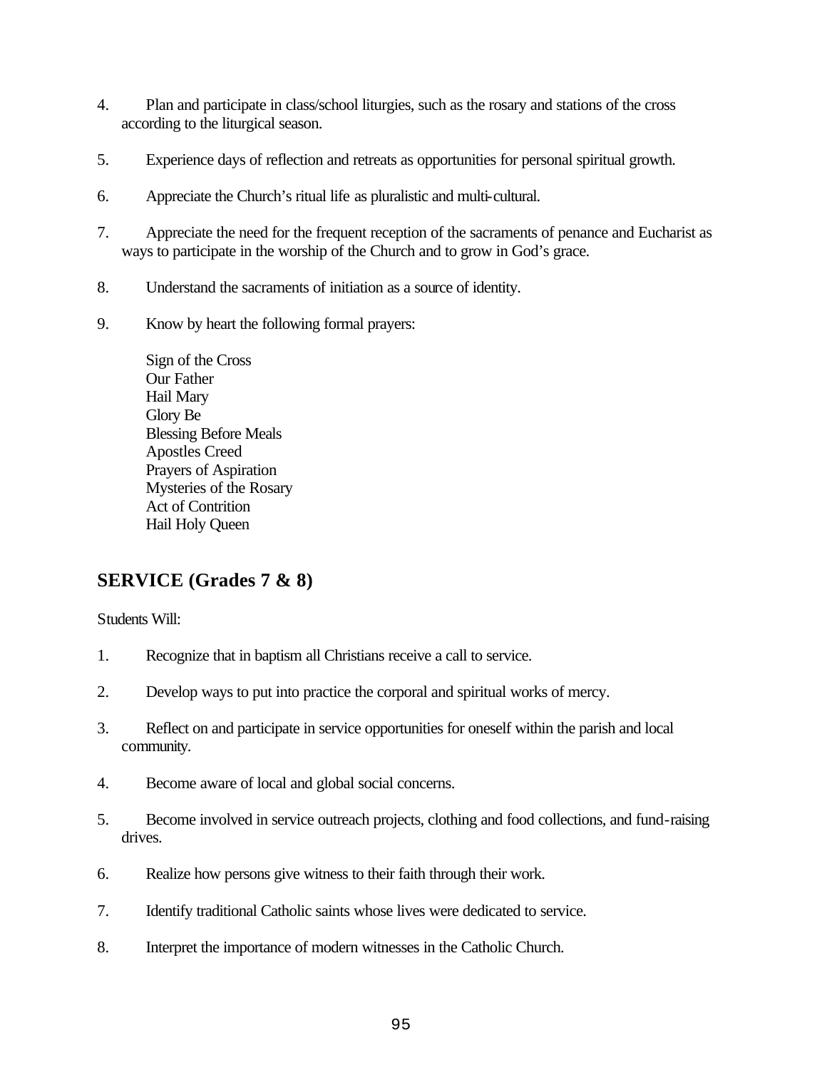4. Plan and participate in class/school liturgies, such as the rosary and stations of the cross according to the liturgical season.

5. Experience days of reflection and retreats as opportunities for personal spiritual growth.

6. Appreciate the Church's ritual life as pluralistic and multi-cultural.

7. Appreciate the need for the frequent reception of the sacraments of penance and Eucharist as ways to participate in the worship of the Church and to grow in God's grace.

8. Understand the sacraments of initiation as a source of identity.

9. Know by heart the following formal prayers:

   Sign of the Cross
   Our Father
   Hail Mary
   Glory Be
   Blessing Before Meals
   Apostles Creed
   Prayers of Aspiration
   Mysteries of the Rosary
   Act of Contrition
   Hail Holy Queen

## SERVICE (Grades 7 & 8)

Students Will:

1. Recognize that in baptism all Christians receive a call to service.

2. Develop ways to put into practice the corporal and spiritual works of mercy.

3. Reflect on and participate in service opportunities for oneself within the parish and local community.

4. Become aware of local and global social concerns.

5. Become involved in service outreach projects, clothing and food collections, and fund-raising drives.

6. Realize how persons give witness to their faith through their work.

7. Identify traditional Catholic saints whose lives were dedicated to service.

8. Interpret the importance of modern witnesses in the Catholic Church.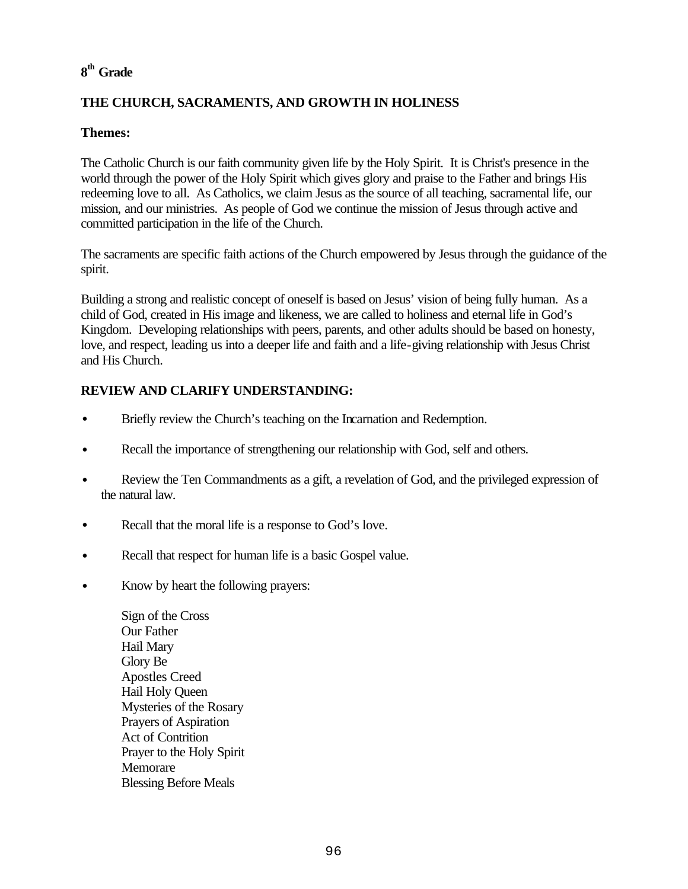## 8th Grade

## THE CHURCH, SACRAMENTS, AND GROWTH IN HOLINESS

### Themes:

The Catholic Church is our faith community given life by the Holy Spirit. It is Christ's presence in the world through the power of the Holy Spirit which gives glory and praise to the Father and brings His redeeming love to all. As Catholics, we claim Jesus as the source of all teaching, sacramental life, our mission, and our ministries. As people of God we continue the mission of Jesus through active and committed participation in the life of the Church.

The sacraments are specific faith actions of the Church empowered by Jesus through the guidance of the spirit.

Building a strong and realistic concept of oneself is based on Jesus' vision of being fully human. As a child of God, created in His image and likeness, we are called to holiness and eternal life in God's Kingdom. Developing relationships with peers, parents, and other adults should be based on honesty, love, and respect, leading us into a deeper life and faith and a life-giving relationship with Jesus Christ and His Church.

### REVIEW AND CLARIFY UNDERSTANDING:

- Briefly review the Church's teaching on the Incarnation and Redemption.
- Recall the importance of strengthening our relationship with God, self and others.
- Review the Ten Commandments as a gift, a revelation of God, and the privileged expression of the natural law.
- Recall that the moral life is a response to God's love.
- Recall that respect for human life is a basic Gospel value.
- Know by heart the following prayers:

  Sign of the Cross
  Our Father
  Hail Mary
  Glory Be
  Apostles Creed
  Hail Holy Queen
  Mysteries of the Rosary
  Prayers of Aspiration
  Act of Contrition
  Prayer to the Holy Spirit
  Memorare
  Blessing Before Meals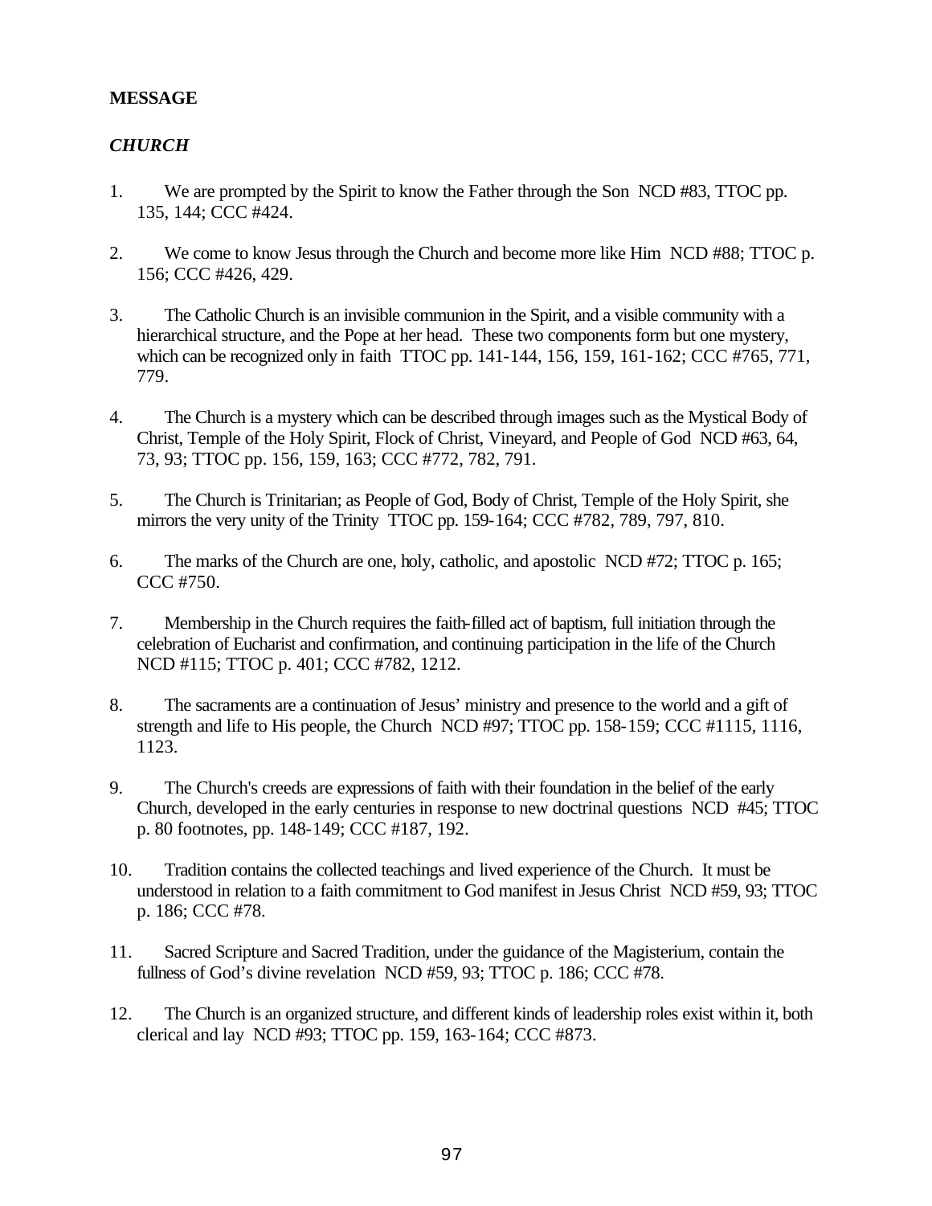**MESSAGE**

***CHURCH***

1. We are prompted by the Spirit to know the Father through the Son NCD #83, TTOC pp. 135, 144; CCC #424.

2. We come to know Jesus through the Church and become more like Him NCD #88; TTOC p. 156; CCC #426, 429.

3. The Catholic Church is an invisible communion in the Spirit, and a visible community with a hierarchical structure, and the Pope at her head. These two components form but one mystery, which can be recognized only in faith TTOC pp. 141-144, 156, 159, 161-162; CCC #765, 771, 779.

4. The Church is a mystery which can be described through images such as the Mystical Body of Christ, Temple of the Holy Spirit, Flock of Christ, Vineyard, and People of God NCD #63, 64, 73, 93; TTOC pp. 156, 159, 163; CCC #772, 782, 791.

5. The Church is Trinitarian; as People of God, Body of Christ, Temple of the Holy Spirit, she mirrors the very unity of the Trinity TTOC pp. 159-164; CCC #782, 789, 797, 810.

6. The marks of the Church are one, holy, catholic, and apostolic NCD #72; TTOC p. 165; CCC #750.

7. Membership in the Church requires the faith-filled act of baptism, full initiation through the celebration of Eucharist and confirmation, and continuing participation in the life of the Church NCD #115; TTOC p. 401; CCC #782, 1212.

8. The sacraments are a continuation of Jesus' ministry and presence to the world and a gift of strength and life to His people, the Church NCD #97; TTOC pp. 158-159; CCC #1115, 1116, 1123.

9. The Church's creeds are expressions of faith with their foundation in the belief of the early Church, developed in the early centuries in response to new doctrinal questions NCD #45; TTOC p. 80 footnotes, pp. 148-149; CCC #187, 192.

10. Tradition contains the collected teachings and lived experience of the Church. It must be understood in relation to a faith commitment to God manifest in Jesus Christ NCD #59, 93; TTOC p. 186; CCC #78.

11. Sacred Scripture and Sacred Tradition, under the guidance of the Magisterium, contain the fullness of God's divine revelation NCD #59, 93; TTOC p. 186; CCC #78.

12. The Church is an organized structure, and different kinds of leadership roles exist within it, both clerical and lay NCD #93; TTOC pp. 159, 163-164; CCC #873.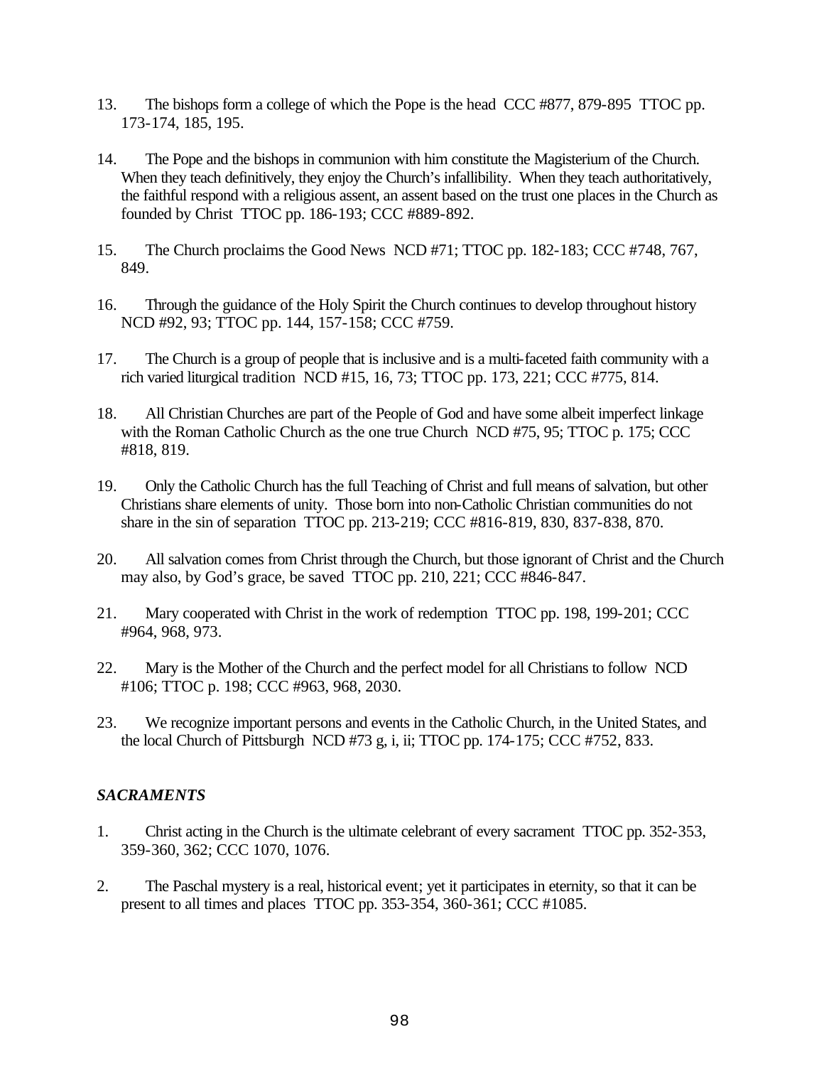13. The bishops form a college of which the Pope is the head CCC #877, 879-895 TTOC pp. 173-174, 185, 195.

14. The Pope and the bishops in communion with him constitute the Magisterium of the Church. When they teach definitively, they enjoy the Church's infallibility. When they teach authoritatively, the faithful respond with a religious assent, an assent based on the trust one places in the Church as founded by Christ TTOC pp. 186-193; CCC #889-892.

15. The Church proclaims the Good News NCD #71; TTOC pp. 182-183; CCC #748, 767, 849.

16. Through the guidance of the Holy Spirit the Church continues to develop throughout history NCD #92, 93; TTOC pp. 144, 157-158; CCC #759.

17. The Church is a group of people that is inclusive and is a multi-faceted faith community with a rich varied liturgical tradition NCD #15, 16, 73; TTOC pp. 173, 221; CCC #775, 814.

18. All Christian Churches are part of the People of God and have some albeit imperfect linkage with the Roman Catholic Church as the one true Church NCD #75, 95; TTOC p. 175; CCC #818, 819.

19. Only the Catholic Church has the full Teaching of Christ and full means of salvation, but other Christians share elements of unity. Those born into non-Catholic Christian communities do not share in the sin of separation TTOC pp. 213-219; CCC #816-819, 830, 837-838, 870.

20. All salvation comes from Christ through the Church, but those ignorant of Christ and the Church may also, by God's grace, be saved TTOC pp. 210, 221; CCC #846-847.

21. Mary cooperated with Christ in the work of redemption TTOC pp. 198, 199-201; CCC #964, 968, 973.

22. Mary is the Mother of the Church and the perfect model for all Christians to follow NCD #106; TTOC p. 198; CCC #963, 968, 2030.

23. We recognize important persons and events in the Catholic Church, in the United States, and the local Church of Pittsburgh NCD #73 g, i, ii; TTOC pp. 174-175; CCC #752, 833.

### *SACRAMENTS*

1. Christ acting in the Church is the ultimate celebrant of every sacrament TTOC pp. 352-353, 359-360, 362; CCC 1070, 1076.

2. The Paschal mystery is a real, historical event; yet it participates in eternity, so that it can be present to all times and places TTOC pp. 353-354, 360-361; CCC #1085.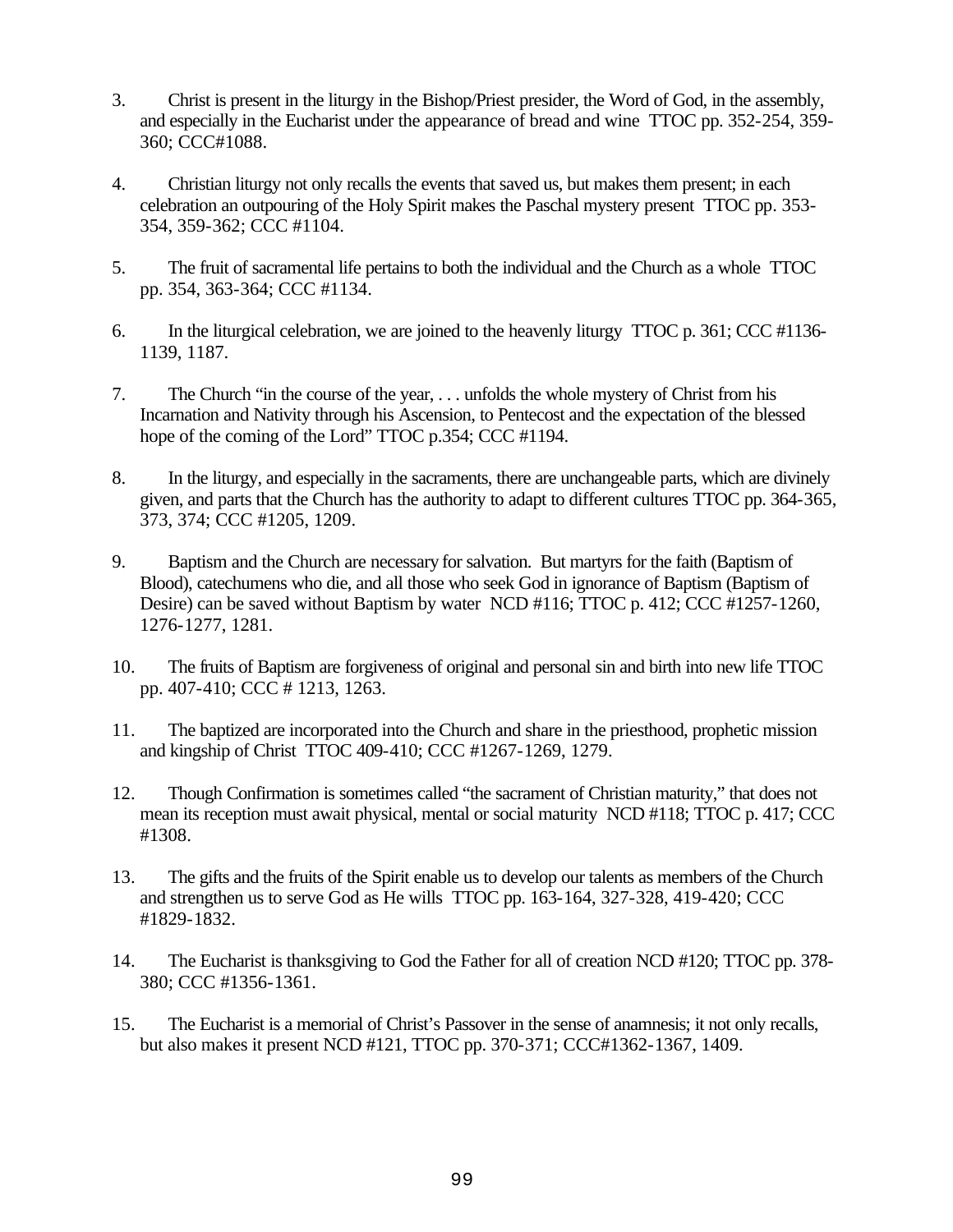3. Christ is present in the liturgy in the Bishop/Priest presider, the Word of God, in the assembly, and especially in the Eucharist under the appearance of bread and wine TTOC pp. 352-254, 359-360; CCC#1088.

4. Christian liturgy not only recalls the events that saved us, but makes them present; in each celebration an outpouring of the Holy Spirit makes the Paschal mystery present TTOC pp. 353-354, 359-362; CCC #1104.

5. The fruit of sacramental life pertains to both the individual and the Church as a whole TTOC pp. 354, 363-364; CCC #1134.

6. In the liturgical celebration, we are joined to the heavenly liturgy TTOC p. 361; CCC #1136-1139, 1187.

7. The Church "in the course of the year, . . . unfolds the whole mystery of Christ from his Incarnation and Nativity through his Ascension, to Pentecost and the expectation of the blessed hope of the coming of the Lord" TTOC p.354; CCC #1194.

8. In the liturgy, and especially in the sacraments, there are unchangeable parts, which are divinely given, and parts that the Church has the authority to adapt to different cultures TTOC pp. 364-365, 373, 374; CCC #1205, 1209.

9. Baptism and the Church are necessary for salvation. But martyrs for the faith (Baptism of Blood), catechumens who die, and all those who seek God in ignorance of Baptism (Baptism of Desire) can be saved without Baptism by water NCD #116; TTOC p. 412; CCC #1257-1260, 1276-1277, 1281.

10. The fruits of Baptism are forgiveness of original and personal sin and birth into new life TTOC pp. 407-410; CCC # 1213, 1263.

11. The baptized are incorporated into the Church and share in the priesthood, prophetic mission and kingship of Christ TTOC 409-410; CCC #1267-1269, 1279.

12. Though Confirmation is sometimes called "the sacrament of Christian maturity," that does not mean its reception must await physical, mental or social maturity NCD #118; TTOC p. 417; CCC #1308.

13. The gifts and the fruits of the Spirit enable us to develop our talents as members of the Church and strengthen us to serve God as He wills TTOC pp. 163-164, 327-328, 419-420; CCC #1829-1832.

14. The Eucharist is thanksgiving to God the Father for all of creation NCD #120; TTOC pp. 378-380; CCC #1356-1361.

15. The Eucharist is a memorial of Christ's Passover in the sense of anamnesis; it not only recalls, but also makes it present NCD #121, TTOC pp. 370-371; CCC#1362-1367, 1409.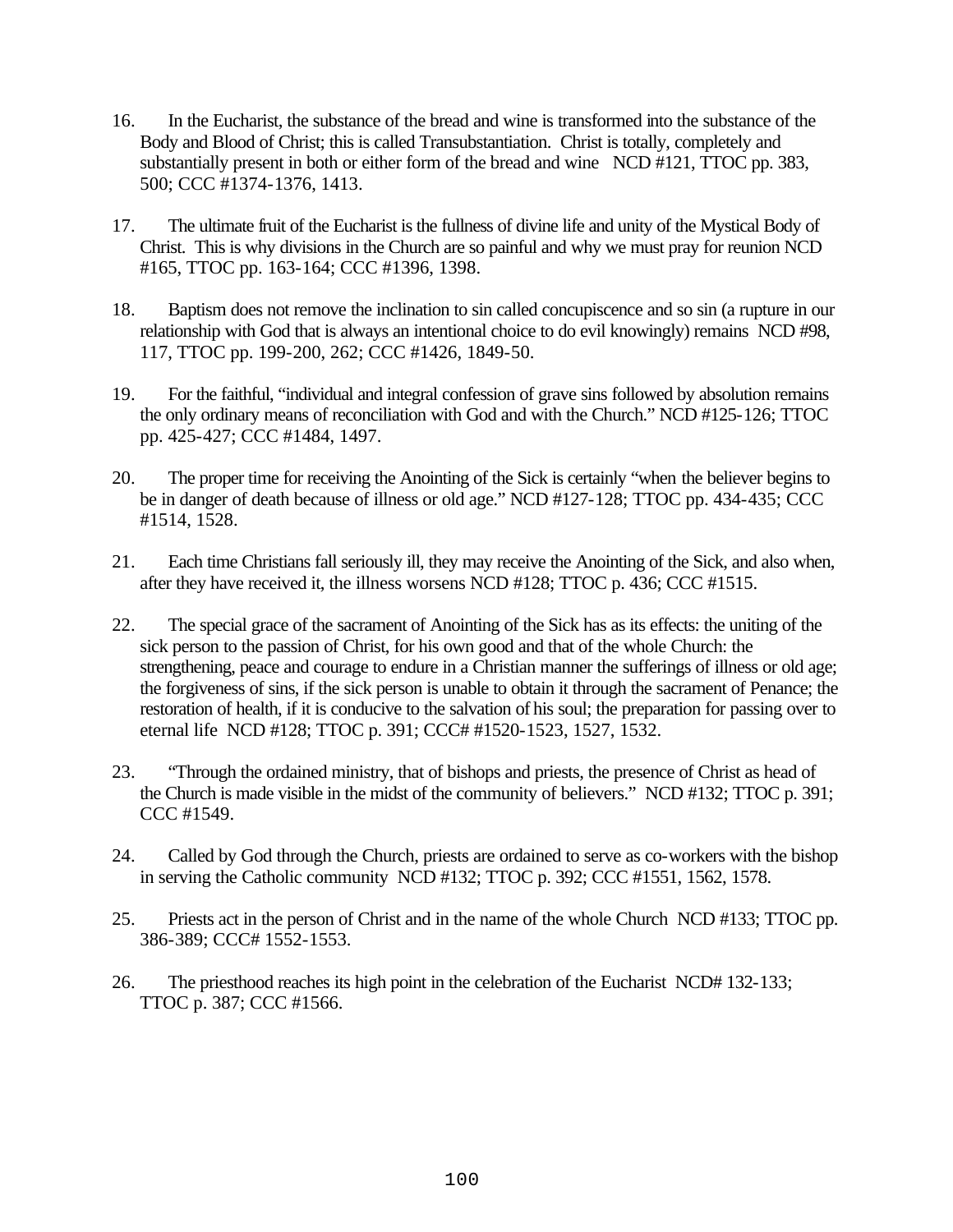16. In the Eucharist, the substance of the bread and wine is transformed into the substance of the Body and Blood of Christ; this is called Transubstantiation. Christ is totally, completely and substantially present in both or either form of the bread and wine NCD #121, TTOC pp. 383, 500; CCC #1374-1376, 1413.

17. The ultimate fruit of the Eucharist is the fullness of divine life and unity of the Mystical Body of Christ. This is why divisions in the Church are so painful and why we must pray for reunion NCD #165, TTOC pp. 163-164; CCC #1396, 1398.

18. Baptism does not remove the inclination to sin called concupiscence and so sin (a rupture in our relationship with God that is always an intentional choice to do evil knowingly) remains NCD #98, 117, TTOC pp. 199-200, 262; CCC #1426, 1849-50.

19. For the faithful, "individual and integral confession of grave sins followed by absolution remains the only ordinary means of reconciliation with God and with the Church." NCD #125-126; TTOC pp. 425-427; CCC #1484, 1497.

20. The proper time for receiving the Anointing of the Sick is certainly "when the believer begins to be in danger of death because of illness or old age." NCD #127-128; TTOC pp. 434-435; CCC #1514, 1528.

21. Each time Christians fall seriously ill, they may receive the Anointing of the Sick, and also when, after they have received it, the illness worsens NCD #128; TTOC p. 436; CCC #1515.

22. The special grace of the sacrament of Anointing of the Sick has as its effects: the uniting of the sick person to the passion of Christ, for his own good and that of the whole Church: the strengthening, peace and courage to endure in a Christian manner the sufferings of illness or old age; the forgiveness of sins, if the sick person is unable to obtain it through the sacrament of Penance; the restoration of health, if it is conducive to the salvation of his soul; the preparation for passing over to eternal life NCD #128; TTOC p. 391; CCC# #1520-1523, 1527, 1532.

23. "Through the ordained ministry, that of bishops and priests, the presence of Christ as head of the Church is made visible in the midst of the community of believers." NCD #132; TTOC p. 391; CCC #1549.

24. Called by God through the Church, priests are ordained to serve as co-workers with the bishop in serving the Catholic community NCD #132; TTOC p. 392; CCC #1551, 1562, 1578.

25. Priests act in the person of Christ and in the name of the whole Church NCD #133; TTOC pp. 386-389; CCC# 1552-1553.

26. The priesthood reaches its high point in the celebration of the Eucharist NCD# 132-133; TTOC p. 387; CCC #1566.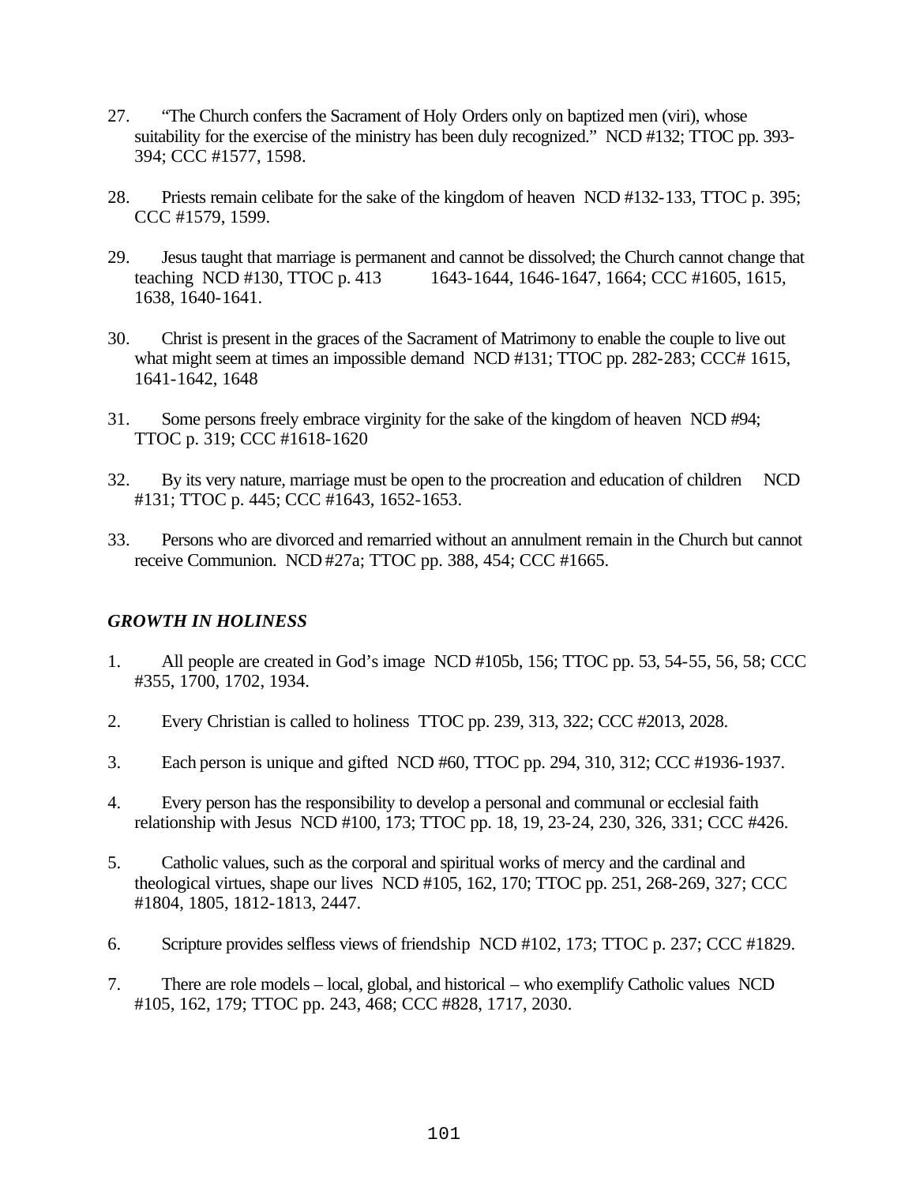27. "The Church confers the Sacrament of Holy Orders only on baptized men (viri), whose suitability for the exercise of the ministry has been duly recognized." NCD #132; TTOC pp. 393-394; CCC #1577, 1598.

28. Priests remain celibate for the sake of the kingdom of heaven NCD #132-133, TTOC p. 395; CCC #1579, 1599.

29. Jesus taught that marriage is permanent and cannot be dissolved; the Church cannot change that teaching NCD #130, TTOC p. 413 1643-1644, 1646-1647, 1664; CCC #1605, 1615, 1638, 1640-1641.

30. Christ is present in the graces of the Sacrament of Matrimony to enable the couple to live out what might seem at times an impossible demand NCD #131; TTOC pp. 282-283; CCC# 1615, 1641-1642, 1648

31. Some persons freely embrace virginity for the sake of the kingdom of heaven NCD #94; TTOC p. 319; CCC #1618-1620

32. By its very nature, marriage must be open to the procreation and education of children NCD #131; TTOC p. 445; CCC #1643, 1652-1653.

33. Persons who are divorced and remarried without an annulment remain in the Church but cannot receive Communion. NCD #27a; TTOC pp. 388, 454; CCC #1665.

### *GROWTH IN HOLINESS*

1. All people are created in God's image NCD #105b, 156; TTOC pp. 53, 54-55, 56, 58; CCC #355, 1700, 1702, 1934.

2. Every Christian is called to holiness TTOC pp. 239, 313, 322; CCC #2013, 2028.

3. Each person is unique and gifted NCD #60, TTOC pp. 294, 310, 312; CCC #1936-1937.

4. Every person has the responsibility to develop a personal and communal or ecclesial faith relationship with Jesus NCD #100, 173; TTOC pp. 18, 19, 23-24, 230, 326, 331; CCC #426.

5. Catholic values, such as the corporal and spiritual works of mercy and the cardinal and theological virtues, shape our lives NCD #105, 162, 170; TTOC pp. 251, 268-269, 327; CCC #1804, 1805, 1812-1813, 2447.

6. Scripture provides selfless views of friendship NCD #102, 173; TTOC p. 237; CCC #1829.

7. There are role models – local, global, and historical – who exemplify Catholic values NCD #105, 162, 179; TTOC pp. 243, 468; CCC #828, 1717, 2030.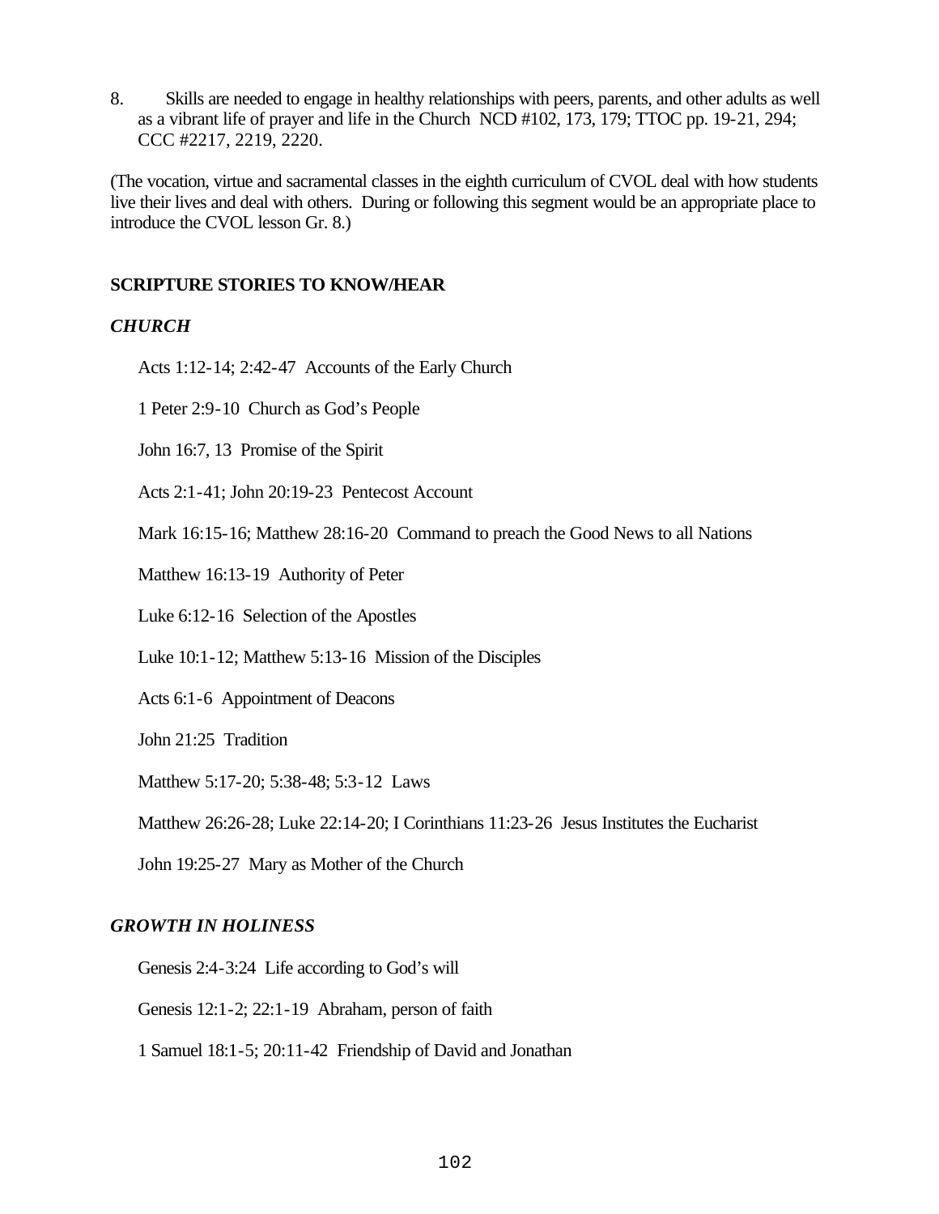8. Skills are needed to engage in healthy relationships with peers, parents, and other adults as well as a vibrant life of prayer and life in the Church NCD #102, 173, 179; TTOC pp. 19-21, 294; CCC #2217, 2219, 2220.

(The vocation, virtue and sacramental classes in the eighth curriculum of CVOL deal with how students live their lives and deal with others. During or following this segment would be an appropriate place to introduce the CVOL lesson Gr. 8.)

**SCRIPTURE STORIES TO KNOW/HEAR**

***CHURCH***

Acts 1:12-14; 2:42-47 Accounts of the Early Church

1 Peter 2:9-10 Church as God's People

John 16:7, 13 Promise of the Spirit

Acts 2:1-41; John 20:19-23 Pentecost Account

Mark 16:15-16; Matthew 28:16-20 Command to preach the Good News to all Nations

Matthew 16:13-19 Authority of Peter

Luke 6:12-16 Selection of the Apostles

Luke 10:1-12; Matthew 5:13-16 Mission of the Disciples

Acts 6:1-6 Appointment of Deacons

John 21:25 Tradition

Matthew 5:17-20; 5:38-48; 5:3-12 Laws

Matthew 26:26-28; Luke 22:14-20; I Corinthians 11:23-26 Jesus Institutes the Eucharist

John 19:25-27 Mary as Mother of the Church

***GROWTH IN HOLINESS***

Genesis 2:4-3:24 Life according to God's will

Genesis 12:1-2; 22:1-19 Abraham, person of faith

1 Samuel 18:1-5; 20:11-42 Friendship of David and Jonathan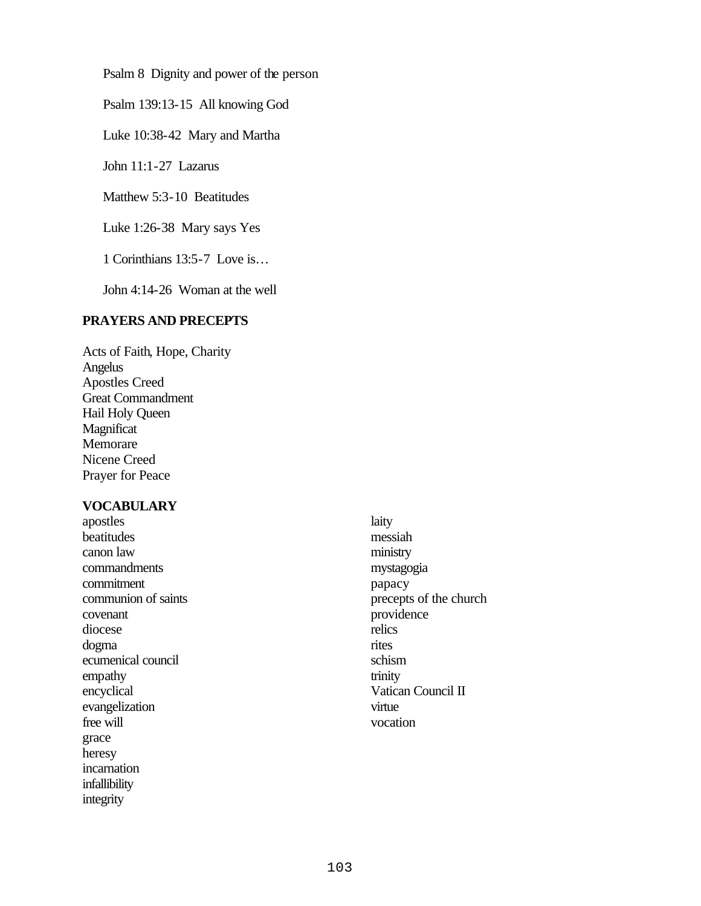Psalm 8  Dignity and power of the person

Psalm 139:13-15  All knowing God

Luke 10:38-42  Mary and Martha

John 11:1-27  Lazarus

Matthew 5:3-10  Beatitudes

Luke 1:26-38  Mary says Yes

1 Corinthians 13:5-7  Love is…

John 4:14-26  Woman at the well

**PRAYERS AND PRECEPTS**

Acts of Faith, Hope, Charity
Angelus
Apostles Creed
Great Commandment
Hail Holy Queen
Magnificat
Memorare
Nicene Creed
Prayer for Peace

**VOCABULARY**

apostles
beatitudes
canon law
commandments
commitment
communion of saints
covenant
diocese
dogma
ecumenical council
empathy
encyclical
evangelization
free will
grace
heresy
incarnation
infallibility
integrity
laity
messiah
ministry
mystagogia
papacy
precepts of the church
providence
relics
rites
schism
trinity
Vatican Council II
virtue
vocation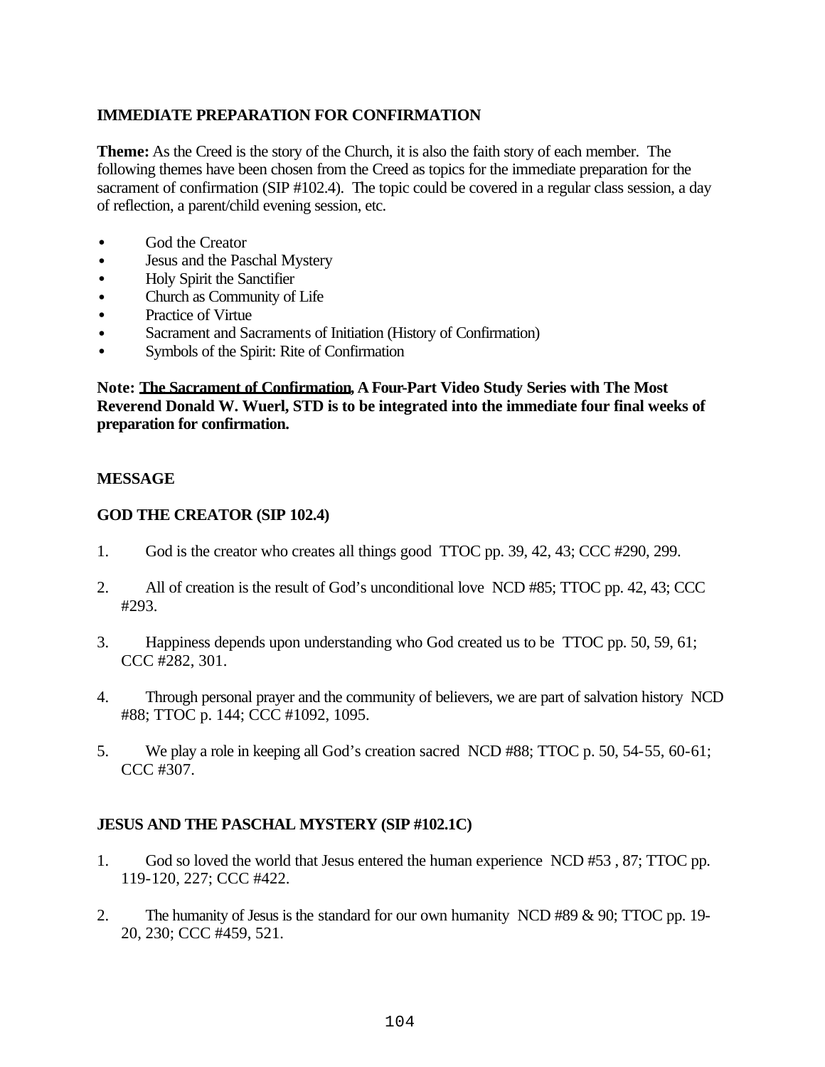**IMMEDIATE PREPARATION FOR CONFIRMATION**

**Theme:** As the Creed is the story of the Church, it is also the faith story of each member. The following themes have been chosen from the Creed as topics for the immediate preparation for the sacrament of confirmation (SIP #102.4). The topic could be covered in a regular class session, a day of reflection, a parent/child evening session, etc.

- God the Creator
- Jesus and the Paschal Mystery
- Holy Spirit the Sanctifier
- Church as Community of Life
- Practice of Virtue
- Sacrament and Sacraments of Initiation (History of Confirmation)
- Symbols of the Spirit: Rite of Confirmation

**Note: <u>The Sacrament of Confirmation</u>, A Four-Part Video Study Series with The Most Reverend Donald W. Wuerl, STD is to be integrated into the immediate four final weeks of preparation for confirmation.**

**MESSAGE**

**GOD THE CREATOR (SIP 102.4)**

1. God is the creator who creates all things good TTOC pp. 39, 42, 43; CCC #290, 299.

2. All of creation is the result of God's unconditional love NCD #85; TTOC pp. 42, 43; CCC #293.

3. Happiness depends upon understanding who God created us to be TTOC pp. 50, 59, 61; CCC #282, 301.

4. Through personal prayer and the community of believers, we are part of salvation history NCD #88; TTOC p. 144; CCC #1092, 1095.

5. We play a role in keeping all God's creation sacred NCD #88; TTOC p. 50, 54-55, 60-61; CCC #307.

**JESUS AND THE PASCHAL MYSTERY (SIP #102.1C)**

1. God so loved the world that Jesus entered the human experience NCD #53 , 87; TTOC pp. 119-120, 227; CCC #422.

2. The humanity of Jesus is the standard for our own humanity NCD #89 & 90; TTOC pp. 19-20, 230; CCC #459, 521.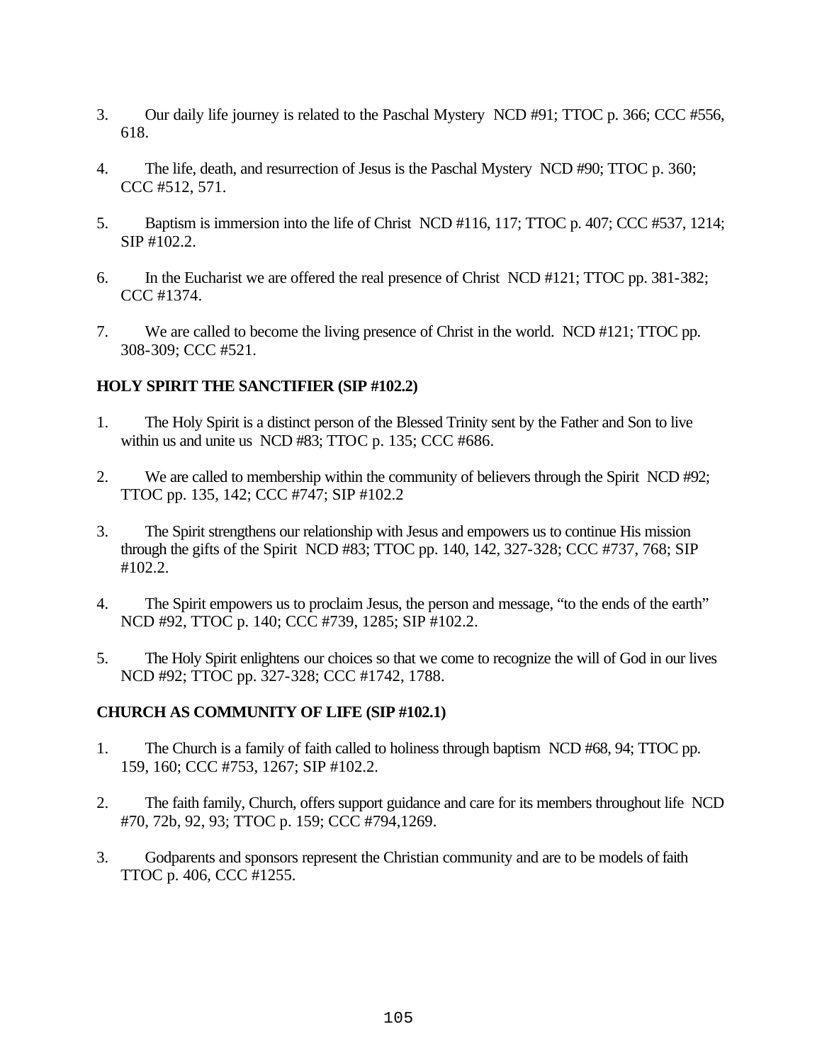3. Our daily life journey is related to the Paschal Mystery NCD #91; TTOC p. 366; CCC #556, 618.

4. The life, death, and resurrection of Jesus is the Paschal Mystery NCD #90; TTOC p. 360; CCC #512, 571.

5. Baptism is immersion into the life of Christ NCD #116, 117; TTOC p. 407; CCC #537, 1214; SIP #102.2.

6. In the Eucharist we are offered the real presence of Christ NCD #121; TTOC pp. 381-382; CCC #1374.

7. We are called to become the living presence of Christ in the world. NCD #121; TTOC pp. 308-309; CCC #521.

**HOLY SPIRIT THE SANCTIFIER (SIP #102.2)**

1. The Holy Spirit is a distinct person of the Blessed Trinity sent by the Father and Son to live within us and unite us NCD #83; TTOC p. 135; CCC #686.

2. We are called to membership within the community of believers through the Spirit NCD #92; TTOC pp. 135, 142; CCC #747; SIP #102.2

3. The Spirit strengthens our relationship with Jesus and empowers us to continue His mission through the gifts of the Spirit NCD #83; TTOC pp. 140, 142, 327-328; CCC #737, 768; SIP #102.2.

4. The Spirit empowers us to proclaim Jesus, the person and message, "to the ends of the earth" NCD #92, TTOC p. 140; CCC #739, 1285; SIP #102.2.

5. The Holy Spirit enlightens our choices so that we come to recognize the will of God in our lives NCD #92; TTOC pp. 327-328; CCC #1742, 1788.

**CHURCH AS COMMUNITY OF LIFE (SIP #102.1)**

1. The Church is a family of faith called to holiness through baptism NCD #68, 94; TTOC pp. 159, 160; CCC #753, 1267; SIP #102.2.

2. The faith family, Church, offers support guidance and care for its members throughout life NCD #70, 72b, 92, 93; TTOC p. 159; CCC #794,1269.

3. Godparents and sponsors represent the Christian community and are to be models of faith TTOC p. 406, CCC #1255.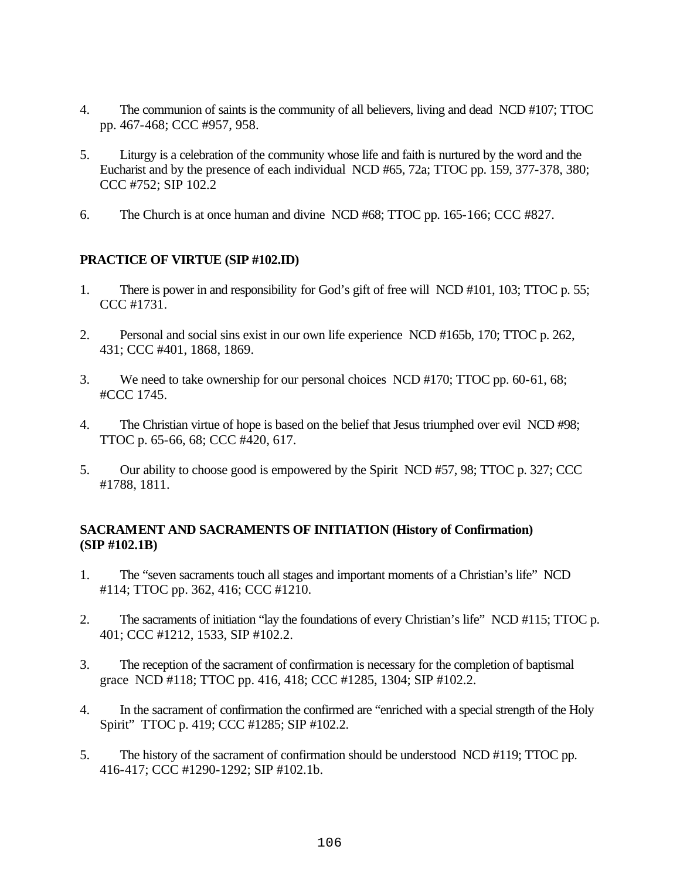4. The communion of saints is the community of all believers, living and dead NCD #107; TTOC pp. 467-468; CCC #957, 958.

5. Liturgy is a celebration of the community whose life and faith is nurtured by the word and the Eucharist and by the presence of each individual NCD #65, 72a; TTOC pp. 159, 377-378, 380; CCC #752; SIP 102.2

6. The Church is at once human and divine NCD #68; TTOC pp. 165-166; CCC #827.

**PRACTICE OF VIRTUE (SIP #102.ID)**

1. There is power in and responsibility for God's gift of free will NCD #101, 103; TTOC p. 55; CCC #1731.

2. Personal and social sins exist in our own life experience NCD #165b, 170; TTOC p. 262, 431; CCC #401, 1868, 1869.

3. We need to take ownership for our personal choices NCD #170; TTOC pp. 60-61, 68; #CCC 1745.

4. The Christian virtue of hope is based on the belief that Jesus triumphed over evil NCD #98; TTOC p. 65-66, 68; CCC #420, 617.

5. Our ability to choose good is empowered by the Spirit NCD #57, 98; TTOC p. 327; CCC #1788, 1811.

**SACRAMENT AND SACRAMENTS OF INITIATION (History of Confirmation) (SIP #102.1B)**

1. The "seven sacraments touch all stages and important moments of a Christian's life" NCD #114; TTOC pp. 362, 416; CCC #1210.

2. The sacraments of initiation "lay the foundations of every Christian's life" NCD #115; TTOC p. 401; CCC #1212, 1533, SIP #102.2.

3. The reception of the sacrament of confirmation is necessary for the completion of baptismal grace NCD #118; TTOC pp. 416, 418; CCC #1285, 1304; SIP #102.2.

4. In the sacrament of confirmation the confirmed are "enriched with a special strength of the Holy Spirit" TTOC p. 419; CCC #1285; SIP #102.2.

5. The history of the sacrament of confirmation should be understood NCD #119; TTOC pp. 416-417; CCC #1290-1292; SIP #102.1b.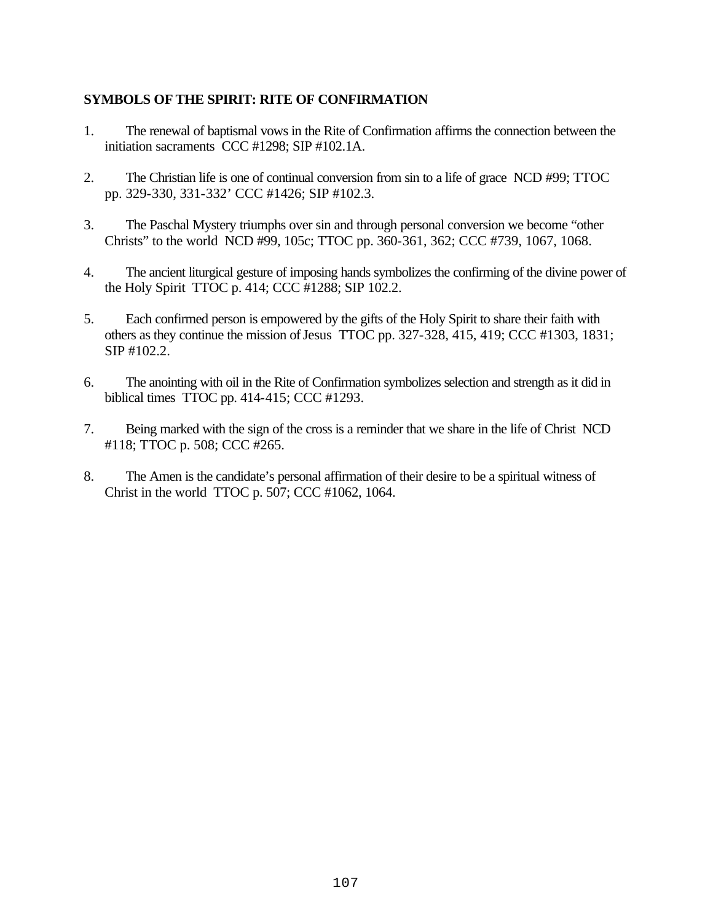**SYMBOLS OF THE SPIRIT: RITE OF CONFIRMATION**

1. The renewal of baptismal vows in the Rite of Confirmation affirms the connection between the initiation sacraments CCC #1298; SIP #102.1A.

2. The Christian life is one of continual conversion from sin to a life of grace NCD #99; TTOC pp. 329-330, 331-332' CCC #1426; SIP #102.3.

3. The Paschal Mystery triumphs over sin and through personal conversion we become "other Christs" to the world NCD #99, 105c; TTOC pp. 360-361, 362; CCC #739, 1067, 1068.

4. The ancient liturgical gesture of imposing hands symbolizes the confirming of the divine power of the Holy Spirit TTOC p. 414; CCC #1288; SIP 102.2.

5. Each confirmed person is empowered by the gifts of the Holy Spirit to share their faith with others as they continue the mission of Jesus TTOC pp. 327-328, 415, 419; CCC #1303, 1831; SIP #102.2.

6. The anointing with oil in the Rite of Confirmation symbolizes selection and strength as it did in biblical times TTOC pp. 414-415; CCC #1293.

7. Being marked with the sign of the cross is a reminder that we share in the life of Christ NCD #118; TTOC p. 508; CCC #265.

8. The Amen is the candidate's personal affirmation of their desire to be a spiritual witness of Christ in the world TTOC p. 507; CCC #1062, 1064.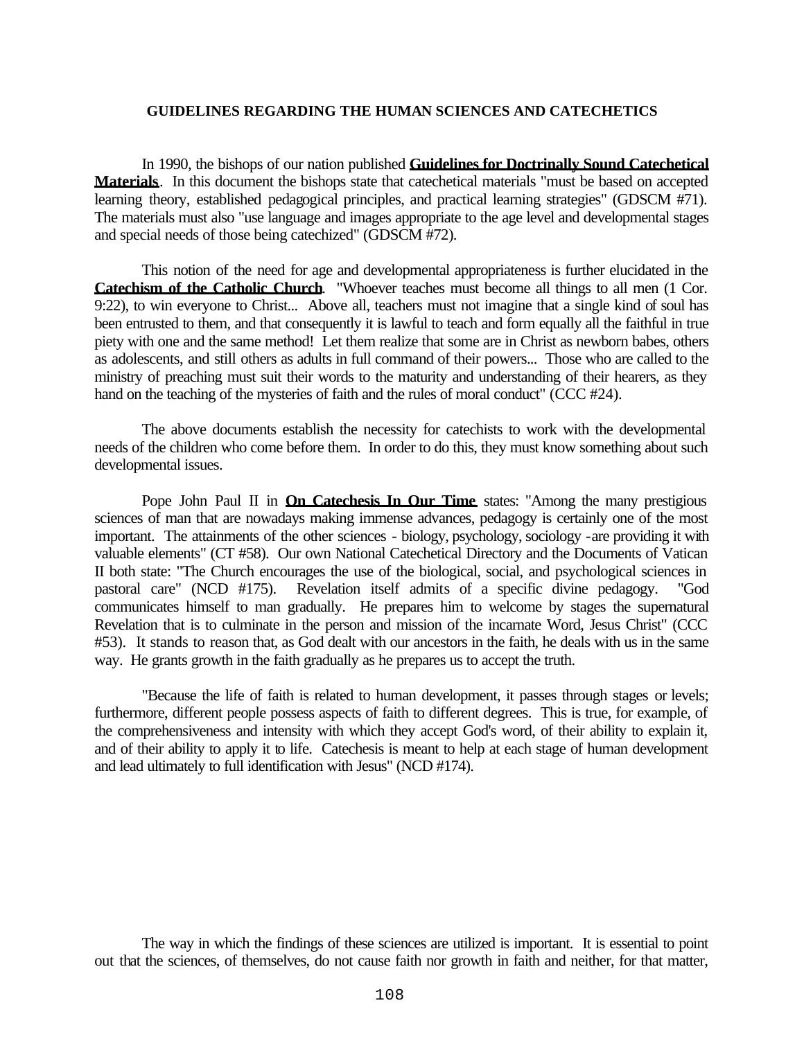## GUIDELINES REGARDING THE HUMAN SCIENCES AND CATECHETICS

In 1990, the bishops of our nation published **Guidelines for Doctrinally Sound Catechetical Materials**. In this document the bishops state that catechetical materials "must be based on accepted learning theory, established pedagogical principles, and practical learning strategies" (GDSCM #71). The materials must also "use language and images appropriate to the age level and developmental stages and special needs of those being catechized" (GDSCM #72).

This notion of the need for age and developmental appropriateness is further elucidated in the **Catechism of the Catholic Church**. "Whoever teaches must become all things to all men (1 Cor. 9:22), to win everyone to Christ... Above all, teachers must not imagine that a single kind of soul has been entrusted to them, and that consequently it is lawful to teach and form equally all the faithful in true piety with one and the same method! Let them realize that some are in Christ as newborn babes, others as adolescents, and still others as adults in full command of their powers... Those who are called to the ministry of preaching must suit their words to the maturity and understanding of their hearers, as they hand on the teaching of the mysteries of faith and the rules of moral conduct" (CCC #24).

The above documents establish the necessity for catechists to work with the developmental needs of the children who come before them. In order to do this, they must know something about such developmental issues.

Pope John Paul II in **On Catechesis In Our Time** states: "Among the many prestigious sciences of man that are nowadays making immense advances, pedagogy is certainly one of the most important. The attainments of the other sciences - biology, psychology, sociology -are providing it with valuable elements" (CT #58). Our own National Catechetical Directory and the Documents of Vatican II both state: "The Church encourages the use of the biological, social, and psychological sciences in pastoral care" (NCD #175). Revelation itself admits of a specific divine pedagogy. "God communicates himself to man gradually. He prepares him to welcome by stages the supernatural Revelation that is to culminate in the person and mission of the incarnate Word, Jesus Christ" (CCC #53). It stands to reason that, as God dealt with our ancestors in the faith, he deals with us in the same way. He grants growth in the faith gradually as he prepares us to accept the truth.

"Because the life of faith is related to human development, it passes through stages or levels; furthermore, different people possess aspects of faith to different degrees. This is true, for example, of the comprehensiveness and intensity with which they accept God's word, of their ability to explain it, and of their ability to apply it to life. Catechesis is meant to help at each stage of human development and lead ultimately to full identification with Jesus" (NCD #174).

The way in which the findings of these sciences are utilized is important. It is essential to point out that the sciences, of themselves, do not cause faith nor growth in faith and neither, for that matter,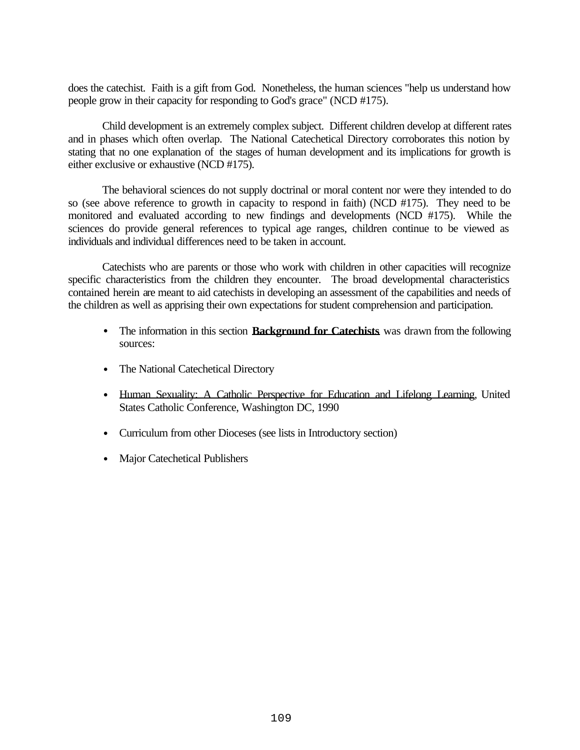does the catechist. Faith is a gift from God. Nonetheless, the human sciences "help us understand how people grow in their capacity for responding to God's grace" (NCD #175).

Child development is an extremely complex subject. Different children develop at different rates and in phases which often overlap. The National Catechetical Directory corroborates this notion by stating that no one explanation of the stages of human development and its implications for growth is either exclusive or exhaustive (NCD #175).

The behavioral sciences do not supply doctrinal or moral content nor were they intended to do so (see above reference to growth in capacity to respond in faith) (NCD #175). They need to be monitored and evaluated according to new findings and developments (NCD #175). While the sciences do provide general references to typical age ranges, children continue to be viewed as individuals and individual differences need to be taken in account.

Catechists who are parents or those who work with children in other capacities will recognize specific characteristics from the children they encounter. The broad developmental characteristics contained herein are meant to aid catechists in developing an assessment of the capabilities and needs of the children as well as apprising their own expectations for student comprehension and participation.

- The information in this section **Background for Catechists** was drawn from the following sources:
- The National Catechetical Directory
- Human Sexuality: A Catholic Perspective for Education and Lifelong Learning, United States Catholic Conference, Washington DC, 1990
- Curriculum from other Dioceses (see lists in Introductory section)
- Major Catechetical Publishers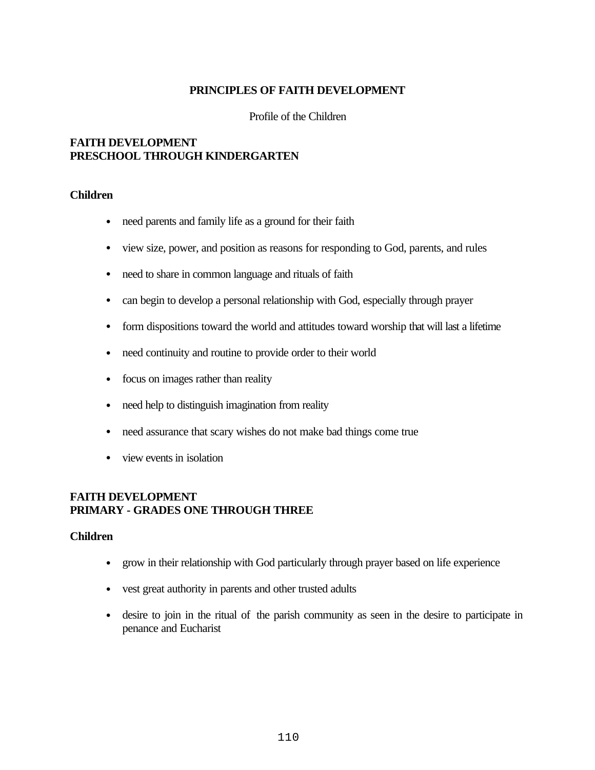# PRINCIPLES OF FAITH DEVELOPMENT

Profile of the Children

## FAITH DEVELOPMENT
## PRESCHOOL THROUGH KINDERGARTEN

**Children**

- need parents and family life as a ground for their faith
- view size, power, and position as reasons for responding to God, parents, and rules
- need to share in common language and rituals of faith
- can begin to develop a personal relationship with God, especially through prayer
- form dispositions toward the world and attitudes toward worship that will last a lifetime
- need continuity and routine to provide order to their world
- focus on images rather than reality
- need help to distinguish imagination from reality
- need assurance that scary wishes do not make bad things come true
- view events in isolation

## FAITH DEVELOPMENT
## PRIMARY - GRADES ONE THROUGH THREE

**Children**

- grow in their relationship with God particularly through prayer based on life experience
- vest great authority in parents and other trusted adults
- desire to join in the ritual of the parish community as seen in the desire to participate in penance and Eucharist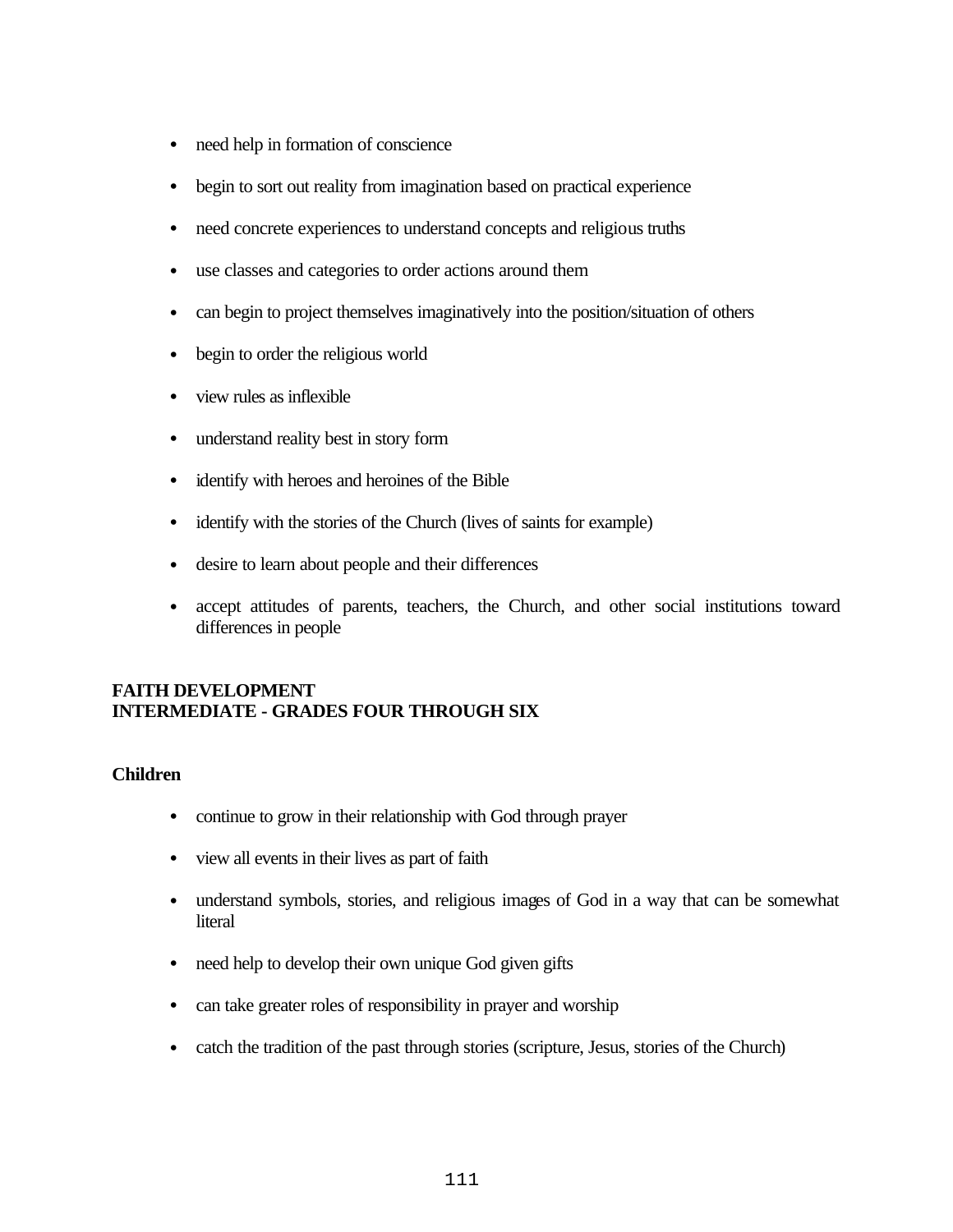- need help in formation of conscience
- begin to sort out reality from imagination based on practical experience
- need concrete experiences to understand concepts and religious truths
- use classes and categories to order actions around them
- can begin to project themselves imaginatively into the position/situation of others
- begin to order the religious world
- view rules as inflexible
- understand reality best in story form
- identify with heroes and heroines of the Bible
- identify with the stories of the Church (lives of saints for example)
- desire to learn about people and their differences
- accept attitudes of parents, teachers, the Church, and other social institutions toward differences in people

**FAITH DEVELOPMENT**
**INTERMEDIATE - GRADES FOUR THROUGH SIX**

**Children**

- continue to grow in their relationship with God through prayer
- view all events in their lives as part of faith
- understand symbols, stories, and religious images of God in a way that can be somewhat literal
- need help to develop their own unique God given gifts
- can take greater roles of responsibility in prayer and worship
- catch the tradition of the past through stories (scripture, Jesus, stories of the Church)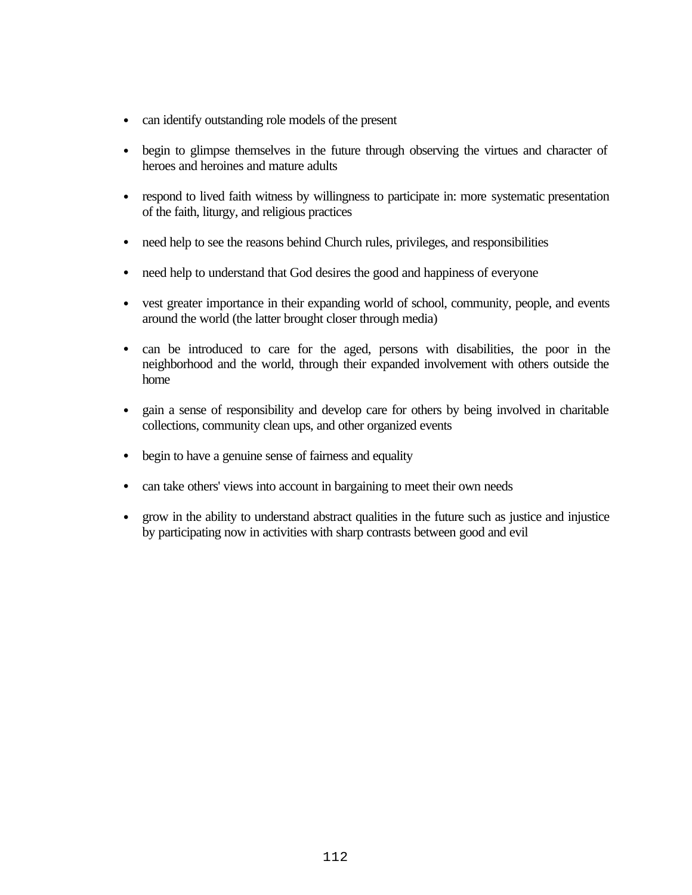- can identify outstanding role models of the present
- begin to glimpse themselves in the future through observing the virtues and character of heroes and heroines and mature adults
- respond to lived faith witness by willingness to participate in: more systematic presentation of the faith, liturgy, and religious practices
- need help to see the reasons behind Church rules, privileges, and responsibilities
- need help to understand that God desires the good and happiness of everyone
- vest greater importance in their expanding world of school, community, people, and events around the world (the latter brought closer through media)
- can be introduced to care for the aged, persons with disabilities, the poor in the neighborhood and the world, through their expanded involvement with others outside the home
- gain a sense of responsibility and develop care for others by being involved in charitable collections, community clean ups, and other organized events
- begin to have a genuine sense of fairness and equality
- can take others' views into account in bargaining to meet their own needs
- grow in the ability to understand abstract qualities in the future such as justice and injustice by participating now in activities with sharp contrasts between good and evil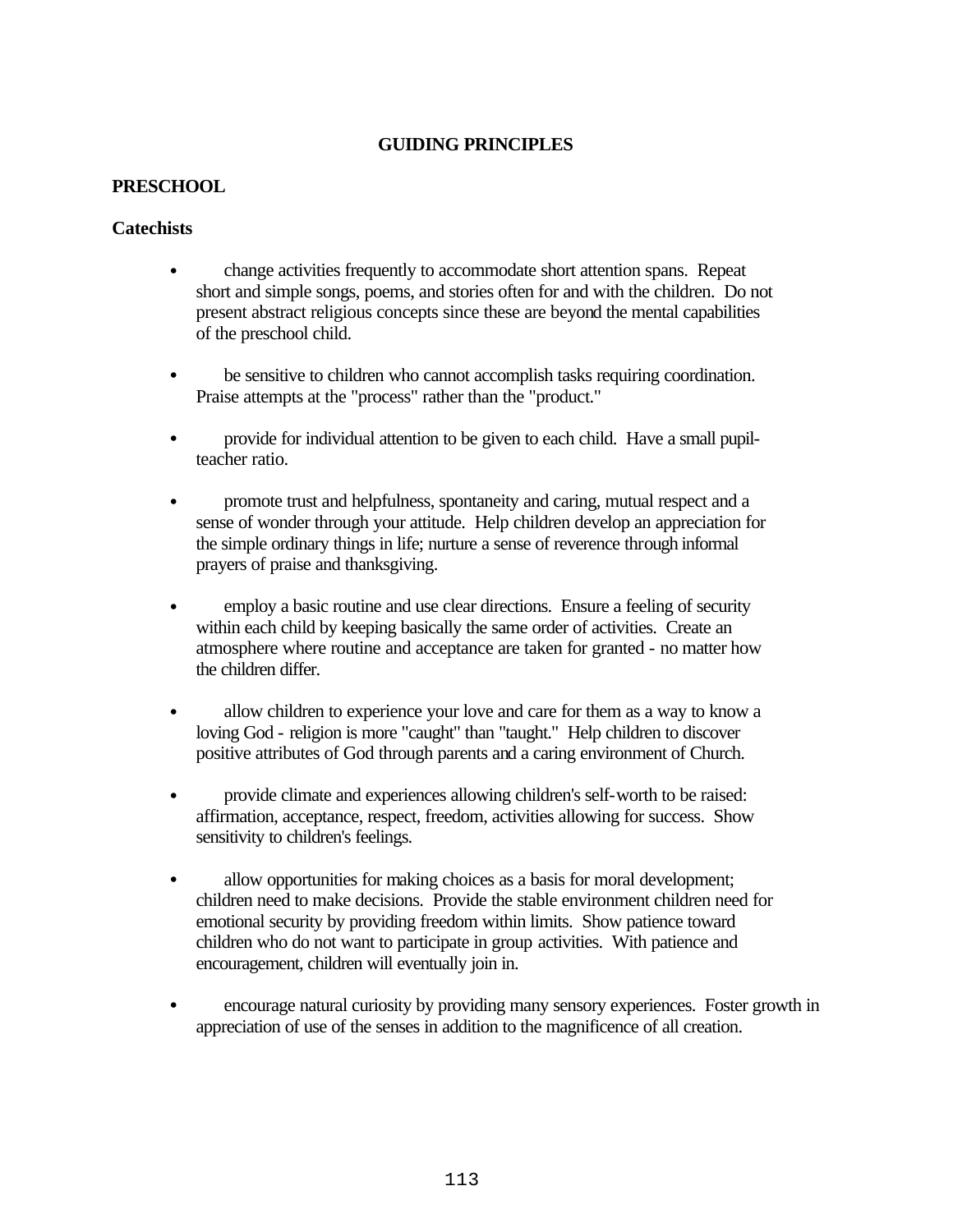# GUIDING PRINCIPLES

## PRESCHOOL

### Catechists

- change activities frequently to accommodate short attention spans. Repeat short and simple songs, poems, and stories often for and with the children. Do not present abstract religious concepts since these are beyond the mental capabilities of the preschool child.

- be sensitive to children who cannot accomplish tasks requiring coordination. Praise attempts at the "process" rather than the "product."

- provide for individual attention to be given to each child. Have a small pupil-teacher ratio.

- promote trust and helpfulness, spontaneity and caring, mutual respect and a sense of wonder through your attitude. Help children develop an appreciation for the simple ordinary things in life; nurture a sense of reverence through informal prayers of praise and thanksgiving.

- employ a basic routine and use clear directions. Ensure a feeling of security within each child by keeping basically the same order of activities. Create an atmosphere where routine and acceptance are taken for granted - no matter how the children differ.

- allow children to experience your love and care for them as a way to know a loving God - religion is more "caught" than "taught." Help children to discover positive attributes of God through parents and a caring environment of Church.

- provide climate and experiences allowing children's self-worth to be raised: affirmation, acceptance, respect, freedom, activities allowing for success. Show sensitivity to children's feelings.

- allow opportunities for making choices as a basis for moral development; children need to make decisions. Provide the stable environment children need for emotional security by providing freedom within limits. Show patience toward children who do not want to participate in group activities. With patience and encouragement, children will eventually join in.

- encourage natural curiosity by providing many sensory experiences. Foster growth in appreciation of use of the senses in addition to the magnificence of all creation.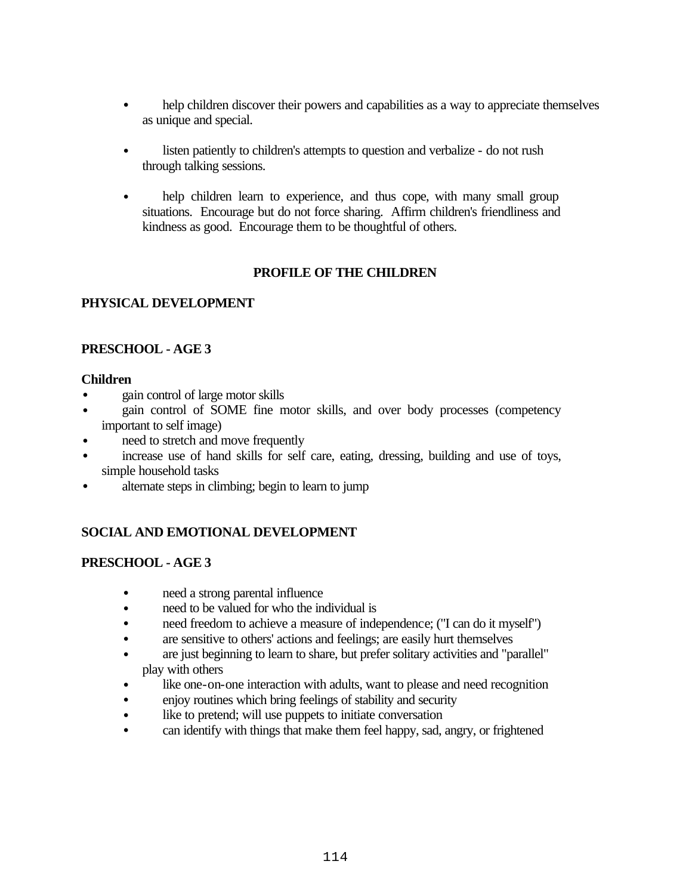- help children discover their powers and capabilities as a way to appreciate themselves as unique and special.

- listen patiently to children's attempts to question and verbalize - do not rush through talking sessions.

- help children learn to experience, and thus cope, with many small group situations. Encourage but do not force sharing. Affirm children's friendliness and kindness as good. Encourage them to be thoughtful of others.

## PROFILE OF THE CHILDREN

### PHYSICAL DEVELOPMENT

### PRESCHOOL - AGE 3

**Children**

- gain control of large motor skills
- gain control of SOME fine motor skills, and over body processes (competency important to self image)
- need to stretch and move frequently
- increase use of hand skills for self care, eating, dressing, building and use of toys, simple household tasks
- alternate steps in climbing; begin to learn to jump

### SOCIAL AND EMOTIONAL DEVELOPMENT

### PRESCHOOL - AGE 3

- need a strong parental influence
- need to be valued for who the individual is
- need freedom to achieve a measure of independence; ("I can do it myself")
- are sensitive to others' actions and feelings; are easily hurt themselves
- are just beginning to learn to share, but prefer solitary activities and "parallel" play with others
- like one-on-one interaction with adults, want to please and need recognition
- enjoy routines which bring feelings of stability and security
- like to pretend; will use puppets to initiate conversation
- can identify with things that make them feel happy, sad, angry, or frightened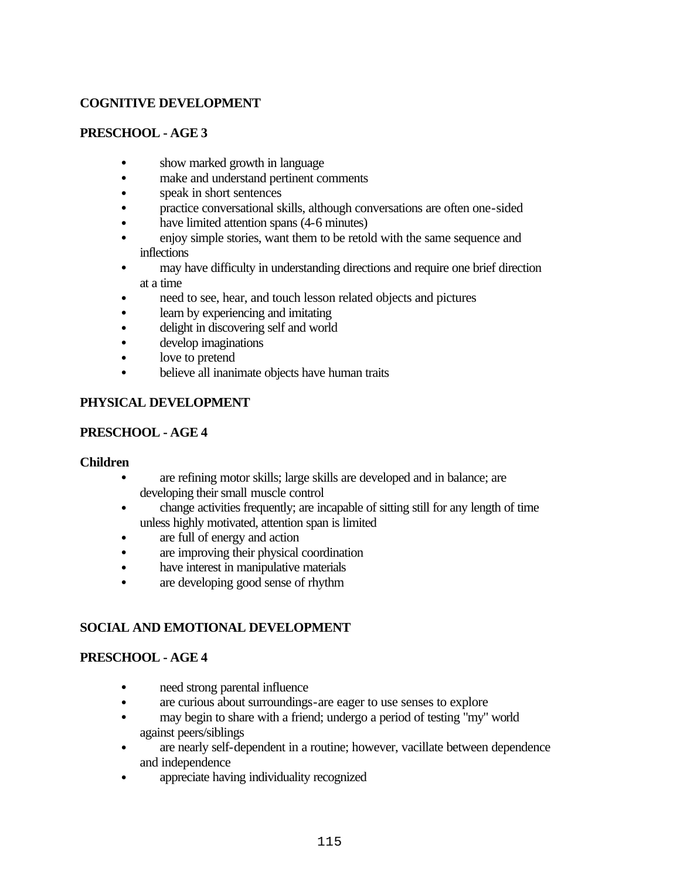**COGNITIVE DEVELOPMENT**

**PRESCHOOL - AGE 3**

- show marked growth in language
- make and understand pertinent comments
- speak in short sentences
- practice conversational skills, although conversations are often one-sided
- have limited attention spans (4-6 minutes)
- enjoy simple stories, want them to be retold with the same sequence and inflections
- may have difficulty in understanding directions and require one brief direction at a time
- need to see, hear, and touch lesson related objects and pictures
- learn by experiencing and imitating
- delight in discovering self and world
- develop imaginations
- love to pretend
- believe all inanimate objects have human traits

**PHYSICAL DEVELOPMENT**

**PRESCHOOL - AGE 4**

**Children**

- are refining motor skills; large skills are developed and in balance; are developing their small muscle control
- change activities frequently; are incapable of sitting still for any length of time unless highly motivated, attention span is limited
- are full of energy and action
- are improving their physical coordination
- have interest in manipulative materials
- are developing good sense of rhythm

**SOCIAL AND EMOTIONAL DEVELOPMENT**

**PRESCHOOL - AGE 4**

- need strong parental influence
- are curious about surroundings-are eager to use senses to explore
- may begin to share with a friend; undergo a period of testing "my" world against peers/siblings
- are nearly self-dependent in a routine; however, vacillate between dependence and independence
- appreciate having individuality recognized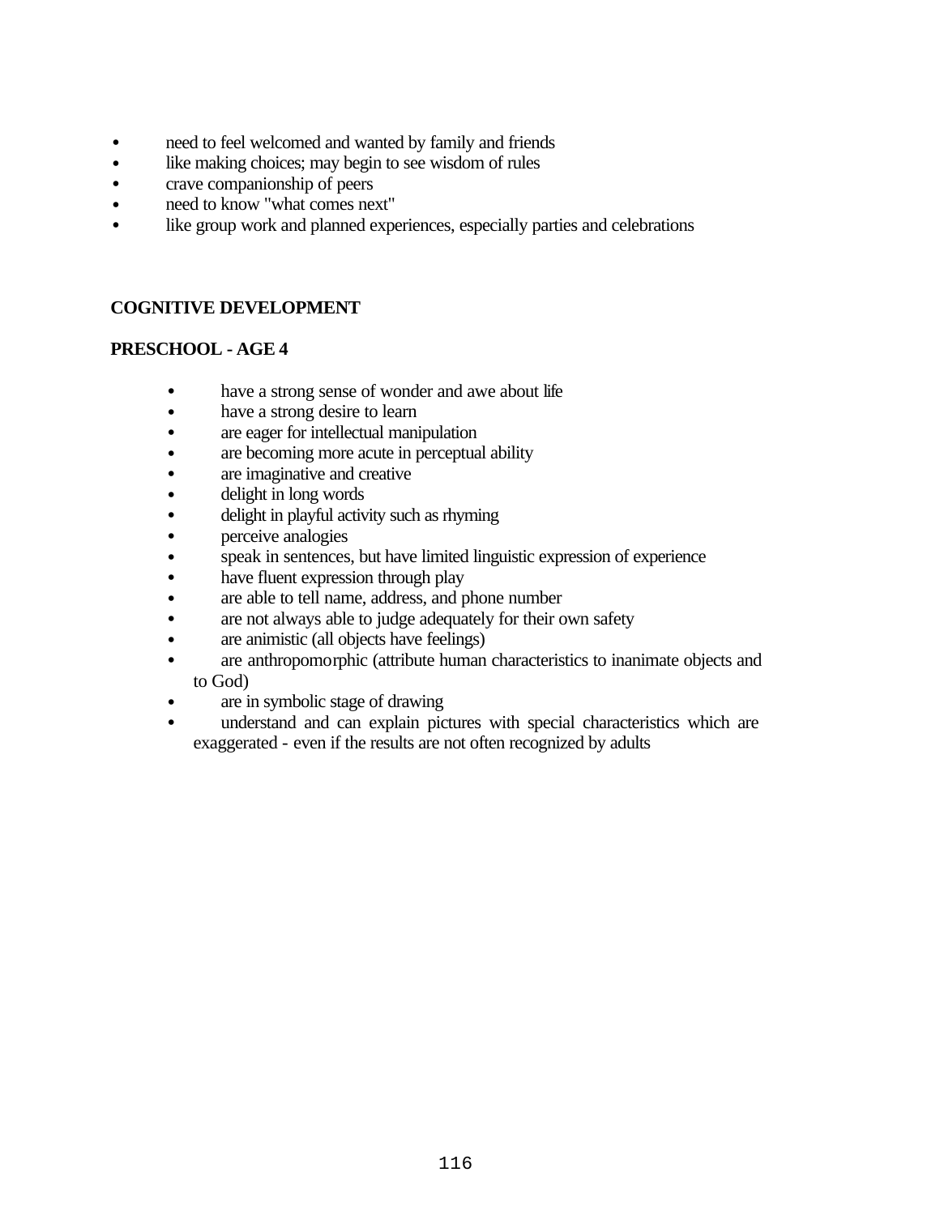- need to feel welcomed and wanted by family and friends
- like making choices; may begin to see wisdom of rules
- crave companionship of peers
- need to know "what comes next"
- like group work and planned experiences, especially parties and celebrations

**COGNITIVE DEVELOPMENT**

**PRESCHOOL - AGE 4**

- have a strong sense of wonder and awe about life
- have a strong desire to learn
- are eager for intellectual manipulation
- are becoming more acute in perceptual ability
- are imaginative and creative
- delight in long words
- delight in playful activity such as rhyming
- perceive analogies
- speak in sentences, but have limited linguistic expression of experience
- have fluent expression through play
- are able to tell name, address, and phone number
- are not always able to judge adequately for their own safety
- are animistic (all objects have feelings)
- are anthropomorphic (attribute human characteristics to inanimate objects and to God)
- are in symbolic stage of drawing
- understand and can explain pictures with special characteristics which are exaggerated - even if the results are not often recognized by adults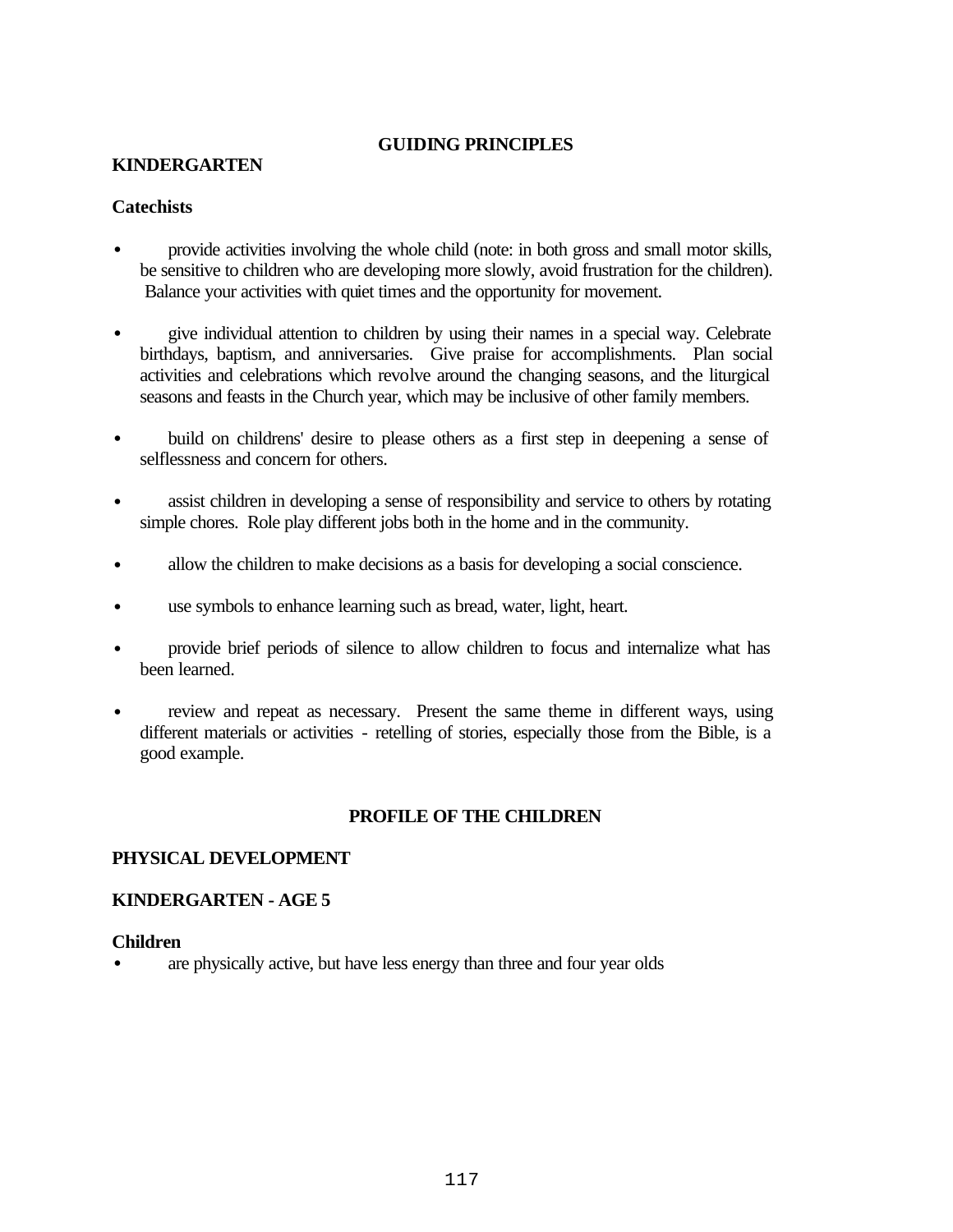## GUIDING PRINCIPLES

### KINDERGARTEN

**Catechists**

- provide activities involving the whole child (note: in both gross and small motor skills, be sensitive to children who are developing more slowly, avoid frustration for the children). Balance your activities with quiet times and the opportunity for movement.

- give individual attention to children by using their names in a special way. Celebrate birthdays, baptism, and anniversaries. Give praise for accomplishments. Plan social activities and celebrations which revolve around the changing seasons, and the liturgical seasons and feasts in the Church year, which may be inclusive of other family members.

- build on childrens' desire to please others as a first step in deepening a sense of selflessness and concern for others.

- assist children in developing a sense of responsibility and service to others by rotating simple chores. Role play different jobs both in the home and in the community.

- allow the children to make decisions as a basis for developing a social conscience.

- use symbols to enhance learning such as bread, water, light, heart.

- provide brief periods of silence to allow children to focus and internalize what has been learned.

- review and repeat as necessary. Present the same theme in different ways, using different materials or activities - retelling of stories, especially those from the Bible, is a good example.

## PROFILE OF THE CHILDREN

### PHYSICAL DEVELOPMENT

### KINDERGARTEN - AGE 5

**Children**

- are physically active, but have less energy than three and four year olds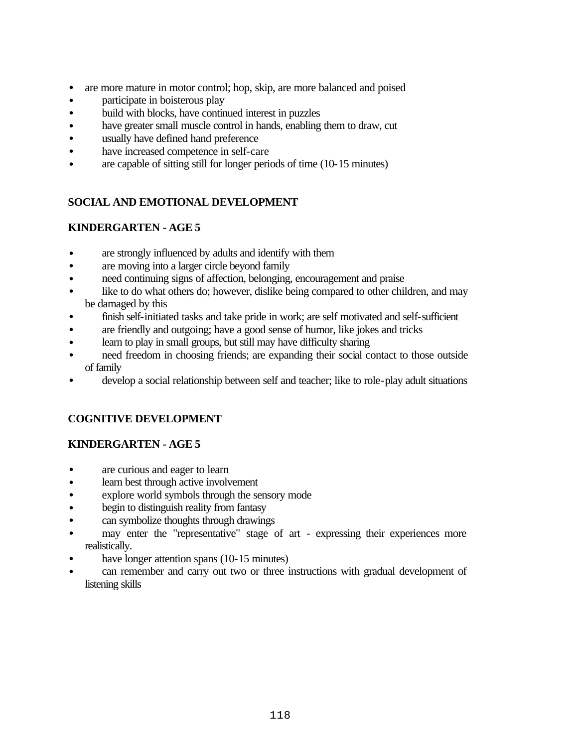- are more mature in motor control; hop, skip, are more balanced and poised
- participate in boisterous play
- build with blocks, have continued interest in puzzles
- have greater small muscle control in hands, enabling them to draw, cut
- usually have defined hand preference
- have increased competence in self-care
- are capable of sitting still for longer periods of time (10-15 minutes)

**SOCIAL AND EMOTIONAL DEVELOPMENT**

**KINDERGARTEN - AGE 5**

- are strongly influenced by adults and identify with them
- are moving into a larger circle beyond family
- need continuing signs of affection, belonging, encouragement and praise
- like to do what others do; however, dislike being compared to other children, and may be damaged by this
- finish self-initiated tasks and take pride in work; are self motivated and self-sufficient
- are friendly and outgoing; have a good sense of humor, like jokes and tricks
- learn to play in small groups, but still may have difficulty sharing
- need freedom in choosing friends; are expanding their social contact to those outside of family
- develop a social relationship between self and teacher; like to role-play adult situations

**COGNITIVE DEVELOPMENT**

**KINDERGARTEN - AGE 5**

- are curious and eager to learn
- learn best through active involvement
- explore world symbols through the sensory mode
- begin to distinguish reality from fantasy
- can symbolize thoughts through drawings
- may enter the "representative" stage of art - expressing their experiences more realistically.
- have longer attention spans (10-15 minutes)
- can remember and carry out two or three instructions with gradual development of listening skills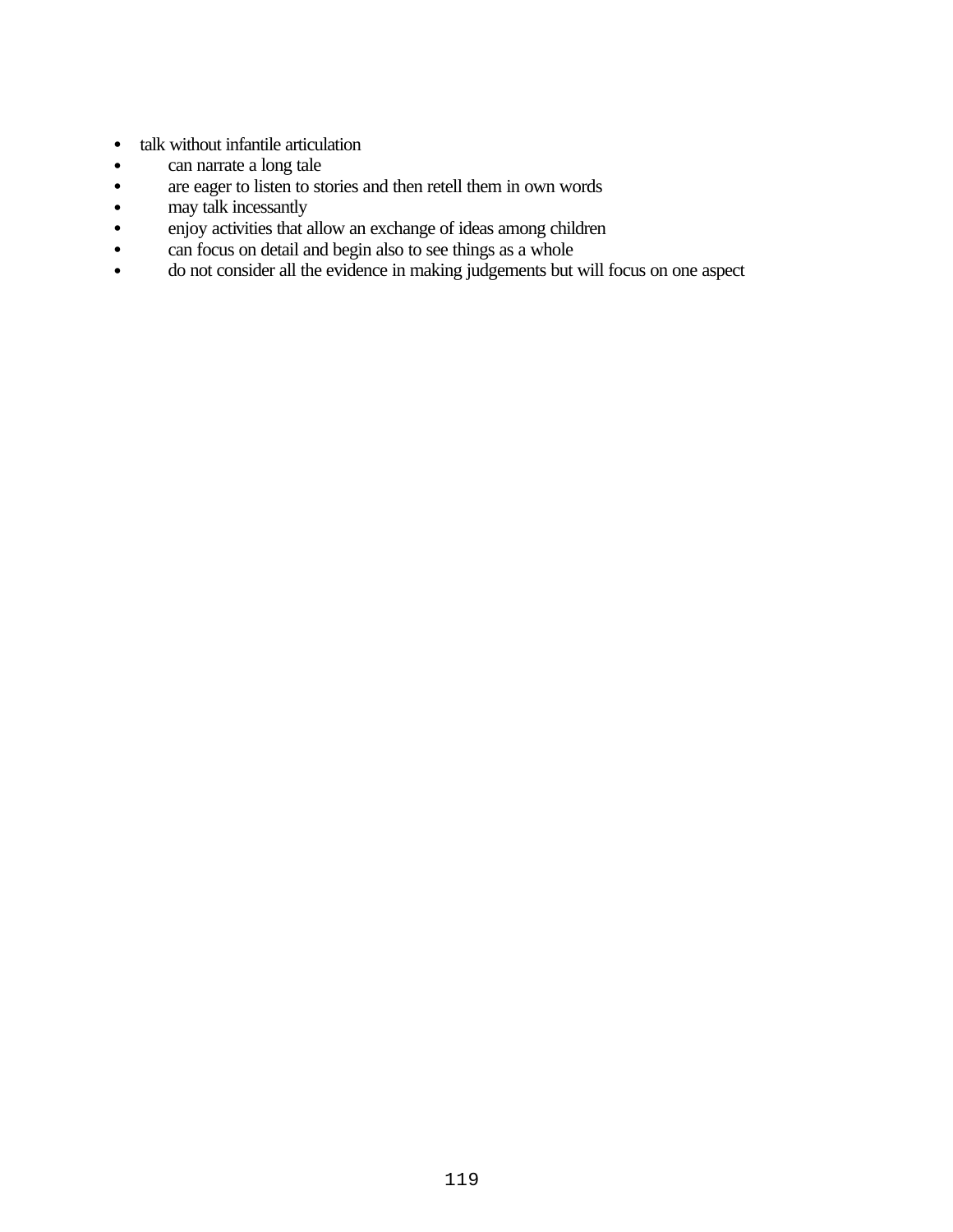- talk without infantile articulation
- can narrate a long tale
- are eager to listen to stories and then retell them in own words
- may talk incessantly
- enjoy activities that allow an exchange of ideas among children
- can focus on detail and begin also to see things as a whole
- do not consider all the evidence in making judgements but will focus on one aspect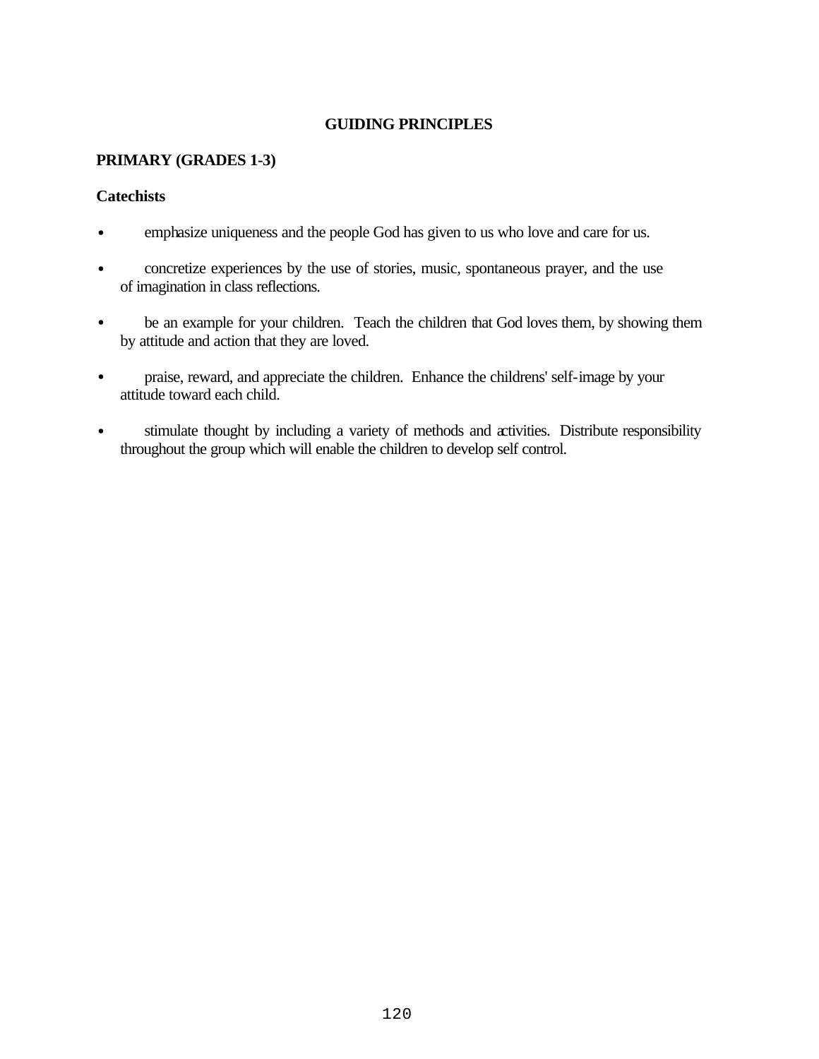## GUIDING PRINCIPLES

### PRIMARY (GRADES 1-3)

**Catechists**

- emphasize uniqueness and the people God has given to us who love and care for us.
- concretize experiences by the use of stories, music, spontaneous prayer, and the use of imagination in class reflections.
- be an example for your children. Teach the children that God loves them, by showing them by attitude and action that they are loved.
- praise, reward, and appreciate the children. Enhance the childrens' self-image by your attitude toward each child.
- stimulate thought by including a variety of methods and activities. Distribute responsibility throughout the group which will enable the children to develop self control.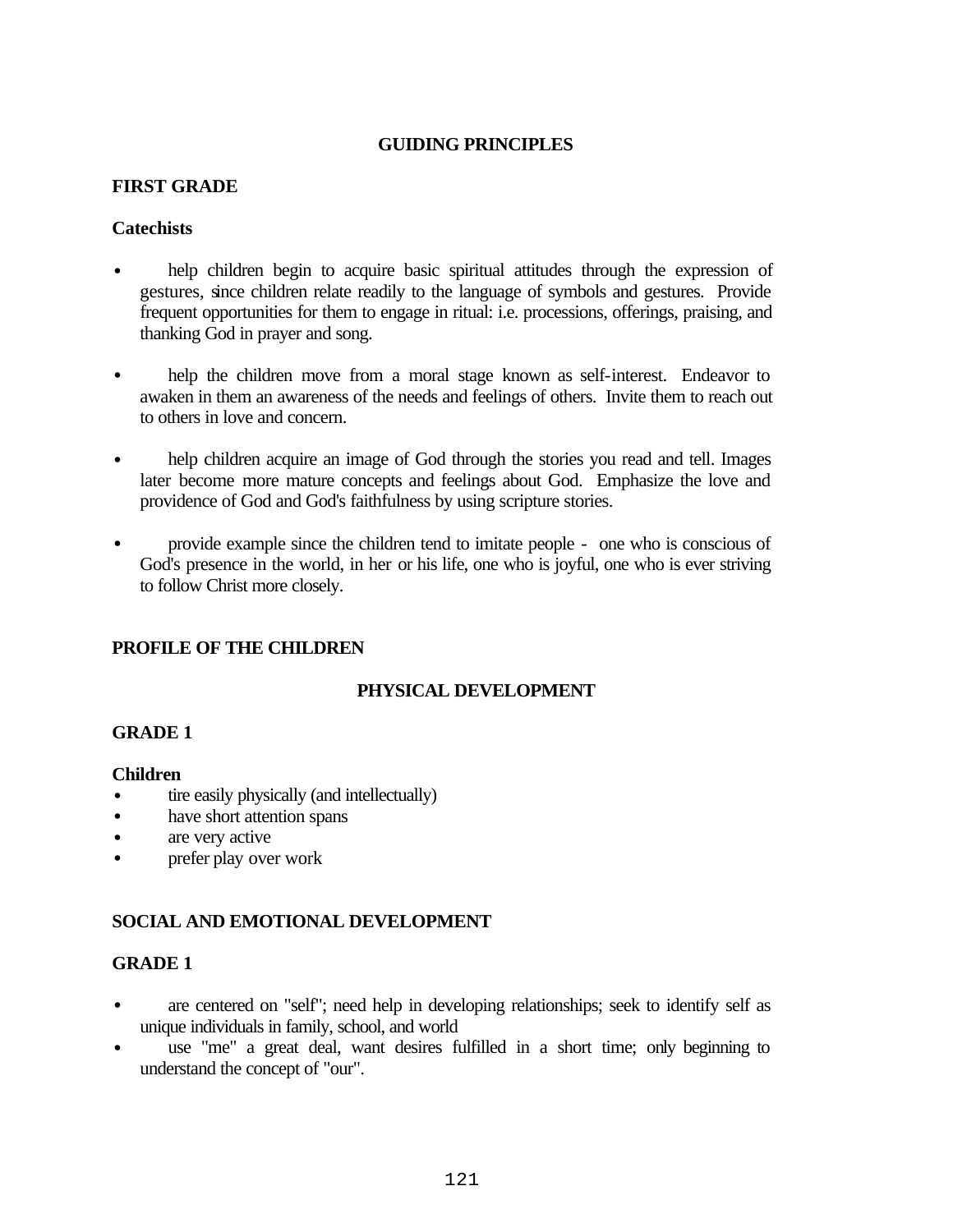## GUIDING PRINCIPLES

### FIRST GRADE

**Catechists**

- help children begin to acquire basic spiritual attitudes through the expression of gestures, since children relate readily to the language of symbols and gestures. Provide frequent opportunities for them to engage in ritual: i.e. processions, offerings, praising, and thanking God in prayer and song.

- help the children move from a moral stage known as self-interest. Endeavor to awaken in them an awareness of the needs and feelings of others. Invite them to reach out to others in love and concern.

- help children acquire an image of God through the stories you read and tell. Images later become more mature concepts and feelings about God. Emphasize the love and providence of God and God's faithfulness by using scripture stories.

- provide example since the children tend to imitate people - one who is conscious of God's presence in the world, in her or his life, one who is joyful, one who is ever striving to follow Christ more closely.

### PROFILE OF THE CHILDREN

## PHYSICAL DEVELOPMENT

### GRADE 1

**Children**

- tire easily physically (and intellectually)
- have short attention spans
- are very active
- prefer play over work

### SOCIAL AND EMOTIONAL DEVELOPMENT

### GRADE 1

- are centered on "self"; need help in developing relationships; seek to identify self as unique individuals in family, school, and world
- use "me" a great deal, want desires fulfilled in a short time; only beginning to understand the concept of "our".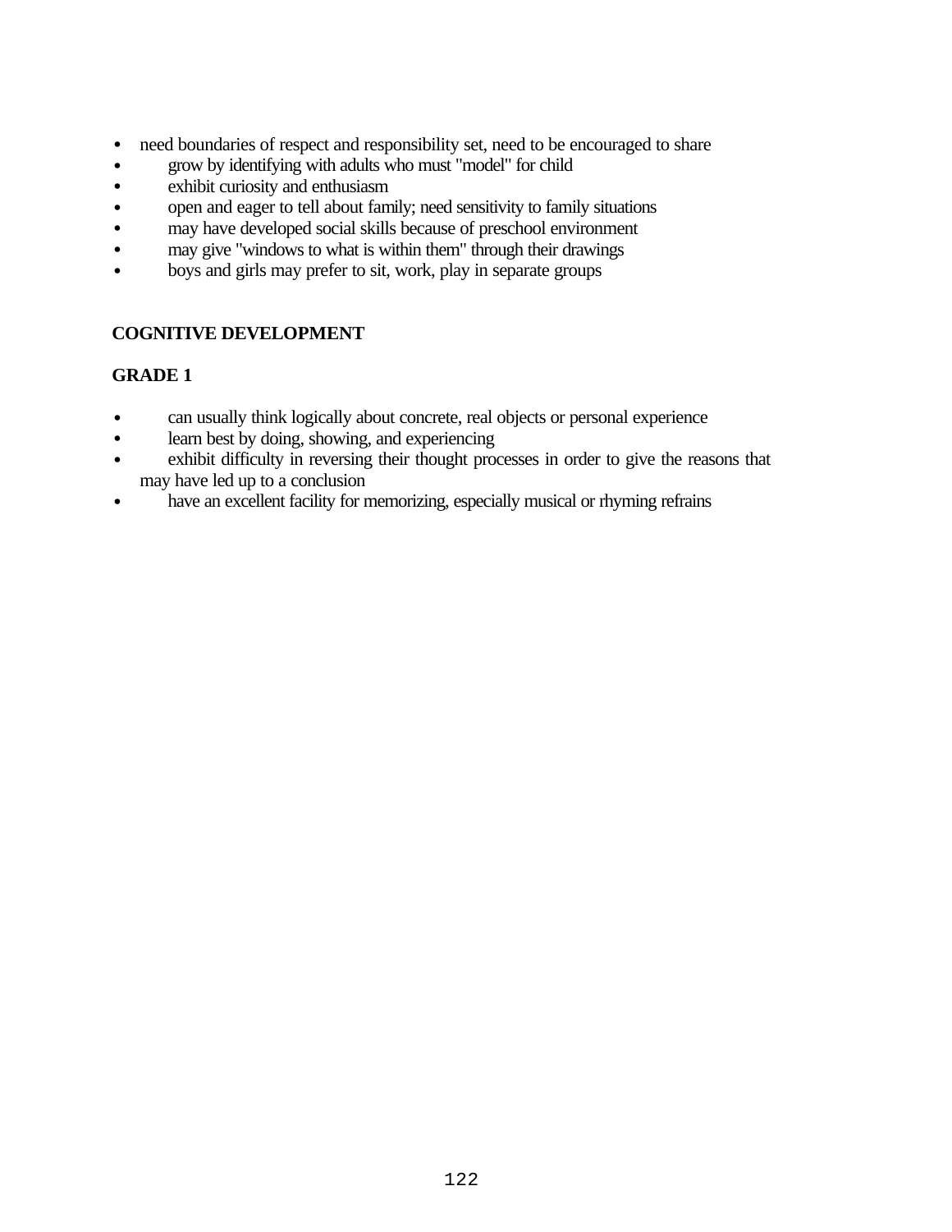- need boundaries of respect and responsibility set, need to be encouraged to share
- grow by identifying with adults who must "model" for child
- exhibit curiosity and enthusiasm
- open and eager to tell about family; need sensitivity to family situations
- may have developed social skills because of preschool environment
- may give "windows to what is within them" through their drawings
- boys and girls may prefer to sit, work, play in separate groups

**COGNITIVE DEVELOPMENT**

**GRADE 1**

- can usually think logically about concrete, real objects or personal experience
- learn best by doing, showing, and experiencing
- exhibit difficulty in reversing their thought processes in order to give the reasons that may have led up to a conclusion
- have an excellent facility for memorizing, especially musical or rhyming refrains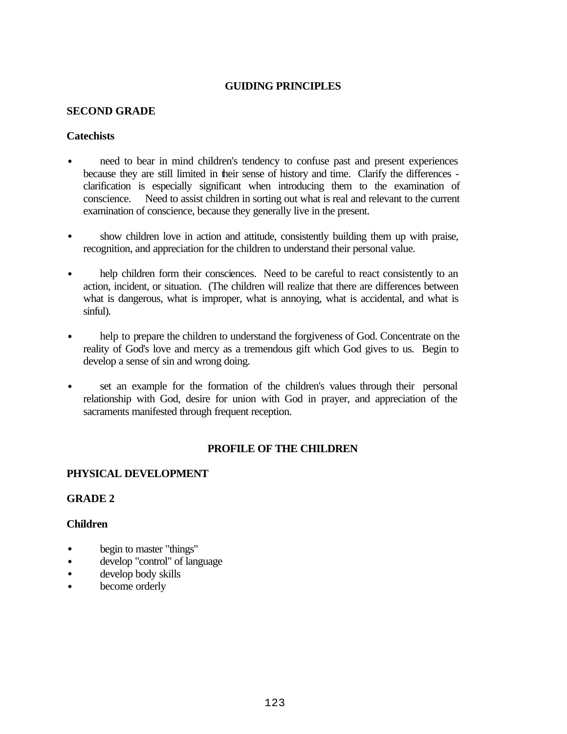## GUIDING PRINCIPLES

### SECOND GRADE

**Catechists**

- need to bear in mind children's tendency to confuse past and present experiences because they are still limited in their sense of history and time. Clarify the differences - clarification is especially significant when introducing them to the examination of conscience. Need to assist children in sorting out what is real and relevant to the current examination of conscience, because they generally live in the present.

- show children love in action and attitude, consistently building them up with praise, recognition, and appreciation for the children to understand their personal value.

- help children form their consciences. Need to be careful to react consistently to an action, incident, or situation. (The children will realize that there are differences between what is dangerous, what is improper, what is annoying, what is accidental, and what is sinful).

- help to prepare the children to understand the forgiveness of God. Concentrate on the reality of God's love and mercy as a tremendous gift which God gives to us. Begin to develop a sense of sin and wrong doing.

- set an example for the formation of the children's values through their personal relationship with God, desire for union with God in prayer, and appreciation of the sacraments manifested through frequent reception.

## PROFILE OF THE CHILDREN

### PHYSICAL DEVELOPMENT

### GRADE 2

**Children**

- begin to master "things"
- develop "control" of language
- develop body skills
- become orderly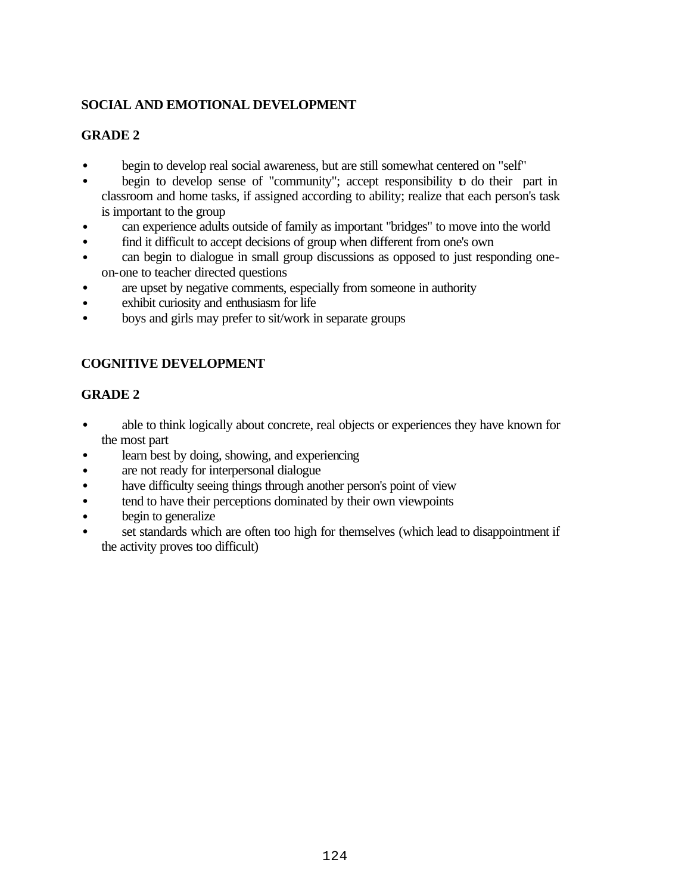## SOCIAL AND EMOTIONAL DEVELOPMENT

### GRADE 2

- begin to develop real social awareness, but are still somewhat centered on "self"
- begin to develop sense of "community"; accept responsibility to do their part in classroom and home tasks, if assigned according to ability; realize that each person's task is important to the group
- can experience adults outside of family as important "bridges" to move into the world
- find it difficult to accept decisions of group when different from one's own
- can begin to dialogue in small group discussions as opposed to just responding one-on-one to teacher directed questions
- are upset by negative comments, especially from someone in authority
- exhibit curiosity and enthusiasm for life
- boys and girls may prefer to sit/work in separate groups

## COGNITIVE DEVELOPMENT

### GRADE 2

- able to think logically about concrete, real objects or experiences they have known for the most part
- learn best by doing, showing, and experiencing
- are not ready for interpersonal dialogue
- have difficulty seeing things through another person's point of view
- tend to have their perceptions dominated by their own viewpoints
- begin to generalize
- set standards which are often too high for themselves (which lead to disappointment if the activity proves too difficult)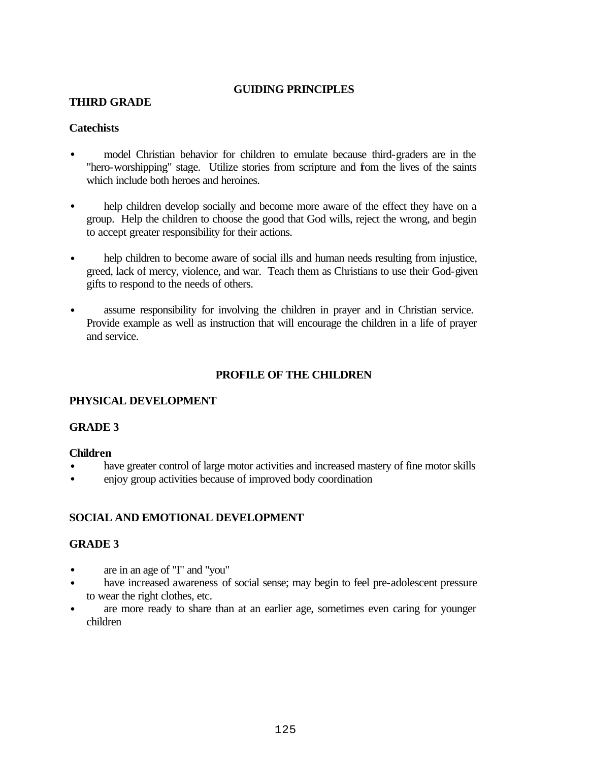## GUIDING PRINCIPLES

### THIRD GRADE

**Catechists**

- model Christian behavior for children to emulate because third-graders are in the "hero-worshipping" stage. Utilize stories from scripture and from the lives of the saints which include both heroes and heroines.

- help children develop socially and become more aware of the effect they have on a group. Help the children to choose the good that God wills, reject the wrong, and begin to accept greater responsibility for their actions.

- help children to become aware of social ills and human needs resulting from injustice, greed, lack of mercy, violence, and war. Teach them as Christians to use their God-given gifts to respond to the needs of others.

- assume responsibility for involving the children in prayer and in Christian service. Provide example as well as instruction that will encourage the children in a life of prayer and service.

## PROFILE OF THE CHILDREN

### PHYSICAL DEVELOPMENT

### GRADE 3

**Children**

- have greater control of large motor activities and increased mastery of fine motor skills
- enjoy group activities because of improved body coordination

### SOCIAL AND EMOTIONAL DEVELOPMENT

### GRADE 3

- are in an age of "I" and "you"
- have increased awareness of social sense; may begin to feel pre-adolescent pressure to wear the right clothes, etc.
- are more ready to share than at an earlier age, sometimes even caring for younger children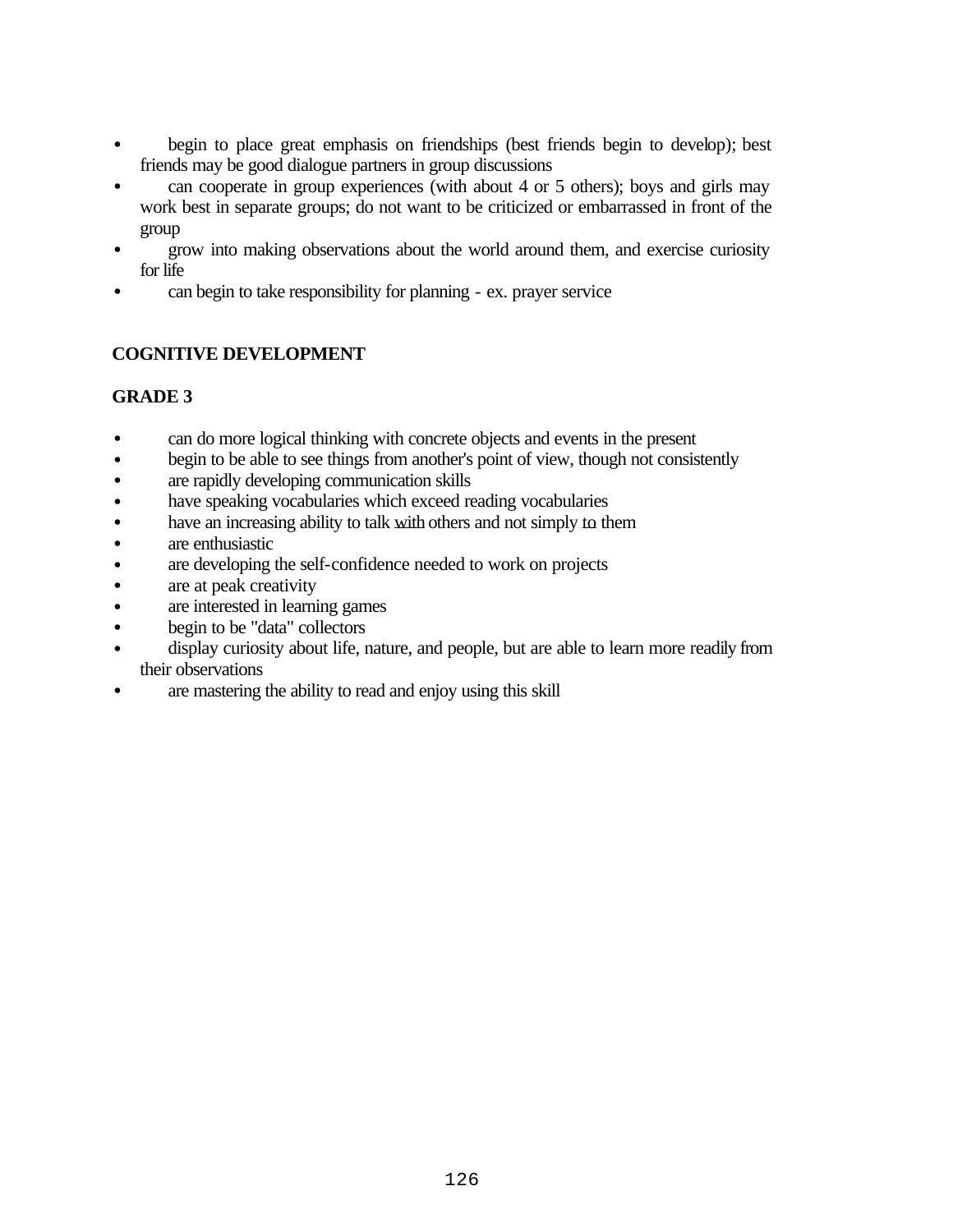- begin to place great emphasis on friendships (best friends begin to develop); best friends may be good dialogue partners in group discussions
- can cooperate in group experiences (with about 4 or 5 others); boys and girls may work best in separate groups; do not want to be criticized or embarrassed in front of the group
- grow into making observations about the world around them, and exercise curiosity for life
- can begin to take responsibility for planning - ex. prayer service

## COGNITIVE DEVELOPMENT

### GRADE 3

- can do more logical thinking with concrete objects and events in the present
- begin to be able to see things from another's point of view, though not consistently
- are rapidly developing communication skills
- have speaking vocabularies which exceed reading vocabularies
- have an increasing ability to talk <u>with</u> others and not simply <u>to</u> them
- are enthusiastic
- are developing the self-confidence needed to work on projects
- are at peak creativity
- are interested in learning games
- begin to be "data" collectors
- display curiosity about life, nature, and people, but are able to learn more readily from their observations
- are mastering the ability to read and enjoy using this skill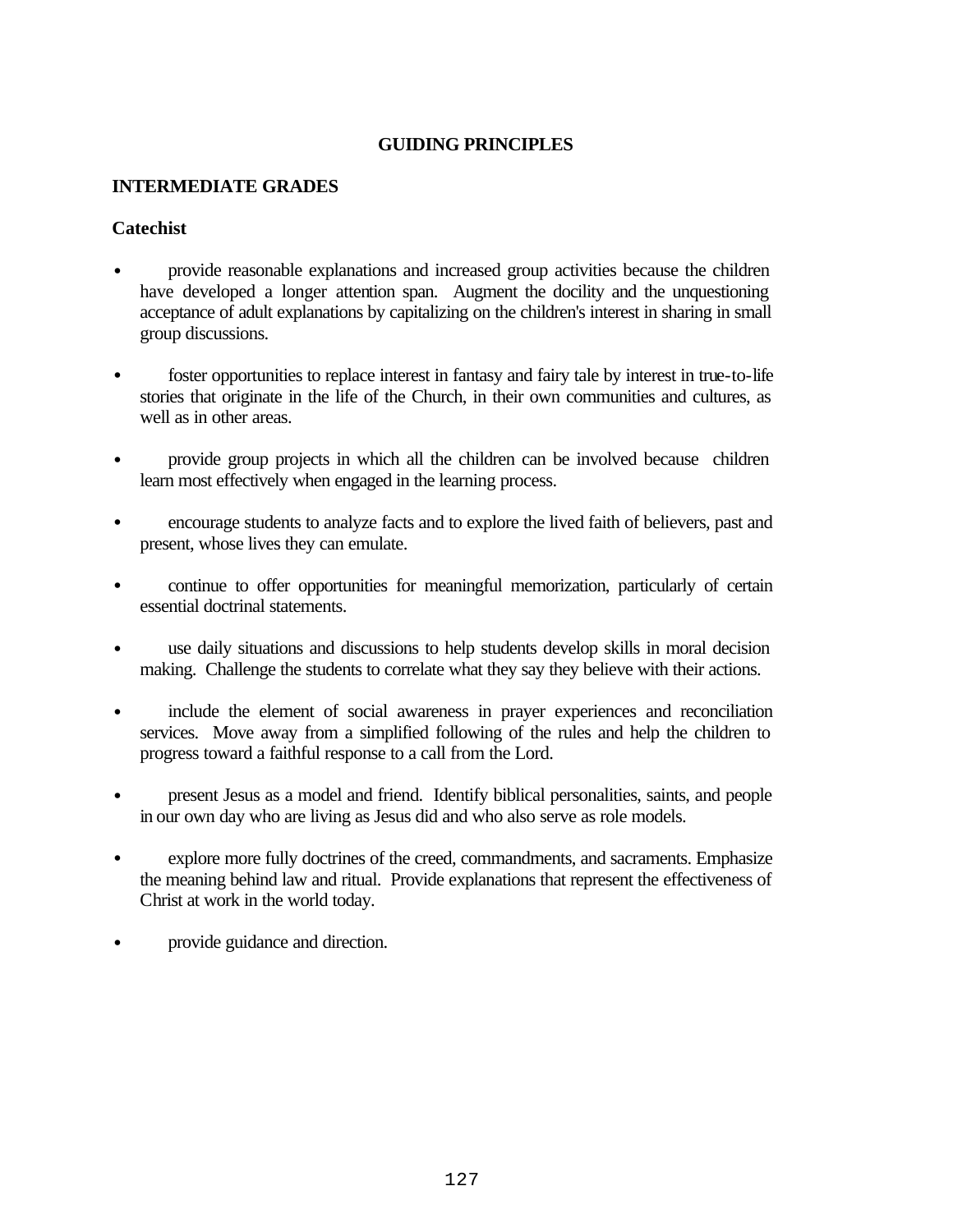## GUIDING PRINCIPLES

### INTERMEDIATE GRADES

#### Catechist

- provide reasonable explanations and increased group activities because the children have developed a longer attention span. Augment the docility and the unquestioning acceptance of adult explanations by capitalizing on the children's interest in sharing in small group discussions.

- foster opportunities to replace interest in fantasy and fairy tale by interest in true-to-life stories that originate in the life of the Church, in their own communities and cultures, as well as in other areas.

- provide group projects in which all the children can be involved because children learn most effectively when engaged in the learning process.

- encourage students to analyze facts and to explore the lived faith of believers, past and present, whose lives they can emulate.

- continue to offer opportunities for meaningful memorization, particularly of certain essential doctrinal statements.

- use daily situations and discussions to help students develop skills in moral decision making. Challenge the students to correlate what they say they believe with their actions.

- include the element of social awareness in prayer experiences and reconciliation services. Move away from a simplified following of the rules and help the children to progress toward a faithful response to a call from the Lord.

- present Jesus as a model and friend. Identify biblical personalities, saints, and people in our own day who are living as Jesus did and who also serve as role models.

- explore more fully doctrines of the creed, commandments, and sacraments. Emphasize the meaning behind law and ritual. Provide explanations that represent the effectiveness of Christ at work in the world today.

- provide guidance and direction.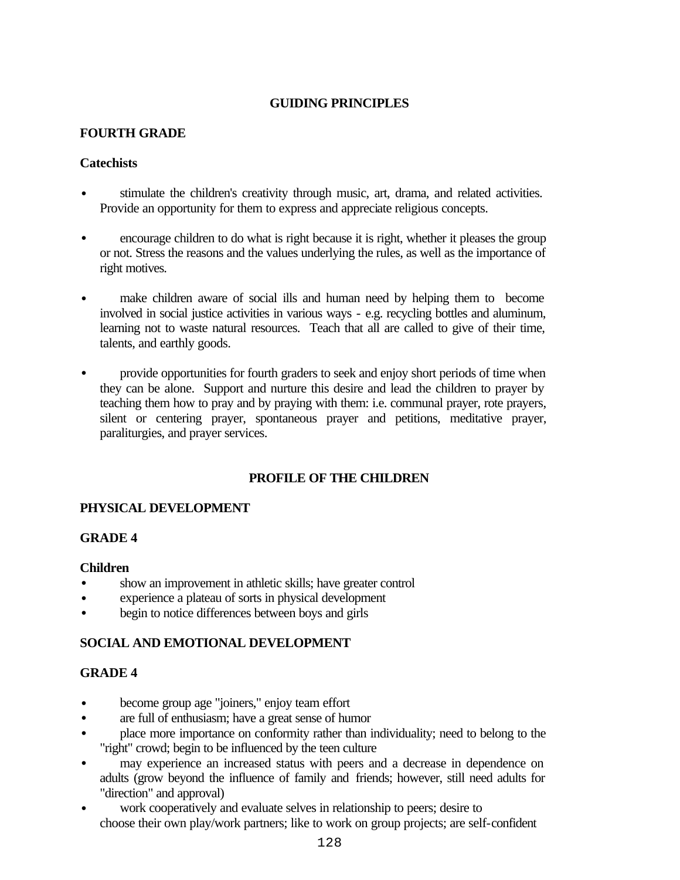## GUIDING PRINCIPLES

### FOURTH GRADE

#### Catechists

- stimulate the children's creativity through music, art, drama, and related activities. Provide an opportunity for them to express and appreciate religious concepts.

- encourage children to do what is right because it is right, whether it pleases the group or not. Stress the reasons and the values underlying the rules, as well as the importance of right motives.

- make children aware of social ills and human need by helping them to become involved in social justice activities in various ways - e.g. recycling bottles and aluminum, learning not to waste natural resources. Teach that all are called to give of their time, talents, and earthly goods.

- provide opportunities for fourth graders to seek and enjoy short periods of time when they can be alone. Support and nurture this desire and lead the children to prayer by teaching them how to pray and by praying with them: i.e. communal prayer, rote prayers, silent or centering prayer, spontaneous prayer and petitions, meditative prayer, paraliturgies, and prayer services.

## PROFILE OF THE CHILDREN

### PHYSICAL DEVELOPMENT

#### GRADE 4

**Children**

- show an improvement in athletic skills; have greater control
- experience a plateau of sorts in physical development
- begin to notice differences between boys and girls

### SOCIAL AND EMOTIONAL DEVELOPMENT

#### GRADE 4

- become group age "joiners," enjoy team effort
- are full of enthusiasm; have a great sense of humor
- place more importance on conformity rather than individuality; need to belong to the "right" crowd; begin to be influenced by the teen culture
- may experience an increased status with peers and a decrease in dependence on adults (grow beyond the influence of family and friends; however, still need adults for "direction" and approval)
- work cooperatively and evaluate selves in relationship to peers; desire to choose their own play/work partners; like to work on group projects; are self-confident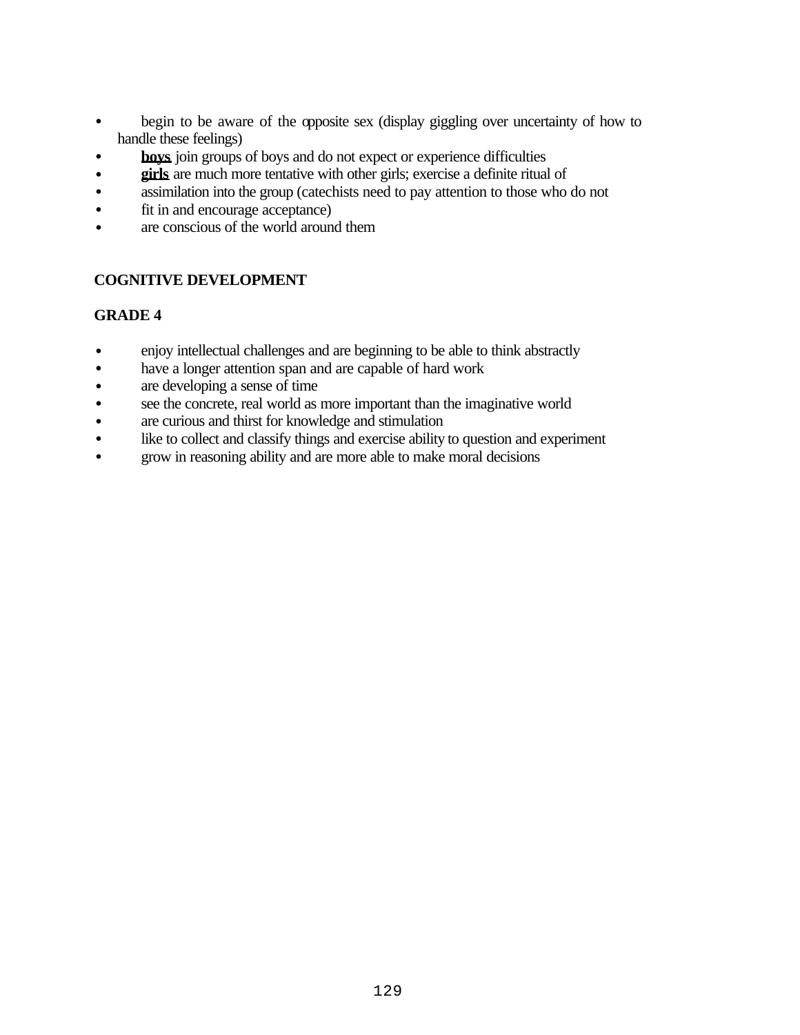- begin to be aware of the opposite sex (display giggling over uncertainty of how to handle these feelings)
- **boys** join groups of boys and do not expect or experience difficulties
- **girls** are much more tentative with other girls; exercise a definite ritual of
- assimilation into the group (catechists need to pay attention to those who do not
- fit in and encourage acceptance)
- are conscious of the world around them

**COGNITIVE DEVELOPMENT**

**GRADE 4**

- enjoy intellectual challenges and are beginning to be able to think abstractly
- have a longer attention span and are capable of hard work
- are developing a sense of time
- see the concrete, real world as more important than the imaginative world
- are curious and thirst for knowledge and stimulation
- like to collect and classify things and exercise ability to question and experiment
- grow in reasoning ability and are more able to make moral decisions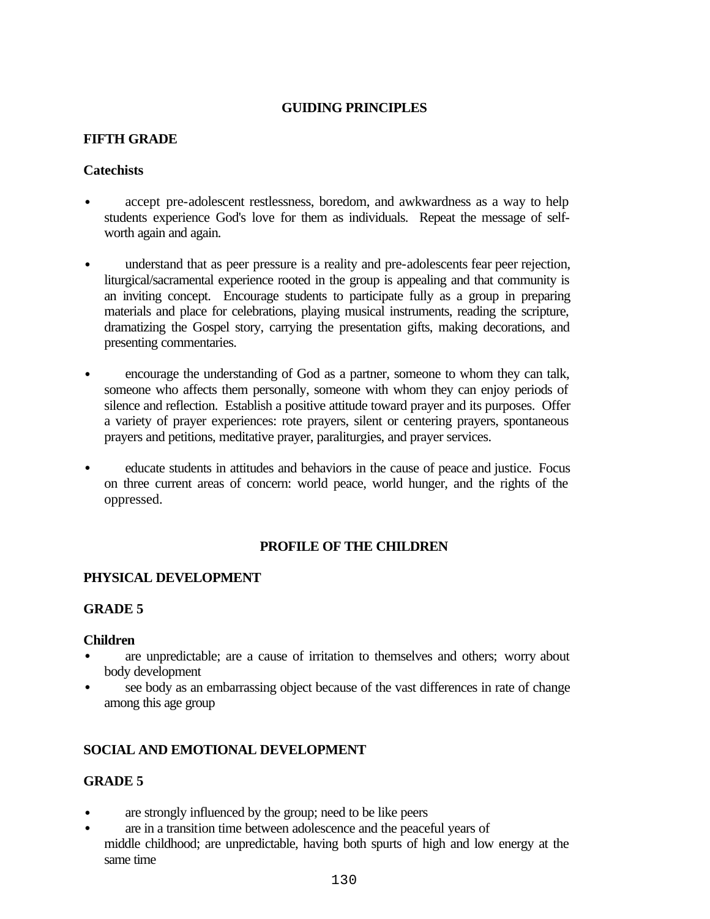## GUIDING PRINCIPLES

### FIFTH GRADE

#### Catechists

- accept pre-adolescent restlessness, boredom, and awkwardness as a way to help students experience God's love for them as individuals. Repeat the message of self-worth again and again.
- understand that as peer pressure is a reality and pre-adolescents fear peer rejection, liturgical/sacramental experience rooted in the group is appealing and that community is an inviting concept. Encourage students to participate fully as a group in preparing materials and place for celebrations, playing musical instruments, reading the scripture, dramatizing the Gospel story, carrying the presentation gifts, making decorations, and presenting commentaries.
- encourage the understanding of God as a partner, someone to whom they can talk, someone who affects them personally, someone with whom they can enjoy periods of silence and reflection. Establish a positive attitude toward prayer and its purposes. Offer a variety of prayer experiences: rote prayers, silent or centering prayers, spontaneous prayers and petitions, meditative prayer, paraliturgies, and prayer services.
- educate students in attitudes and behaviors in the cause of peace and justice. Focus on three current areas of concern: world peace, world hunger, and the rights of the oppressed.

## PROFILE OF THE CHILDREN

### PHYSICAL DEVELOPMENT

### GRADE 5

#### Children

- are unpredictable; are a cause of irritation to themselves and others; worry about body development
- see body as an embarrassing object because of the vast differences in rate of change among this age group

### SOCIAL AND EMOTIONAL DEVELOPMENT

### GRADE 5

- are strongly influenced by the group; need to be like peers
- are in a transition time between adolescence and the peaceful years of middle childhood; are unpredictable, having both spurts of high and low energy at the same time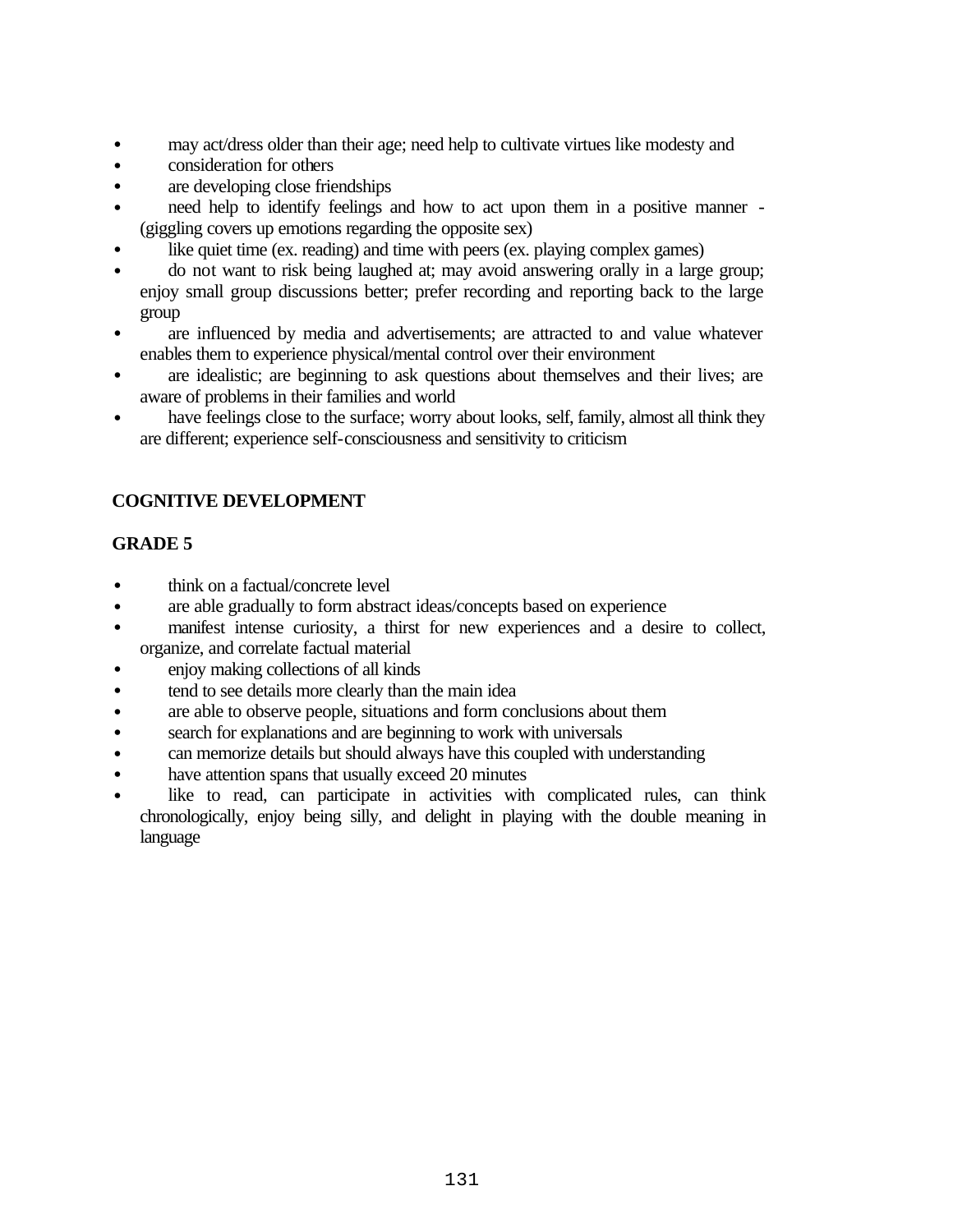- may act/dress older than their age; need help to cultivate virtues like modesty and
- consideration for others
- are developing close friendships
- need help to identify feelings and how to act upon them in a positive manner - (giggling covers up emotions regarding the opposite sex)
- like quiet time (ex. reading) and time with peers (ex. playing complex games)
- do not want to risk being laughed at; may avoid answering orally in a large group; enjoy small group discussions better; prefer recording and reporting back to the large group
- are influenced by media and advertisements; are attracted to and value whatever enables them to experience physical/mental control over their environment
- are idealistic; are beginning to ask questions about themselves and their lives; are aware of problems in their families and world
- have feelings close to the surface; worry about looks, self, family, almost all think they are different; experience self-consciousness and sensitivity to criticism

**COGNITIVE DEVELOPMENT**

**GRADE 5**

- think on a factual/concrete level
- are able gradually to form abstract ideas/concepts based on experience
- manifest intense curiosity, a thirst for new experiences and a desire to collect, organize, and correlate factual material
- enjoy making collections of all kinds
- tend to see details more clearly than the main idea
- are able to observe people, situations and form conclusions about them
- search for explanations and are beginning to work with universals
- can memorize details but should always have this coupled with understanding
- have attention spans that usually exceed 20 minutes
- like to read, can participate in activities with complicated rules, can think chronologically, enjoy being silly, and delight in playing with the double meaning in language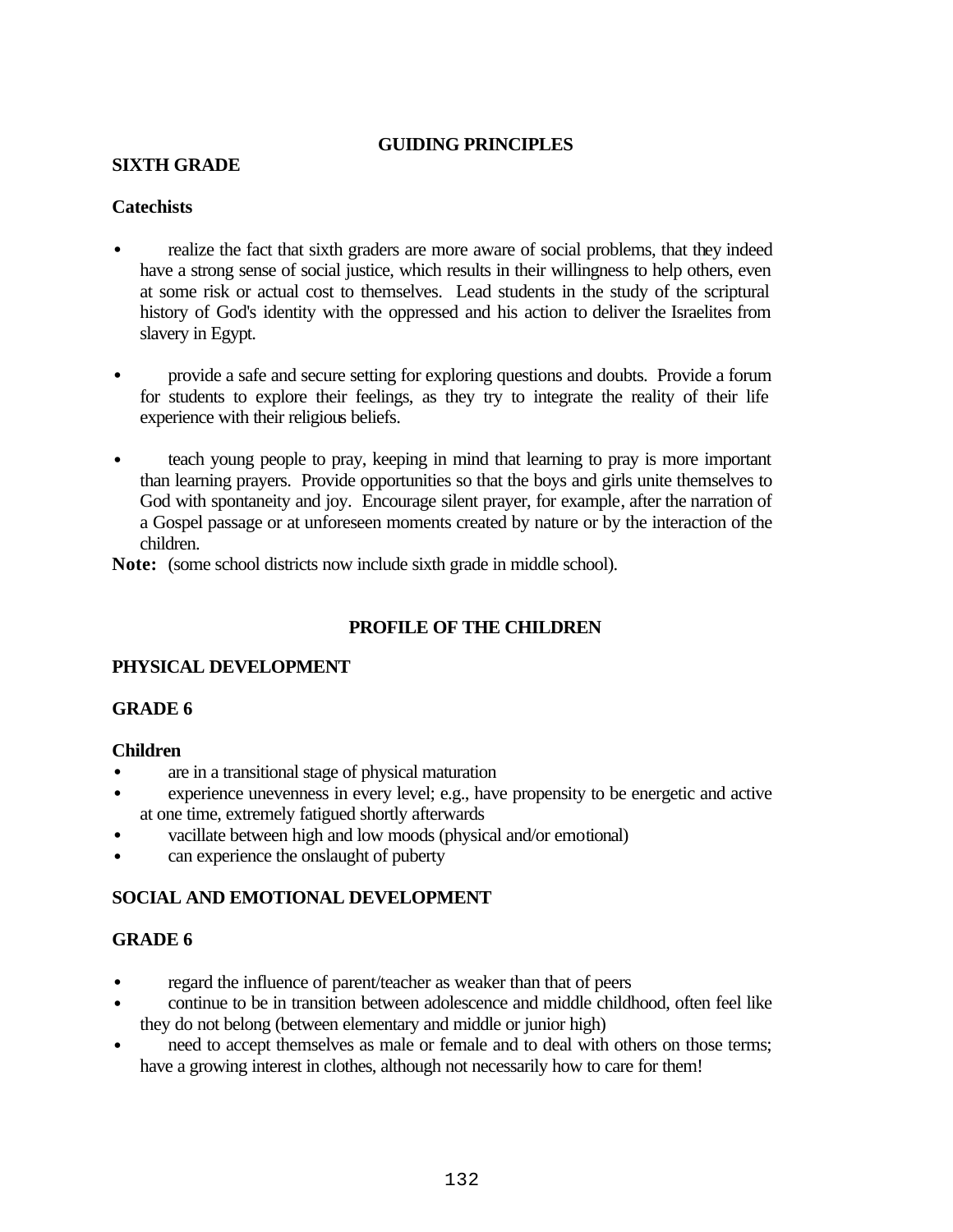## GUIDING PRINCIPLES

### SIXTH GRADE

**Catechists**

- realize the fact that sixth graders are more aware of social problems, that they indeed have a strong sense of social justice, which results in their willingness to help others, even at some risk or actual cost to themselves. Lead students in the study of the scriptural history of God's identity with the oppressed and his action to deliver the Israelites from slavery in Egypt.

- provide a safe and secure setting for exploring questions and doubts. Provide a forum for students to explore their feelings, as they try to integrate the reality of their life experience with their religious beliefs.

- teach young people to pray, keeping in mind that learning to pray is more important than learning prayers. Provide opportunities so that the boys and girls unite themselves to God with spontaneity and joy. Encourage silent prayer, for example, after the narration of a Gospel passage or at unforeseen moments created by nature or by the interaction of the children.

**Note:** (some school districts now include sixth grade in middle school).

## PROFILE OF THE CHILDREN

### PHYSICAL DEVELOPMENT

### GRADE 6

**Children**

- are in a transitional stage of physical maturation
- experience unevenness in every level; e.g., have propensity to be energetic and active at one time, extremely fatigued shortly afterwards
- vacillate between high and low moods (physical and/or emotional)
- can experience the onslaught of puberty

### SOCIAL AND EMOTIONAL DEVELOPMENT

### GRADE 6

- regard the influence of parent/teacher as weaker than that of peers
- continue to be in transition between adolescence and middle childhood, often feel like they do not belong (between elementary and middle or junior high)
- need to accept themselves as male or female and to deal with others on those terms; have a growing interest in clothes, although not necessarily how to care for them!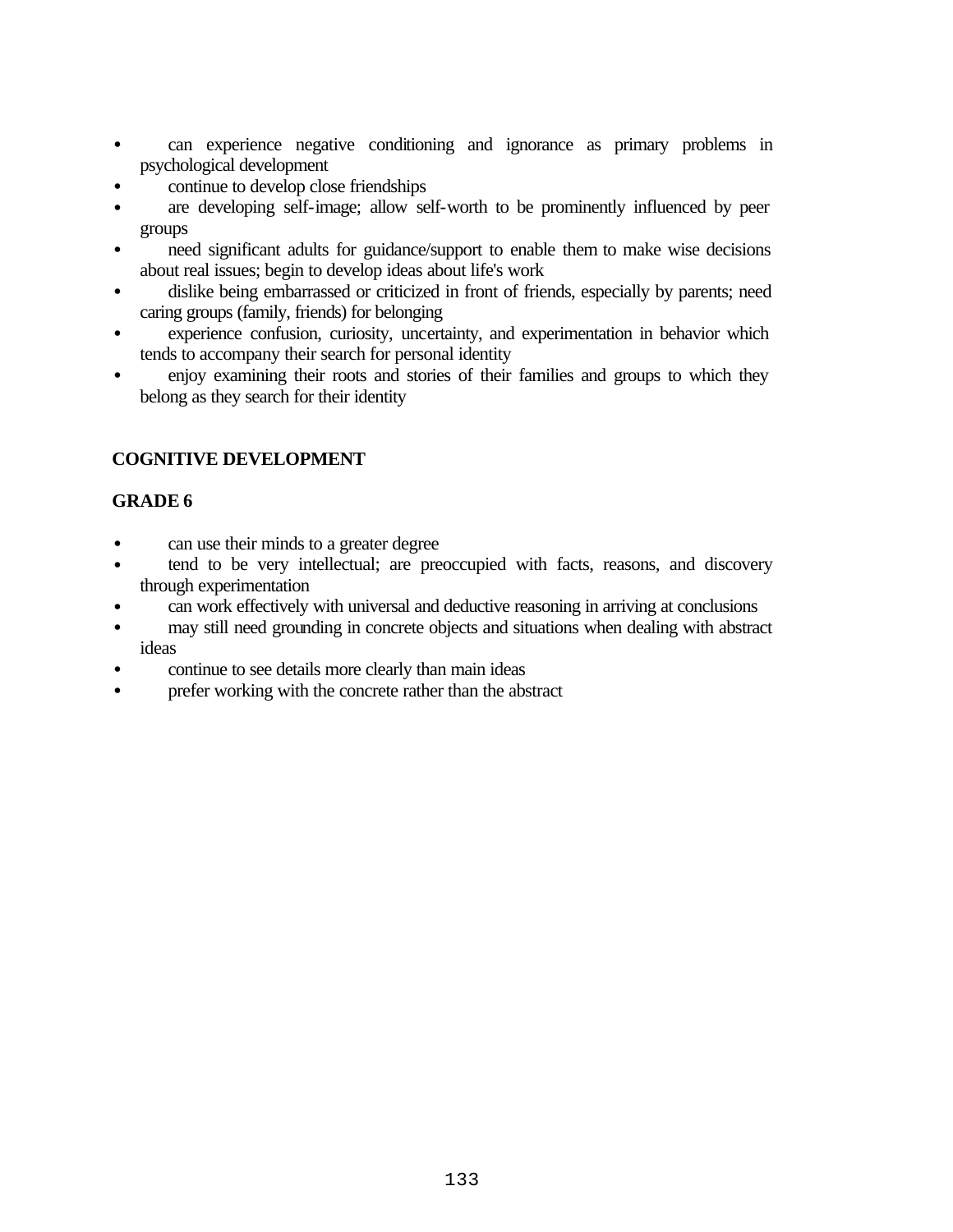- can experience negative conditioning and ignorance as primary problems in psychological development
- continue to develop close friendships
- are developing self-image; allow self-worth to be prominently influenced by peer groups
- need significant adults for guidance/support to enable them to make wise decisions about real issues; begin to develop ideas about life's work
- dislike being embarrassed or criticized in front of friends, especially by parents; need caring groups (family, friends) for belonging
- experience confusion, curiosity, uncertainty, and experimentation in behavior which tends to accompany their search for personal identity
- enjoy examining their roots and stories of their families and groups to which they belong as they search for their identity

**COGNITIVE DEVELOPMENT**

**GRADE 6**

- can use their minds to a greater degree
- tend to be very intellectual; are preoccupied with facts, reasons, and discovery through experimentation
- can work effectively with universal and deductive reasoning in arriving at conclusions
- may still need grounding in concrete objects and situations when dealing with abstract ideas
- continue to see details more clearly than main ideas
- prefer working with the concrete rather than the abstract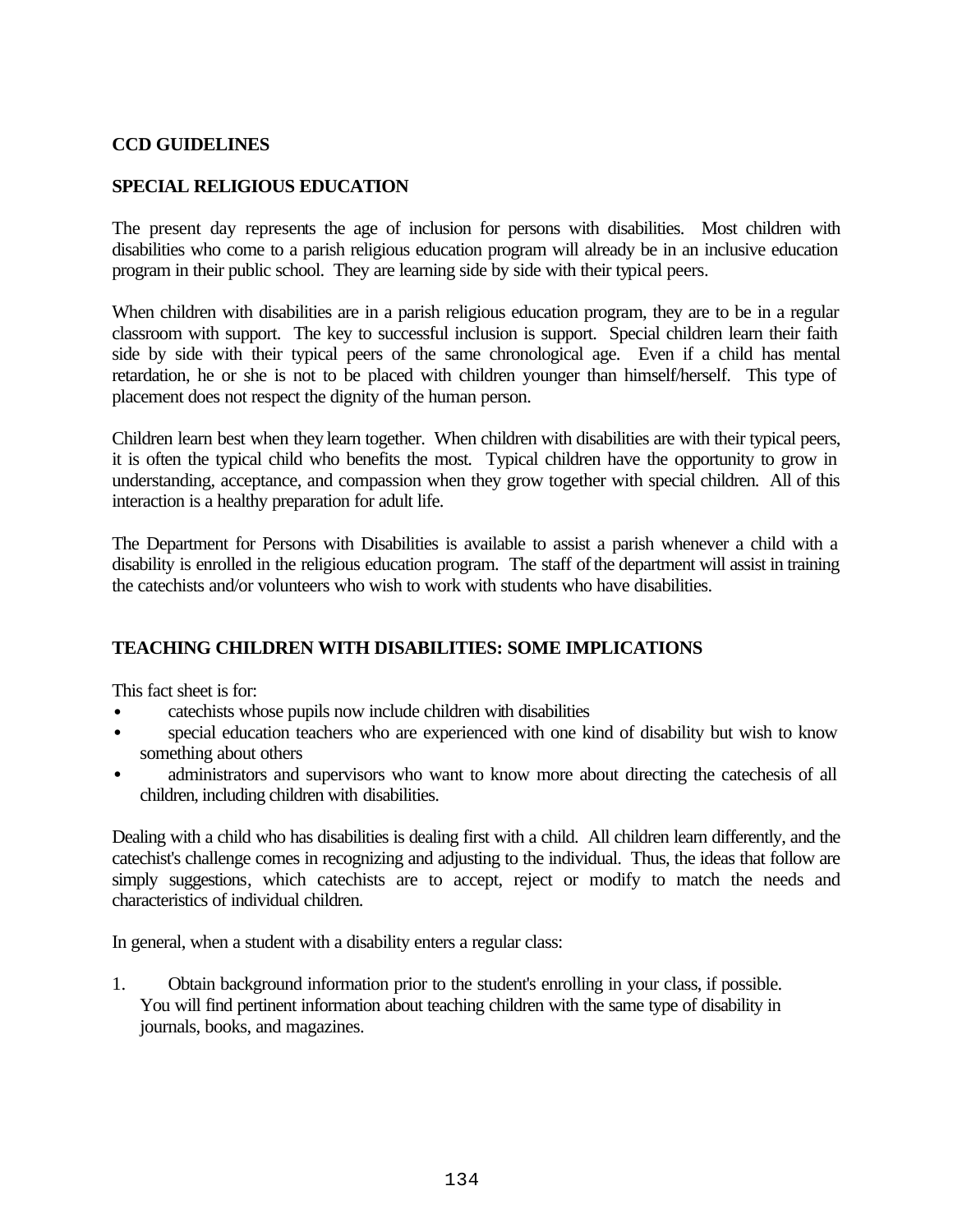**CCD GUIDELINES**

**SPECIAL RELIGIOUS EDUCATION**

The present day represents the age of inclusion for persons with disabilities. Most children with disabilities who come to a parish religious education program will already be in an inclusive education program in their public school. They are learning side by side with their typical peers.

When children with disabilities are in a parish religious education program, they are to be in a regular classroom with support. The key to successful inclusion is support. Special children learn their faith side by side with their typical peers of the same chronological age. Even if a child has mental retardation, he or she is not to be placed with children younger than himself/herself. This type of placement does not respect the dignity of the human person.

Children learn best when they learn together. When children with disabilities are with their typical peers, it is often the typical child who benefits the most. Typical children have the opportunity to grow in understanding, acceptance, and compassion when they grow together with special children. All of this interaction is a healthy preparation for adult life.

The Department for Persons with Disabilities is available to assist a parish whenever a child with a disability is enrolled in the religious education program. The staff of the department will assist in training the catechists and/or volunteers who wish to work with students who have disabilities.

**TEACHING CHILDREN WITH DISABILITIES: SOME IMPLICATIONS**

This fact sheet is for:

- catechists whose pupils now include children with disabilities
- special education teachers who are experienced with one kind of disability but wish to know something about others
- administrators and supervisors who want to know more about directing the catechesis of all children, including children with disabilities.

Dealing with a child who has disabilities is dealing first with a child. All children learn differently, and the catechist's challenge comes in recognizing and adjusting to the individual. Thus, the ideas that follow are simply suggestions, which catechists are to accept, reject or modify to match the needs and characteristics of individual children.

In general, when a student with a disability enters a regular class:

1. Obtain background information prior to the student's enrolling in your class, if possible. You will find pertinent information about teaching children with the same type of disability in journals, books, and magazines.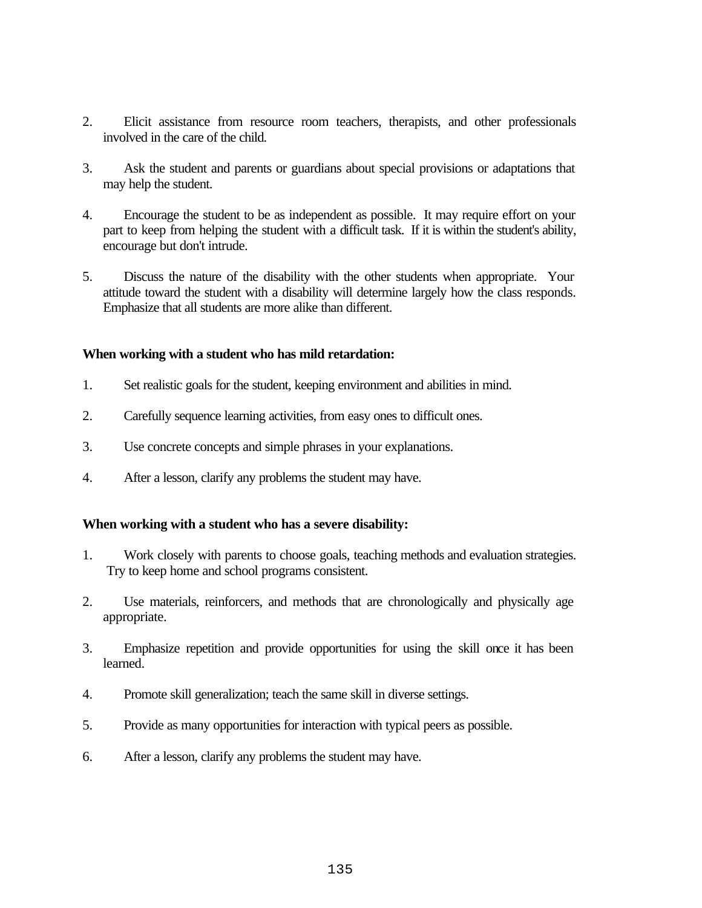2. Elicit assistance from resource room teachers, therapists, and other professionals involved in the care of the child.

3. Ask the student and parents or guardians about special provisions or adaptations that may help the student.

4. Encourage the student to be as independent as possible. It may require effort on your part to keep from helping the student with a difficult task. If it is within the student's ability, encourage but don't intrude.

5. Discuss the nature of the disability with the other students when appropriate. Your attitude toward the student with a disability will determine largely how the class responds. Emphasize that all students are more alike than different.

**When working with a student who has mild retardation:**

1. Set realistic goals for the student, keeping environment and abilities in mind.

2. Carefully sequence learning activities, from easy ones to difficult ones.

3. Use concrete concepts and simple phrases in your explanations.

4. After a lesson, clarify any problems the student may have.

**When working with a student who has a severe disability:**

1. Work closely with parents to choose goals, teaching methods and evaluation strategies. Try to keep home and school programs consistent.

2. Use materials, reinforcers, and methods that are chronologically and physically age appropriate.

3. Emphasize repetition and provide opportunities for using the skill once it has been learned.

4. Promote skill generalization; teach the same skill in diverse settings.

5. Provide as many opportunities for interaction with typical peers as possible.

6. After a lesson, clarify any problems the student may have.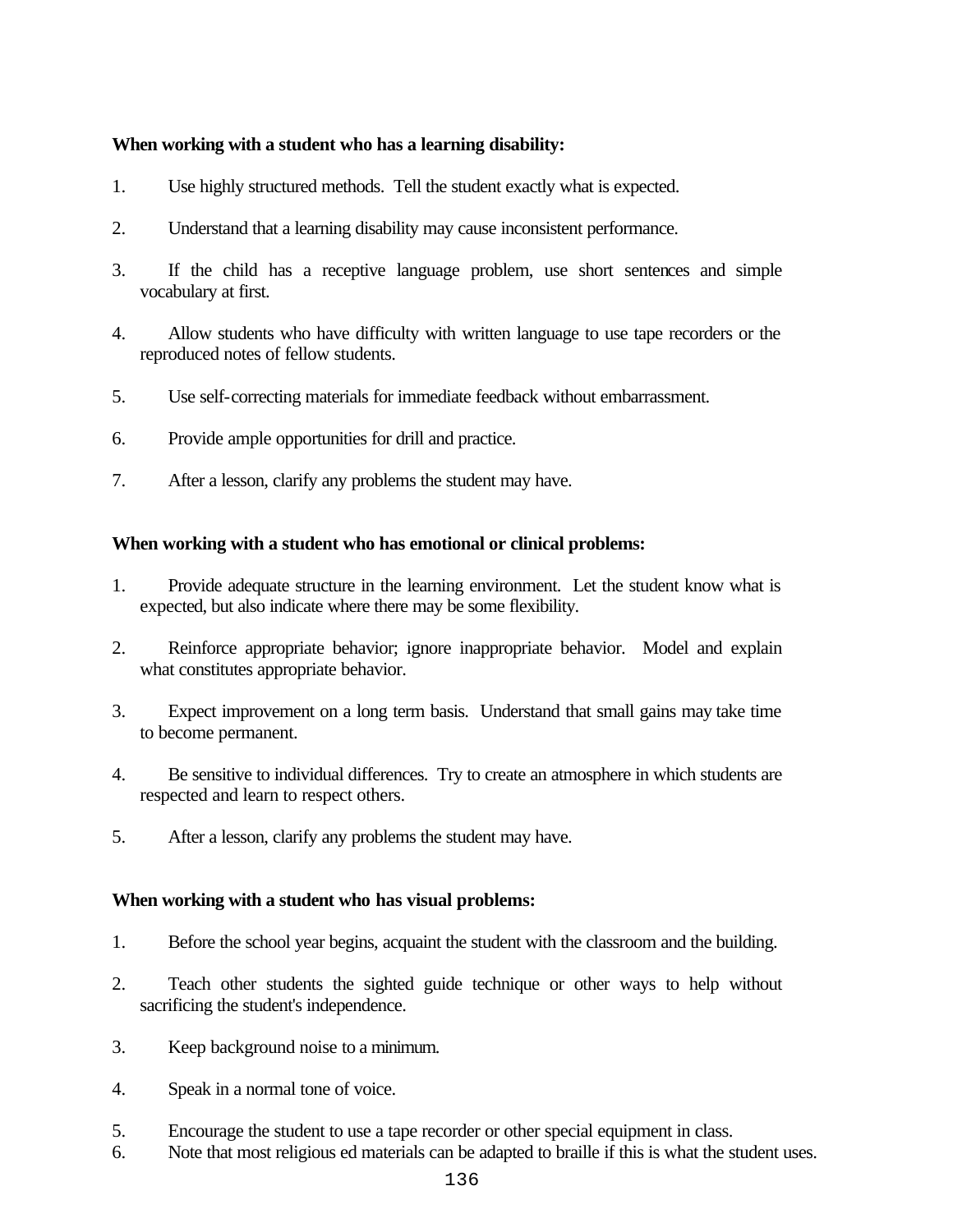**When working with a student who has a learning disability:**

1. Use highly structured methods. Tell the student exactly what is expected.

2. Understand that a learning disability may cause inconsistent performance.

3. If the child has a receptive language problem, use short sentences and simple vocabulary at first.

4. Allow students who have difficulty with written language to use tape recorders or the reproduced notes of fellow students.

5. Use self-correcting materials for immediate feedback without embarrassment.

6. Provide ample opportunities for drill and practice.

7. After a lesson, clarify any problems the student may have.

**When working with a student who has emotional or clinical problems:**

1. Provide adequate structure in the learning environment. Let the student know what is expected, but also indicate where there may be some flexibility.

2. Reinforce appropriate behavior; ignore inappropriate behavior. Model and explain what constitutes appropriate behavior.

3. Expect improvement on a long term basis. Understand that small gains may take time to become permanent.

4. Be sensitive to individual differences. Try to create an atmosphere in which students are respected and learn to respect others.

5. After a lesson, clarify any problems the student may have.

**When working with a student who has visual problems:**

1. Before the school year begins, acquaint the student with the classroom and the building.

2. Teach other students the sighted guide technique or other ways to help without sacrificing the student's independence.

3. Keep background noise to a minimum.

4. Speak in a normal tone of voice.

5. Encourage the student to use a tape recorder or other special equipment in class.
6. Note that most religious ed materials can be adapted to braille if this is what the student uses.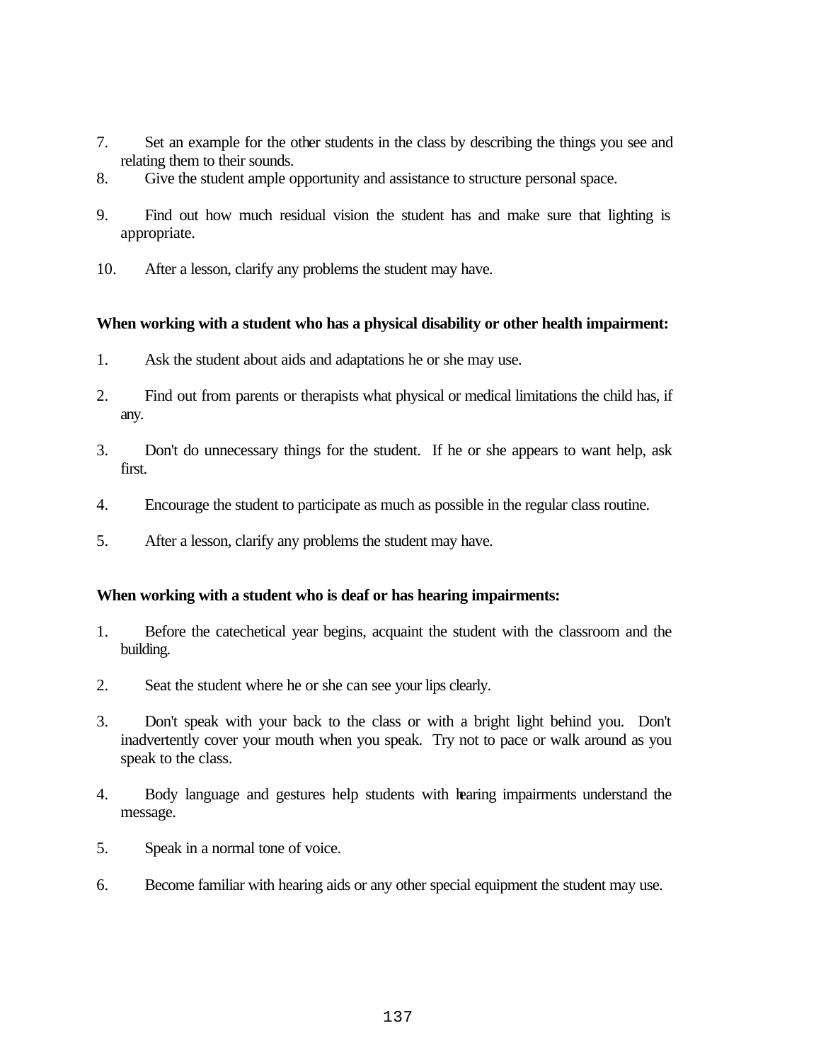7. Set an example for the other students in the class by describing the things you see and relating them to their sounds.
8. Give the student ample opportunity and assistance to structure personal space.
9. Find out how much residual vision the student has and make sure that lighting is appropriate.
10. After a lesson, clarify any problems the student may have.

**When working with a student who has a physical disability or other health impairment:**

1. Ask the student about aids and adaptations he or she may use.
2. Find out from parents or therapists what physical or medical limitations the child has, if any.
3. Don't do unnecessary things for the student. If he or she appears to want help, ask first.
4. Encourage the student to participate as much as possible in the regular class routine.
5. After a lesson, clarify any problems the student may have.

**When working with a student who is deaf or has hearing impairments:**

1. Before the catechetical year begins, acquaint the student with the classroom and the building.
2. Seat the student where he or she can see your lips clearly.
3. Don't speak with your back to the class or with a bright light behind you. Don't inadvertently cover your mouth when you speak. Try not to pace or walk around as you speak to the class.
4. Body language and gestures help students with hearing impairments understand the message.
5. Speak in a normal tone of voice.
6. Become familiar with hearing aids or any other special equipment the student may use.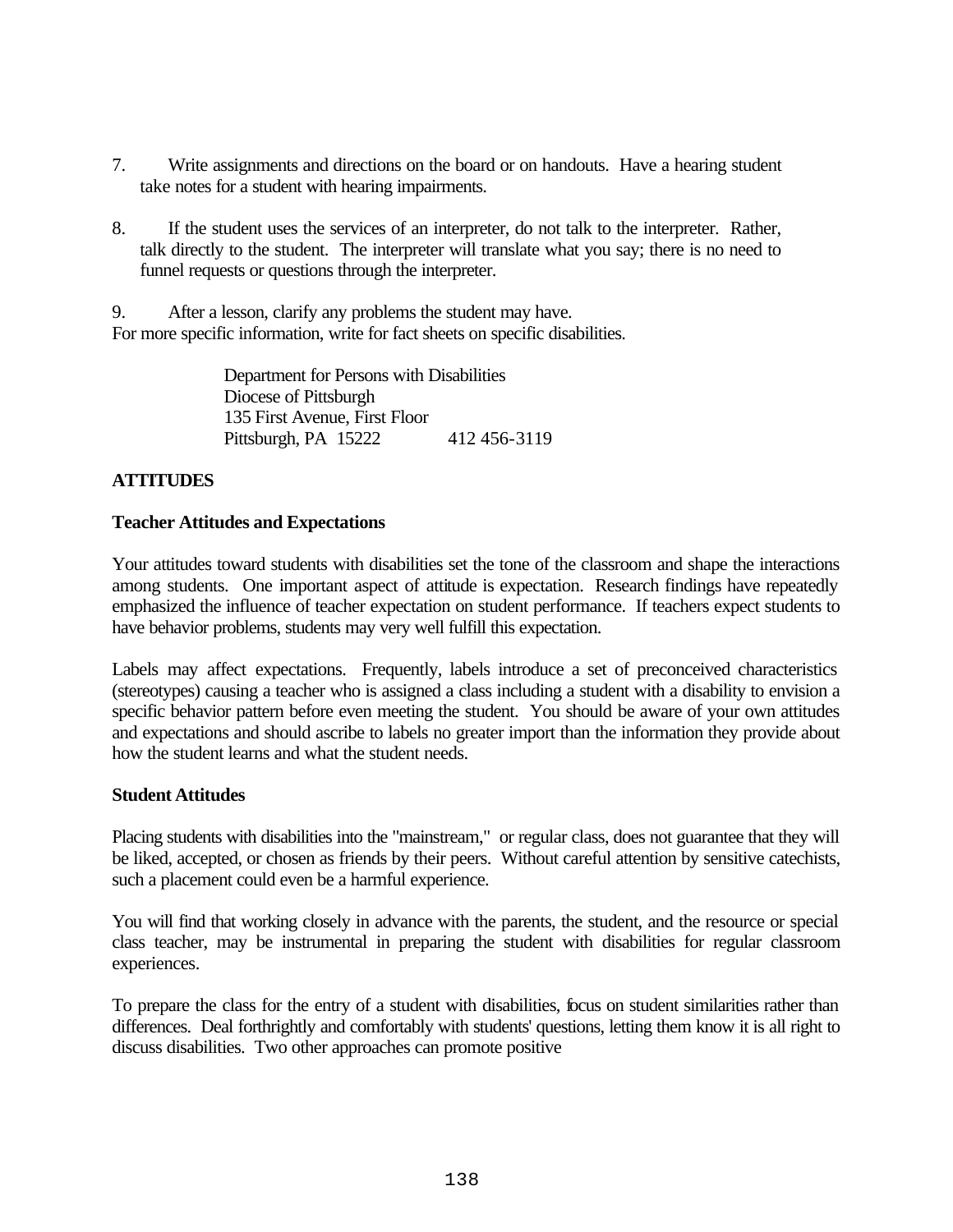7. Write assignments and directions on the board or on handouts. Have a hearing student take notes for a student with hearing impairments.

8. If the student uses the services of an interpreter, do not talk to the interpreter. Rather, talk directly to the student. The interpreter will translate what you say; there is no need to funnel requests or questions through the interpreter.

9. After a lesson, clarify any problems the student may have.

For more specific information, write for fact sheets on specific disabilities.

> Department for Persons with Disabilities
> Diocese of Pittsburgh
> 135 First Avenue, First Floor
> Pittsburgh, PA 15222 412 456-3119

**ATTITUDES**

**Teacher Attitudes and Expectations**

Your attitudes toward students with disabilities set the tone of the classroom and shape the interactions among students. One important aspect of attitude is expectation. Research findings have repeatedly emphasized the influence of teacher expectation on student performance. If teachers expect students to have behavior problems, students may very well fulfill this expectation.

Labels may affect expectations. Frequently, labels introduce a set of preconceived characteristics (stereotypes) causing a teacher who is assigned a class including a student with a disability to envision a specific behavior pattern before even meeting the student. You should be aware of your own attitudes and expectations and should ascribe to labels no greater import than the information they provide about how the student learns and what the student needs.

**Student Attitudes**

Placing students with disabilities into the "mainstream," or regular class, does not guarantee that they will be liked, accepted, or chosen as friends by their peers. Without careful attention by sensitive catechists, such a placement could even be a harmful experience.

You will find that working closely in advance with the parents, the student, and the resource or special class teacher, may be instrumental in preparing the student with disabilities for regular classroom experiences.

To prepare the class for the entry of a student with disabilities, focus on student similarities rather than differences. Deal forthrightly and comfortably with students' questions, letting them know it is all right to discuss disabilities. Two other approaches can promote positive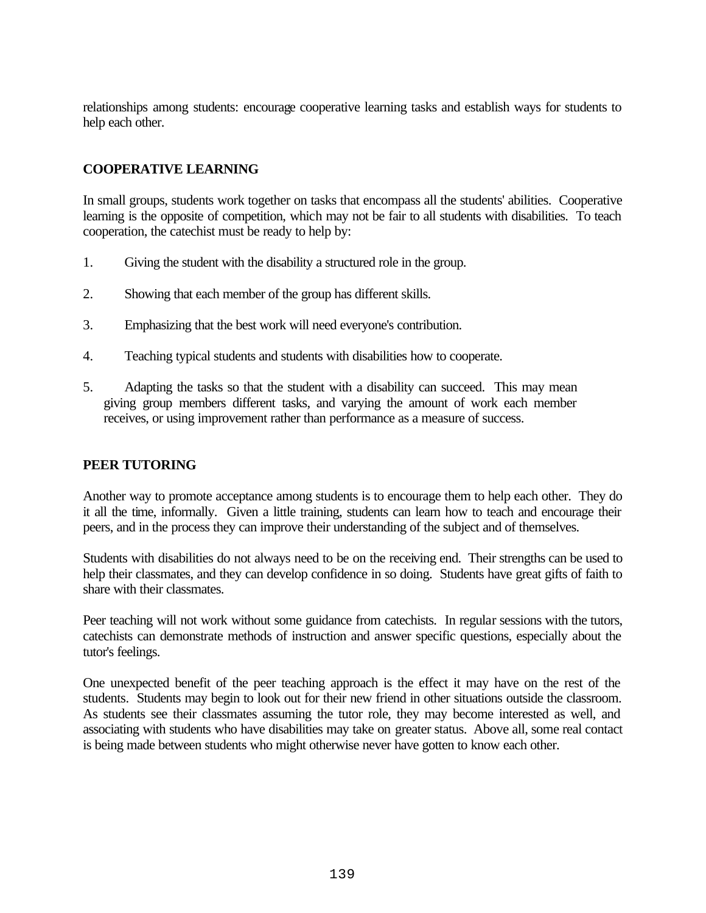relationships among students: encourage cooperative learning tasks and establish ways for students to help each other.

## COOPERATIVE LEARNING

In small groups, students work together on tasks that encompass all the students' abilities. Cooperative learning is the opposite of competition, which may not be fair to all students with disabilities. To teach cooperation, the catechist must be ready to help by:

1. Giving the student with the disability a structured role in the group.

2. Showing that each member of the group has different skills.

3. Emphasizing that the best work will need everyone's contribution.

4. Teaching typical students and students with disabilities how to cooperate.

5. Adapting the tasks so that the student with a disability can succeed. This may mean giving group members different tasks, and varying the amount of work each member receives, or using improvement rather than performance as a measure of success.

## PEER TUTORING

Another way to promote acceptance among students is to encourage them to help each other. They do it all the time, informally. Given a little training, students can learn how to teach and encourage their peers, and in the process they can improve their understanding of the subject and of themselves.

Students with disabilities do not always need to be on the receiving end. Their strengths can be used to help their classmates, and they can develop confidence in so doing. Students have great gifts of faith to share with their classmates.

Peer teaching will not work without some guidance from catechists. In regular sessions with the tutors, catechists can demonstrate methods of instruction and answer specific questions, especially about the tutor's feelings.

One unexpected benefit of the peer teaching approach is the effect it may have on the rest of the students. Students may begin to look out for their new friend in other situations outside the classroom. As students see their classmates assuming the tutor role, they may become interested as well, and associating with students who have disabilities may take on greater status. Above all, some real contact is being made between students who might otherwise never have gotten to know each other.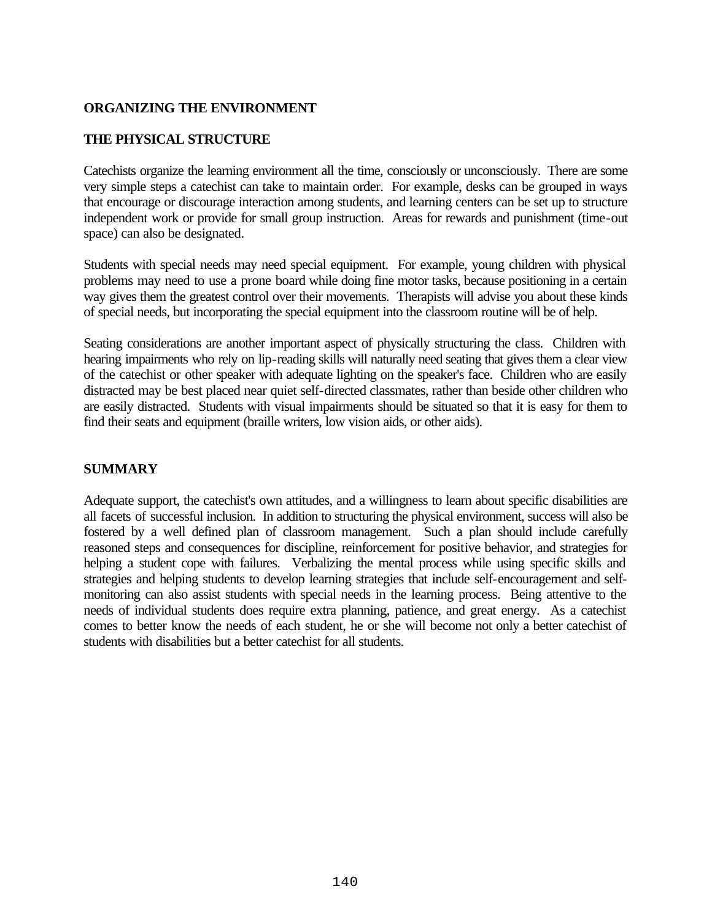## ORGANIZING THE ENVIRONMENT

### THE PHYSICAL STRUCTURE

Catechists organize the learning environment all the time, consciously or unconsciously. There are some very simple steps a catechist can take to maintain order. For example, desks can be grouped in ways that encourage or discourage interaction among students, and learning centers can be set up to structure independent work or provide for small group instruction. Areas for rewards and punishment (time-out space) can also be designated.

Students with special needs may need special equipment. For example, young children with physical problems may need to use a prone board while doing fine motor tasks, because positioning in a certain way gives them the greatest control over their movements. Therapists will advise you about these kinds of special needs, but incorporating the special equipment into the classroom routine will be of help.

Seating considerations are another important aspect of physically structuring the class. Children with hearing impairments who rely on lip-reading skills will naturally need seating that gives them a clear view of the catechist or other speaker with adequate lighting on the speaker's face. Children who are easily distracted may be best placed near quiet self-directed classmates, rather than beside other children who are easily distracted. Students with visual impairments should be situated so that it is easy for them to find their seats and equipment (braille writers, low vision aids, or other aids).

### SUMMARY

Adequate support, the catechist's own attitudes, and a willingness to learn about specific disabilities are all facets of successful inclusion. In addition to structuring the physical environment, success will also be fostered by a well defined plan of classroom management. Such a plan should include carefully reasoned steps and consequences for discipline, reinforcement for positive behavior, and strategies for helping a student cope with failures. Verbalizing the mental process while using specific skills and strategies and helping students to develop learning strategies that include self-encouragement and self-monitoring can also assist students with special needs in the learning process. Being attentive to the needs of individual students does require extra planning, patience, and great energy. As a catechist comes to better know the needs of each student, he or she will become not only a better catechist of students with disabilities but a better catechist for all students.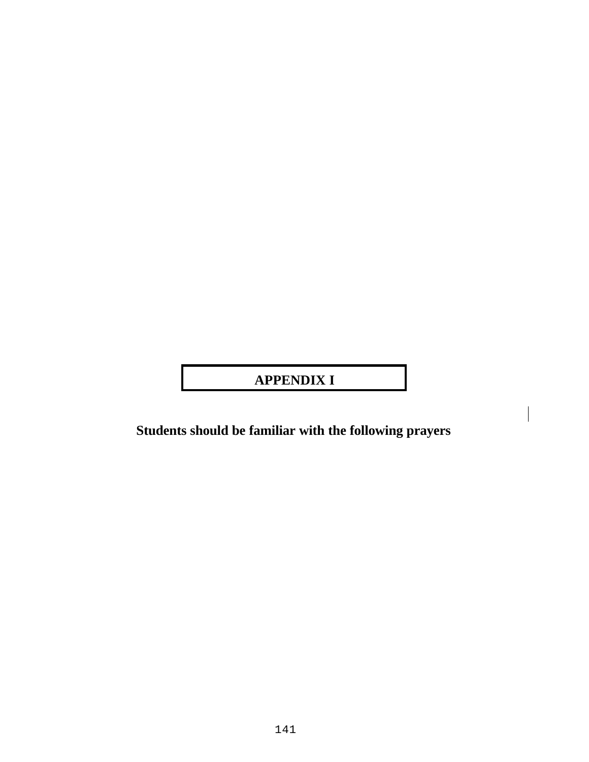# APPENDIX I

**Students should be familiar with the following prayers**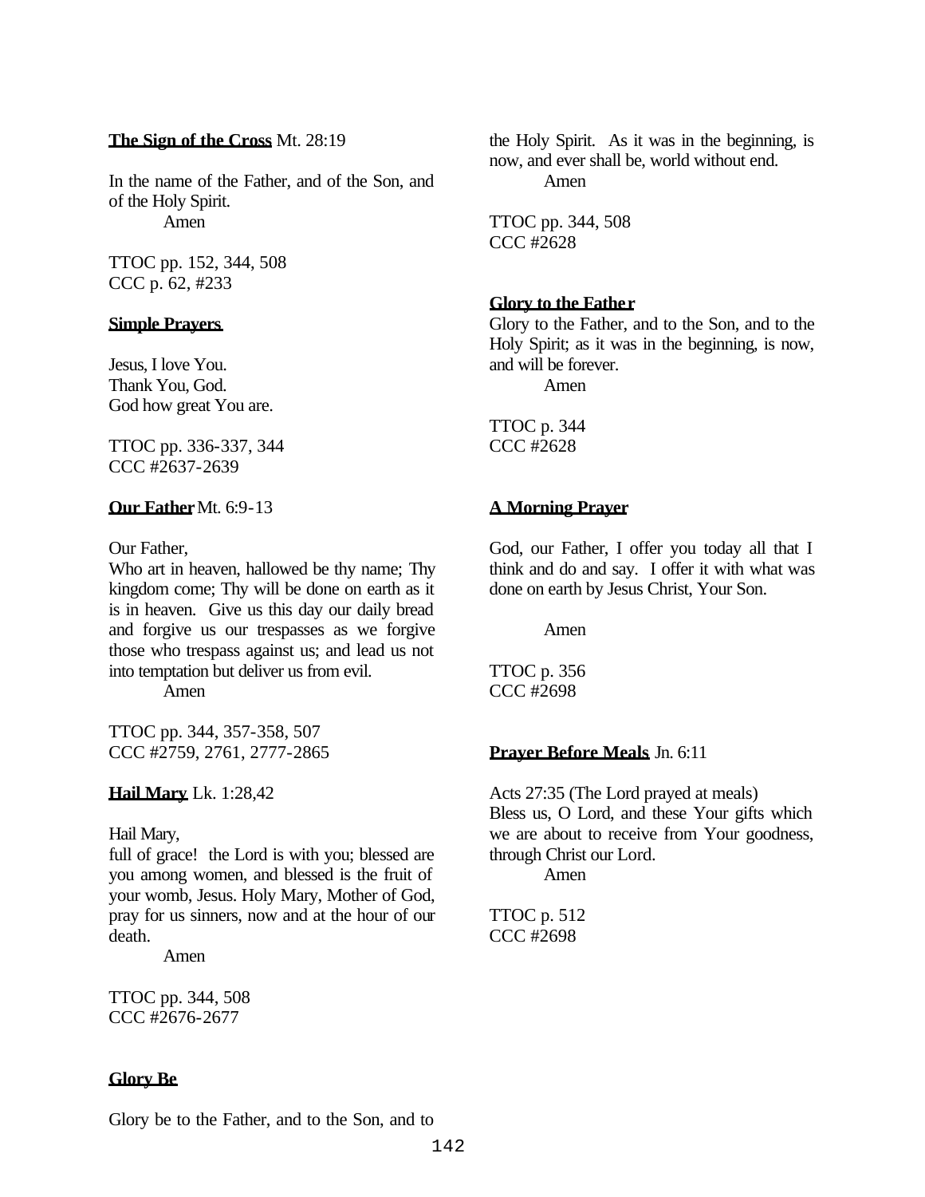**The Sign of the Cross** Mt. 28:19

In the name of the Father, and of the Son, and of the Holy Spirit.
Amen

TTOC pp. 152, 344, 508
CCC p. 62, #233

**Simple Prayers**

Jesus, I love You.
Thank You, God.
God how great You are.

TTOC pp. 336-337, 344
CCC #2637-2639

**Our Father** Mt. 6:9-13

Our Father,
Who art in heaven, hallowed be thy name; Thy kingdom come; Thy will be done on earth as it is in heaven. Give us this day our daily bread and forgive us our trespasses as we forgive those who trespass against us; and lead us not into temptation but deliver us from evil.
Amen

TTOC pp. 344, 357-358, 507
CCC #2759, 2761, 2777-2865

**Hail Mary** Lk. 1:28,42

Hail Mary,
full of grace! the Lord is with you; blessed are you among women, and blessed is the fruit of your womb, Jesus. Holy Mary, Mother of God, pray for us sinners, now and at the hour of our death.
Amen

TTOC pp. 344, 508
CCC #2676-2677

**Glory Be**

Glory be to the Father, and to the Son, and to the Holy Spirit. As it was in the beginning, is now, and ever shall be, world without end.
Amen

TTOC pp. 344, 508
CCC #2628

**Glory to the Father**

Glory to the Father, and to the Son, and to the Holy Spirit; as it was in the beginning, is now, and will be forever.
Amen

TTOC p. 344
CCC #2628

**A Morning Prayer**

God, our Father, I offer you today all that I think and do and say. I offer it with what was done on earth by Jesus Christ, Your Son.

Amen

TTOC p. 356
CCC #2698

**Prayer Before Meals** Jn. 6:11

Acts 27:35 (The Lord prayed at meals)
Bless us, O Lord, and these Your gifts which we are about to receive from Your goodness, through Christ our Lord.
Amen

TTOC p. 512
CCC #2698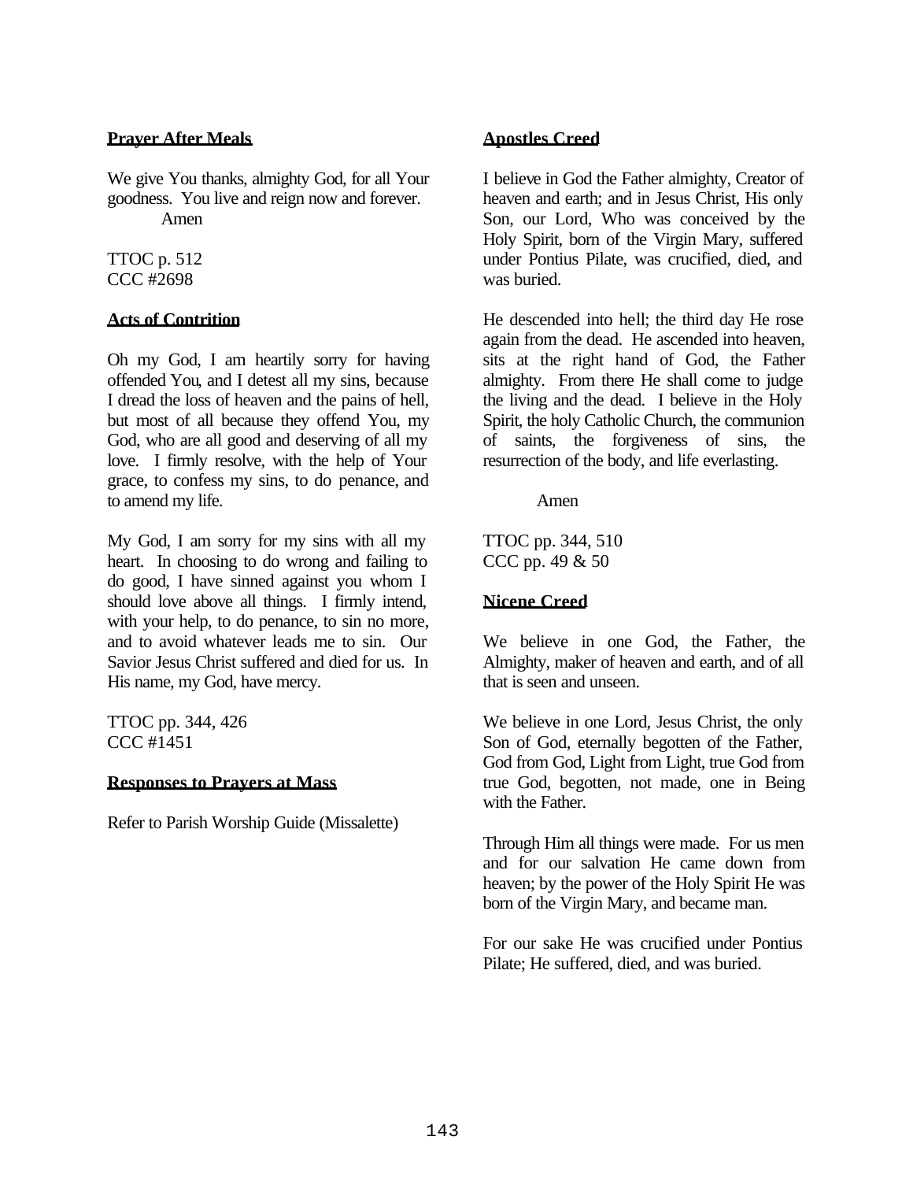**Prayer After Meals**

We give You thanks, almighty God, for all Your goodness. You live and reign now and forever.
Amen

TTOC p. 512
CCC #2698

**Acts of Contrition**

Oh my God, I am heartily sorry for having offended You, and I detest all my sins, because I dread the loss of heaven and the pains of hell, but most of all because they offend You, my God, who are all good and deserving of all my love. I firmly resolve, with the help of Your grace, to confess my sins, to do penance, and to amend my life.

My God, I am sorry for my sins with all my heart. In choosing to do wrong and failing to do good, I have sinned against you whom I should love above all things. I firmly intend, with your help, to do penance, to sin no more, and to avoid whatever leads me to sin. Our Savior Jesus Christ suffered and died for us. In His name, my God, have mercy.

TTOC pp. 344, 426
CCC #1451

**Responses to Prayers at Mass**

Refer to Parish Worship Guide (Missalette)

**Apostles Creed**

I believe in God the Father almighty, Creator of heaven and earth; and in Jesus Christ, His only Son, our Lord, Who was conceived by the Holy Spirit, born of the Virgin Mary, suffered under Pontius Pilate, was crucified, died, and was buried.

He descended into hell; the third day He rose again from the dead. He ascended into heaven, sits at the right hand of God, the Father almighty. From there He shall come to judge the living and the dead. I believe in the Holy Spirit, the holy Catholic Church, the communion of saints, the forgiveness of sins, the resurrection of the body, and life everlasting.

Amen

TTOC pp. 344, 510
CCC pp. 49 & 50

**Nicene Creed**

We believe in one God, the Father, the Almighty, maker of heaven and earth, and of all that is seen and unseen.

We believe in one Lord, Jesus Christ, the only Son of God, eternally begotten of the Father, God from God, Light from Light, true God from true God, begotten, not made, one in Being with the Father.

Through Him all things were made. For us men and for our salvation He came down from heaven; by the power of the Holy Spirit He was born of the Virgin Mary, and became man.

For our sake He was crucified under Pontius Pilate; He suffered, died, and was buried.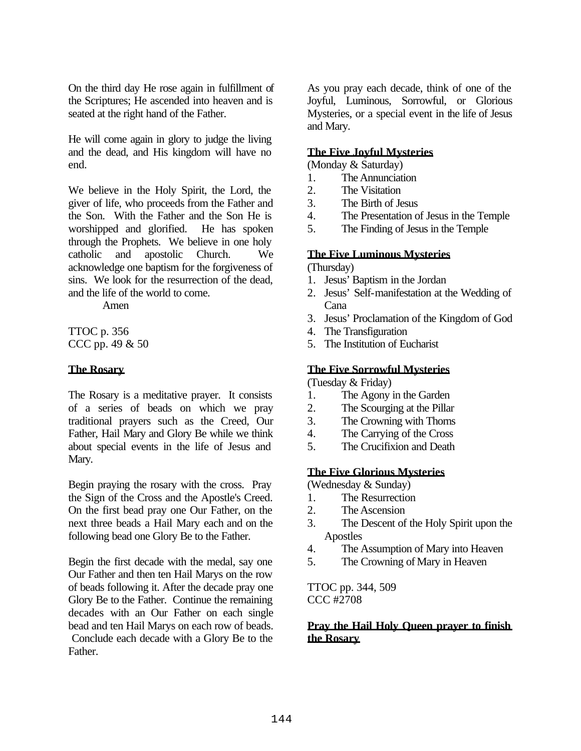On the third day He rose again in fulfillment of the Scriptures; He ascended into heaven and is seated at the right hand of the Father.

He will come again in glory to judge the living and the dead, and His kingdom will have no end.

We believe in the Holy Spirit, the Lord, the giver of life, who proceeds from the Father and the Son. With the Father and the Son He is worshipped and glorified. He has spoken through the Prophets. We believe in one holy catholic and apostolic Church. We acknowledge one baptism for the forgiveness of sins. We look for the resurrection of the dead, and the life of the world to come.

Amen

TTOC p. 356
CCC pp. 49 & 50

**The Rosary**

The Rosary is a meditative prayer. It consists of a series of beads on which we pray traditional prayers such as the Creed, Our Father, Hail Mary and Glory Be while we think about special events in the life of Jesus and Mary.

Begin praying the rosary with the cross. Pray the Sign of the Cross and the Apostle's Creed. On the first bead pray one Our Father, on the next three beads a Hail Mary each and on the following bead one Glory Be to the Father.

Begin the first decade with the medal, say one Our Father and then ten Hail Marys on the row of beads following it. After the decade pray one Glory Be to the Father. Continue the remaining decades with an Our Father on each single bead and ten Hail Marys on each row of beads. Conclude each decade with a Glory Be to the Father.

As you pray each decade, think of one of the Joyful, Luminous, Sorrowful, or Glorious Mysteries, or a special event in the life of Jesus and Mary.

**The Five Joyful Mysteries**
(Monday & Saturday)

1. The Annunciation
2. The Visitation
3. The Birth of Jesus
4. The Presentation of Jesus in the Temple
5. The Finding of Jesus in the Temple

**The Five Luminous Mysteries**
(Thursday)

1. Jesus' Baptism in the Jordan
2. Jesus' Self-manifestation at the Wedding of Cana
3. Jesus' Proclamation of the Kingdom of God
4. The Transfiguration
5. The Institution of Eucharist

**The Five Sorrowful Mysteries**
(Tuesday & Friday)

1. The Agony in the Garden
2. The Scourging at the Pillar
3. The Crowning with Thorns
4. The Carrying of the Cross
5. The Crucifixion and Death

**The Five Glorious Mysteries**
(Wednesday & Sunday)

1. The Resurrection
2. The Ascension
3. The Descent of the Holy Spirit upon the Apostles
4. The Assumption of Mary into Heaven
5. The Crowning of Mary in Heaven

TTOC pp. 344, 509
CCC #2708

**Pray the Hail Holy Queen prayer to finish the Rosary**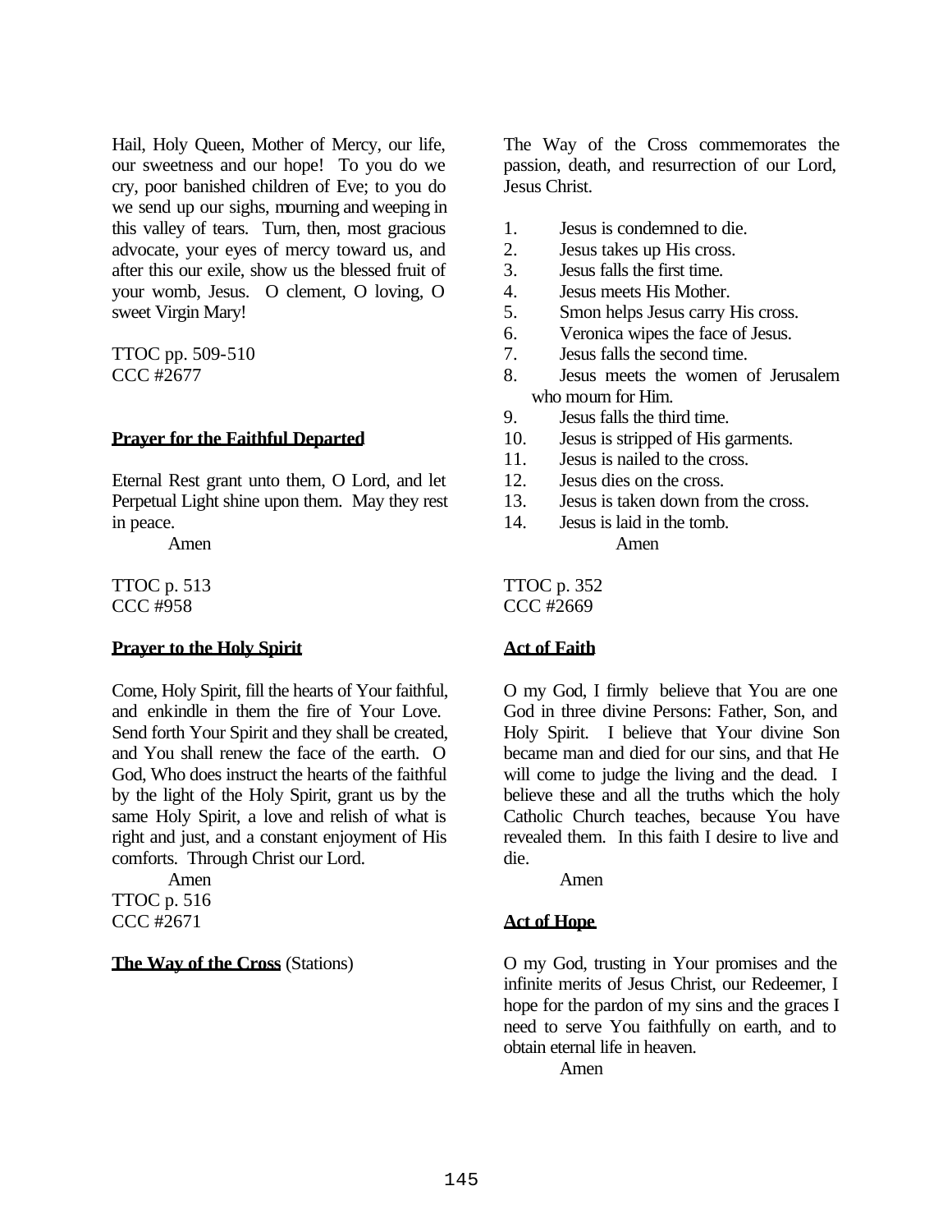Hail, Holy Queen, Mother of Mercy, our life, our sweetness and our hope! To you do we cry, poor banished children of Eve; to you do we send up our sighs, mourning and weeping in this valley of tears. Turn, then, most gracious advocate, your eyes of mercy toward us, and after this our exile, show us the blessed fruit of your womb, Jesus. O clement, O loving, O sweet Virgin Mary!

TTOC pp. 509-510
CCC #2677

**Prayer for the Faithful Departed**

Eternal Rest grant unto them, O Lord, and let Perpetual Light shine upon them. May they rest in peace.

Amen

TTOC p. 513
CCC #958

**Prayer to the Holy Spirit**

Come, Holy Spirit, fill the hearts of Your faithful, and enkindle in them the fire of Your Love. Send forth Your Spirit and they shall be created, and You shall renew the face of the earth. O God, Who does instruct the hearts of the faithful by the light of the Holy Spirit, grant us by the same Holy Spirit, a love and relish of what is right and just, and a constant enjoyment of His comforts. Through Christ our Lord.

Amen

TTOC p. 516
CCC #2671

**The Way of the Cross** (Stations)

The Way of the Cross commemorates the passion, death, and resurrection of our Lord, Jesus Christ.

1. Jesus is condemned to die.
2. Jesus takes up His cross.
3. Jesus falls the first time.
4. Jesus meets His Mother.
5. Smon helps Jesus carry His cross.
6. Veronica wipes the face of Jesus.
7. Jesus falls the second time.
8. Jesus meets the women of Jerusalem who mourn for Him.
9. Jesus falls the third time.
10. Jesus is stripped of His garments.
11. Jesus is nailed to the cross.
12. Jesus dies on the cross.
13. Jesus is taken down from the cross.
14. Jesus is laid in the tomb.

Amen

TTOC p. 352
CCC #2669

**Act of Faith**

O my God, I firmly believe that You are one God in three divine Persons: Father, Son, and Holy Spirit. I believe that Your divine Son became man and died for our sins, and that He will come to judge the living and the dead. I believe these and all the truths which the holy Catholic Church teaches, because You have revealed them. In this faith I desire to live and die.

Amen

**Act of Hope**

O my God, trusting in Your promises and the infinite merits of Jesus Christ, our Redeemer, I hope for the pardon of my sins and the graces I need to serve You faithfully on earth, and to obtain eternal life in heaven.

Amen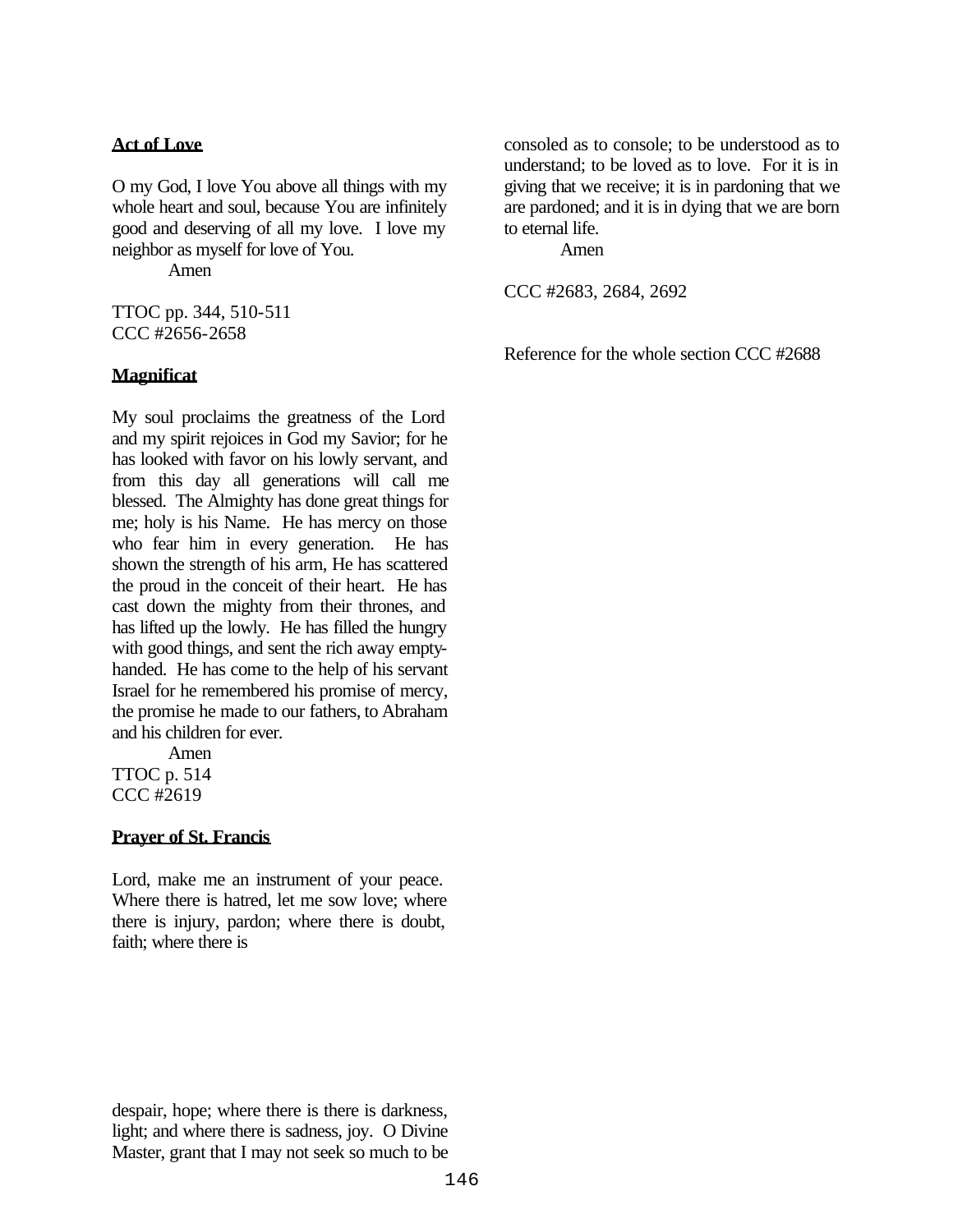**Act of Love**

O my God, I love You above all things with my whole heart and soul, because You are infinitely good and deserving of all my love. I love my neighbor as myself for love of You.

Amen

TTOC pp. 344, 510-511
CCC #2656-2658

**Magnificat**

My soul proclaims the greatness of the Lord and my spirit rejoices in God my Savior; for he has looked with favor on his lowly servant, and from this day all generations will call me blessed. The Almighty has done great things for me; holy is his Name. He has mercy on those who fear him in every generation. He has shown the strength of his arm, He has scattered the proud in the conceit of their heart. He has cast down the mighty from their thrones, and has lifted up the lowly. He has filled the hungry with good things, and sent the rich away empty-handed. He has come to the help of his servant Israel for he remembered his promise of mercy, the promise he made to our fathers, to Abraham and his children for ever.

Amen

TTOC p. 514
CCC #2619

**Prayer of St. Francis**

Lord, make me an instrument of your peace. Where there is hatred, let me sow love; where there is injury, pardon; where there is doubt, faith; where there is despair, hope; where there is there is darkness, light; and where there is sadness, joy. O Divine Master, grant that I may not seek so much to be consoled as to console; to be understood as to understand; to be loved as to love. For it is in giving that we receive; it is in pardoning that we are pardoned; and it is in dying that we are born to eternal life.

Amen

CCC #2683, 2684, 2692

Reference for the whole section CCC #2688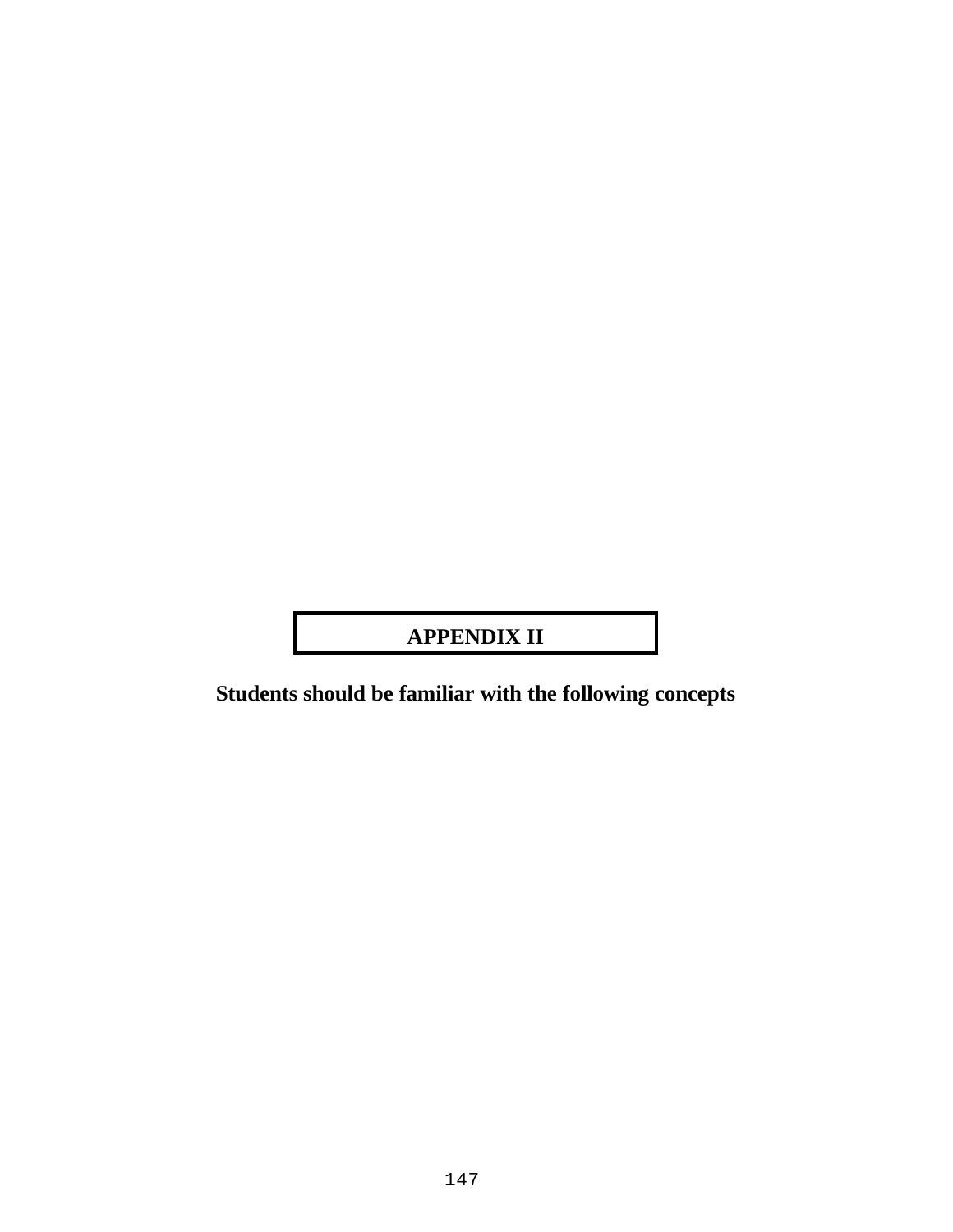# APPENDIX II

**Students should be familiar with the following concepts**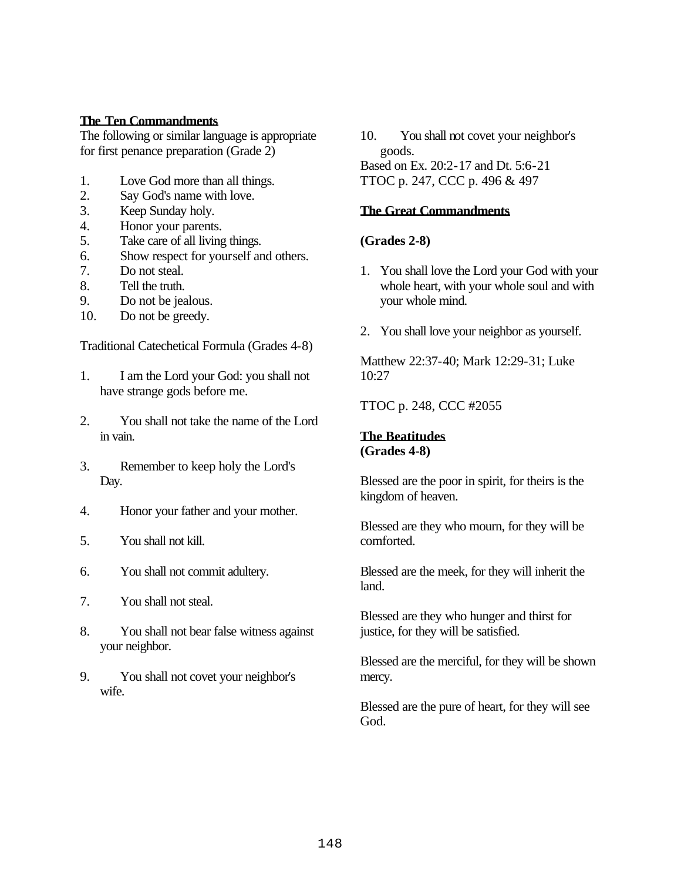**The Ten Commandments**

The following or similar language is appropriate for first penance preparation (Grade 2)

1. Love God more than all things.
2. Say God's name with love.
3. Keep Sunday holy.
4. Honor your parents.
5. Take care of all living things.
6. Show respect for yourself and others.
7. Do not steal.
8. Tell the truth.
9. Do not be jealous.
10. Do not be greedy.

Traditional Catechetical Formula (Grades 4-8)

1. I am the Lord your God: you shall not have strange gods before me.

2. You shall not take the name of the Lord in vain.

3. Remember to keep holy the Lord's Day.

4. Honor your father and your mother.

5. You shall not kill.

6. You shall not commit adultery.

7. You shall not steal.

8. You shall not bear false witness against your neighbor.

9. You shall not covet your neighbor's wife.

10. You shall not covet your neighbor's goods.

Based on Ex. 20:2-17 and Dt. 5:6-21
TTOC p. 247, CCC p. 496 & 497

**The Great Commandments**

**(Grades 2-8)**

1. You shall love the Lord your God with your whole heart, with your whole soul and with your whole mind.

2. You shall love your neighbor as yourself.

Matthew 22:37-40; Mark 12:29-31; Luke 10:27

TTOC p. 248, CCC #2055

**The Beatitudes**
**(Grades 4-8)**

Blessed are the poor in spirit, for theirs is the kingdom of heaven.

Blessed are they who mourn, for they will be comforted.

Blessed are the meek, for they will inherit the land.

Blessed are they who hunger and thirst for justice, for they will be satisfied.

Blessed are the merciful, for they will be shown mercy.

Blessed are the pure of heart, for they will see God.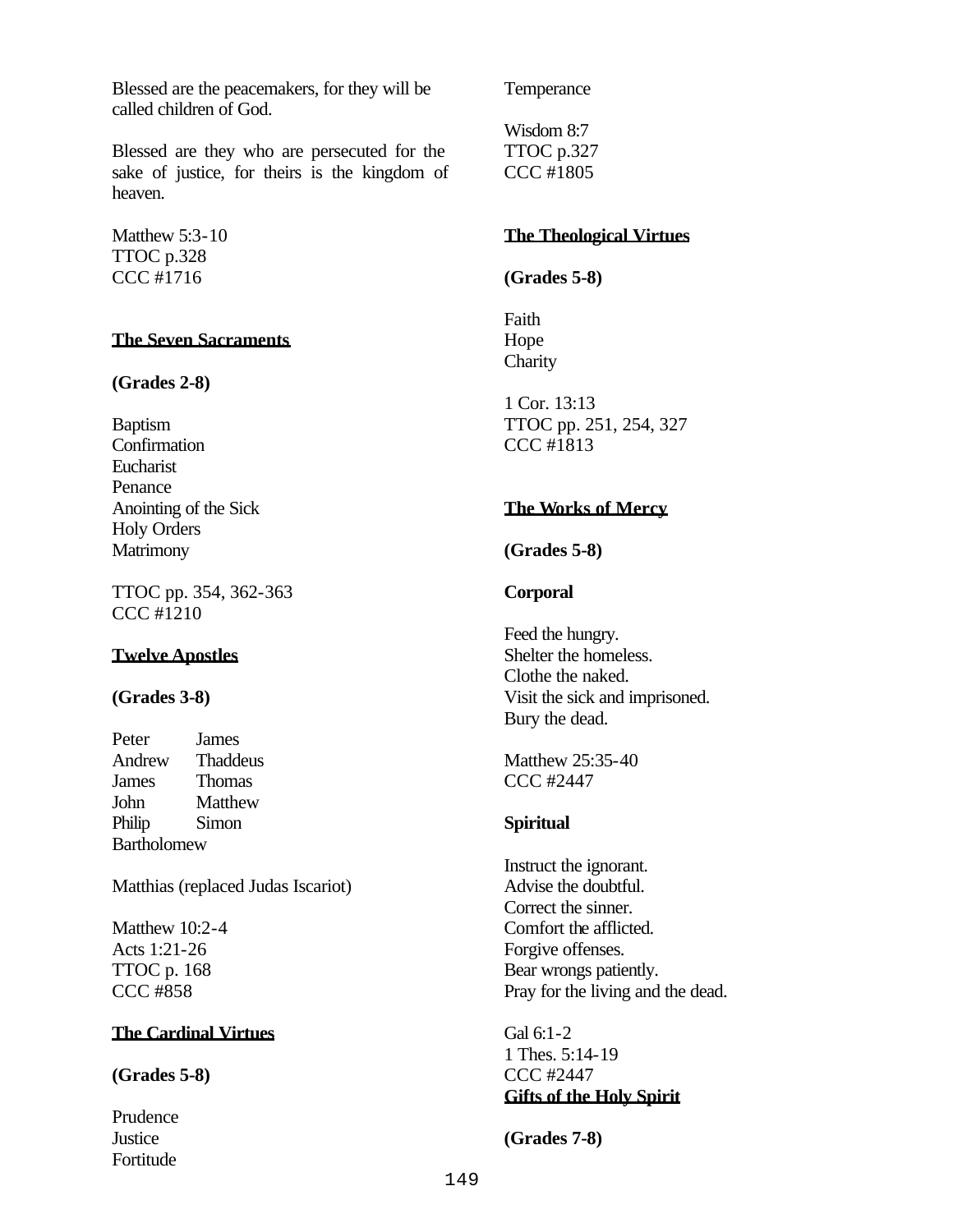Blessed are the peacemakers, for they will be called children of God.

Blessed are they who are persecuted for the sake of justice, for theirs is the kingdom of heaven.

Matthew 5:3-10
TTOC p.328
CCC #1716

## The Seven Sacraments

**(Grades 2-8)**

Baptism
Confirmation
Eucharist
Penance
Anointing of the Sick
Holy Orders
Matrimony

TTOC pp. 354, 362-363
CCC #1210

## Twelve Apostles

**(Grades 3-8)**

| | |
|---|---|
| Peter | James |
| Andrew | Thaddeus |
| James | Thomas |
| John | Matthew |
| Philip | Simon |
| Bartholomew | |

Matthias (replaced Judas Iscariot)

Matthew 10:2-4
Acts 1:21-26
TTOC p. 168
CCC #858

## The Cardinal Virtues

**(Grades 5-8)**

Prudence
Justice
Fortitude
Temperance

Wisdom 8:7
TTOC p.327
CCC #1805

## The Theological Virtues

**(Grades 5-8)**

Faith
Hope
Charity

1 Cor. 13:13
TTOC pp. 251, 254, 327
CCC #1813

## The Works of Mercy

**(Grades 5-8)**

**Corporal**

Feed the hungry.
Shelter the homeless.
Clothe the naked.
Visit the sick and imprisoned.
Bury the dead.

Matthew 25:35-40
CCC #2447

**Spiritual**

Instruct the ignorant.
Advise the doubtful.
Correct the sinner.
Comfort the afflicted.
Forgive offenses.
Bear wrongs patiently.
Pray for the living and the dead.

Gal 6:1-2
1 Thes. 5:14-19
CCC #2447

## Gifts of the Holy Spirit

**(Grades 7-8)**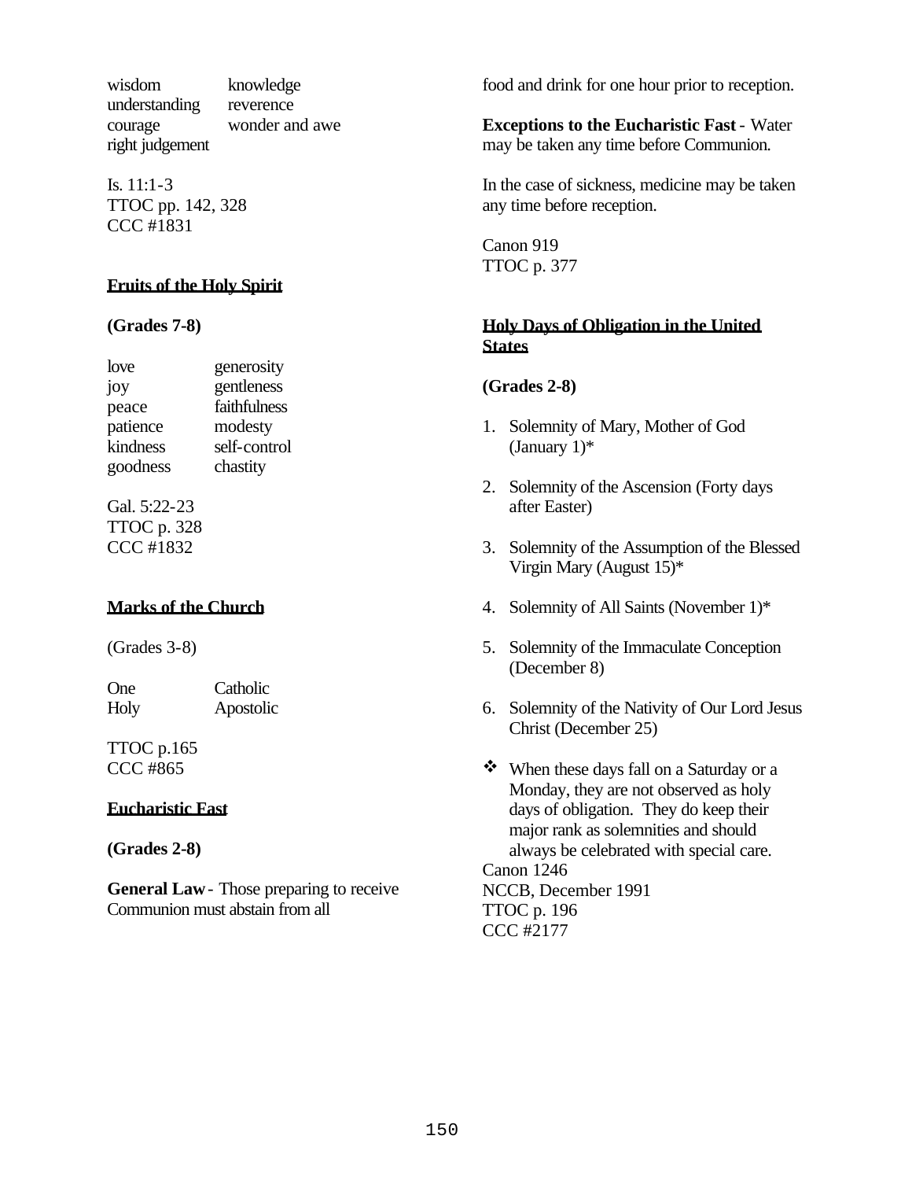| | |
|---|---|
| wisdom | knowledge |
| understanding | reverence |
| courage | wonder and awe |
| right judgement | |

Is. 11:1-3
TTOC pp. 142, 328
CCC #1831

## Fruits of the Holy Spirit

**(Grades 7-8)**

| | |
|---|---|
| love | generosity |
| joy | gentleness |
| peace | faithfulness |
| patience | modesty |
| kindness | self-control |
| goodness | chastity |

Gal. 5:22-23
TTOC p. 328
CCC #1832

## Marks of the Church

(Grades 3-8)

| | |
|---|---|
| One | Catholic |
| Holy | Apostolic |

TTOC p.165
CCC #865

## Eucharistic Fast

**(Grades 2-8)**

**General Law** - Those preparing to receive Communion must abstain from all food and drink for one hour prior to reception.

**Exceptions to the Eucharistic Fast** - Water may be taken any time before Communion.

In the case of sickness, medicine may be taken any time before reception.

Canon 919
TTOC p. 377

## Holy Days of Obligation in the United States

**(Grades 2-8)**

1. Solemnity of Mary, Mother of God (January 1)*
2. Solemnity of the Ascension (Forty days after Easter)
3. Solemnity of the Assumption of the Blessed Virgin Mary (August 15)*
4. Solemnity of All Saints (November 1)*
5. Solemnity of the Immaculate Conception (December 8)
6. Solemnity of the Nativity of Our Lord Jesus Christ (December 25)

❖ When these days fall on a Saturday or a Monday, they are not observed as holy days of obligation. They do keep their major rank as solemnities and should always be celebrated with special care.

Canon 1246
NCCB, December 1991
TTOC p. 196
CCC #2177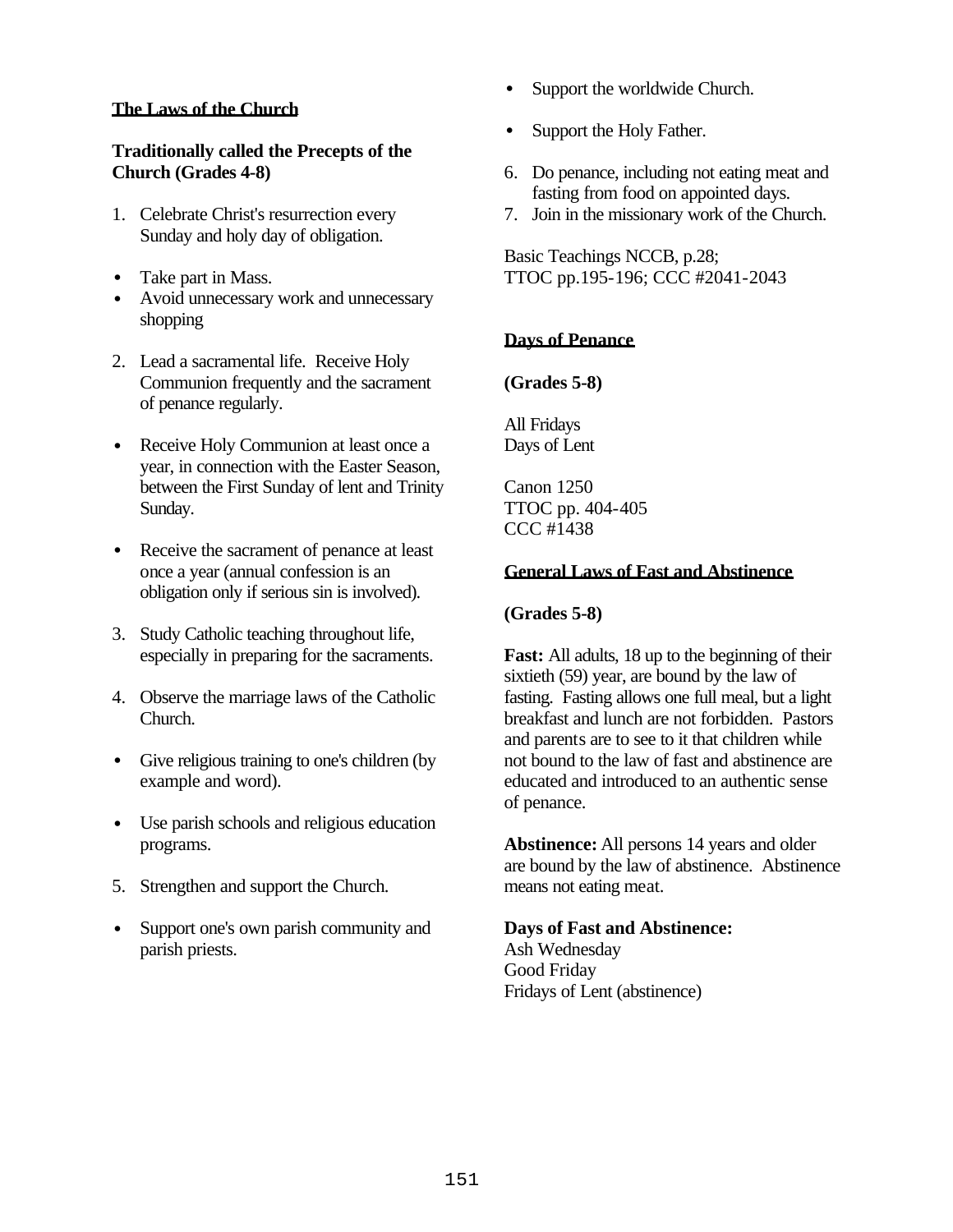## The Laws of the Church

### Traditionally called the Precepts of the Church (Grades 4-8)

1. Celebrate Christ's resurrection every Sunday and holy day of obligation.

- Take part in Mass.
- Avoid unnecessary work and unnecessary shopping

2. Lead a sacramental life. Receive Holy Communion frequently and the sacrament of penance regularly.

- Receive Holy Communion at least once a year, in connection with the Easter Season, between the First Sunday of lent and Trinity Sunday.

- Receive the sacrament of penance at least once a year (annual confession is an obligation only if serious sin is involved).

3. Study Catholic teaching throughout life, especially in preparing for the sacraments.

4. Observe the marriage laws of the Catholic Church.

- Give religious training to one's children (by example and word).

- Use parish schools and religious education programs.

5. Strengthen and support the Church.

- Support one's own parish community and parish priests.

- Support the worldwide Church.

- Support the Holy Father.

6. Do penance, including not eating meat and fasting from food on appointed days.
7. Join in the missionary work of the Church.

Basic Teachings NCCB, p.28;
TTOC pp.195-196; CCC #2041-2043

## Days of Penance

**(Grades 5-8)**

All Fridays
Days of Lent

Canon 1250
TTOC pp. 404-405
CCC #1438

## General Laws of Fast and Abstinence

**(Grades 5-8)**

**Fast:** All adults, 18 up to the beginning of their sixtieth (59) year, are bound by the law of fasting. Fasting allows one full meal, but a light breakfast and lunch are not forbidden. Pastors and parents are to see to it that children while not bound to the law of fast and abstinence are educated and introduced to an authentic sense of penance.

**Abstinence:** All persons 14 years and older are bound by the law of abstinence. Abstinence means not eating meat.

**Days of Fast and Abstinence:**
Ash Wednesday
Good Friday
Fridays of Lent (abstinence)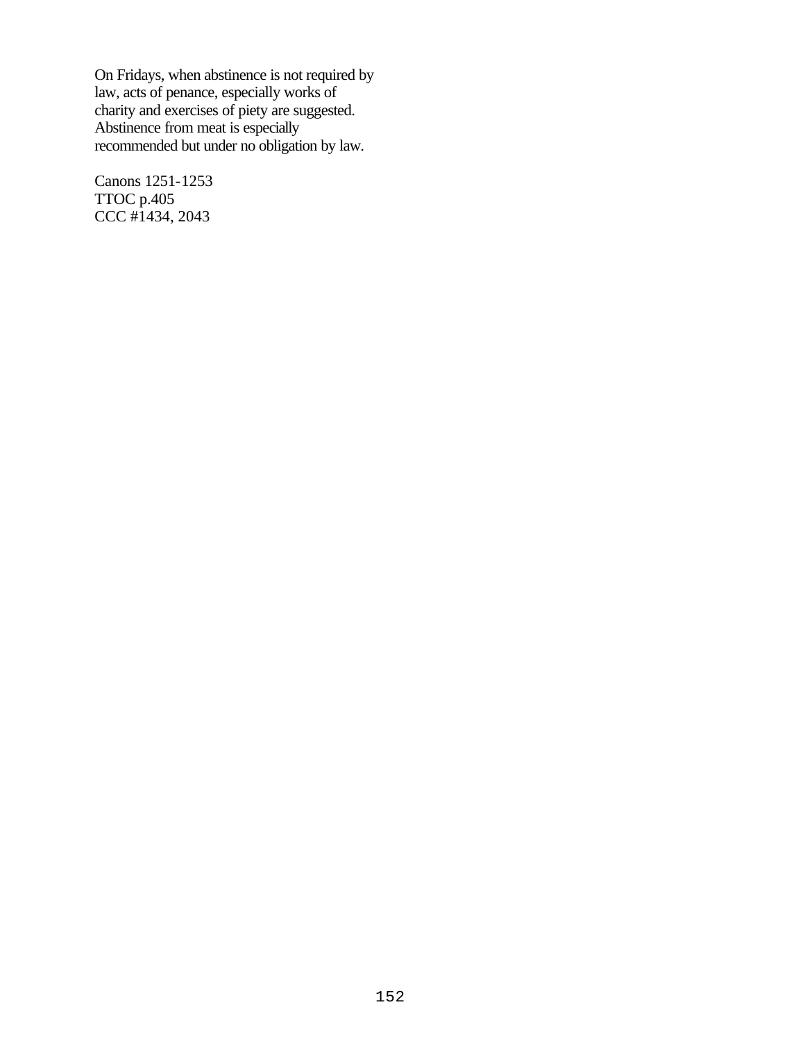On Fridays, when abstinence is not required by law, acts of penance, especially works of charity and exercises of piety are suggested. Abstinence from meat is especially recommended but under no obligation by law.

Canons 1251-1253
TTOC p.405
CCC #1434, 2043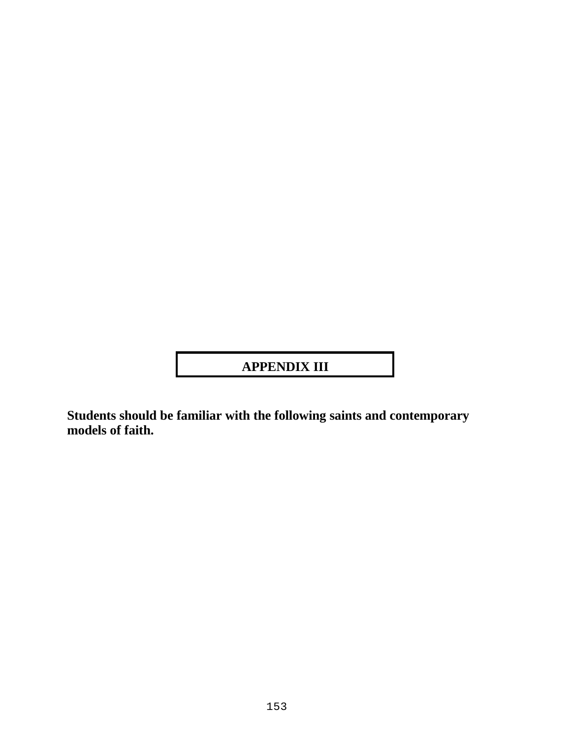# APPENDIX III

**Students should be familiar with the following saints and contemporary models of faith.**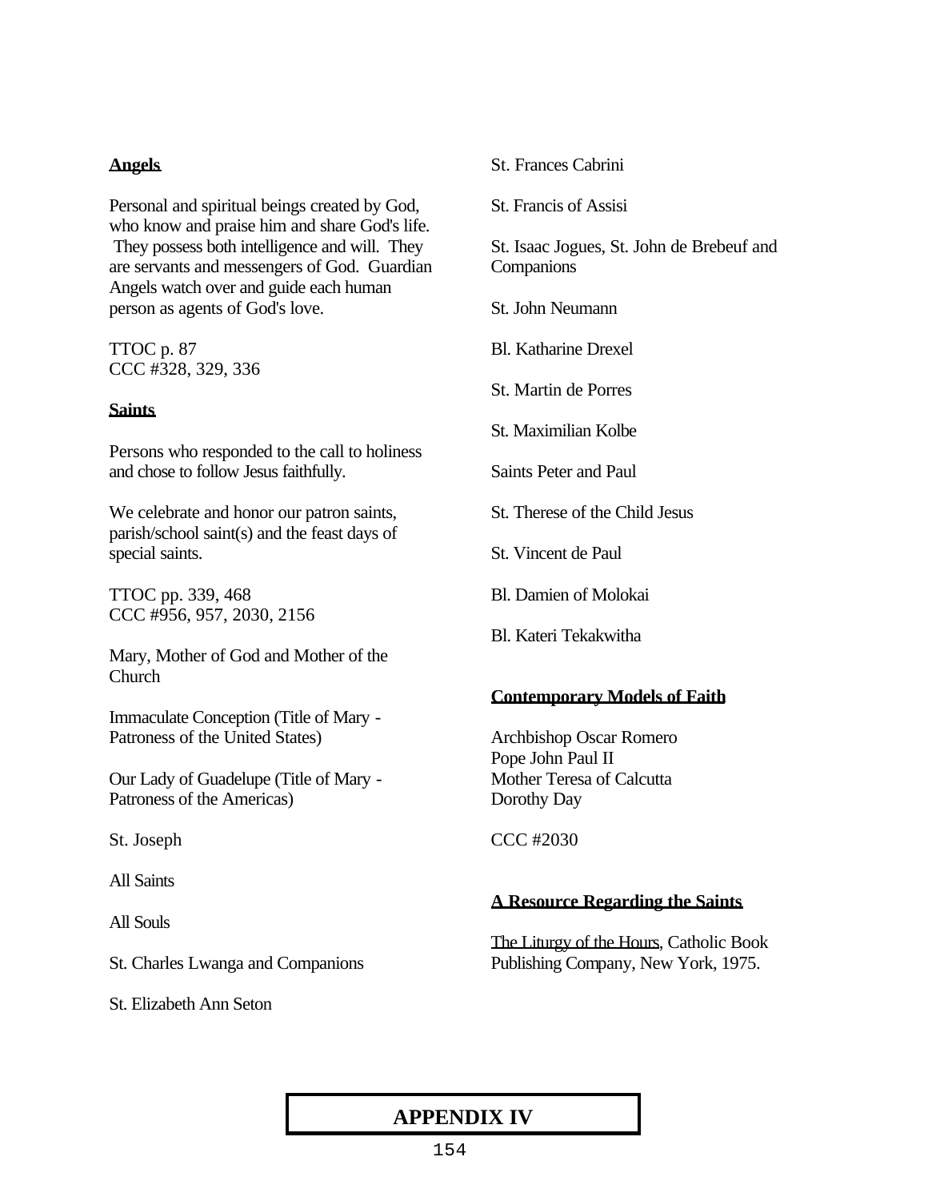**Angels**

Personal and spiritual beings created by God, who know and praise him and share God's life. They possess both intelligence and will. They are servants and messengers of God. Guardian Angels watch over and guide each human person as agents of God's love.

TTOC p. 87
CCC #328, 329, 336

**Saints**

Persons who responded to the call to holiness and chose to follow Jesus faithfully.

We celebrate and honor our patron saints, parish/school saint(s) and the feast days of special saints.

TTOC pp. 339, 468
CCC #956, 957, 2030, 2156

Mary, Mother of God and Mother of the Church

Immaculate Conception (Title of Mary - Patroness of the United States)

Our Lady of Guadelupe (Title of Mary - Patroness of the Americas)

St. Joseph

All Saints

All Souls

St. Charles Lwanga and Companions

St. Elizabeth Ann Seton

St. Frances Cabrini

St. Francis of Assisi

St. Isaac Jogues, St. John de Brebeuf and Companions

St. John Neumann

Bl. Katharine Drexel

St. Martin de Porres

St. Maximilian Kolbe

Saints Peter and Paul

St. Therese of the Child Jesus

St. Vincent de Paul

Bl. Damien of Molokai

Bl. Kateri Tekakwitha

**Contemporary Models of Faith**

Archbishop Oscar Romero
Pope John Paul II
Mother Teresa of Calcutta
Dorothy Day

CCC #2030

**A Resource Regarding the Saints**

The Liturgy of the Hours, Catholic Book Publishing Company, New York, 1975.

**APPENDIX IV**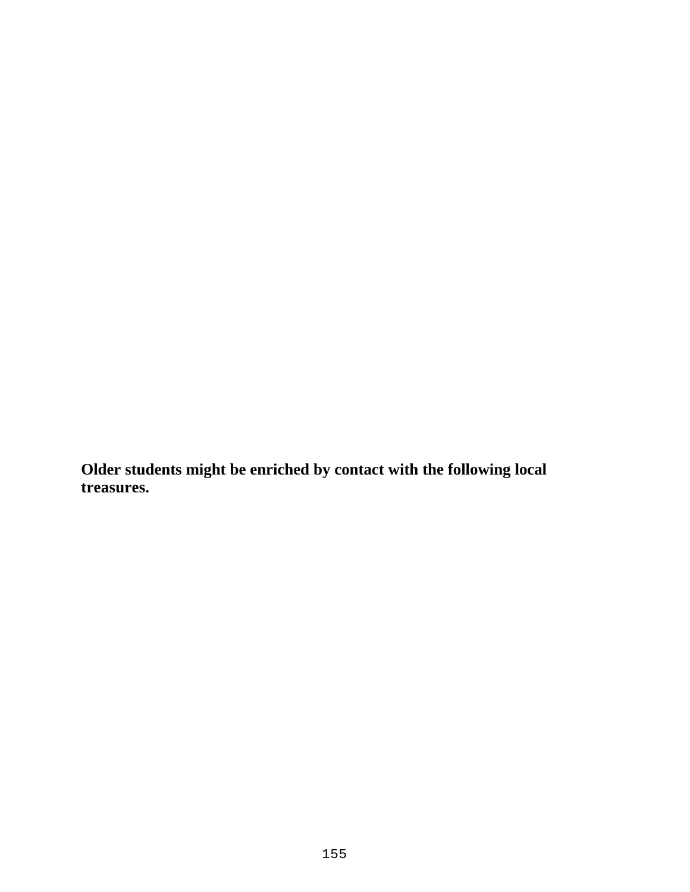**Older students might be enriched by contact with the following local treasures.**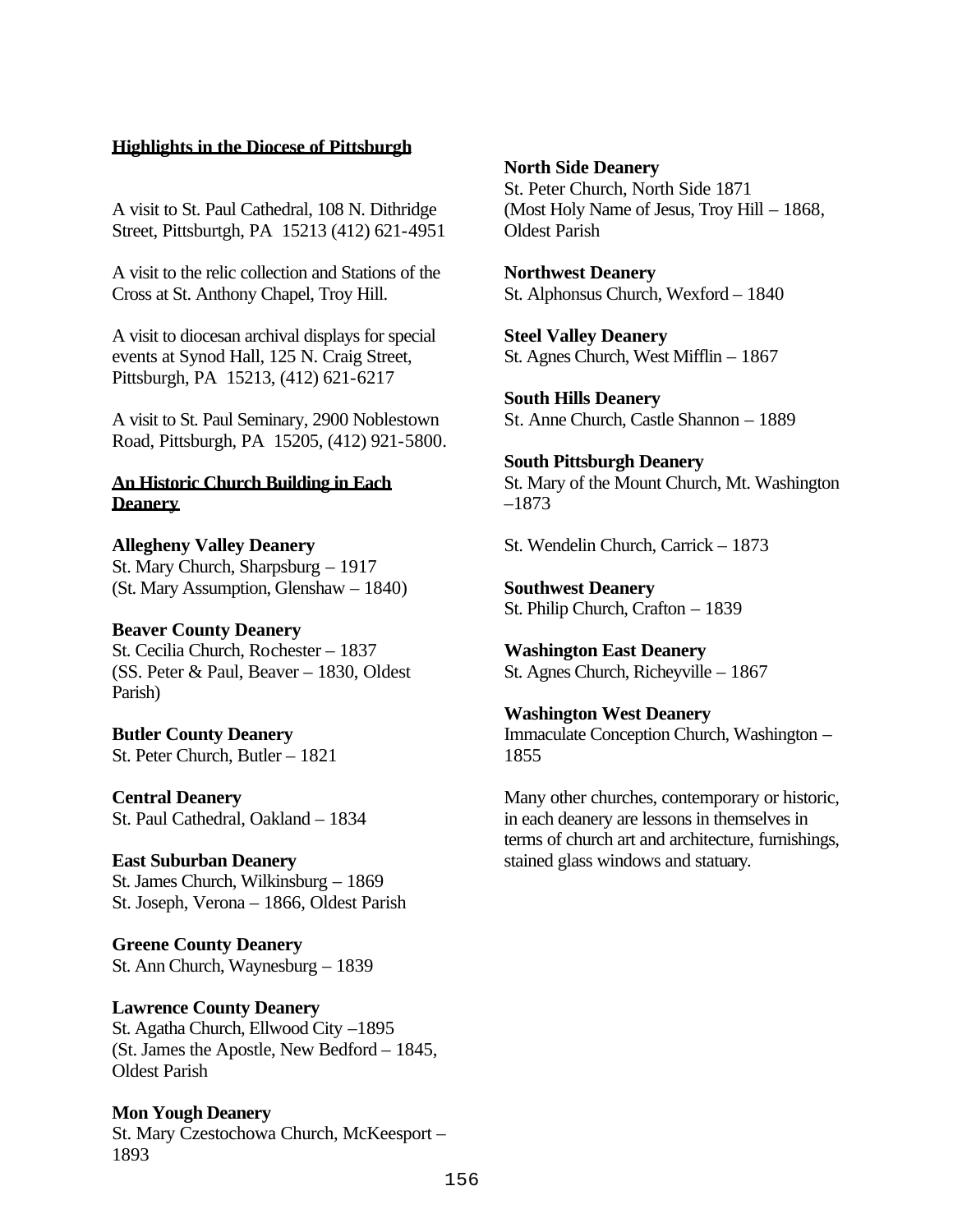## Highlights in the Diocese of Pittsburgh

A visit to St. Paul Cathedral, 108 N. Dithridge Street, Pittsburtgh, PA 15213 (412) 621-4951

A visit to the relic collection and Stations of the Cross at St. Anthony Chapel, Troy Hill.

A visit to diocesan archival displays for special events at Synod Hall, 125 N. Craig Street, Pittsburgh, PA 15213, (412) 621-6217

A visit to St. Paul Seminary, 2900 Noblestown Road, Pittsburgh, PA 15205, (412) 921-5800.

## An Historic Church Building in Each Deanery

**Allegheny Valley Deanery**
St. Mary Church, Sharpsburg – 1917
(St. Mary Assumption, Glenshaw – 1840)

**Beaver County Deanery**
St. Cecilia Church, Rochester – 1837
(SS. Peter & Paul, Beaver – 1830, Oldest Parish)

**Butler County Deanery**
St. Peter Church, Butler – 1821

**Central Deanery**
St. Paul Cathedral, Oakland – 1834

**East Suburban Deanery**
St. James Church, Wilkinsburg – 1869
St. Joseph, Verona – 1866, Oldest Parish

**Greene County Deanery**
St. Ann Church, Waynesburg – 1839

**Lawrence County Deanery**
St. Agatha Church, Ellwood City –1895
(St. James the Apostle, New Bedford – 1845, Oldest Parish

**Mon Yough Deanery**
St. Mary Czestochowa Church, McKeesport – 1893

**North Side Deanery**
St. Peter Church, North Side 1871
(Most Holy Name of Jesus, Troy Hill – 1868, Oldest Parish

**Northwest Deanery**
St. Alphonsus Church, Wexford – 1840

**Steel Valley Deanery**
St. Agnes Church, West Mifflin – 1867

**South Hills Deanery**
St. Anne Church, Castle Shannon – 1889

**South Pittsburgh Deanery**
St. Mary of the Mount Church, Mt. Washington –1873

St. Wendelin Church, Carrick – 1873

**Southwest Deanery**
St. Philip Church, Crafton – 1839

**Washington East Deanery**
St. Agnes Church, Richeyville – 1867

**Washington West Deanery**
Immaculate Conception Church, Washington – 1855

Many other churches, contemporary or historic, in each deanery are lessons in themselves in terms of church art and architecture, furnishings, stained glass windows and statuary.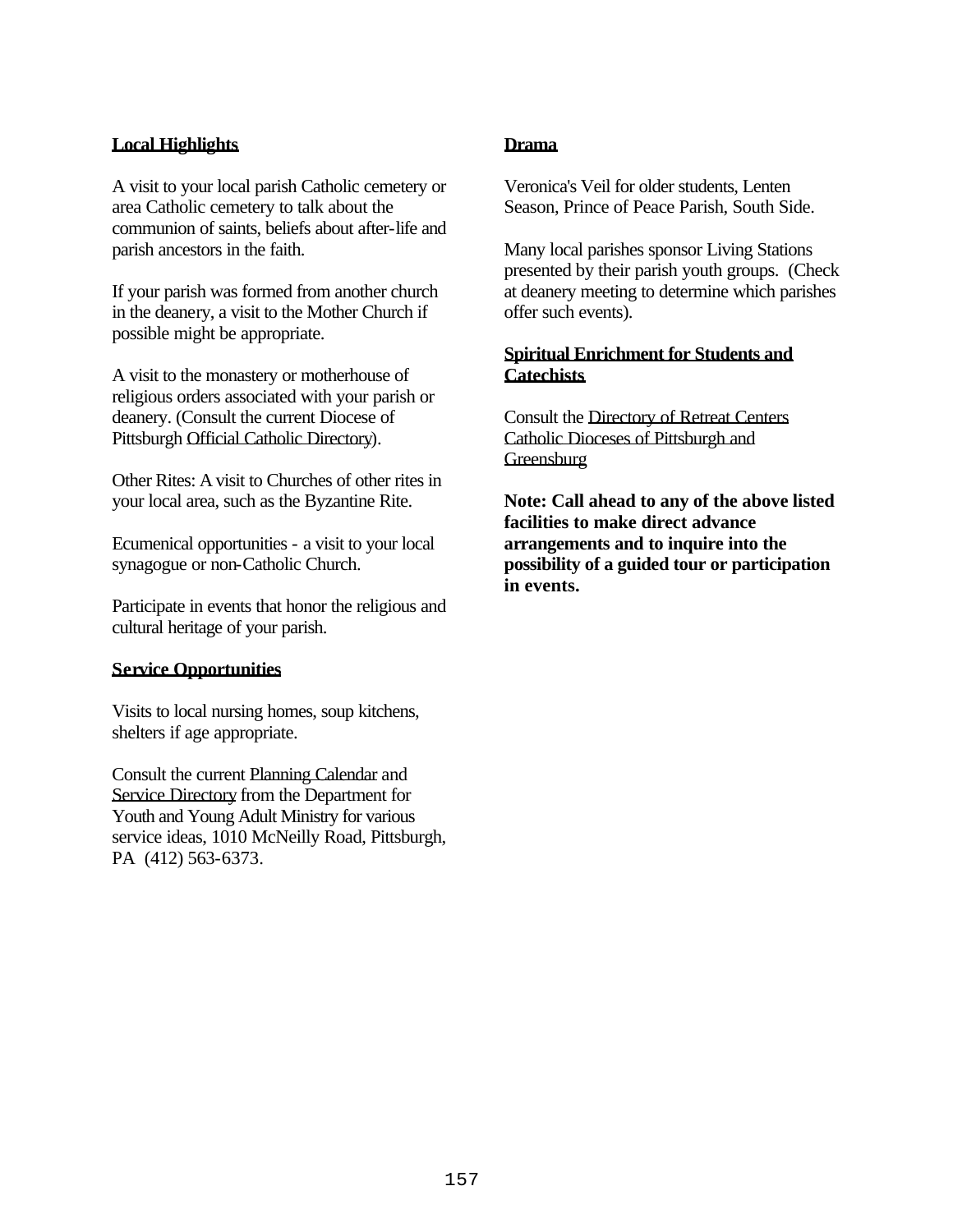**Local Highlights**

A visit to your local parish Catholic cemetery or area Catholic cemetery to talk about the communion of saints, beliefs about after-life and parish ancestors in the faith.

If your parish was formed from another church in the deanery, a visit to the Mother Church if possible might be appropriate.

A visit to the monastery or motherhouse of religious orders associated with your parish or deanery. (Consult the current Diocese of Pittsburgh Official Catholic Directory).

Other Rites: A visit to Churches of other rites in your local area, such as the Byzantine Rite.

Ecumenical opportunities - a visit to your local synagogue or non-Catholic Church.

Participate in events that honor the religious and cultural heritage of your parish.

**Service Opportunities**

Visits to local nursing homes, soup kitchens, shelters if age appropriate.

Consult the current Planning Calendar and Service Directory from the Department for Youth and Young Adult Ministry for various service ideas, 1010 McNeilly Road, Pittsburgh, PA (412) 563-6373.

**Drama**

Veronica's Veil for older students, Lenten Season, Prince of Peace Parish, South Side.

Many local parishes sponsor Living Stations presented by their parish youth groups. (Check at deanery meeting to determine which parishes offer such events).

**Spiritual Enrichment for Students and Catechists**

Consult the Directory of Retreat Centers Catholic Dioceses of Pittsburgh and Greensburg

**Note: Call ahead to any of the above listed facilities to make direct advance arrangements and to inquire into the possibility of a guided tour or participation in events.**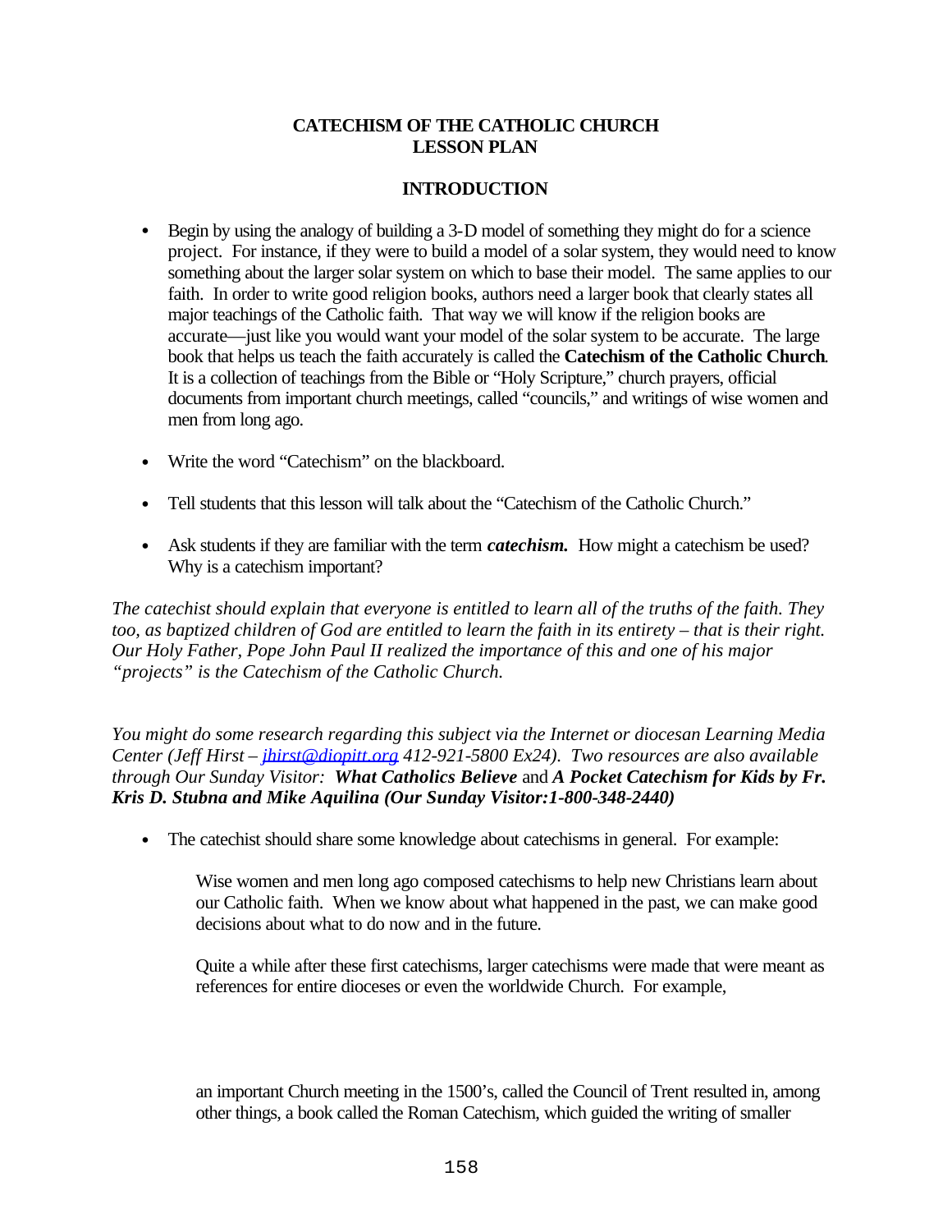**CATECHISM OF THE CATHOLIC CHURCH**
**LESSON PLAN**

**INTRODUCTION**

- Begin by using the analogy of building a 3-D model of something they might do for a science project. For instance, if they were to build a model of a solar system, they would need to know something about the larger solar system on which to base their model. The same applies to our faith. In order to write good religion books, authors need a larger book that clearly states all major teachings of the Catholic faith. That way we will know if the religion books are accurate—just like you would want your model of the solar system to be accurate. The large book that helps us teach the faith accurately is called the **Catechism of the Catholic Church**. It is a collection of teachings from the Bible or "Holy Scripture," church prayers, official documents from important church meetings, called "councils," and writings of wise women and men from long ago.

- Write the word "Catechism" on the blackboard.

- Tell students that this lesson will talk about the "Catechism of the Catholic Church."

- Ask students if they are familiar with the term ***catechism.*** How might a catechism be used? Why is a catechism important?

*The catechist should explain that everyone is entitled to learn all of the truths of the faith. They too, as baptized children of God are entitled to learn the faith in its entirety – that is their right. Our Holy Father, Pope John Paul II realized the importance of this and one of his major "projects" is the Catechism of the Catholic Church.*

*You might do some research regarding this subject via the Internet or diocesan Learning Media Center (Jeff Hirst – jhirst@diopitt.org 412-921-5800 Ex24). Two resources are also available through Our Sunday Visitor:* ***What Catholics Believe*** and ***A Pocket Catechism for Kids by Fr. Kris D. Stubna and Mike Aquilina (Our Sunday Visitor:1-800-348-2440)***

- The catechist should share some knowledge about catechisms in general. For example:

  Wise women and men long ago composed catechisms to help new Christians learn about our Catholic faith. When we know about what happened in the past, we can make good decisions about what to do now and in the future.

  Quite a while after these first catechisms, larger catechisms were made that were meant as references for entire dioceses or even the worldwide Church. For example,

  an important Church meeting in the 1500's, called the Council of Trent resulted in, among other things, a book called the Roman Catechism, which guided the writing of smaller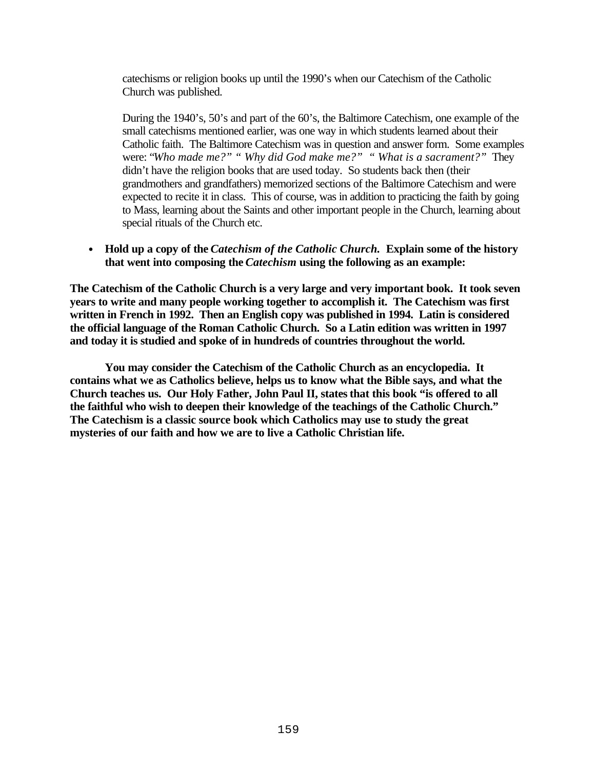catechisms or religion books up until the 1990's when our Catechism of the Catholic Church was published.

During the 1940's, 50's and part of the 60's, the Baltimore Catechism, one example of the small catechisms mentioned earlier, was one way in which students learned about their Catholic faith. The Baltimore Catechism was in question and answer form. Some examples were: *"Who made me?" " Why did God make me?" " What is a sacrament?"* They didn't have the religion books that are used today. So students back then (their grandmothers and grandfathers) memorized sections of the Baltimore Catechism and were expected to recite it in class. This of course, was in addition to practicing the faith by going to Mass, learning about the Saints and other important people in the Church, learning about special rituals of the Church etc.

- **Hold up a copy of the *Catechism of the Catholic Church.* Explain some of the history that went into composing the *Catechism* using the following as an example:**

**The Catechism of the Catholic Church is a very large and very important book. It took seven years to write and many people working together to accomplish it. The Catechism was first written in French in 1992. Then an English copy was published in 1994. Latin is considered the official language of the Roman Catholic Church. So a Latin edition was written in 1997 and today it is studied and spoke of in hundreds of countries throughout the world.**

**You may consider the Catechism of the Catholic Church as an encyclopedia. It contains what we as Catholics believe, helps us to know what the Bible says, and what the Church teaches us. Our Holy Father, John Paul II, states that this book "is offered to all the faithful who wish to deepen their knowledge of the teachings of the Catholic Church." The Catechism is a classic source book which Catholics may use to study the great mysteries of our faith and how we are to live a Catholic Christian life.**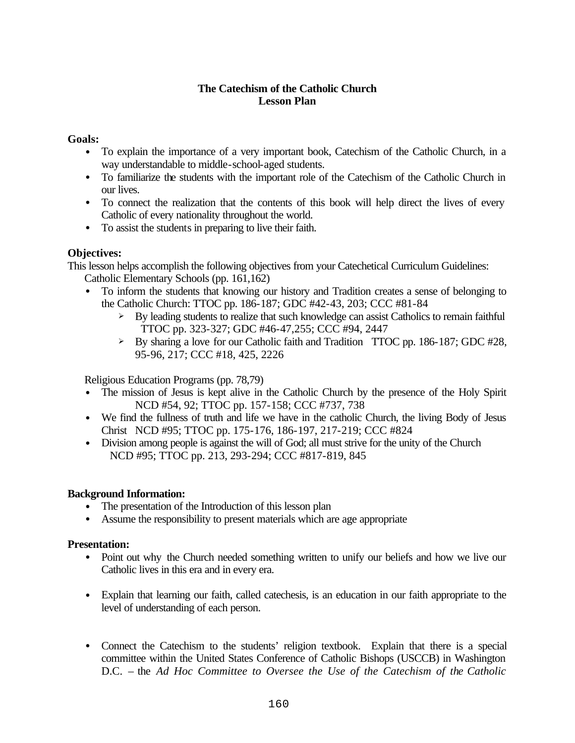**The Catechism of the Catholic Church**
**Lesson Plan**

**Goals:**

- To explain the importance of a very important book, Catechism of the Catholic Church, in a way understandable to middle-school-aged students.
- To familiarize the students with the important role of the Catechism of the Catholic Church in our lives.
- To connect the realization that the contents of this book will help direct the lives of every Catholic of every nationality throughout the world.
- To assist the students in preparing to live their faith.

**Objectives:**

This lesson helps accomplish the following objectives from your Catechetical Curriculum Guidelines:

Catholic Elementary Schools (pp. 161,162)

- To inform the students that knowing our history and Tradition creates a sense of belonging to the Catholic Church: TTOC pp. 186-187; GDC #42-43, 203; CCC #81-84
  - By leading students to realize that such knowledge can assist Catholics to remain faithful TTOC pp. 323-327; GDC #46-47,255; CCC #94, 2447
  - By sharing a love for our Catholic faith and Tradition TTOC pp. 186-187; GDC #28, 95-96, 217; CCC #18, 425, 2226

Religious Education Programs (pp. 78,79)

- The mission of Jesus is kept alive in the Catholic Church by the presence of the Holy Spirit NCD #54, 92; TTOC pp. 157-158; CCC #737, 738
- We find the fullness of truth and life we have in the catholic Church, the living Body of Jesus Christ NCD #95; TTOC pp. 175-176, 186-197, 217-219; CCC #824
- Division among people is against the will of God; all must strive for the unity of the Church NCD #95; TTOC pp. 213, 293-294; CCC #817-819, 845

**Background Information:**

- The presentation of the Introduction of this lesson plan
- Assume the responsibility to present materials which are age appropriate

**Presentation:**

- Point out why the Church needed something written to unify our beliefs and how we live our Catholic lives in this era and in every era.
- Explain that learning our faith, called catechesis, is an education in our faith appropriate to the level of understanding of each person.
- Connect the Catechism to the students' religion textbook. Explain that there is a special committee within the United States Conference of Catholic Bishops (USCCB) in Washington D.C. – the *Ad Hoc Committee to Oversee the Use of the Catechism of the Catholic*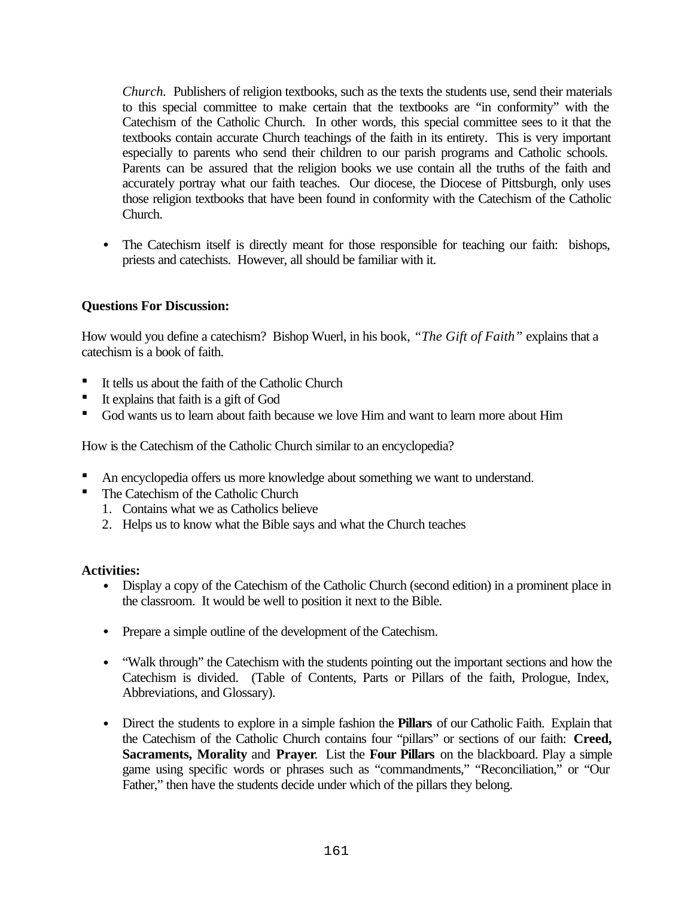*Church*. Publishers of religion textbooks, such as the texts the students use, send their materials to this special committee to make certain that the textbooks are "in conformity" with the Catechism of the Catholic Church. In other words, this special committee sees to it that the textbooks contain accurate Church teachings of the faith in its entirety. This is very important especially to parents who send their children to our parish programs and Catholic schools. Parents can be assured that the religion books we use contain all the truths of the faith and accurately portray what our faith teaches. Our diocese, the Diocese of Pittsburgh, only uses those religion textbooks that have been found in conformity with the Catechism of the Catholic Church.

- The Catechism itself is directly meant for those responsible for teaching our faith: bishops, priests and catechists. However, all should be familiar with it.

**Questions For Discussion:**

How would you define a catechism? Bishop Wuerl, in his book, *"The Gift of Faith"* explains that a catechism is a book of faith.

- It tells us about the faith of the Catholic Church
- It explains that faith is a gift of God
- God wants us to learn about faith because we love Him and want to learn more about Him

How is the Catechism of the Catholic Church similar to an encyclopedia?

- An encyclopedia offers us more knowledge about something we want to understand.
- The Catechism of the Catholic Church
  1. Contains what we as Catholics believe
  2. Helps us to know what the Bible says and what the Church teaches

**Activities:**

- Display a copy of the Catechism of the Catholic Church (second edition) in a prominent place in the classroom. It would be well to position it next to the Bible.

- Prepare a simple outline of the development of the Catechism.

- "Walk through" the Catechism with the students pointing out the important sections and how the Catechism is divided. (Table of Contents, Parts or Pillars of the faith, Prologue, Index, Abbreviations, and Glossary).

- Direct the students to explore in a simple fashion the **Pillars** of our Catholic Faith. Explain that the Catechism of the Catholic Church contains four "pillars" or sections of our faith: **Creed, Sacraments, Morality** and **Prayer**. List the **Four Pillars** on the blackboard. Play a simple game using specific words or phrases such as "commandments," "Reconciliation," or "Our Father," then have the students decide under which of the pillars they belong.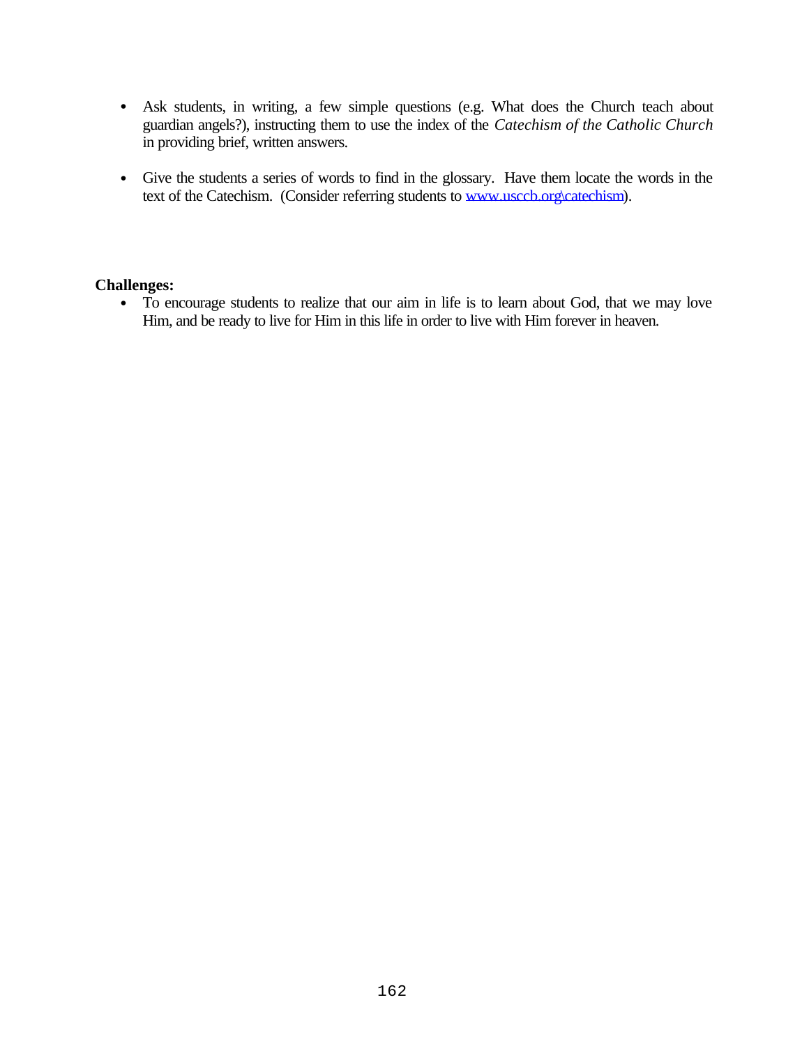- Ask students, in writing, a few simple questions (e.g. What does the Church teach about guardian angels?), instructing them to use the index of the *Catechism of the Catholic Church* in providing brief, written answers.

- Give the students a series of words to find in the glossary. Have them locate the words in the text of the Catechism. (Consider referring students to www.usccb.org\catechism).

**Challenges:**

- To encourage students to realize that our aim in life is to learn about God, that we may love Him, and be ready to live for Him in this life in order to live with Him forever in heaven.